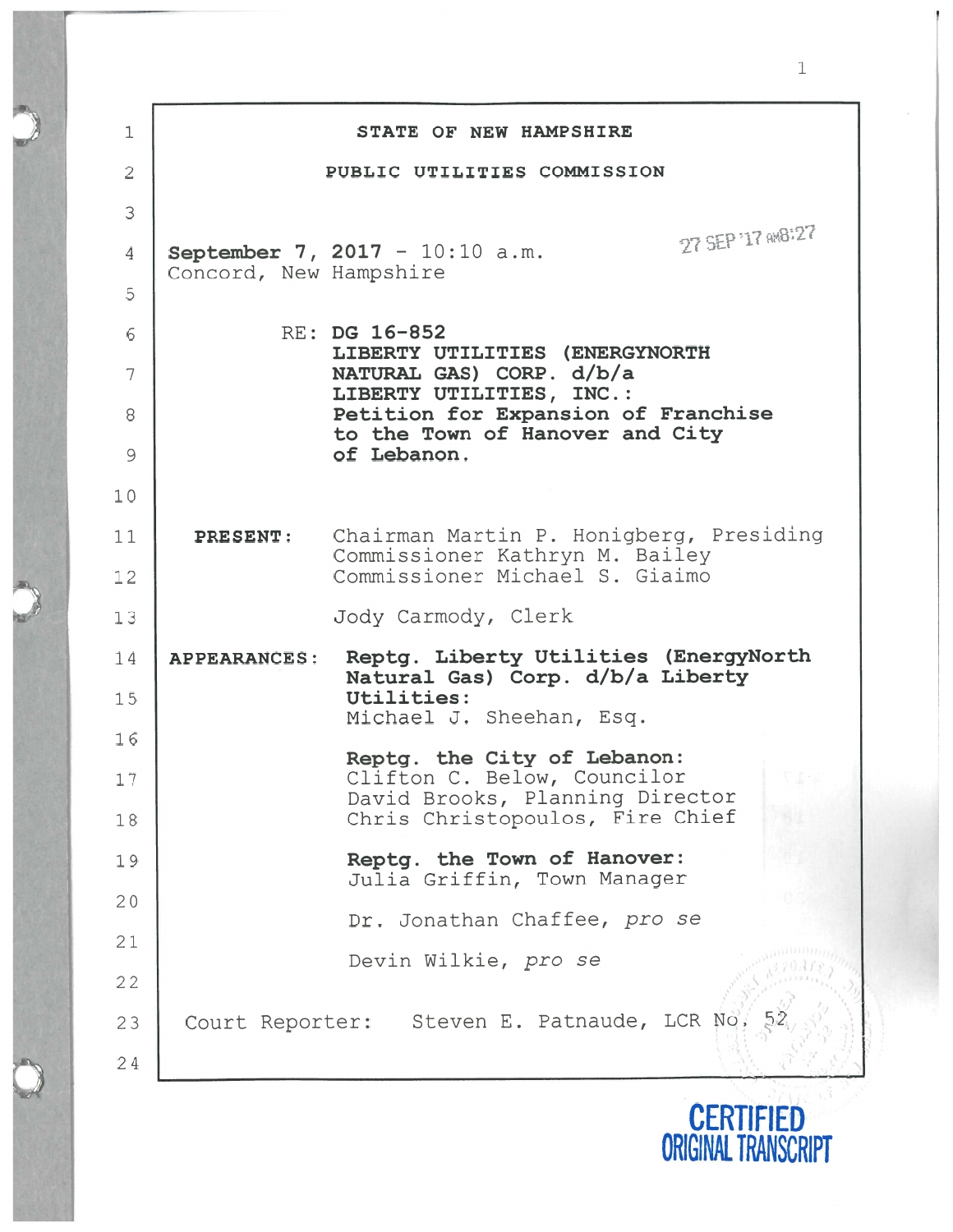**STATE OF NEW HAMPSHIRE**

**PUBLIC UTILITIES COMMISSION**

27 SEP '17 AM8:27

**September 7, 2017** - 10:10 a.m.
Concord, New Hampshire

RE: **DG 16-852**
**LIBERTY UTILITIES (ENERGYNORTH NATURAL GAS) CORP. d/b/a LIBERTY UTILITIES, INC.:**
**Petition for Expansion of Franchise to the Town of Hanover and City of Lebanon.**

**PRESENT:** Chairman Martin P. Honigberg, Presiding
Commissioner Kathryn M. Bailey
Commissioner Michael S. Giaimo

Jody Carmody, Clerk

**APPEARANCES:** **Reptg. Liberty Utilities (EnergyNorth Natural Gas) Corp. d/b/a Liberty Utilities:**
Michael J. Sheehan, Esq.

**Reptg. the City of Lebanon:**
Clifton C. Below, Councilor
David Brooks, Planning Director
Chris Christopoulos, Fire Chief

**Reptg. the Town of Hanover:**
Julia Griffin, Town Manager

Dr. Jonathan Chaffee, *pro se*

Devin Wilkie, *pro se*

Court Reporter: Steven E. Patnaude, LCR No. 52

CERTIFIED ORIGINAL TRANSCRIPT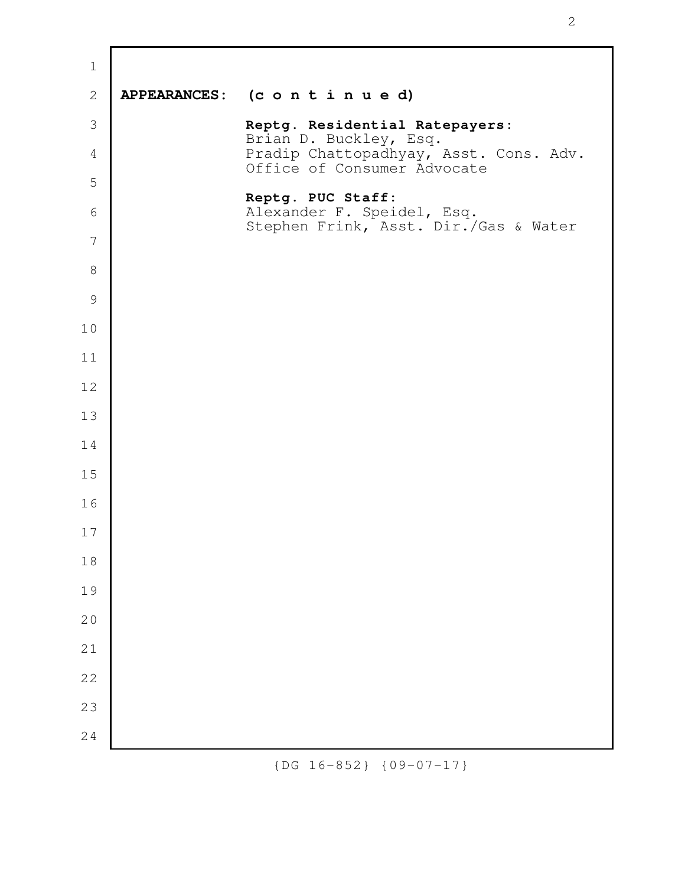**APPEARANCES: (c o n t i n u e d)**

**Reptg. Residential Ratepayers:**
Brian D. Buckley, Esq.
Pradip Chattopadhyay, Asst. Cons. Adv.
Office of Consumer Advocate

**Reptg. PUC Staff:**
Alexander F. Speidel, Esq.
Stephen Frink, Asst. Dir./Gas & Water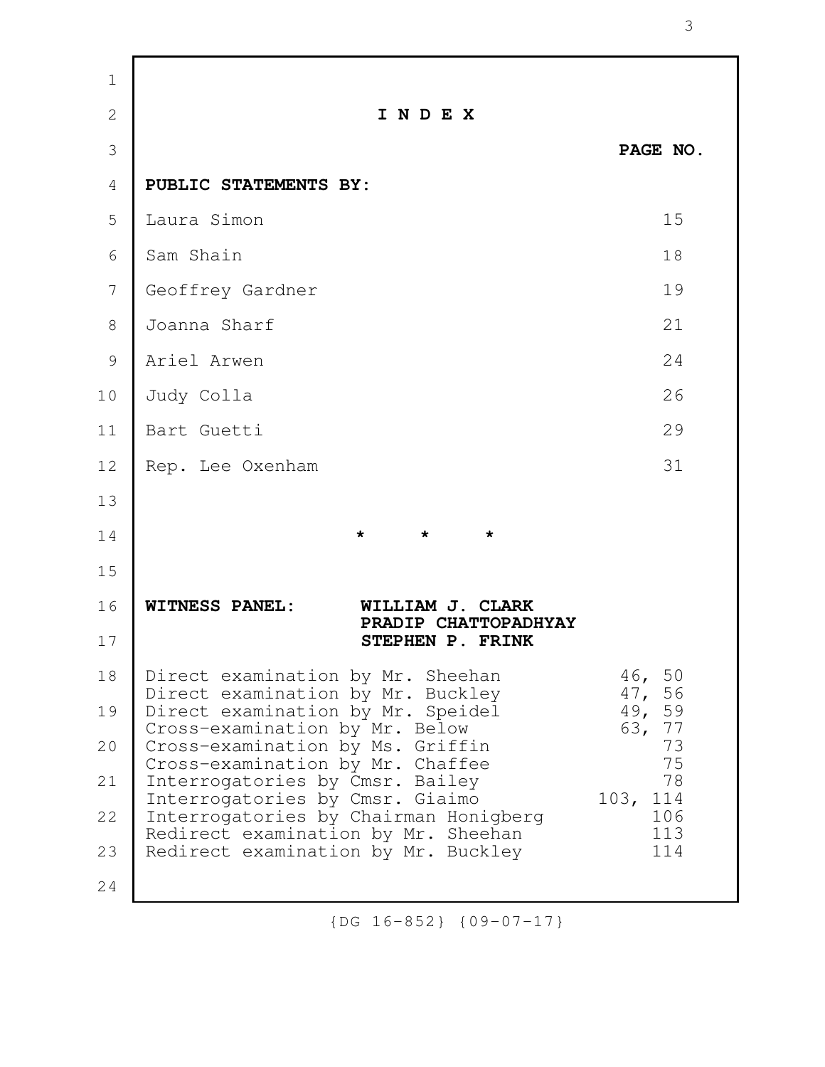# I N D E X

**PAGE NO.**

**PUBLIC STATEMENTS BY:**

| | |
|---|---|
| Laura Simon | 15 |
| Sam Shain | 18 |
| Geoffrey Gardner | 19 |
| Joanna Sharf | 21 |
| Ariel Arwen | 24 |
| Judy Colla | 26 |
| Bart Guetti | 29 |
| Rep. Lee Oxenham | 31 |

\* \* \*

**WITNESS PANEL: WILLIAM J. CLARK**
**PRADIP CHATTOPADHYAY**
**STEPHEN P. FRINK**

| | |
|---|---|
| Direct examination by Mr. Sheehan | 46, 50 |
| Direct examination by Mr. Buckley | 47, 56 |
| Direct examination by Mr. Speidel | 49, 59 |
| Cross-examination by Mr. Below | 63, 77 |
| Cross-examination by Ms. Griffin | 73 |
| Cross-examination by Mr. Chaffee | 75 |
| Interrogatories by Cmsr. Bailey | 78 |
| Interrogatories by Cmsr. Giaimo | 103, 114 |
| Interrogatories by Chairman Honigberg | 106 |
| Redirect examination by Mr. Sheehan | 113 |
| Redirect examination by Mr. Buckley | 114 |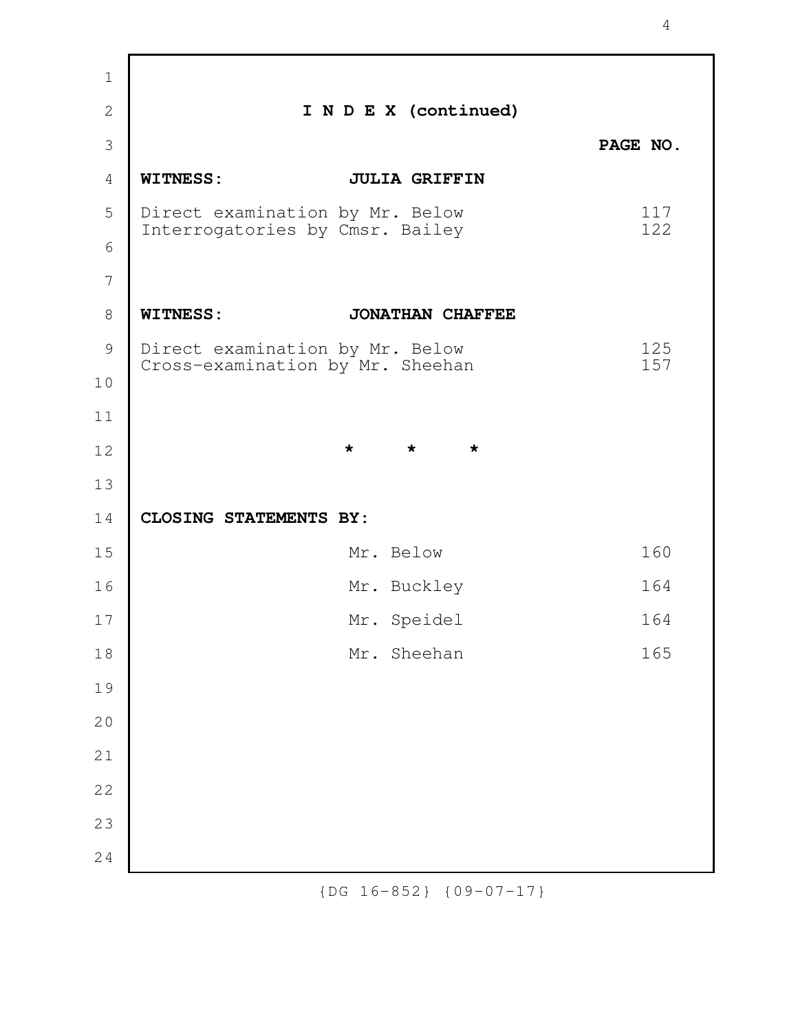## I N D E X (continued)

| | | PAGE NO. |
|---|---|---|
| **WITNESS:** | **JULIA GRIFFIN** | |
| Direct examination by Mr. Below | | 117 |
| Interrogatories by Cmsr. Bailey | | 122 |
| **WITNESS:** | **JONATHAN CHAFFEE** | |
| Direct examination by Mr. Below | | 125 |
| Cross-examination by Mr. Sheehan | | 157 |

\* \* \*

**CLOSING STATEMENTS BY:**

| | | |
|---|---|---|
| | Mr. Below | 160 |
| | Mr. Buckley | 164 |
| | Mr. Speidel | 164 |
| | Mr. Sheehan | 165 |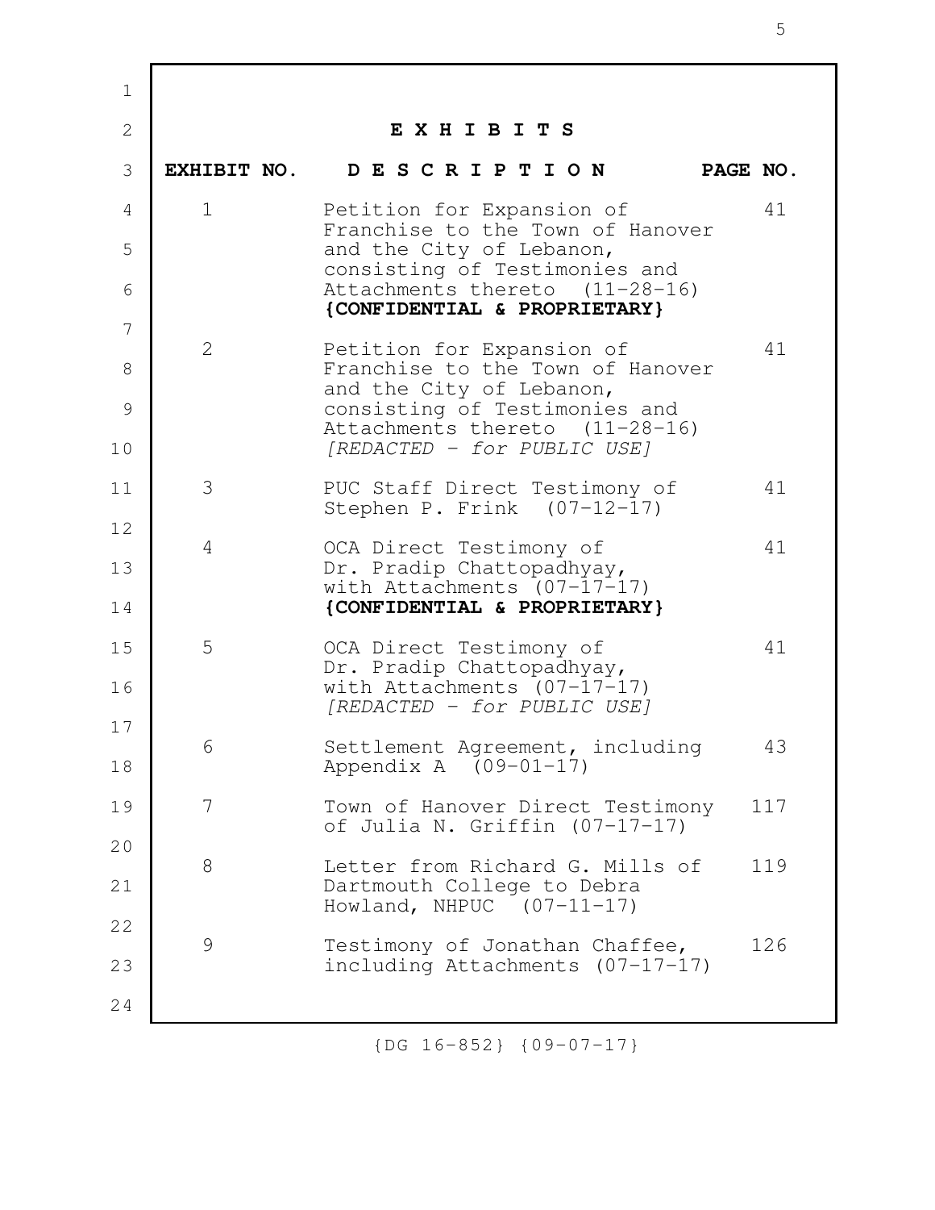# E X H I B I T S

| EXHIBIT NO. | D E S C R I P T I O N | PAGE NO. |
|---|---|---|
| 1 | Petition for Expansion of Franchise to the Town of Hanover and the City of Lebanon, consisting of Testimonies and Attachments thereto (11-28-16) **{CONFIDENTIAL & PROPRIETARY}** | 41 |
| 2 | Petition for Expansion of Franchise to the Town of Hanover and the City of Lebanon, consisting of Testimonies and Attachments thereto (11-28-16) *[REDACTED - for PUBLIC USE]* | 41 |
| 3 | PUC Staff Direct Testimony of Stephen P. Frink (07-12-17) | 41 |
| 4 | OCA Direct Testimony of Dr. Pradip Chattopadhyay, with Attachments (07-17-17) **{CONFIDENTIAL & PROPRIETARY}** | 41 |
| 5 | OCA Direct Testimony of Dr. Pradip Chattopadhyay, with Attachments (07-17-17) *[REDACTED - for PUBLIC USE]* | 41 |
| 6 | Settlement Agreement, including Appendix A (09-01-17) | 43 |
| 7 | Town of Hanover Direct Testimony of Julia N. Griffin (07-17-17) | 117 |
| 8 | Letter from Richard G. Mills of Dartmouth College to Debra Howland, NHPUC (07-11-17) | 119 |
| 9 | Testimony of Jonathan Chaffee, including Attachments (07-17-17) | 126 |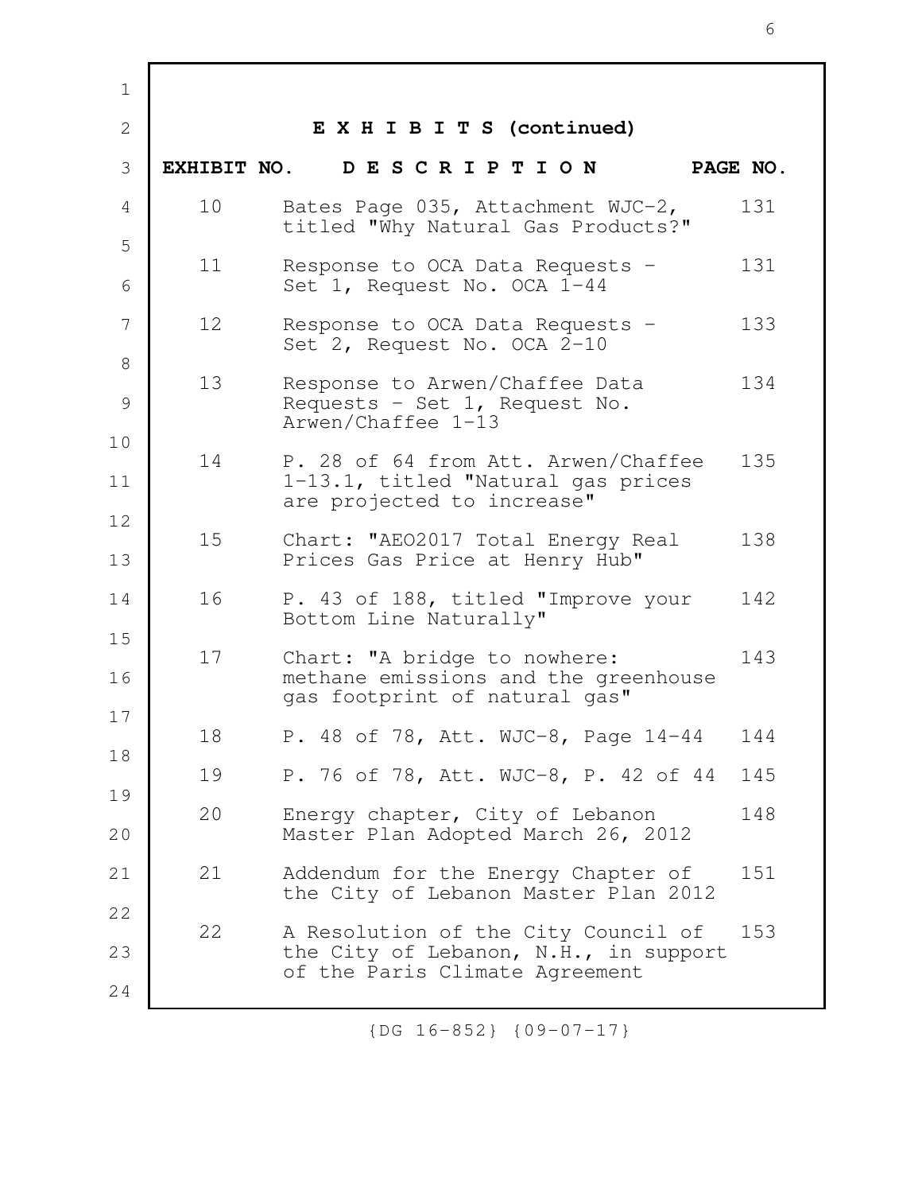## E X H I B I T S (continued)

| EXHIBIT NO. | D E S C R I P T I O N | PAGE NO. |
|---|---|---|
| 10 | Bates Page 035, Attachment WJC-2, titled "Why Natural Gas Products?" | 131 |
| 11 | Response to OCA Data Requests - Set 1, Request No. OCA 1-44 | 131 |
| 12 | Response to OCA Data Requests - Set 2, Request No. OCA 2-10 | 133 |
| 13 | Response to Arwen/Chaffee Data Requests - Set 1, Request No. Arwen/Chaffee 1-13 | 134 |
| 14 | P. 28 of 64 from Att. Arwen/Chaffee 1-13.1, titled "Natural gas prices are projected to increase" | 135 |
| 15 | Chart: "AEO2017 Total Energy Real Prices Gas Price at Henry Hub" | 138 |
| 16 | P. 43 of 188, titled "Improve your Bottom Line Naturally" | 142 |
| 17 | Chart: "A bridge to nowhere: methane emissions and the greenhouse gas footprint of natural gas" | 143 |
| 18 | P. 48 of 78, Att. WJC-8, Page 14-44 | 144 |
| 19 | P. 76 of 78, Att. WJC-8, P. 42 of 44 | 145 |
| 20 | Energy chapter, City of Lebanon Master Plan Adopted March 26, 2012 | 148 |
| 21 | Addendum for the Energy Chapter of the City of Lebanon Master Plan 2012 | 151 |
| 22 | A Resolution of the City Council of the City of Lebanon, N.H., in support of the Paris Climate Agreement | 153 |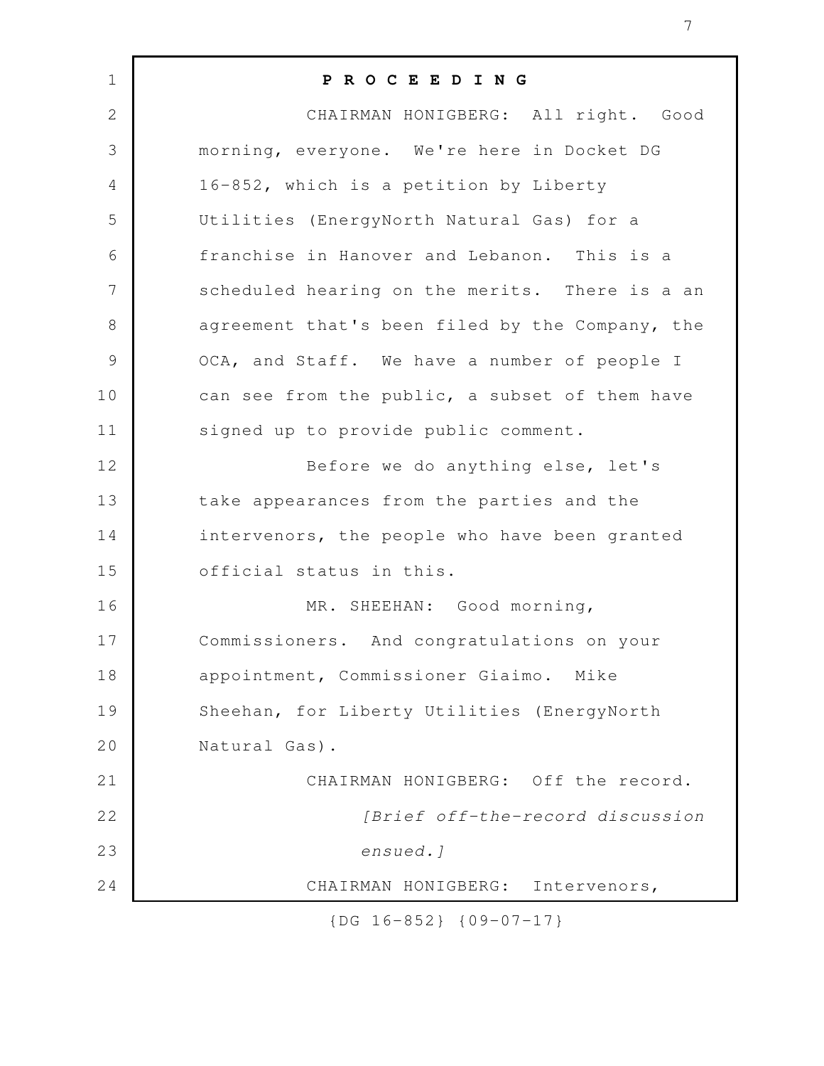**P R O C E E D I N G**

CHAIRMAN HONIGBERG: All right. Good morning, everyone. We're here in Docket DG 16-852, which is a petition by Liberty Utilities (EnergyNorth Natural Gas) for a franchise in Hanover and Lebanon. This is a scheduled hearing on the merits. There is a an agreement that's been filed by the Company, the OCA, and Staff. We have a number of people I can see from the public, a subset of them have signed up to provide public comment.

Before we do anything else, let's take appearances from the parties and the intervenors, the people who have been granted official status in this.

MR. SHEEHAN: Good morning, Commissioners. And congratulations on your appointment, Commissioner Giaimo. Mike Sheehan, for Liberty Utilities (EnergyNorth Natural Gas).

CHAIRMAN HONIGBERG: Off the record.

*[Brief off-the-record discussion ensued.]*

CHAIRMAN HONIGBERG: Intervenors,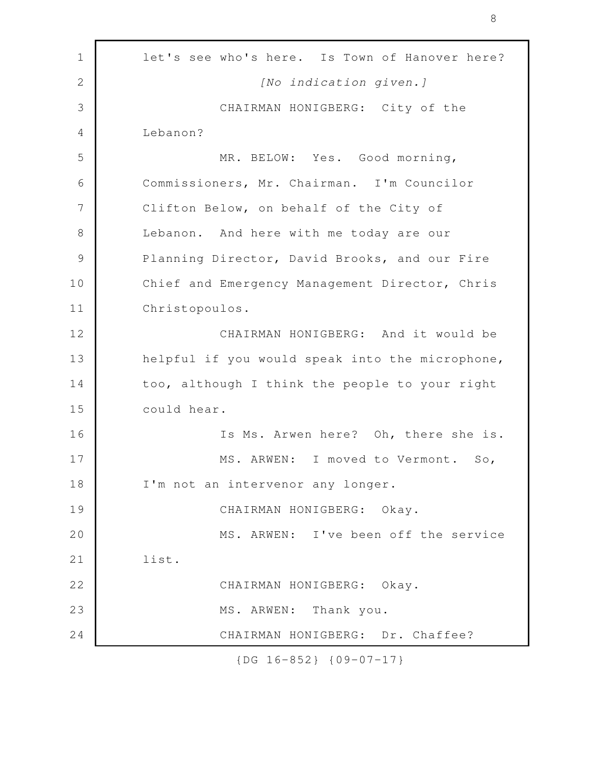let's see who's here. Is Town of Hanover here?

*[No indication given.]*

CHAIRMAN HONIGBERG: City of the Lebanon?

MR. BELOW: Yes. Good morning, Commissioners, Mr. Chairman. I'm Councilor Clifton Below, on behalf of the City of Lebanon. And here with me today are our Planning Director, David Brooks, and our Fire Chief and Emergency Management Director, Chris Christopoulos.

CHAIRMAN HONIGBERG: And it would be helpful if you would speak into the microphone, too, although I think the people to your right could hear.

Is Ms. Arwen here? Oh, there she is.

MS. ARWEN: I moved to Vermont. So, I'm not an intervenor any longer.

CHAIRMAN HONIGBERG: Okay.

MS. ARWEN: I've been off the service list.

CHAIRMAN HONIGBERG: Okay.

MS. ARWEN: Thank you.

CHAIRMAN HONIGBERG: Dr. Chaffee?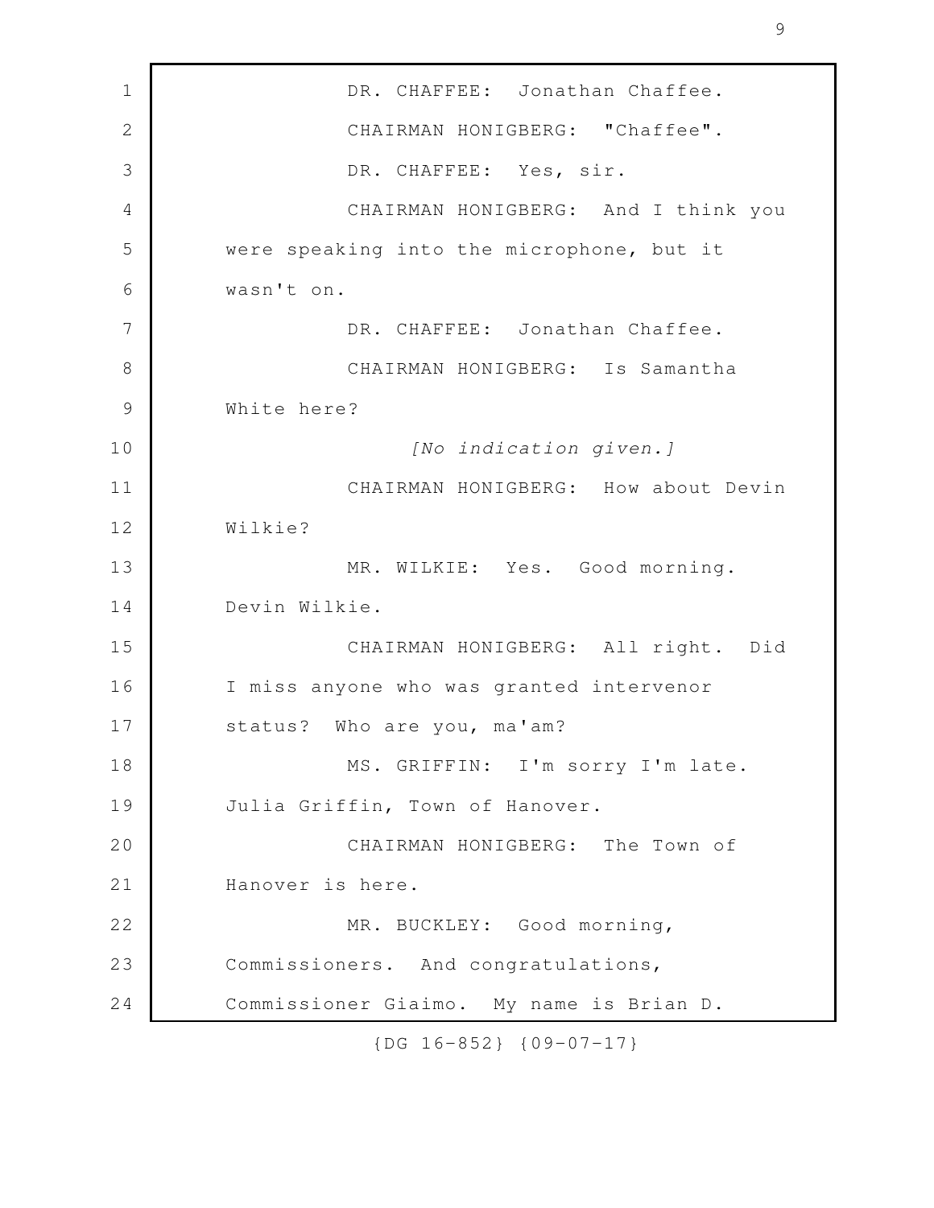DR. CHAFFEE: Jonathan Chaffee.

CHAIRMAN HONIGBERG: "Chaffee".

DR. CHAFFEE: Yes, sir.

CHAIRMAN HONIGBERG: And I think you were speaking into the microphone, but it wasn't on.

DR. CHAFFEE: Jonathan Chaffee.

CHAIRMAN HONIGBERG: Is Samantha White here?

*[No indication given.]*

CHAIRMAN HONIGBERG: How about Devin Wilkie?

MR. WILKIE: Yes. Good morning. Devin Wilkie.

CHAIRMAN HONIGBERG: All right. Did I miss anyone who was granted intervenor status? Who are you, ma'am?

MS. GRIFFIN: I'm sorry I'm late. Julia Griffin, Town of Hanover.

CHAIRMAN HONIGBERG: The Town of Hanover is here.

MR. BUCKLEY: Good morning, Commissioners. And congratulations, Commissioner Giaimo. My name is Brian D.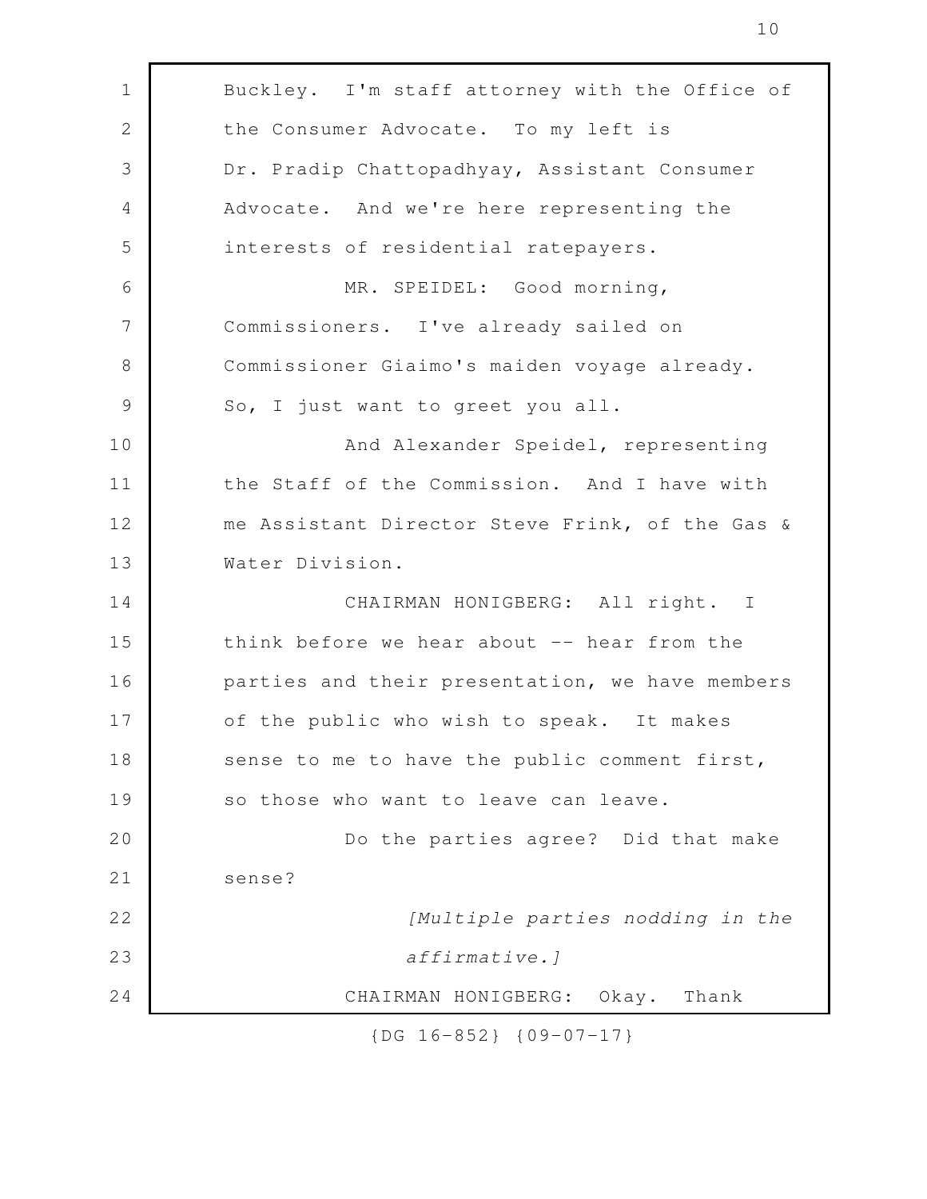Buckley. I'm staff attorney with the Office of the Consumer Advocate. To my left is Dr. Pradip Chattopadhyay, Assistant Consumer Advocate. And we're here representing the interests of residential ratepayers.

MR. SPEIDEL: Good morning, Commissioners. I've already sailed on Commissioner Giaimo's maiden voyage already. So, I just want to greet you all.

And Alexander Speidel, representing the Staff of the Commission. And I have with me Assistant Director Steve Frink, of the Gas & Water Division.

CHAIRMAN HONIGBERG: All right. I think before we hear about -- hear from the parties and their presentation, we have members of the public who wish to speak. It makes sense to me to have the public comment first, so those who want to leave can leave.

Do the parties agree? Did that make sense?

*[Multiple parties nodding in the affirmative.]*

CHAIRMAN HONIGBERG: Okay. Thank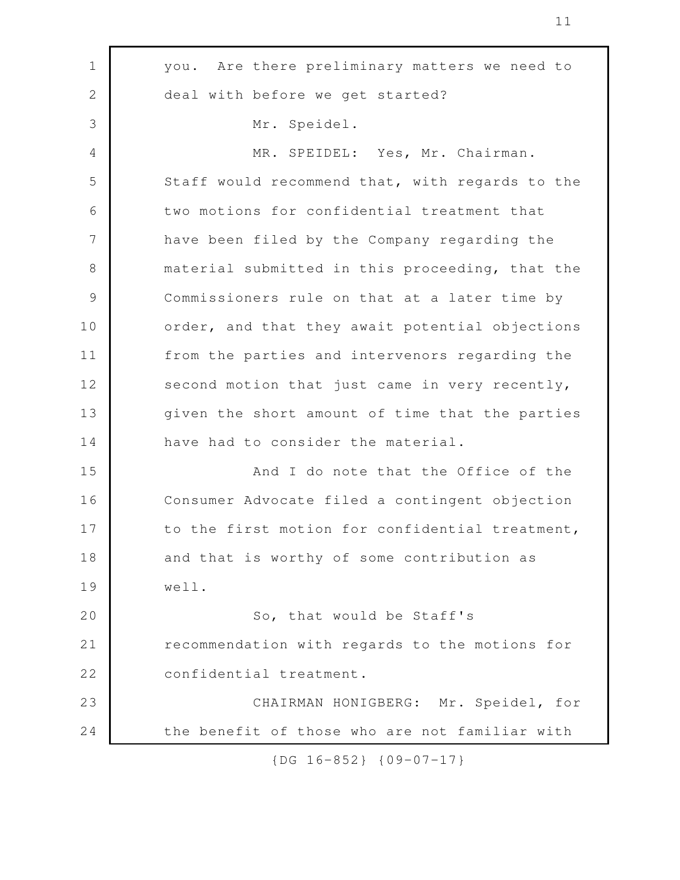you. Are there preliminary matters we need to deal with before we get started?

Mr. Speidel.

MR. SPEIDEL: Yes, Mr. Chairman. Staff would recommend that, with regards to the two motions for confidential treatment that have been filed by the Company regarding the material submitted in this proceeding, that the Commissioners rule on that at a later time by order, and that they await potential objections from the parties and intervenors regarding the second motion that just came in very recently, given the short amount of time that the parties have had to consider the material.

And I do note that the Office of the Consumer Advocate filed a contingent objection to the first motion for confidential treatment, and that is worthy of some contribution as well.

So, that would be Staff's recommendation with regards to the motions for confidential treatment.

CHAIRMAN HONIGBERG: Mr. Speidel, for the benefit of those who are not familiar with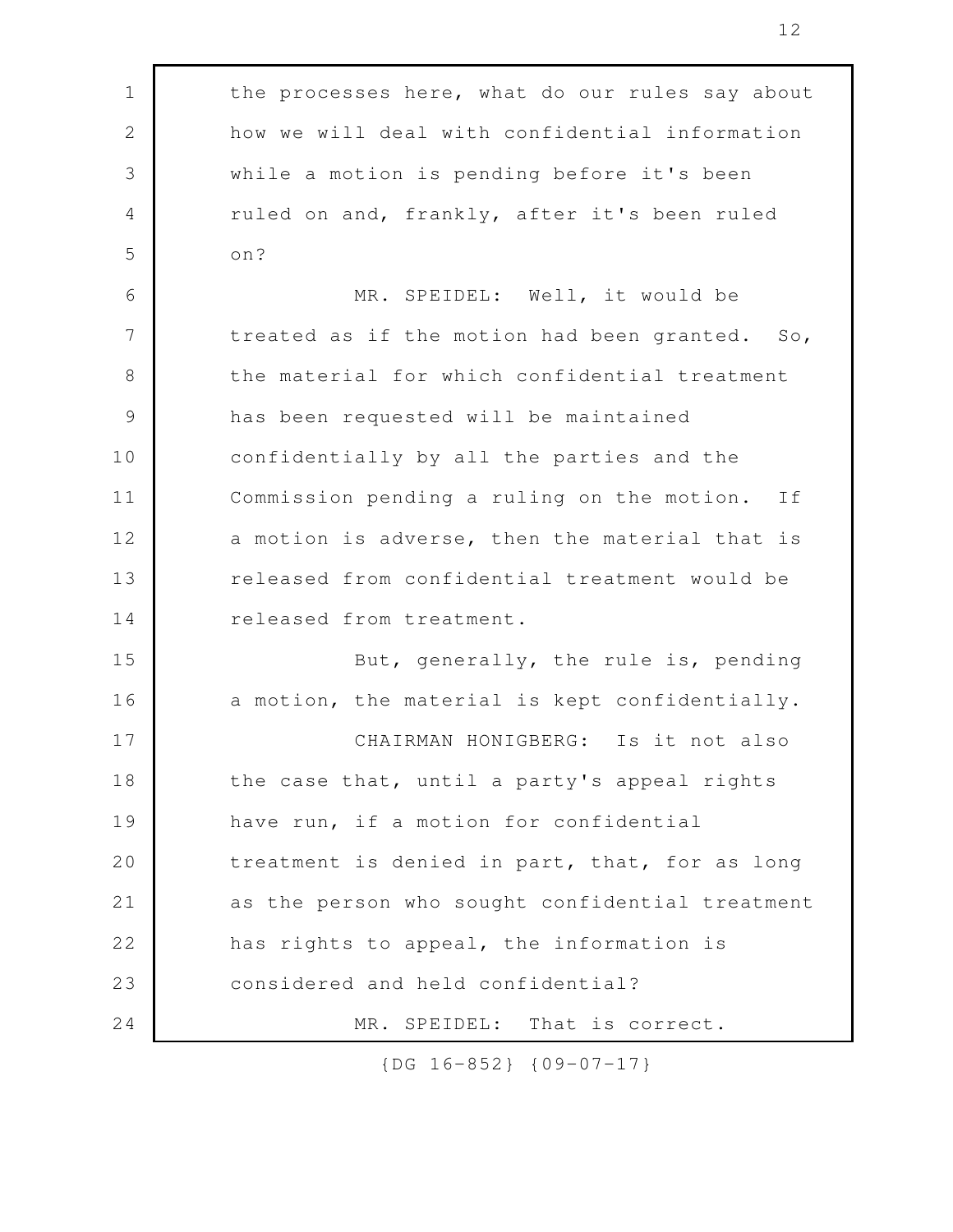the processes here, what do our rules say about how we will deal with confidential information while a motion is pending before it's been ruled on and, frankly, after it's been ruled on?

MR. SPEIDEL: Well, it would be treated as if the motion had been granted. So, the material for which confidential treatment has been requested will be maintained confidentially by all the parties and the Commission pending a ruling on the motion. If a motion is adverse, then the material that is released from confidential treatment would be released from treatment.

But, generally, the rule is, pending a motion, the material is kept confidentially.

CHAIRMAN HONIGBERG: Is it not also the case that, until a party's appeal rights have run, if a motion for confidential treatment is denied in part, that, for as long as the person who sought confidential treatment has rights to appeal, the information is considered and held confidential?

MR. SPEIDEL: That is correct.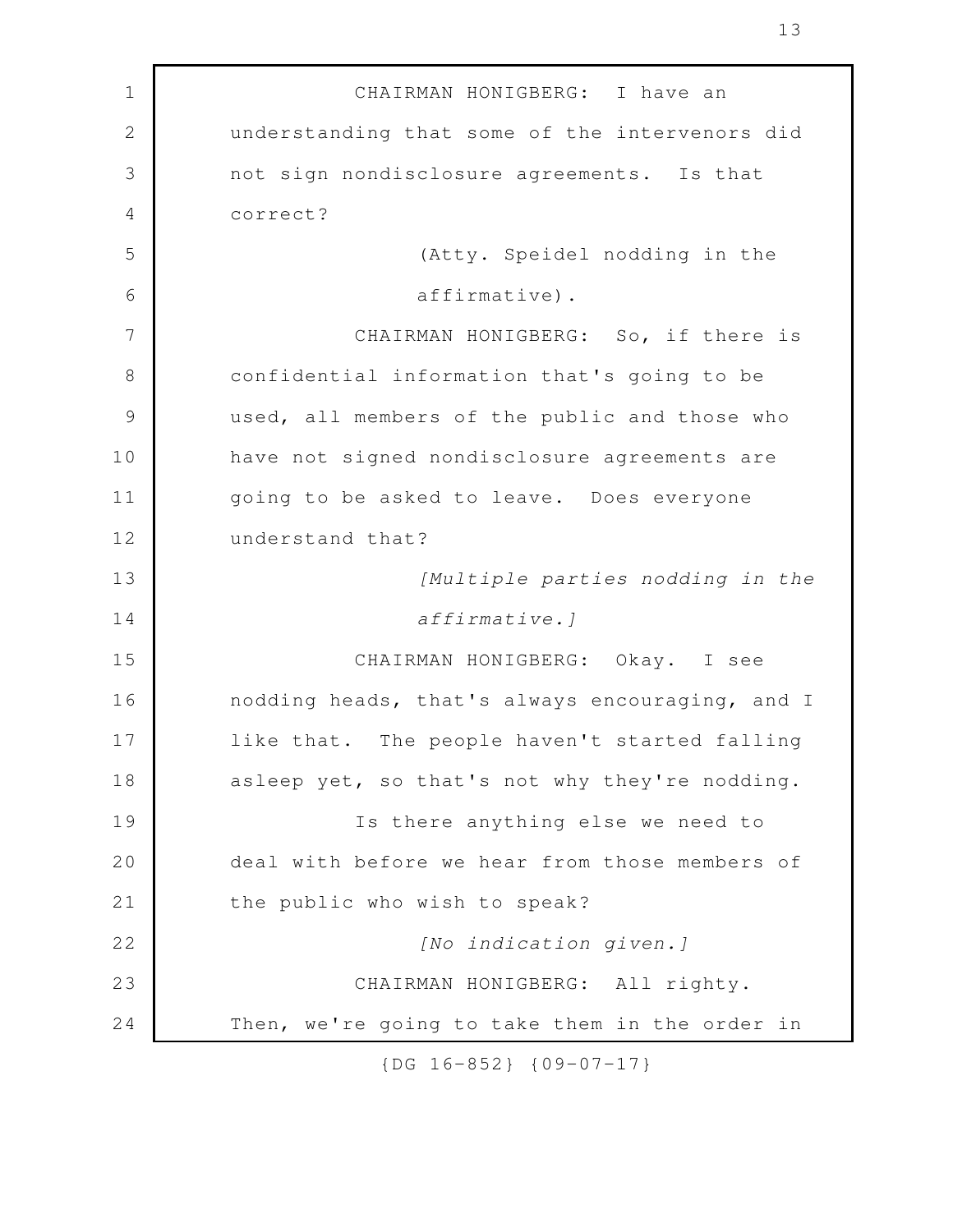CHAIRMAN HONIGBERG: I have an understanding that some of the intervenors did not sign nondisclosure agreements. Is that correct?

(Atty. Speidel nodding in the affirmative).

CHAIRMAN HONIGBERG: So, if there is confidential information that's going to be used, all members of the public and those who have not signed nondisclosure agreements are going to be asked to leave. Does everyone understand that?

*[Multiple parties nodding in the affirmative.]*

CHAIRMAN HONIGBERG: Okay. I see nodding heads, that's always encouraging, and I like that. The people haven't started falling asleep yet, so that's not why they're nodding.

Is there anything else we need to deal with before we hear from those members of the public who wish to speak?

*[No indication given.]*

CHAIRMAN HONIGBERG: All righty. Then, we're going to take them in the order in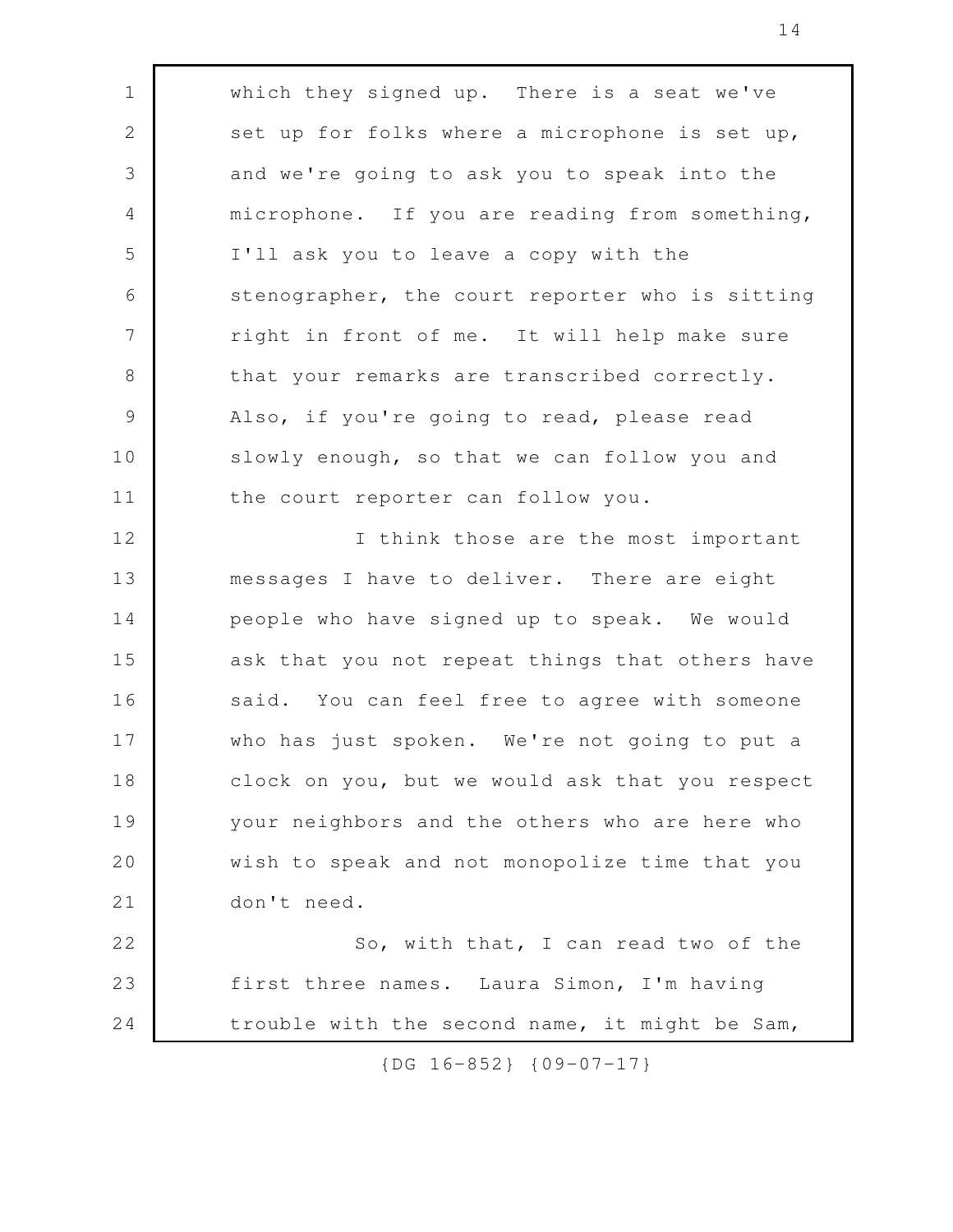which they signed up. There is a seat we've set up for folks where a microphone is set up, and we're going to ask you to speak into the microphone. If you are reading from something, I'll ask you to leave a copy with the stenographer, the court reporter who is sitting right in front of me. It will help make sure that your remarks are transcribed correctly. Also, if you're going to read, please read slowly enough, so that we can follow you and the court reporter can follow you.

I think those are the most important messages I have to deliver. There are eight people who have signed up to speak. We would ask that you not repeat things that others have said. You can feel free to agree with someone who has just spoken. We're not going to put a clock on you, but we would ask that you respect your neighbors and the others who are here who wish to speak and not monopolize time that you don't need.

So, with that, I can read two of the first three names. Laura Simon, I'm having trouble with the second name, it might be Sam,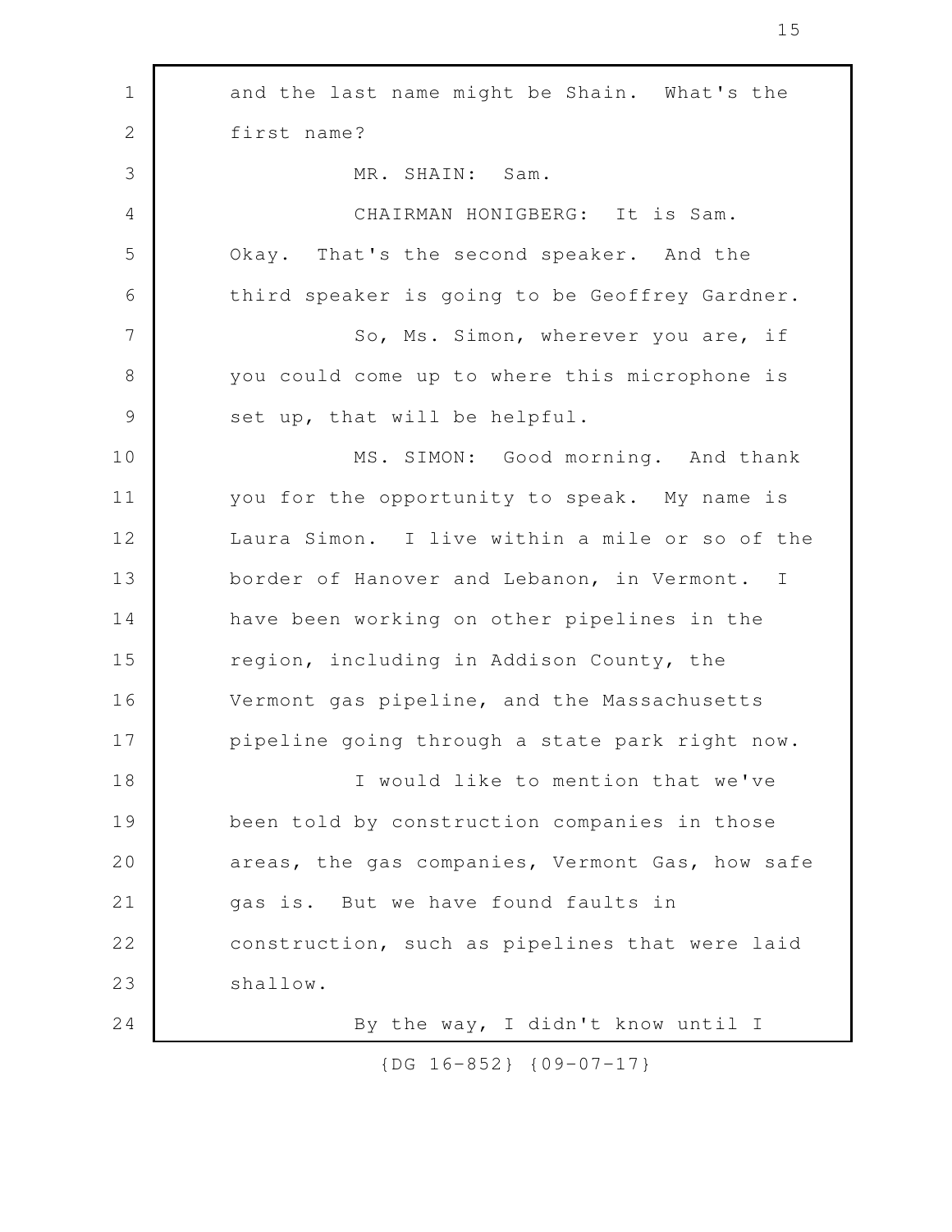and the last name might be Shain. What's the first name?

MR. SHAIN: Sam.

CHAIRMAN HONIGBERG: It is Sam. Okay. That's the second speaker. And the third speaker is going to be Geoffrey Gardner.

So, Ms. Simon, wherever you are, if you could come up to where this microphone is set up, that will be helpful.

MS. SIMON: Good morning. And thank you for the opportunity to speak. My name is Laura Simon. I live within a mile or so of the border of Hanover and Lebanon, in Vermont. I have been working on other pipelines in the region, including in Addison County, the Vermont gas pipeline, and the Massachusetts pipeline going through a state park right now.

I would like to mention that we've been told by construction companies in those areas, the gas companies, Vermont Gas, how safe gas is. But we have found faults in construction, such as pipelines that were laid shallow.

By the way, I didn't know until I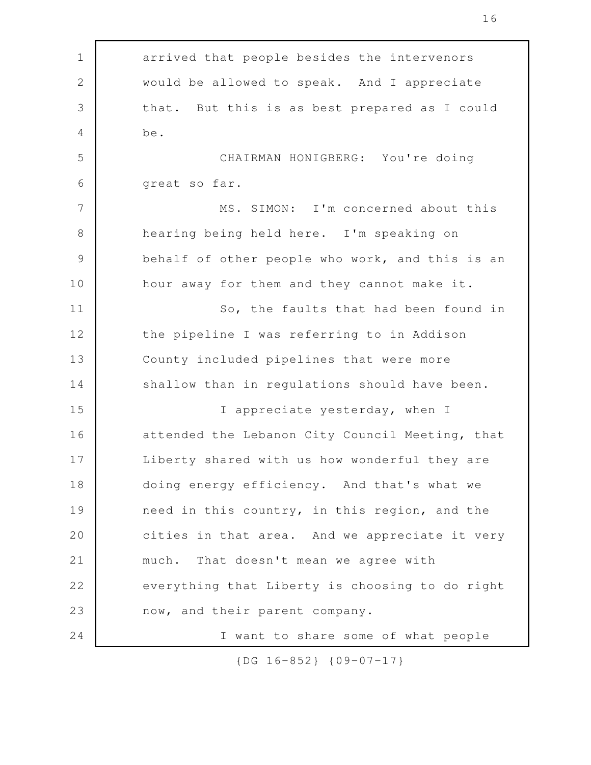arrived that people besides the intervenors would be allowed to speak. And I appreciate that. But this is as best prepared as I could be.

CHAIRMAN HONIGBERG: You're doing great so far.

MS. SIMON: I'm concerned about this hearing being held here. I'm speaking on behalf of other people who work, and this is an hour away for them and they cannot make it.

So, the faults that had been found in the pipeline I was referring to in Addison County included pipelines that were more shallow than in regulations should have been.

I appreciate yesterday, when I attended the Lebanon City Council Meeting, that Liberty shared with us how wonderful they are doing energy efficiency. And that's what we need in this country, in this region, and the cities in that area. And we appreciate it very much. That doesn't mean we agree with everything that Liberty is choosing to do right now, and their parent company.

I want to share some of what people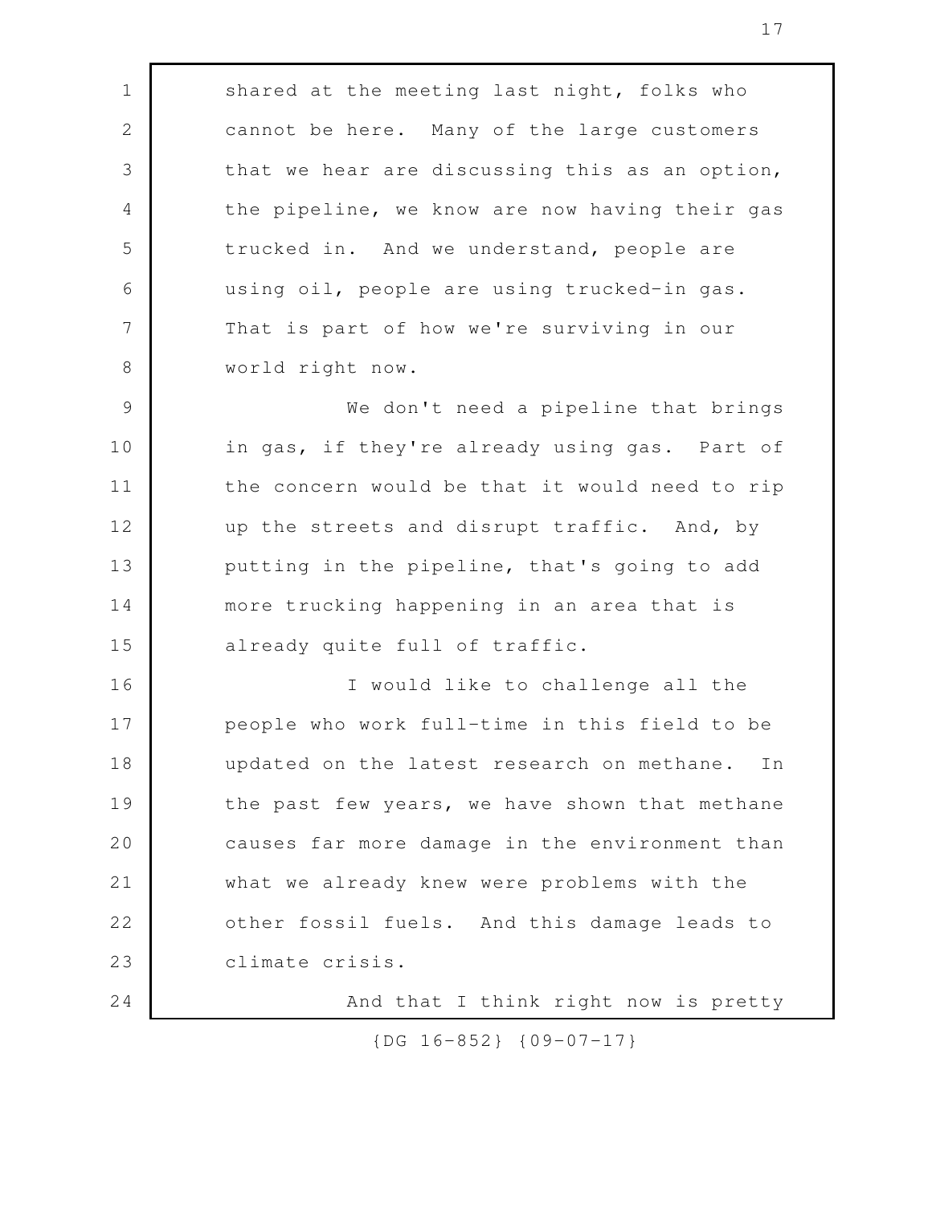shared at the meeting last night, folks who cannot be here. Many of the large customers that we hear are discussing this as an option, the pipeline, we know are now having their gas trucked in. And we understand, people are using oil, people are using trucked-in gas. That is part of how we're surviving in our world right now.

We don't need a pipeline that brings in gas, if they're already using gas. Part of the concern would be that it would need to rip up the streets and disrupt traffic. And, by putting in the pipeline, that's going to add more trucking happening in an area that is already quite full of traffic.

I would like to challenge all the people who work full-time in this field to be updated on the latest research on methane. In the past few years, we have shown that methane causes far more damage in the environment than what we already knew were problems with the other fossil fuels. And this damage leads to climate crisis.

And that I think right now is pretty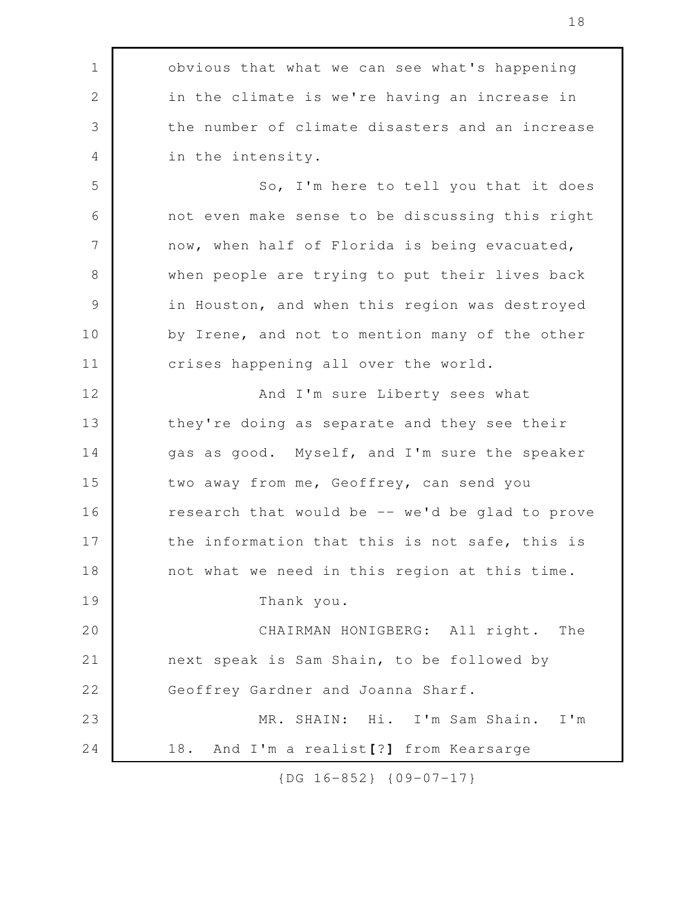obvious that what we can see what's happening in the climate is we're having an increase in the number of climate disasters and an increase in the intensity.

So, I'm here to tell you that it does not even make sense to be discussing this right now, when half of Florida is being evacuated, when people are trying to put their lives back in Houston, and when this region was destroyed by Irene, and not to mention many of the other crises happening all over the world.

And I'm sure Liberty sees what they're doing as separate and they see their gas as good. Myself, and I'm sure the speaker two away from me, Geoffrey, can send you research that would be -- we'd be glad to prove the information that this is not safe, this is not what we need in this region at this time.

Thank you.

CHAIRMAN HONIGBERG: All right. The next speak is Sam Shain, to be followed by Geoffrey Gardner and Joanna Sharf.

MR. SHAIN: Hi. I'm Sam Shain. I'm 18. And I'm a realist**[?]** from Kearsarge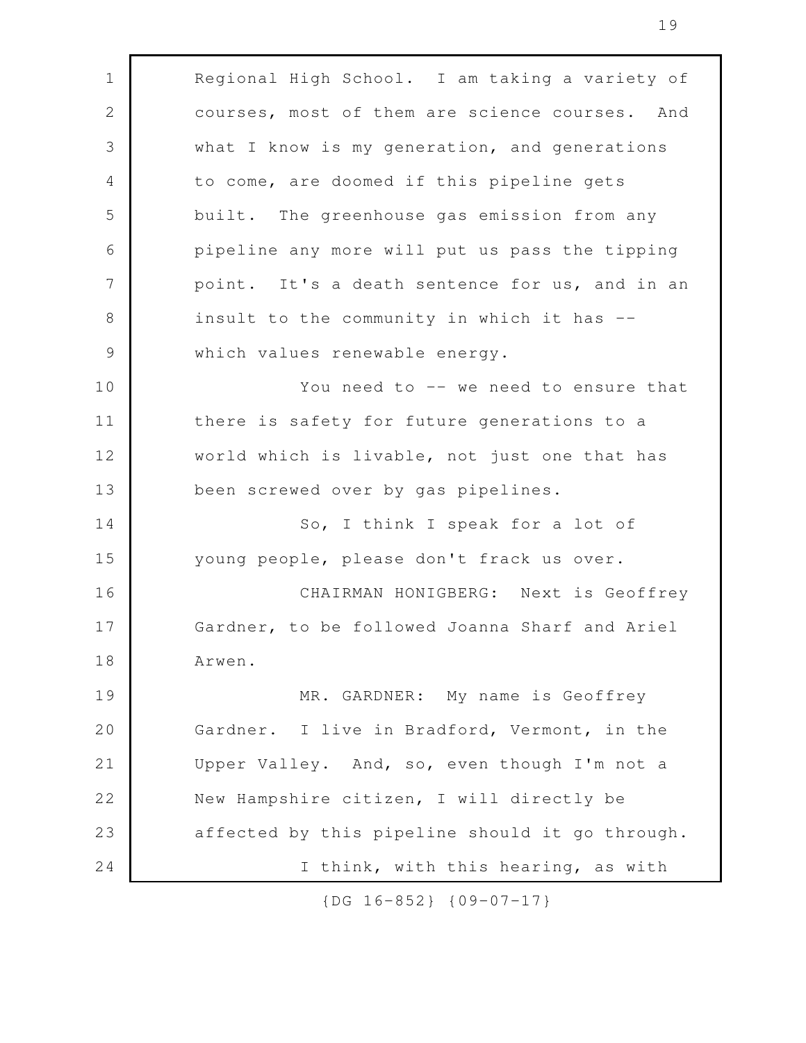Regional High School. I am taking a variety of courses, most of them are science courses. And what I know is my generation, and generations to come, are doomed if this pipeline gets built. The greenhouse gas emission from any pipeline any more will put us pass the tipping point. It's a death sentence for us, and in an insult to the community in which it has -- which values renewable energy.

You need to -- we need to ensure that there is safety for future generations to a world which is livable, not just one that has been screwed over by gas pipelines.

So, I think I speak for a lot of young people, please don't frack us over.

CHAIRMAN HONIGBERG: Next is Geoffrey Gardner, to be followed Joanna Sharf and Ariel Arwen.

MR. GARDNER: My name is Geoffrey Gardner. I live in Bradford, Vermont, in the Upper Valley. And, so, even though I'm not a New Hampshire citizen, I will directly be affected by this pipeline should it go through.

I think, with this hearing, as with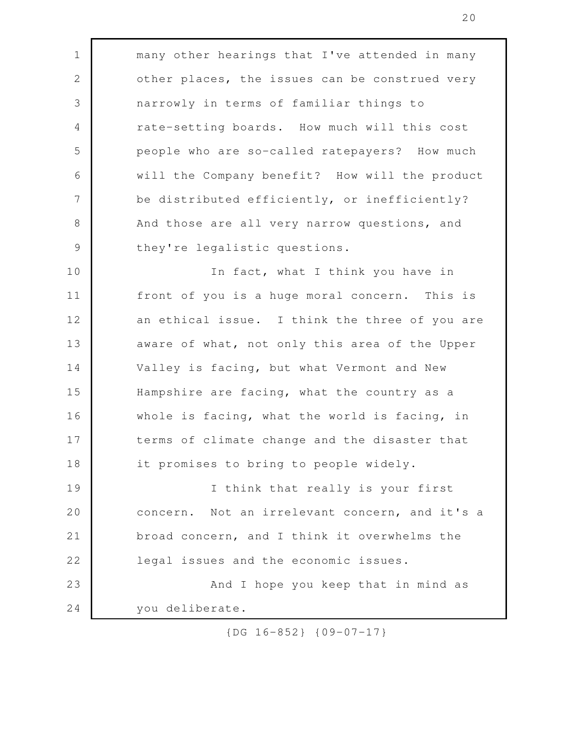many other hearings that I've attended in many other places, the issues can be construed very narrowly in terms of familiar things to rate-setting boards. How much will this cost people who are so-called ratepayers? How much will the Company benefit? How will the product be distributed efficiently, or inefficiently? And those are all very narrow questions, and they're legalistic questions.

In fact, what I think you have in front of you is a huge moral concern. This is an ethical issue. I think the three of you are aware of what, not only this area of the Upper Valley is facing, but what Vermont and New Hampshire are facing, what the country as a whole is facing, what the world is facing, in terms of climate change and the disaster that it promises to bring to people widely.

I think that really is your first concern. Not an irrelevant concern, and it's a broad concern, and I think it overwhelms the legal issues and the economic issues.

And I hope you keep that in mind as you deliberate.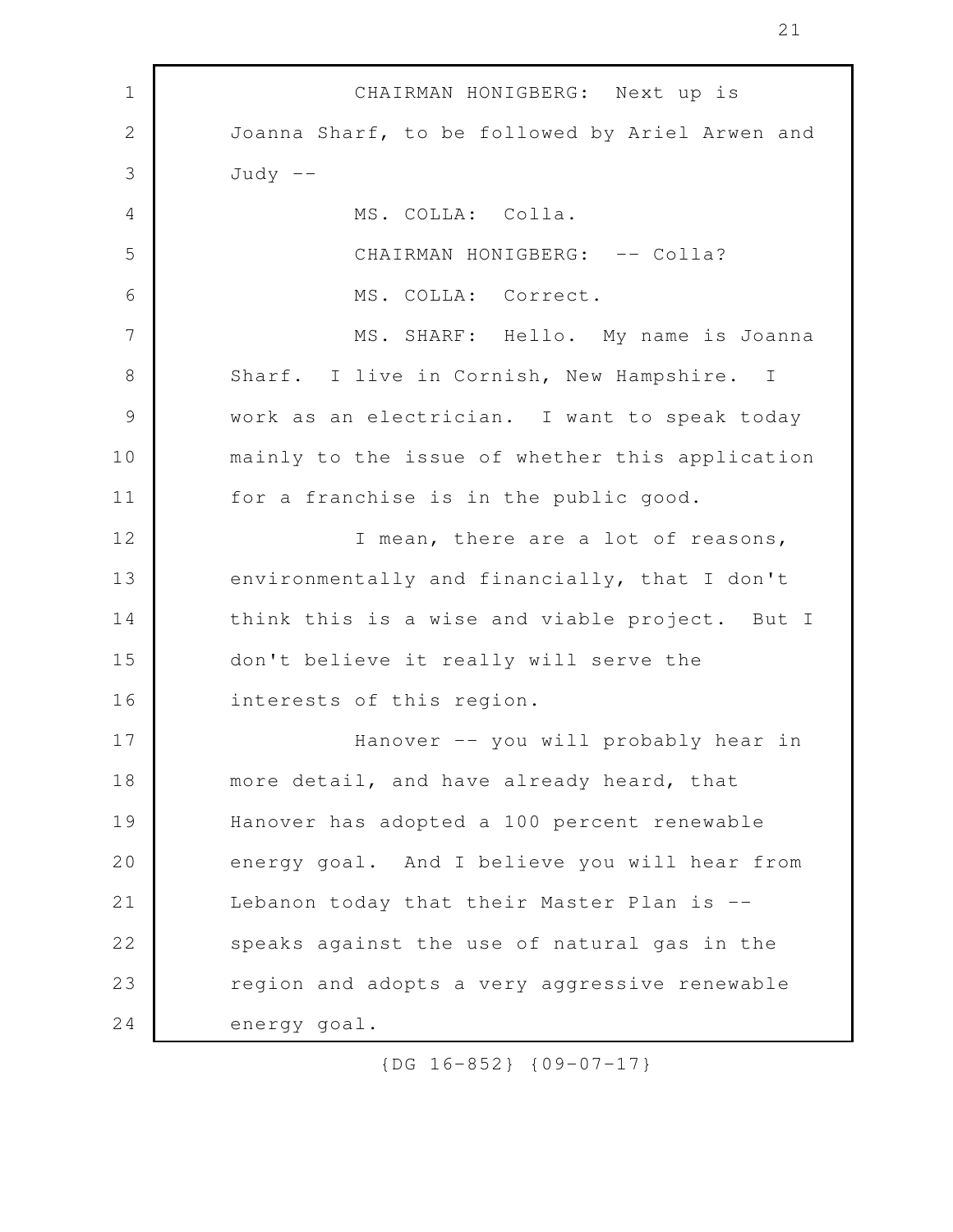CHAIRMAN HONIGBERG: Next up is Joanna Sharf, to be followed by Ariel Arwen and Judy --

MS. COLLA: Colla.

CHAIRMAN HONIGBERG: -- Colla?

MS. COLLA: Correct.

MS. SHARF: Hello. My name is Joanna Sharf. I live in Cornish, New Hampshire. I work as an electrician. I want to speak today mainly to the issue of whether this application for a franchise is in the public good.

I mean, there are a lot of reasons, environmentally and financially, that I don't think this is a wise and viable project. But I don't believe it really will serve the interests of this region.

Hanover -- you will probably hear in more detail, and have already heard, that Hanover has adopted a 100 percent renewable energy goal. And I believe you will hear from Lebanon today that their Master Plan is -- speaks against the use of natural gas in the region and adopts a very aggressive renewable energy goal.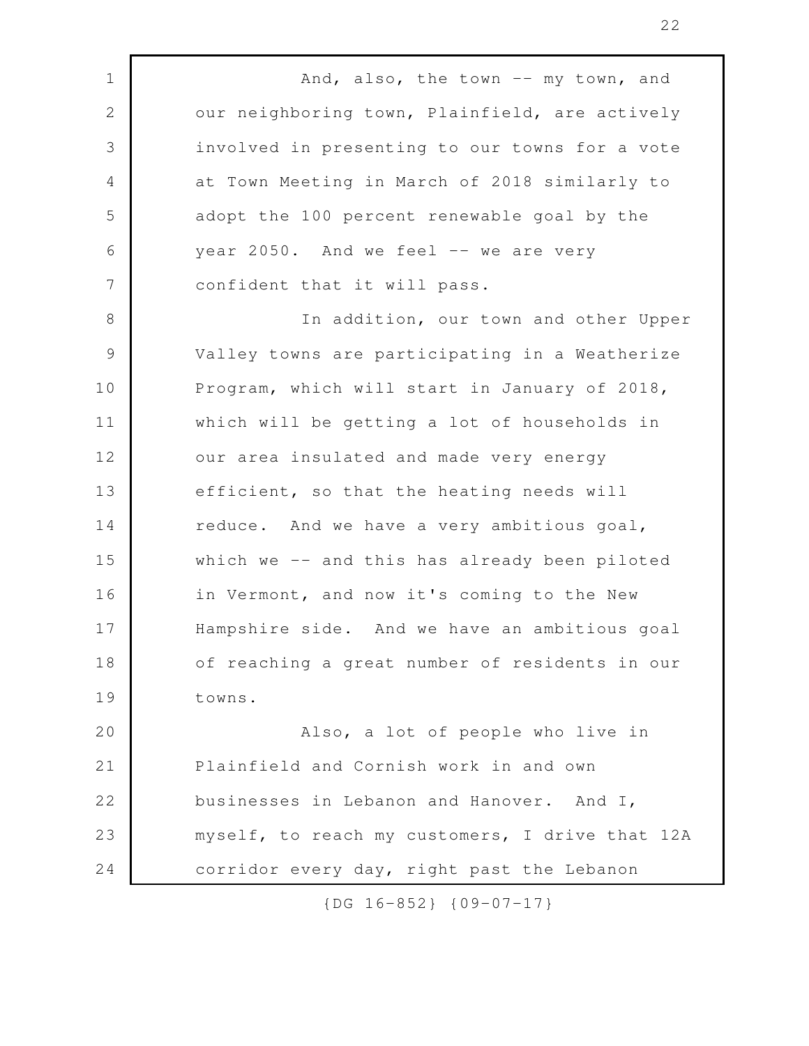And, also, the town -- my town, and our neighboring town, Plainfield, are actively involved in presenting to our towns for a vote at Town Meeting in March of 2018 similarly to adopt the 100 percent renewable goal by the year 2050. And we feel -- we are very confident that it will pass.

In addition, our town and other Upper Valley towns are participating in a Weatherize Program, which will start in January of 2018, which will be getting a lot of households in our area insulated and made very energy efficient, so that the heating needs will reduce. And we have a very ambitious goal, which we -- and this has already been piloted in Vermont, and now it's coming to the New Hampshire side. And we have an ambitious goal of reaching a great number of residents in our towns.

Also, a lot of people who live in Plainfield and Cornish work in and own businesses in Lebanon and Hanover. And I, myself, to reach my customers, I drive that 12A corridor every day, right past the Lebanon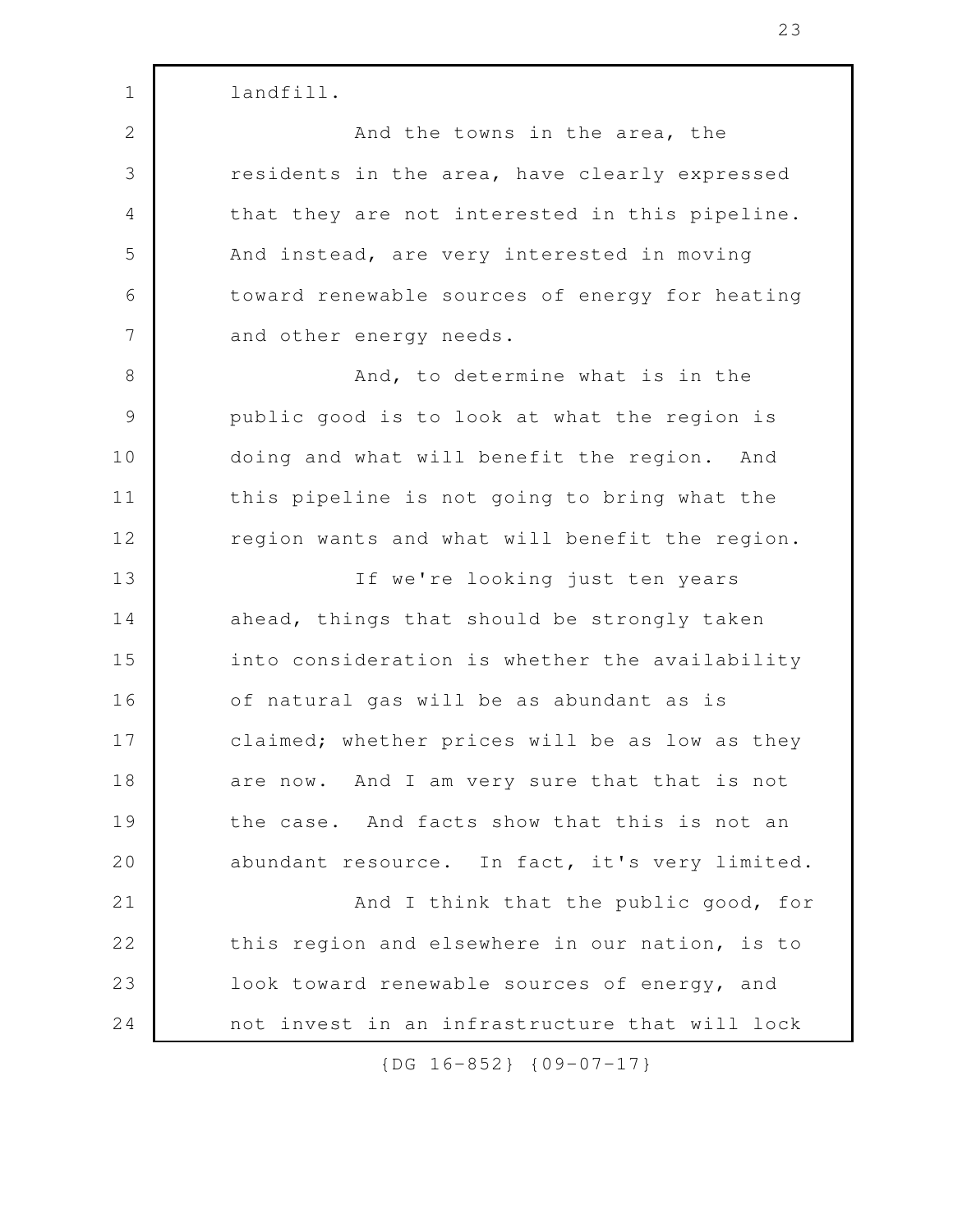landfill.

And the towns in the area, the residents in the area, have clearly expressed that they are not interested in this pipeline. And instead, are very interested in moving toward renewable sources of energy for heating and other energy needs.

And, to determine what is in the public good is to look at what the region is doing and what will benefit the region. And this pipeline is not going to bring what the region wants and what will benefit the region.

If we're looking just ten years ahead, things that should be strongly taken into consideration is whether the availability of natural gas will be as abundant as is claimed; whether prices will be as low as they are now. And I am very sure that that is not the case. And facts show that this is not an abundant resource. In fact, it's very limited.

And I think that the public good, for this region and elsewhere in our nation, is to look toward renewable sources of energy, and not invest in an infrastructure that will lock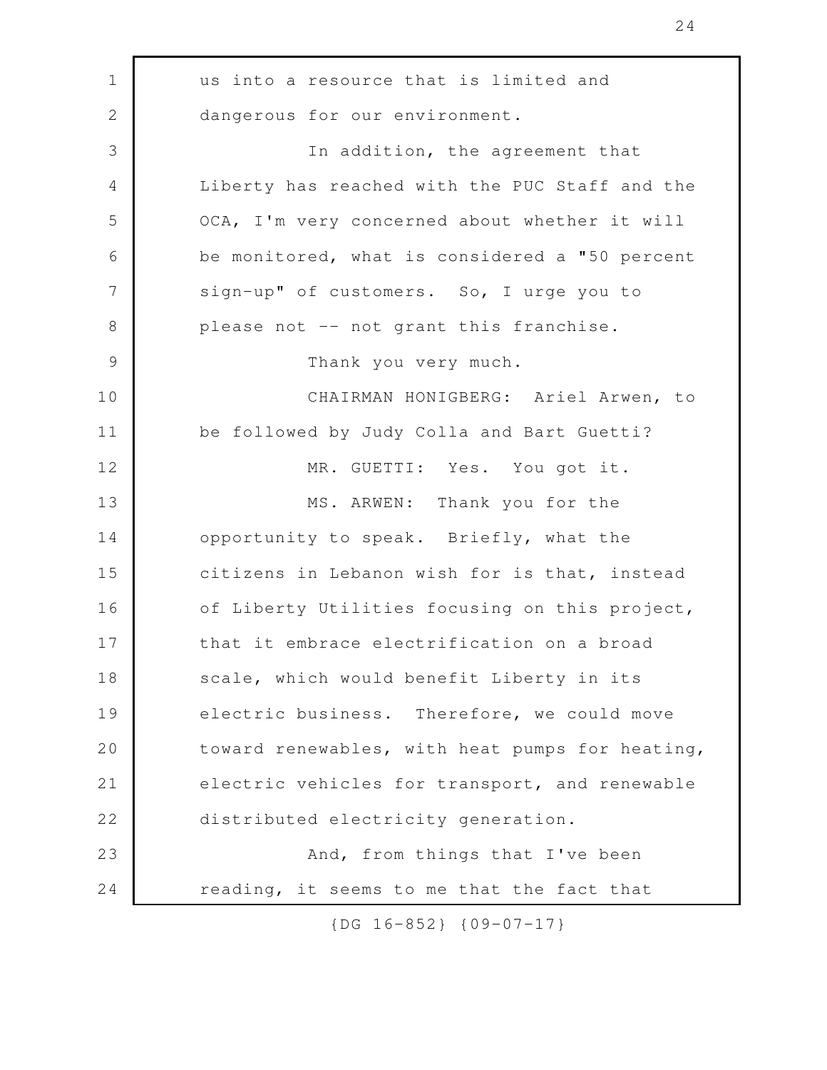us into a resource that is limited and dangerous for our environment.

In addition, the agreement that Liberty has reached with the PUC Staff and the OCA, I'm very concerned about whether it will be monitored, what is considered a "50 percent sign-up" of customers. So, I urge you to please not -- not grant this franchise.

Thank you very much.

CHAIRMAN HONIGBERG: Ariel Arwen, to be followed by Judy Colla and Bart Guetti?

MR. GUETTI: Yes. You got it.

MS. ARWEN: Thank you for the opportunity to speak. Briefly, what the citizens in Lebanon wish for is that, instead of Liberty Utilities focusing on this project, that it embrace electrification on a broad scale, which would benefit Liberty in its electric business. Therefore, we could move toward renewables, with heat pumps for heating, electric vehicles for transport, and renewable distributed electricity generation.

And, from things that I've been reading, it seems to me that the fact that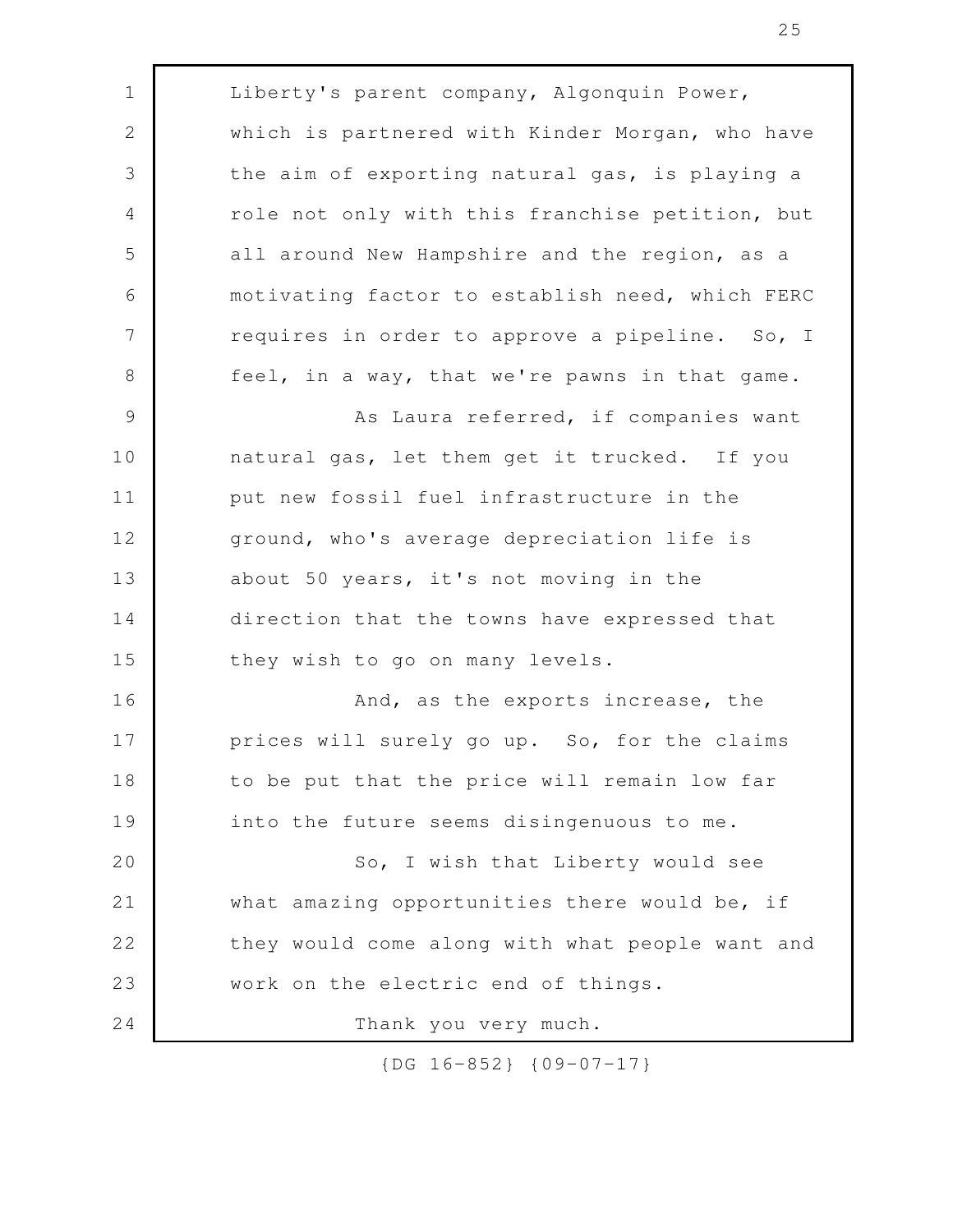Liberty's parent company, Algonquin Power, which is partnered with Kinder Morgan, who have the aim of exporting natural gas, is playing a role not only with this franchise petition, but all around New Hampshire and the region, as a motivating factor to establish need, which FERC requires in order to approve a pipeline. So, I feel, in a way, that we're pawns in that game.

As Laura referred, if companies want natural gas, let them get it trucked. If you put new fossil fuel infrastructure in the ground, who's average depreciation life is about 50 years, it's not moving in the direction that the towns have expressed that they wish to go on many levels.

And, as the exports increase, the prices will surely go up. So, for the claims to be put that the price will remain low far into the future seems disingenuous to me.

So, I wish that Liberty would see what amazing opportunities there would be, if they would come along with what people want and work on the electric end of things.

Thank you very much.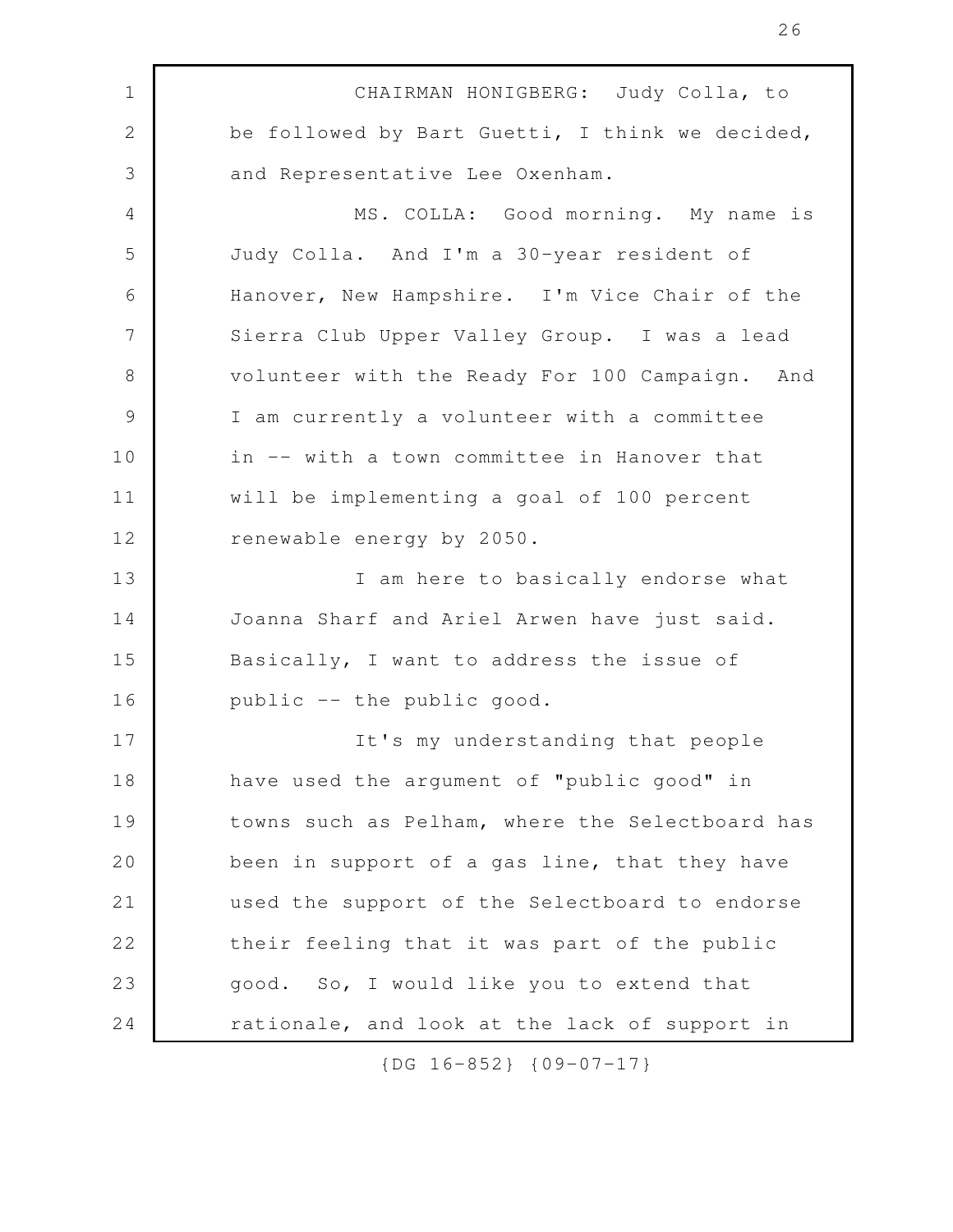CHAIRMAN HONIGBERG: Judy Colla, to be followed by Bart Guetti, I think we decided, and Representative Lee Oxenham.

MS. COLLA: Good morning. My name is Judy Colla. And I'm a 30-year resident of Hanover, New Hampshire. I'm Vice Chair of the Sierra Club Upper Valley Group. I was a lead volunteer with the Ready For 100 Campaign. And I am currently a volunteer with a committee in -- with a town committee in Hanover that will be implementing a goal of 100 percent renewable energy by 2050.

I am here to basically endorse what Joanna Sharf and Ariel Arwen have just said. Basically, I want to address the issue of public -- the public good.

It's my understanding that people have used the argument of "public good" in towns such as Pelham, where the Selectboard has been in support of a gas line, that they have used the support of the Selectboard to endorse their feeling that it was part of the public good. So, I would like you to extend that rationale, and look at the lack of support in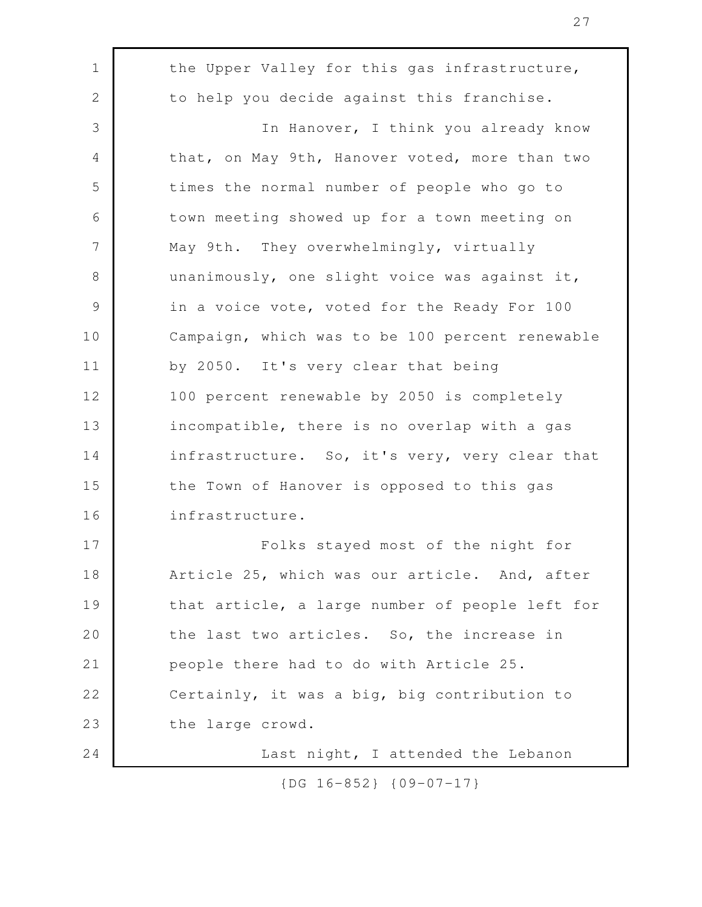the Upper Valley for this gas infrastructure, to help you decide against this franchise.

In Hanover, I think you already know that, on May 9th, Hanover voted, more than two times the normal number of people who go to town meeting showed up for a town meeting on May 9th. They overwhelmingly, virtually unanimously, one slight voice was against it, in a voice vote, voted for the Ready For 100 Campaign, which was to be 100 percent renewable by 2050. It's very clear that being 100 percent renewable by 2050 is completely incompatible, there is no overlap with a gas infrastructure. So, it's very, very clear that the Town of Hanover is opposed to this gas infrastructure.

Folks stayed most of the night for Article 25, which was our article. And, after that article, a large number of people left for the last two articles. So, the increase in people there had to do with Article 25. Certainly, it was a big, big contribution to the large crowd.

Last night, I attended the Lebanon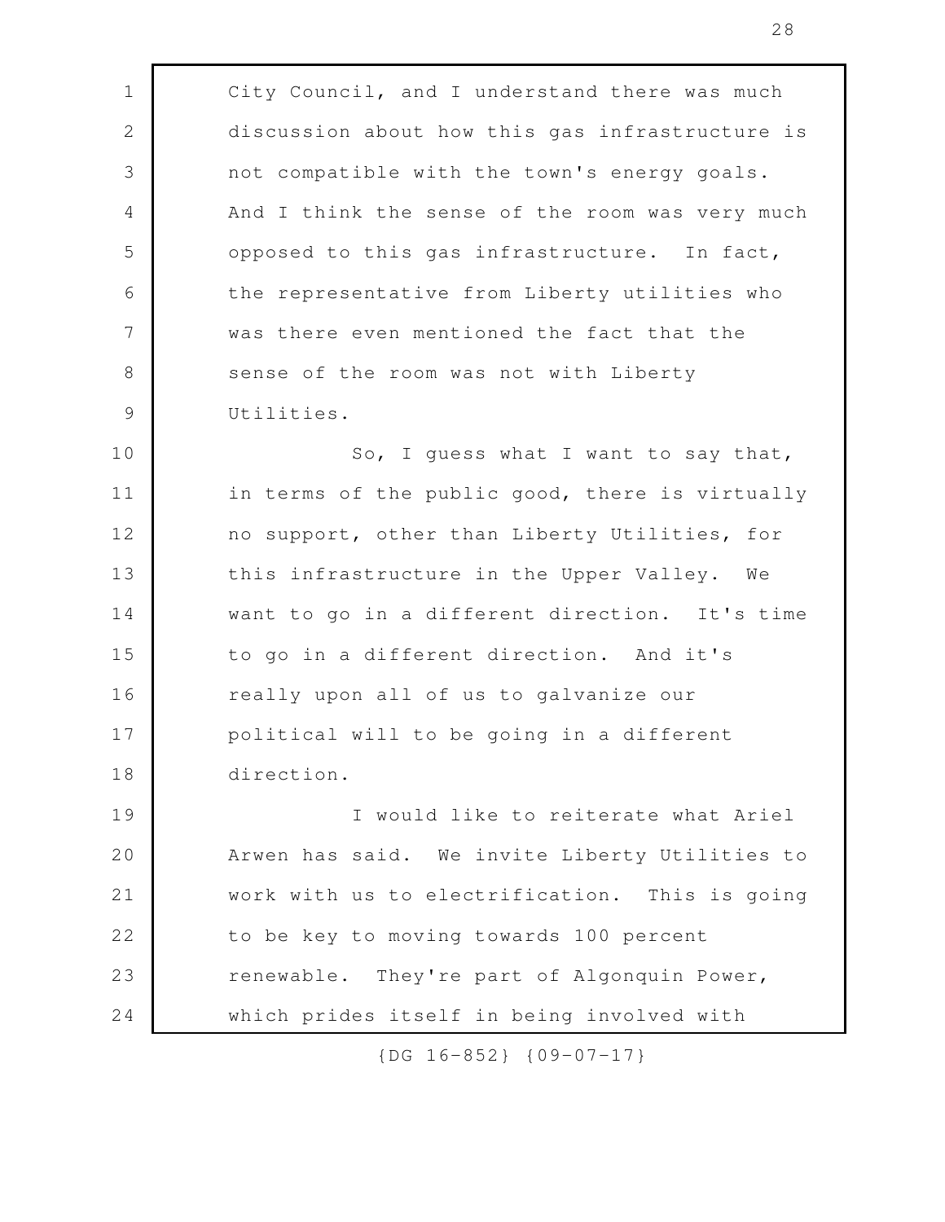City Council, and I understand there was much discussion about how this gas infrastructure is not compatible with the town's energy goals. And I think the sense of the room was very much opposed to this gas infrastructure. In fact, the representative from Liberty utilities who was there even mentioned the fact that the sense of the room was not with Liberty Utilities.

So, I guess what I want to say that, in terms of the public good, there is virtually no support, other than Liberty Utilities, for this infrastructure in the Upper Valley. We want to go in a different direction. It's time to go in a different direction. And it's really upon all of us to galvanize our political will to be going in a different direction.

I would like to reiterate what Ariel Arwen has said. We invite Liberty Utilities to work with us to electrification. This is going to be key to moving towards 100 percent renewable. They're part of Algonquin Power, which prides itself in being involved with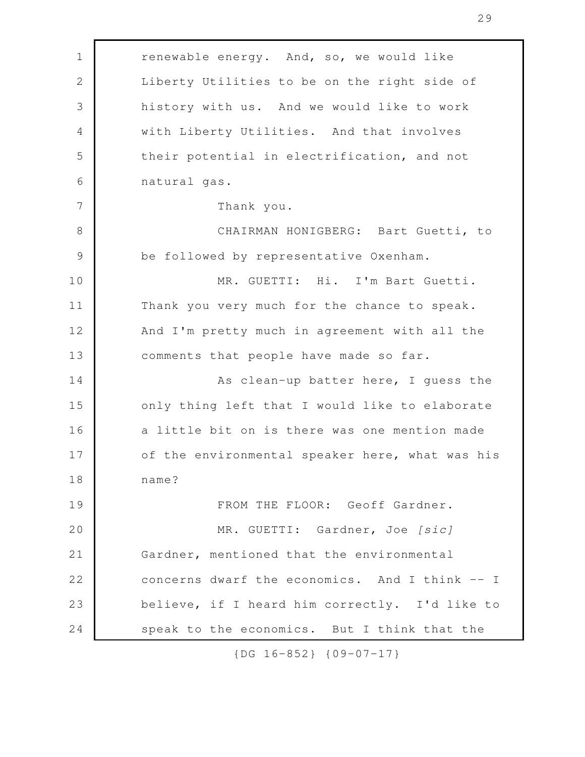renewable energy. And, so, we would like Liberty Utilities to be on the right side of history with us. And we would like to work with Liberty Utilities. And that involves their potential in electrification, and not natural gas.

Thank you.

CHAIRMAN HONIGBERG: Bart Guetti, to be followed by representative Oxenham.

MR. GUETTI: Hi. I'm Bart Guetti. Thank you very much for the chance to speak. And I'm pretty much in agreement with all the comments that people have made so far.

As clean-up batter here, I guess the only thing left that I would like to elaborate a little bit on is there was one mention made of the environmental speaker here, what was his name?

FROM THE FLOOR: Geoff Gardner.

MR. GUETTI: Gardner, Joe *[sic]* Gardner, mentioned that the environmental concerns dwarf the economics. And I think -- I believe, if I heard him correctly. I'd like to speak to the economics. But I think that the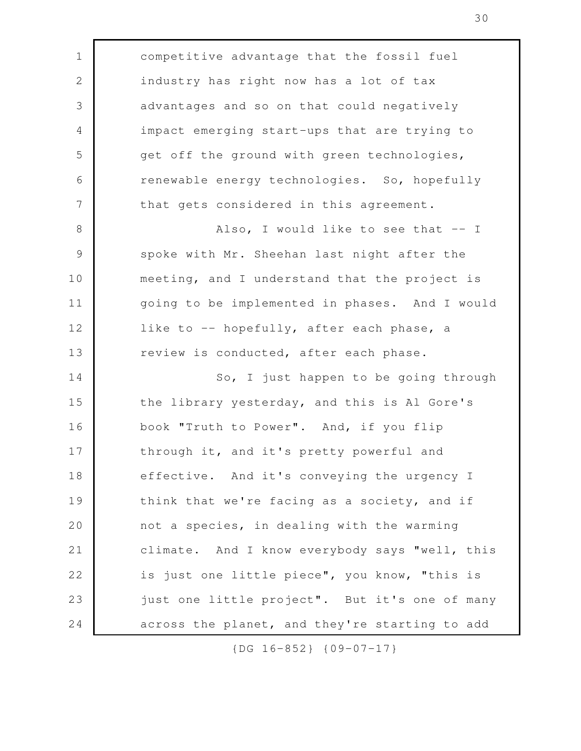competitive advantage that the fossil fuel industry has right now has a lot of tax advantages and so on that could negatively impact emerging start-ups that are trying to get off the ground with green technologies, renewable energy technologies. So, hopefully that gets considered in this agreement.

Also, I would like to see that -- I spoke with Mr. Sheehan last night after the meeting, and I understand that the project is going to be implemented in phases. And I would like to -- hopefully, after each phase, a review is conducted, after each phase.

So, I just happen to be going through the library yesterday, and this is Al Gore's book "Truth to Power". And, if you flip through it, and it's pretty powerful and effective. And it's conveying the urgency I think that we're facing as a society, and if not a species, in dealing with the warming climate. And I know everybody says "well, this is just one little piece", you know, "this is just one little project". But it's one of many across the planet, and they're starting to add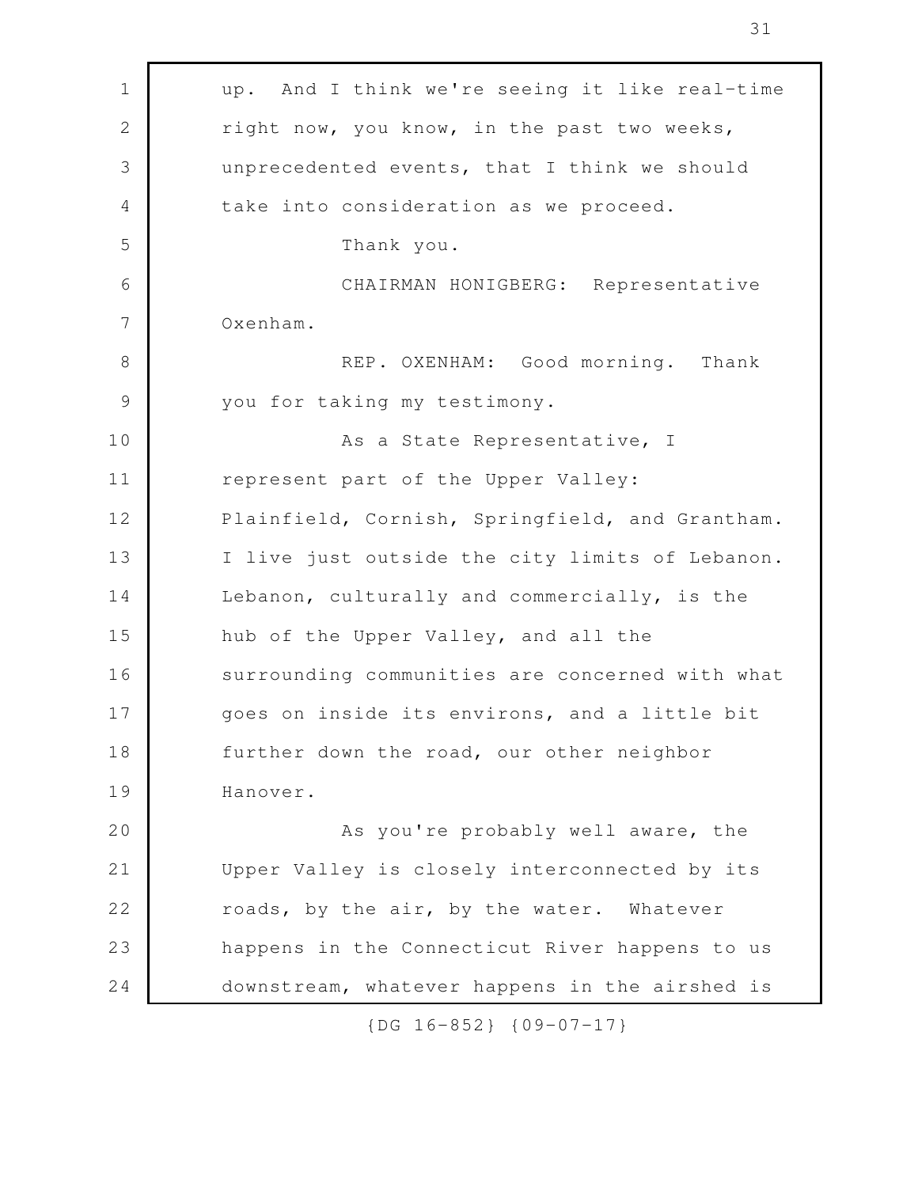up. And I think we're seeing it like real-time right now, you know, in the past two weeks, unprecedented events, that I think we should take into consideration as we proceed.

Thank you.

CHAIRMAN HONIGBERG: Representative Oxenham.

REP. OXENHAM: Good morning. Thank you for taking my testimony.

As a State Representative, I represent part of the Upper Valley: Plainfield, Cornish, Springfield, and Grantham. I live just outside the city limits of Lebanon. Lebanon, culturally and commercially, is the hub of the Upper Valley, and all the surrounding communities are concerned with what goes on inside its environs, and a little bit further down the road, our other neighbor Hanover.

As you're probably well aware, the Upper Valley is closely interconnected by its roads, by the air, by the water. Whatever happens in the Connecticut River happens to us downstream, whatever happens in the airshed is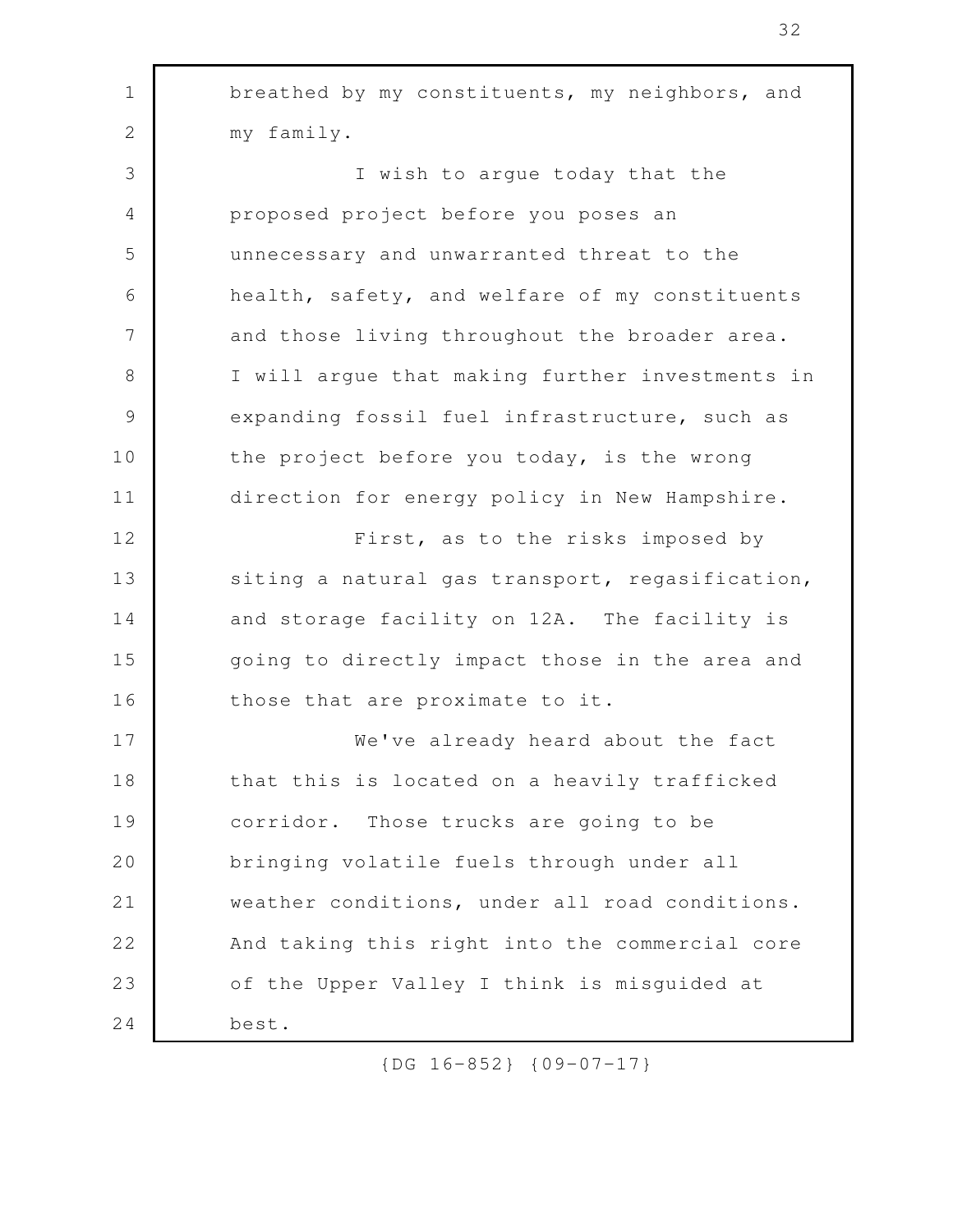breathed by my constituents, my neighbors, and my family.

I wish to argue today that the proposed project before you poses an unnecessary and unwarranted threat to the health, safety, and welfare of my constituents and those living throughout the broader area. I will argue that making further investments in expanding fossil fuel infrastructure, such as the project before you today, is the wrong direction for energy policy in New Hampshire.

First, as to the risks imposed by siting a natural gas transport, regasification, and storage facility on 12A. The facility is going to directly impact those in the area and those that are proximate to it.

We've already heard about the fact that this is located on a heavily trafficked corridor. Those trucks are going to be bringing volatile fuels through under all weather conditions, under all road conditions. And taking this right into the commercial core of the Upper Valley I think is misguided at best.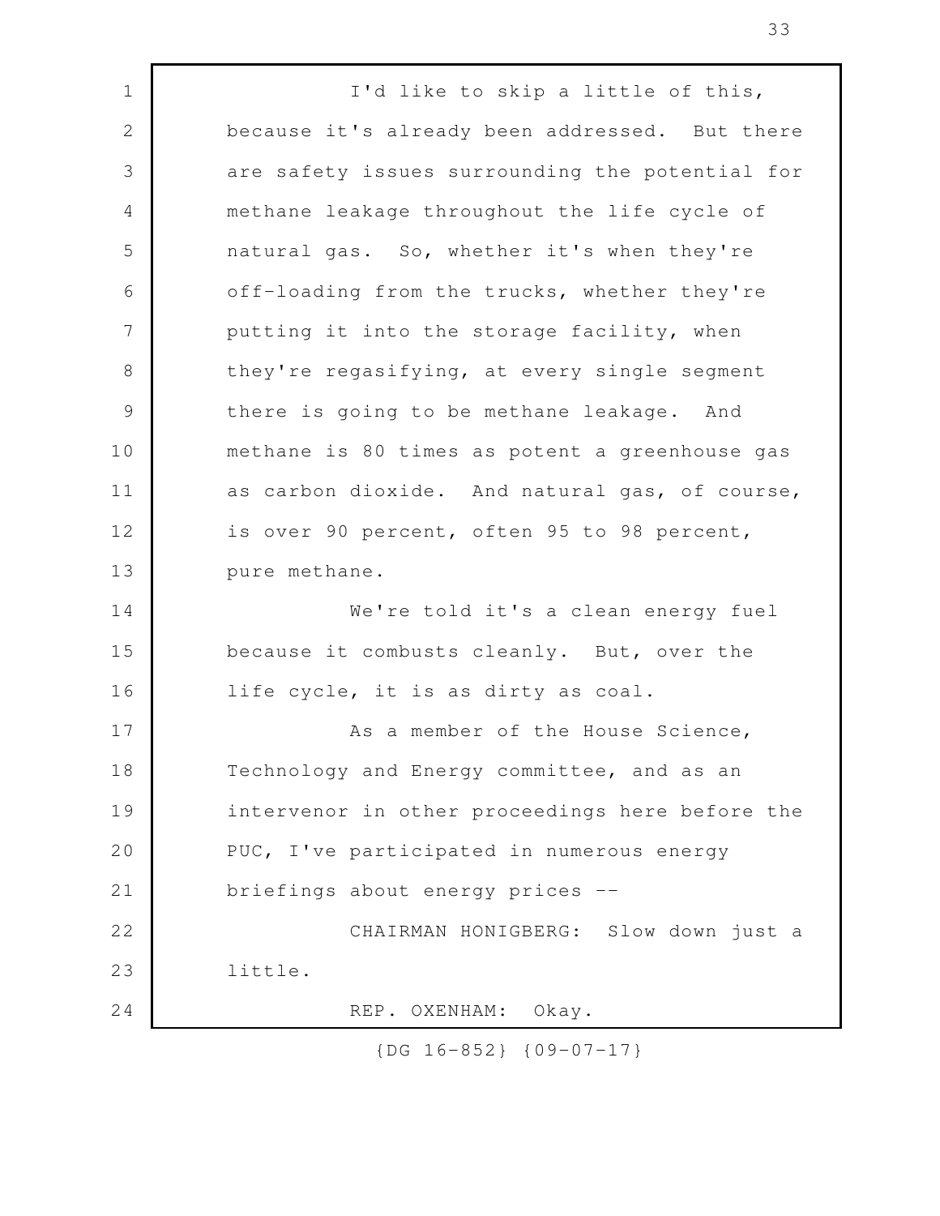I'd like to skip a little of this, because it's already been addressed. But there are safety issues surrounding the potential for methane leakage throughout the life cycle of natural gas. So, whether it's when they're off-loading from the trucks, whether they're putting it into the storage facility, when they're regasifying, at every single segment there is going to be methane leakage. And methane is 80 times as potent a greenhouse gas as carbon dioxide. And natural gas, of course, is over 90 percent, often 95 to 98 percent, pure methane.

We're told it's a clean energy fuel because it combusts cleanly. But, over the life cycle, it is as dirty as coal.

As a member of the House Science, Technology and Energy committee, and as an intervenor in other proceedings here before the PUC, I've participated in numerous energy briefings about energy prices --

CHAIRMAN HONIGBERG: Slow down just a little.

REP. OXENHAM: Okay.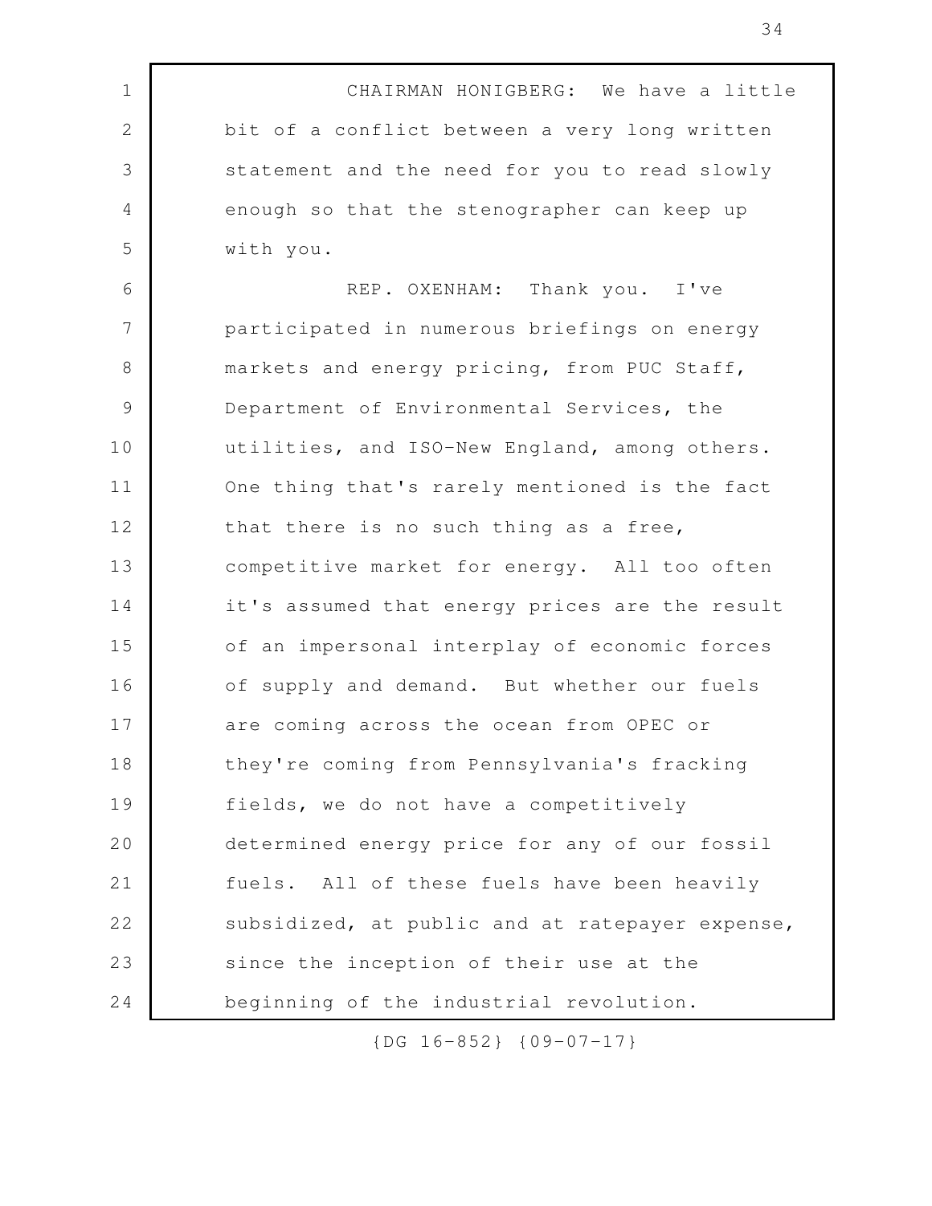CHAIRMAN HONIGBERG: We have a little bit of a conflict between a very long written statement and the need for you to read slowly enough so that the stenographer can keep up with you.

REP. OXENHAM: Thank you. I've participated in numerous briefings on energy markets and energy pricing, from PUC Staff, Department of Environmental Services, the utilities, and ISO-New England, among others. One thing that's rarely mentioned is the fact that there is no such thing as a free, competitive market for energy. All too often it's assumed that energy prices are the result of an impersonal interplay of economic forces of supply and demand. But whether our fuels are coming across the ocean from OPEC or they're coming from Pennsylvania's fracking fields, we do not have a competitively determined energy price for any of our fossil fuels. All of these fuels have been heavily subsidized, at public and at ratepayer expense, since the inception of their use at the beginning of the industrial revolution.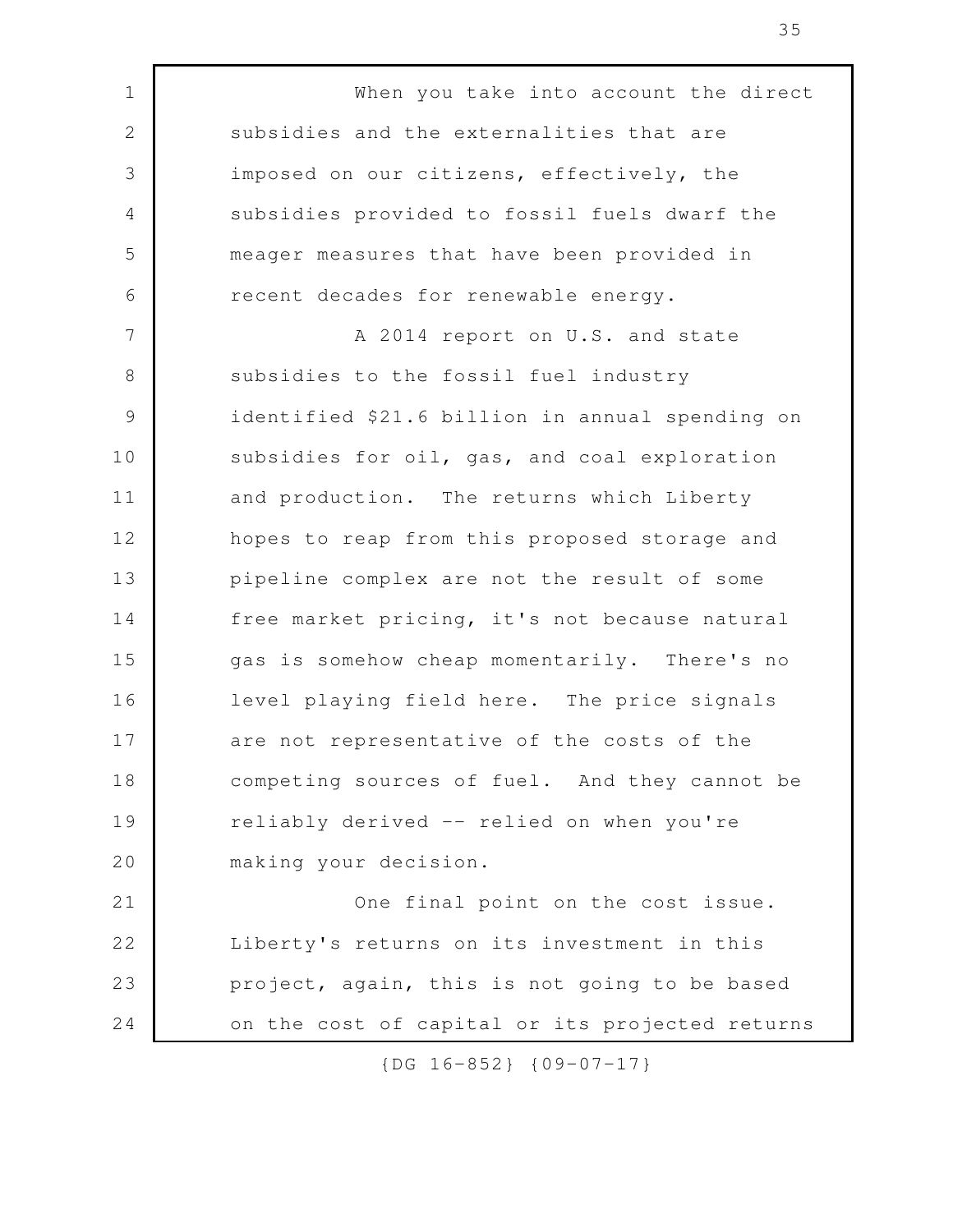When you take into account the direct subsidies and the externalities that are imposed on our citizens, effectively, the subsidies provided to fossil fuels dwarf the meager measures that have been provided in recent decades for renewable energy.

A 2014 report on U.S. and state subsidies to the fossil fuel industry identified $21.6 billion in annual spending on subsidies for oil, gas, and coal exploration and production. The returns which Liberty hopes to reap from this proposed storage and pipeline complex are not the result of some free market pricing, it's not because natural gas is somehow cheap momentarily. There's no level playing field here. The price signals are not representative of the costs of the competing sources of fuel. And they cannot be reliably derived -- relied on when you're making your decision.

One final point on the cost issue. Liberty's returns on its investment in this project, again, this is not going to be based on the cost of capital or its projected returns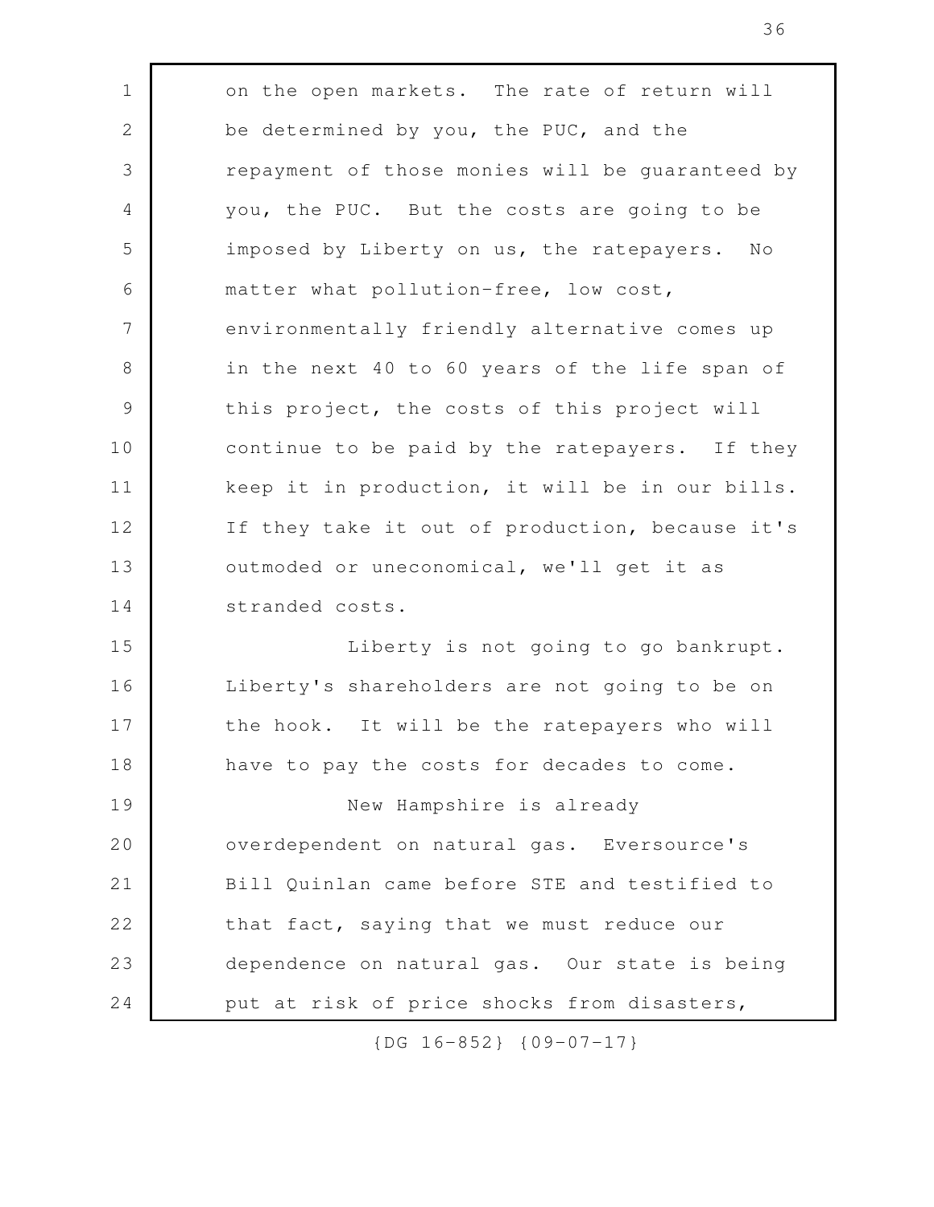on the open markets. The rate of return will be determined by you, the PUC, and the repayment of those monies will be guaranteed by you, the PUC. But the costs are going to be imposed by Liberty on us, the ratepayers. No matter what pollution-free, low cost, environmentally friendly alternative comes up in the next 40 to 60 years of the life span of this project, the costs of this project will continue to be paid by the ratepayers. If they keep it in production, it will be in our bills. If they take it out of production, because it's outmoded or uneconomical, we'll get it as stranded costs.

Liberty is not going to go bankrupt. Liberty's shareholders are not going to be on the hook. It will be the ratepayers who will have to pay the costs for decades to come.

New Hampshire is already overdependent on natural gas. Eversource's Bill Quinlan came before STE and testified to that fact, saying that we must reduce our dependence on natural gas. Our state is being put at risk of price shocks from disasters,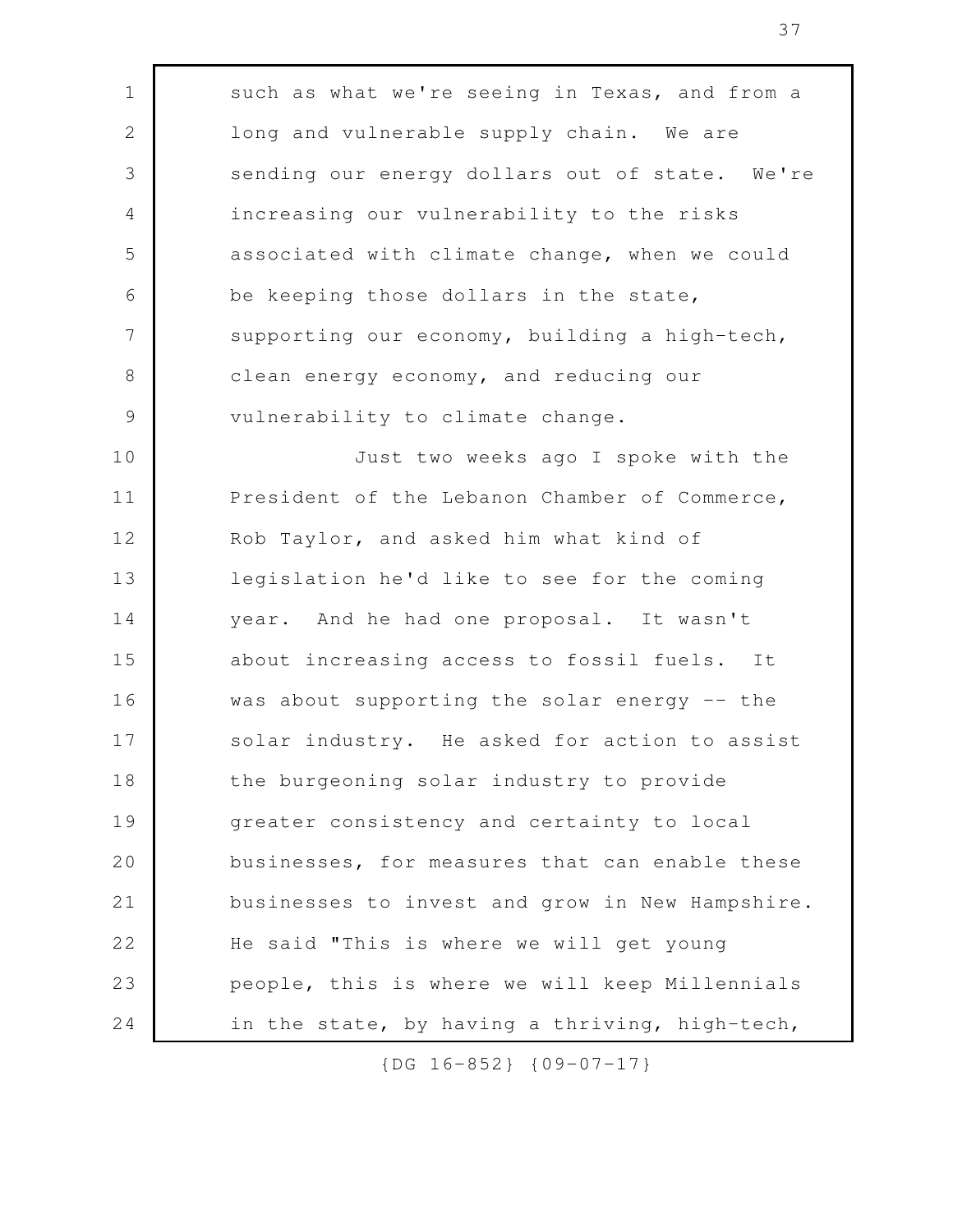such as what we're seeing in Texas, and from a long and vulnerable supply chain. We are sending our energy dollars out of state. We're increasing our vulnerability to the risks associated with climate change, when we could be keeping those dollars in the state, supporting our economy, building a high-tech, clean energy economy, and reducing our vulnerability to climate change.

Just two weeks ago I spoke with the President of the Lebanon Chamber of Commerce, Rob Taylor, and asked him what kind of legislation he'd like to see for the coming year. And he had one proposal. It wasn't about increasing access to fossil fuels. It was about supporting the solar energy -- the solar industry. He asked for action to assist the burgeoning solar industry to provide greater consistency and certainty to local businesses, for measures that can enable these businesses to invest and grow in New Hampshire. He said "This is where we will get young people, this is where we will keep Millennials in the state, by having a thriving, high-tech,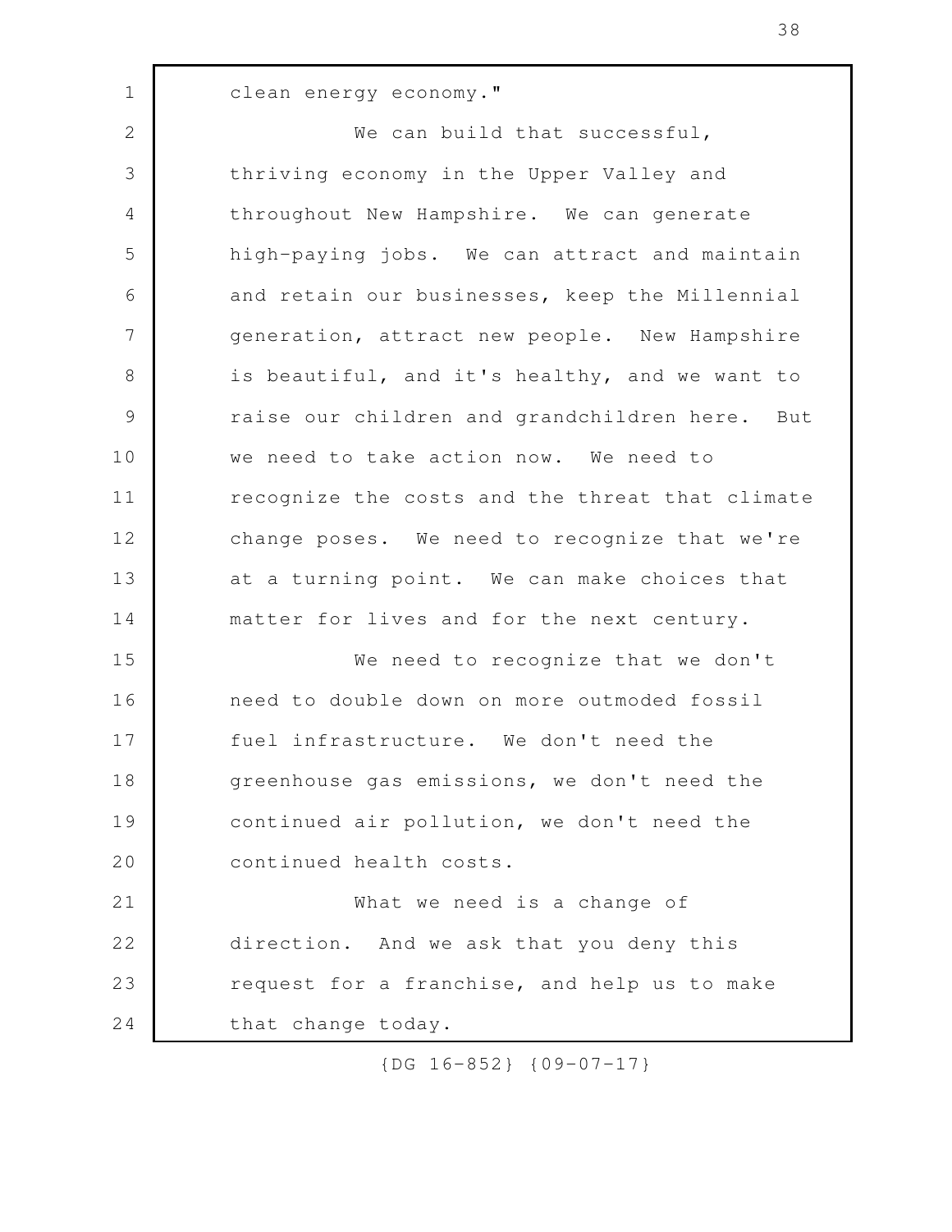clean energy economy."

We can build that successful, thriving economy in the Upper Valley and throughout New Hampshire. We can generate high-paying jobs. We can attract and maintain and retain our businesses, keep the Millennial generation, attract new people. New Hampshire is beautiful, and it's healthy, and we want to raise our children and grandchildren here. But we need to take action now. We need to recognize the costs and the threat that climate change poses. We need to recognize that we're at a turning point. We can make choices that matter for lives and for the next century.

We need to recognize that we don't need to double down on more outmoded fossil fuel infrastructure. We don't need the greenhouse gas emissions, we don't need the continued air pollution, we don't need the continued health costs.

What we need is a change of direction. And we ask that you deny this request for a franchise, and help us to make that change today.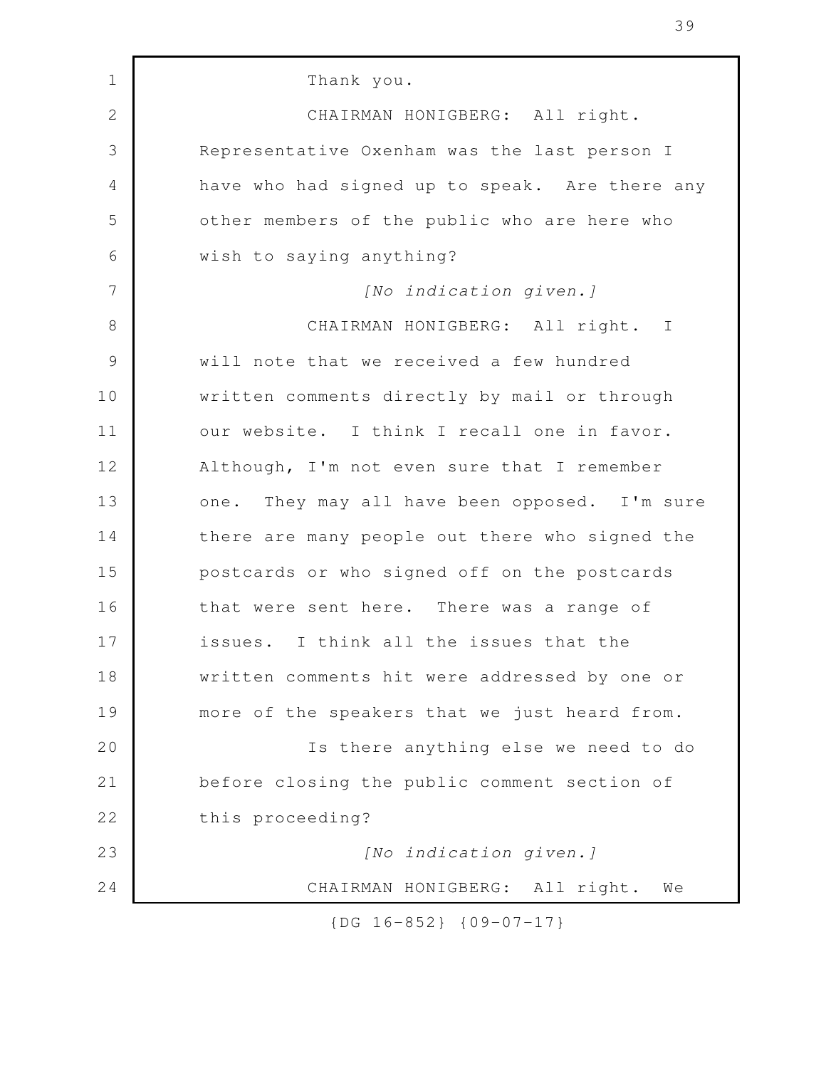Thank you.

CHAIRMAN HONIGBERG: All right. Representative Oxenham was the last person I have who had signed up to speak. Are there any other members of the public who are here who wish to saying anything?

*[No indication given.]*

CHAIRMAN HONIGBERG: All right. I will note that we received a few hundred written comments directly by mail or through our website. I think I recall one in favor. Although, I'm not even sure that I remember one. They may all have been opposed. I'm sure there are many people out there who signed the postcards or who signed off on the postcards that were sent here. There was a range of issues. I think all the issues that the written comments hit were addressed by one or more of the speakers that we just heard from.

Is there anything else we need to do before closing the public comment section of this proceeding?

*[No indication given.]*

CHAIRMAN HONIGBERG: All right. We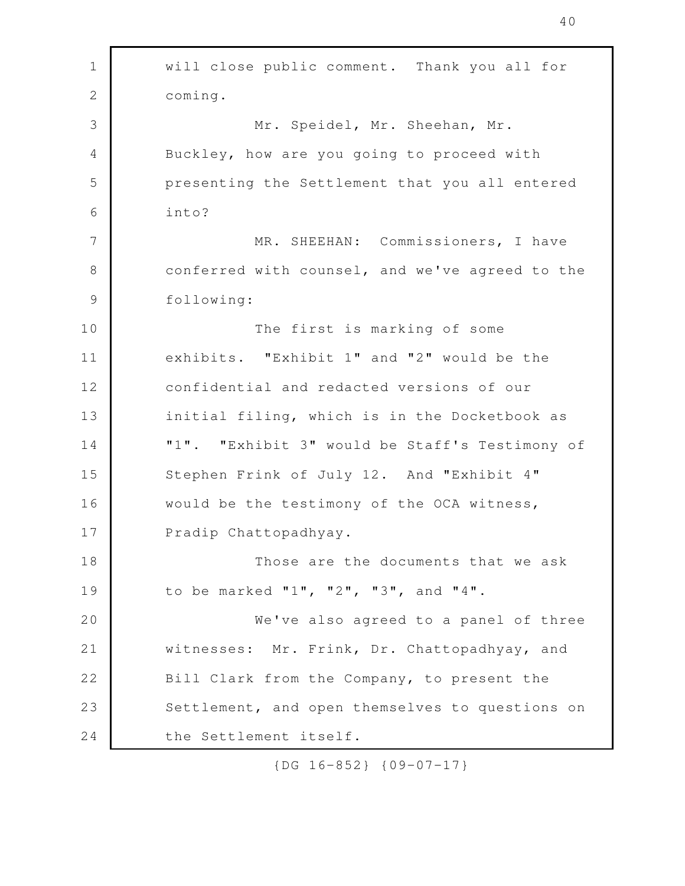will close public comment. Thank you all for coming.

Mr. Speidel, Mr. Sheehan, Mr. Buckley, how are you going to proceed with presenting the Settlement that you all entered into?

MR. SHEEHAN: Commissioners, I have conferred with counsel, and we've agreed to the following:

The first is marking of some exhibits. "Exhibit 1" and "2" would be the confidential and redacted versions of our initial filing, which is in the Docketbook as "1". "Exhibit 3" would be Staff's Testimony of Stephen Frink of July 12. And "Exhibit 4" would be the testimony of the OCA witness, Pradip Chattopadhyay.

Those are the documents that we ask to be marked "1", "2", "3", and "4".

We've also agreed to a panel of three witnesses: Mr. Frink, Dr. Chattopadhyay, and Bill Clark from the Company, to present the Settlement, and open themselves to questions on the Settlement itself.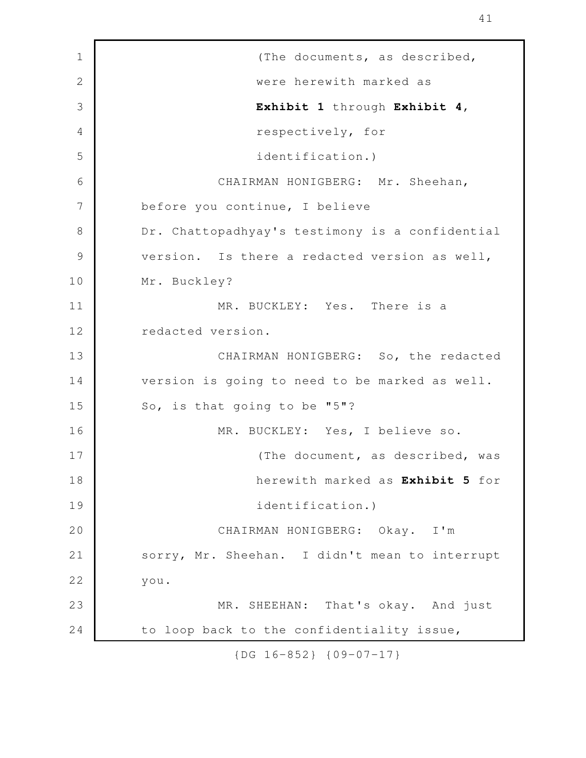(The documents, as described, were herewith marked as **Exhibit 1** through **Exhibit 4**, respectively, for identification.)

CHAIRMAN HONIGBERG: Mr. Sheehan, before you continue, I believe Dr. Chattopadhyay's testimony is a confidential version. Is there a redacted version as well, Mr. Buckley?

MR. BUCKLEY: Yes. There is a redacted version.

CHAIRMAN HONIGBERG: So, the redacted version is going to need to be marked as well. So, is that going to be "5"?

MR. BUCKLEY: Yes, I believe so.

(The document, as described, was herewith marked as **Exhibit 5** for identification.)

CHAIRMAN HONIGBERG: Okay. I'm sorry, Mr. Sheehan. I didn't mean to interrupt you.

MR. SHEEHAN: That's okay. And just to loop back to the confidentiality issue,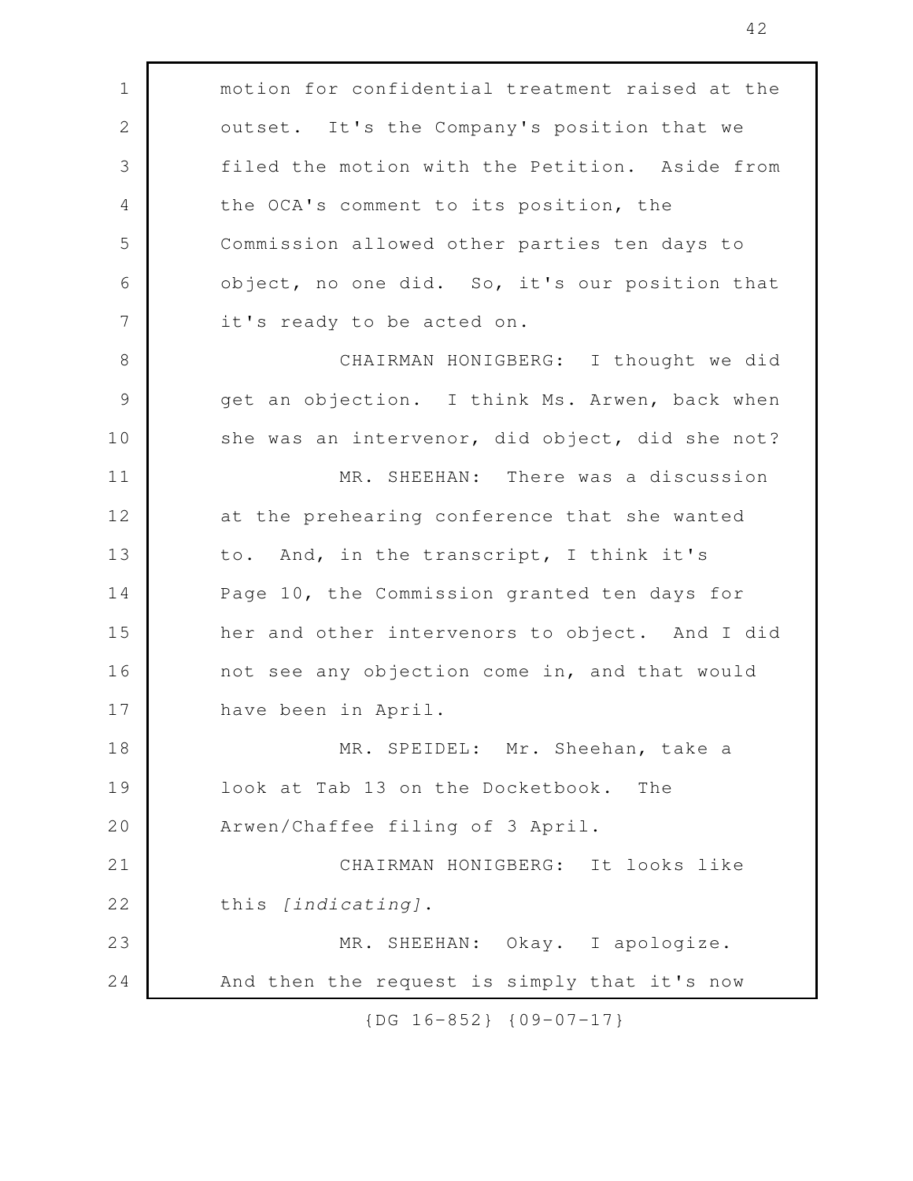motion for confidential treatment raised at the outset. It's the Company's position that we filed the motion with the Petition. Aside from the OCA's comment to its position, the Commission allowed other parties ten days to object, no one did. So, it's our position that it's ready to be acted on.

CHAIRMAN HONIGBERG: I thought we did get an objection. I think Ms. Arwen, back when she was an intervenor, did object, did she not?

MR. SHEEHAN: There was a discussion at the prehearing conference that she wanted to. And, in the transcript, I think it's Page 10, the Commission granted ten days for her and other intervenors to object. And I did not see any objection come in, and that would have been in April.

MR. SPEIDEL: Mr. Sheehan, take a look at Tab 13 on the Docketbook. The Arwen/Chaffee filing of 3 April.

CHAIRMAN HONIGBERG: It looks like this *[indicating]*.

MR. SHEEHAN: Okay. I apologize. And then the request is simply that it's now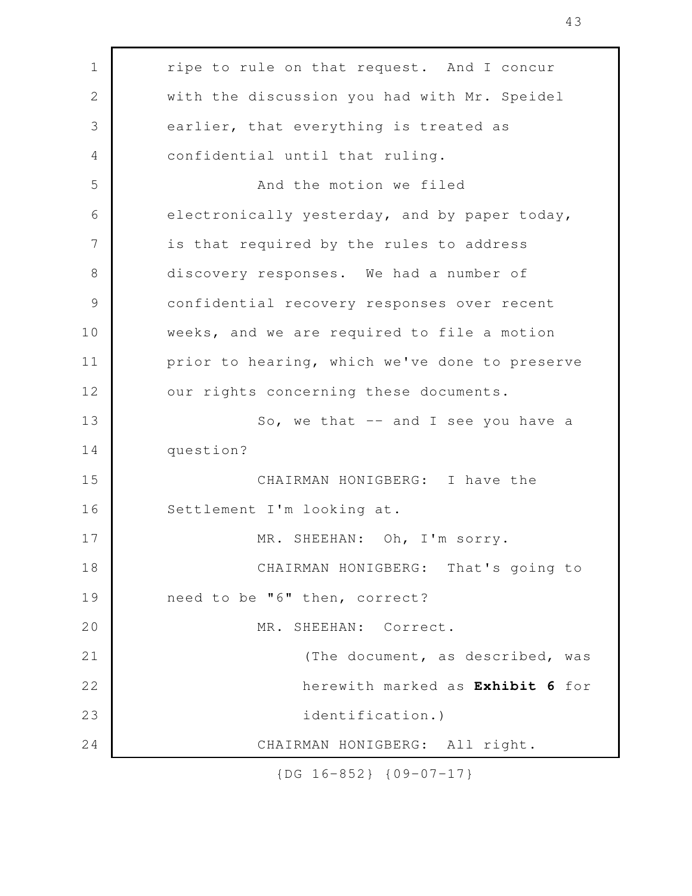ripe to rule on that request. And I concur with the discussion you had with Mr. Speidel earlier, that everything is treated as confidential until that ruling.

And the motion we filed electronically yesterday, and by paper today, is that required by the rules to address discovery responses. We had a number of confidential recovery responses over recent weeks, and we are required to file a motion prior to hearing, which we've done to preserve our rights concerning these documents.

So, we that -- and I see you have a question?

CHAIRMAN HONIGBERG: I have the Settlement I'm looking at.

MR. SHEEHAN: Oh, I'm sorry.

CHAIRMAN HONIGBERG: That's going to need to be "6" then, correct?

MR. SHEEHAN: Correct.

(The document, as described, was herewith marked as **Exhibit 6** for identification.)

CHAIRMAN HONIGBERG: All right.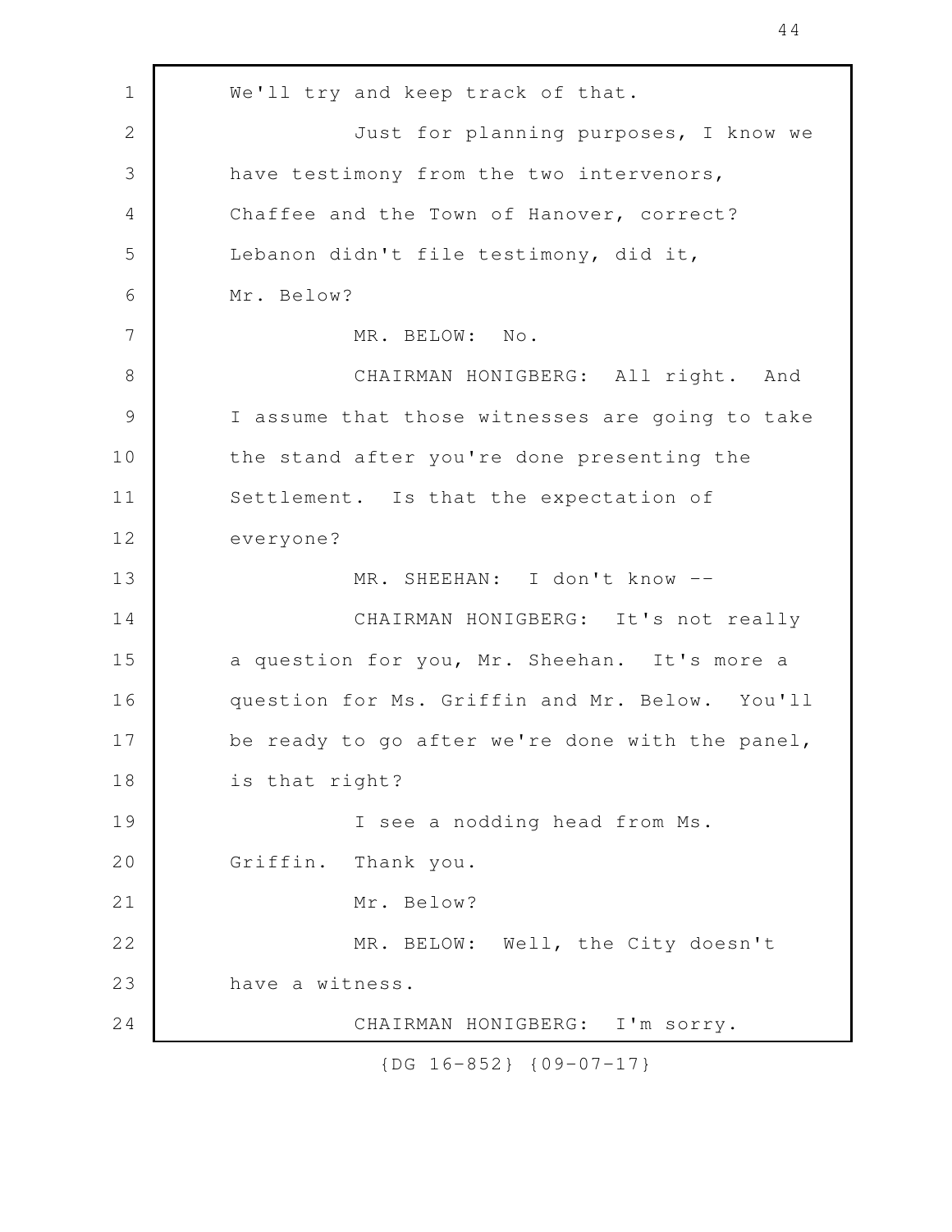We'll try and keep track of that.

Just for planning purposes, I know we have testimony from the two intervenors, Chaffee and the Town of Hanover, correct? Lebanon didn't file testimony, did it, Mr. Below?

MR. BELOW: No.

CHAIRMAN HONIGBERG: All right. And I assume that those witnesses are going to take the stand after you're done presenting the Settlement. Is that the expectation of everyone?

MR. SHEEHAN: I don't know --

CHAIRMAN HONIGBERG: It's not really a question for you, Mr. Sheehan. It's more a question for Ms. Griffin and Mr. Below. You'll be ready to go after we're done with the panel, is that right?

I see a nodding head from Ms. Griffin. Thank you.

Mr. Below?

MR. BELOW: Well, the City doesn't have a witness.

CHAIRMAN HONIGBERG: I'm sorry.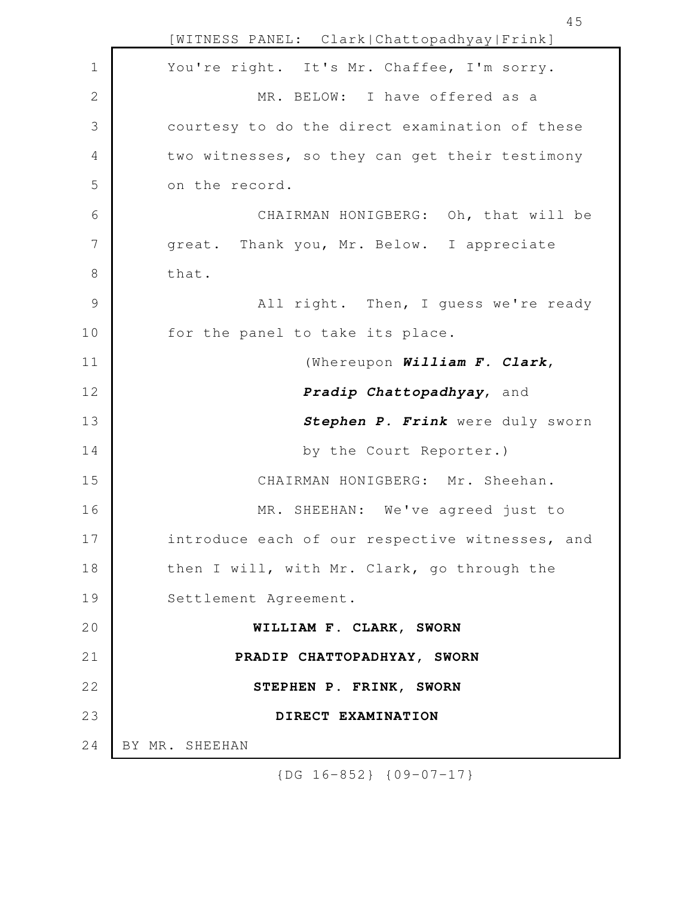You're right. It's Mr. Chaffee, I'm sorry.

MR. BELOW: I have offered as a courtesy to do the direct examination of these two witnesses, so they can get their testimony on the record.

CHAIRMAN HONIGBERG: Oh, that will be great. Thank you, Mr. Below. I appreciate that.

All right. Then, I guess we're ready for the panel to take its place.

(Whereupon ***William F. Clark***, ***Pradip Chattopadhyay***, and ***Stephen P. Frink*** were duly sworn by the Court Reporter.)

CHAIRMAN HONIGBERG: Mr. Sheehan.

MR. SHEEHAN: We've agreed just to introduce each of our respective witnesses, and then I will, with Mr. Clark, go through the Settlement Agreement.

**WILLIAM F. CLARK, SWORN**

**PRADIP CHATTOPADHYAY, SWORN**

**STEPHEN P. FRINK, SWORN**

**DIRECT EXAMINATION**

BY MR. SHEEHAN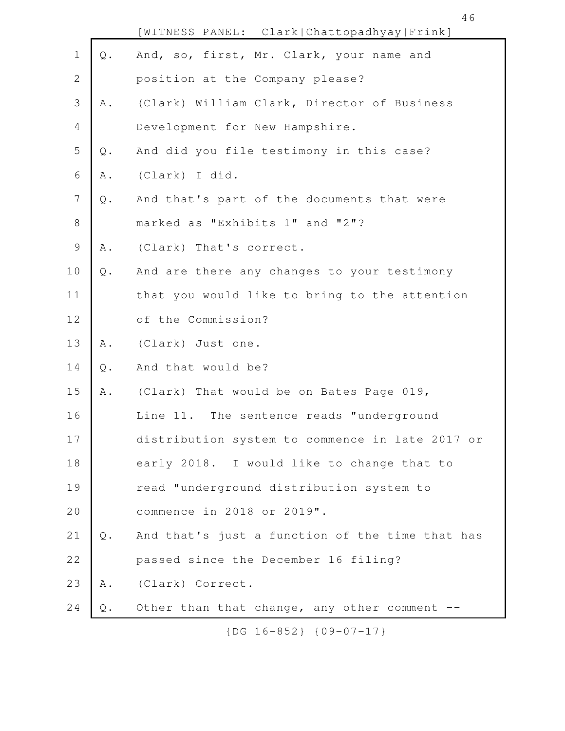[WITNESS PANEL: Clark|Chattopadhyay|Frink]

1 Q. And, so, first, Mr. Clark, your name and
2 position at the Company please?
3 A. (Clark) William Clark, Director of Business
4 Development for New Hampshire.
5 Q. And did you file testimony in this case?
6 A. (Clark) I did.
7 Q. And that's part of the documents that were
8 marked as "Exhibits 1" and "2"?
9 A. (Clark) That's correct.
10 Q. And are there any changes to your testimony
11 that you would like to bring to the attention
12 of the Commission?
13 A. (Clark) Just one.
14 Q. And that would be?
15 A. (Clark) That would be on Bates Page 019,
16 Line 11. The sentence reads "underground
17 distribution system to commence in late 2017 or
18 early 2018. I would like to change that to
19 read "underground distribution system to
20 commence in 2018 or 2019".
21 Q. And that's just a function of the time that has
22 passed since the December 16 filing?
23 A. (Clark) Correct.
24 Q. Other than that change, any other comment --

{DG 16-852} {09-07-17}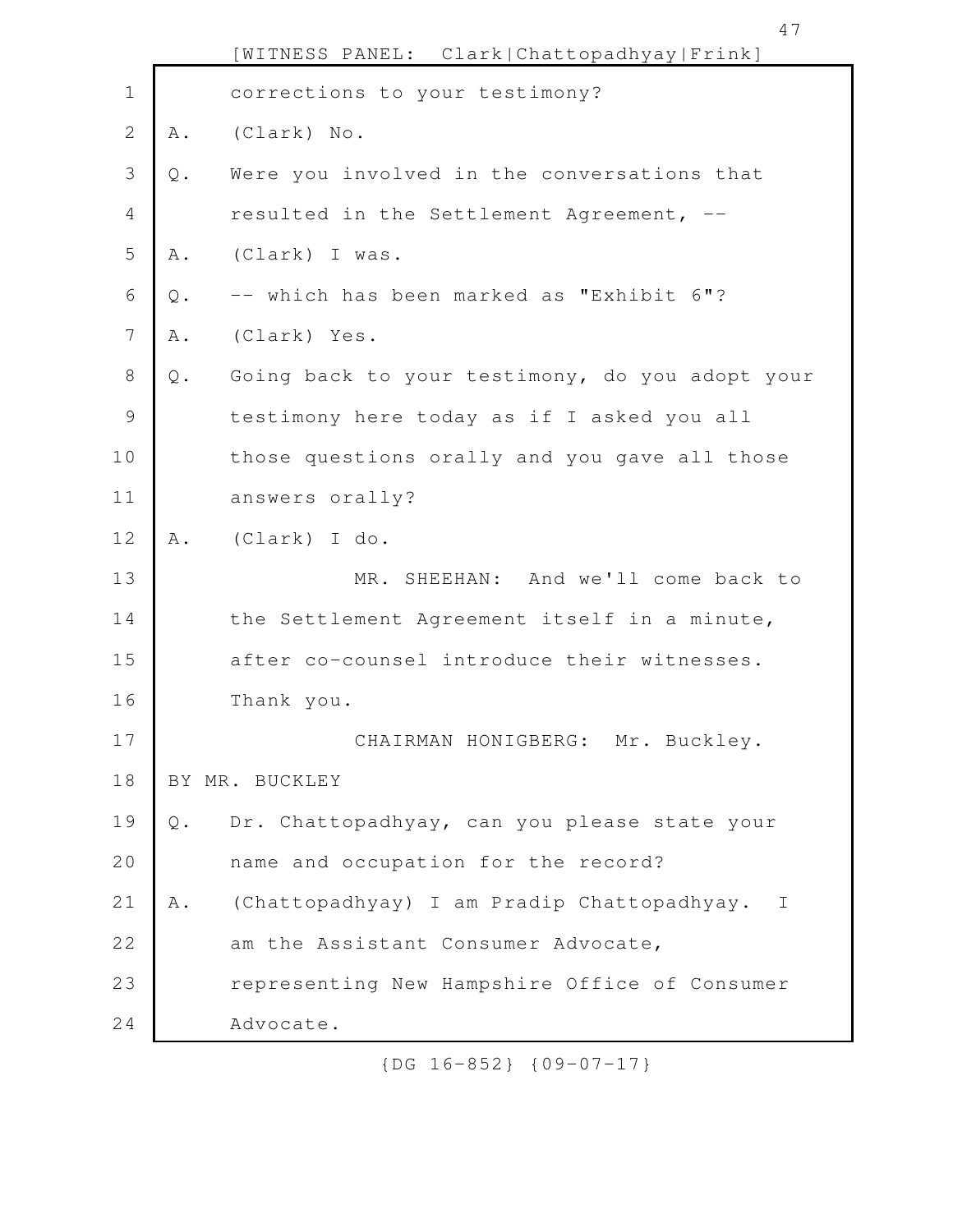[WITNESS PANEL: Clark|Chattopadhyay|Frink]

corrections to your testimony?

A. (Clark) No.

Q. Were you involved in the conversations that resulted in the Settlement Agreement, --

A. (Clark) I was.

Q. -- which has been marked as "Exhibit 6"?

A. (Clark) Yes.

Q. Going back to your testimony, do you adopt your testimony here today as if I asked you all those questions orally and you gave all those answers orally?

A. (Clark) I do.

MR. SHEEHAN: And we'll come back to the Settlement Agreement itself in a minute, after co-counsel introduce their witnesses. Thank you.

CHAIRMAN HONIGBERG: Mr. Buckley.

BY MR. BUCKLEY

Q. Dr. Chattopadhyay, can you please state your name and occupation for the record?

A. (Chattopadhyay) I am Pradip Chattopadhyay. I am the Assistant Consumer Advocate, representing New Hampshire Office of Consumer Advocate.

{DG 16-852} {09-07-17}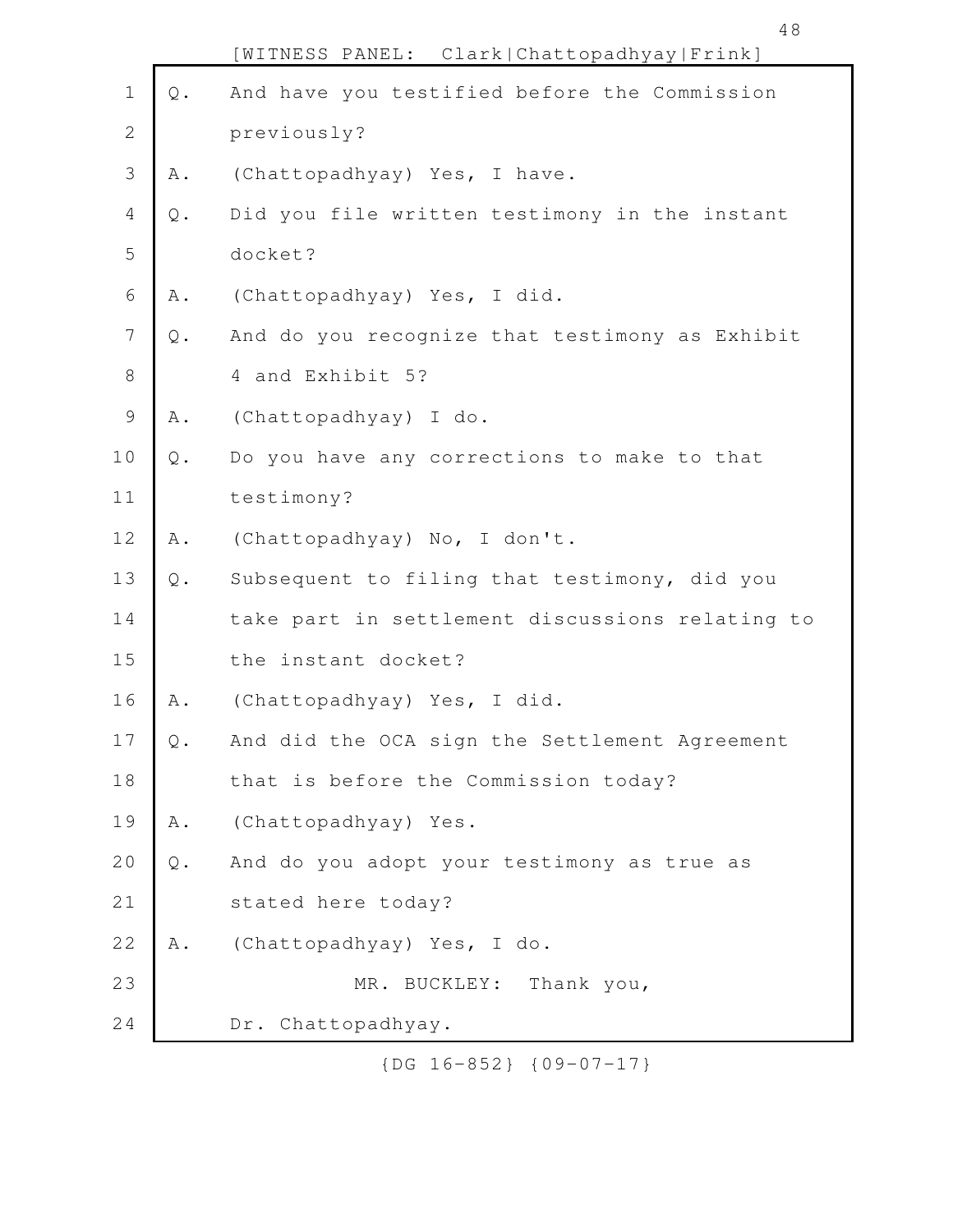Q. And have you testified before the Commission previously?

A. (Chattopadhyay) Yes, I have.

Q. Did you file written testimony in the instant docket?

A. (Chattopadhyay) Yes, I did.

Q. And do you recognize that testimony as Exhibit 4 and Exhibit 5?

A. (Chattopadhyay) I do.

Q. Do you have any corrections to make to that testimony?

A. (Chattopadhyay) No, I don't.

Q. Subsequent to filing that testimony, did you take part in settlement discussions relating to the instant docket?

A. (Chattopadhyay) Yes, I did.

Q. And did the OCA sign the Settlement Agreement that is before the Commission today?

A. (Chattopadhyay) Yes.

Q. And do you adopt your testimony as true as stated here today?

A. (Chattopadhyay) Yes, I do.

MR. BUCKLEY: Thank you, Dr. Chattopadhyay.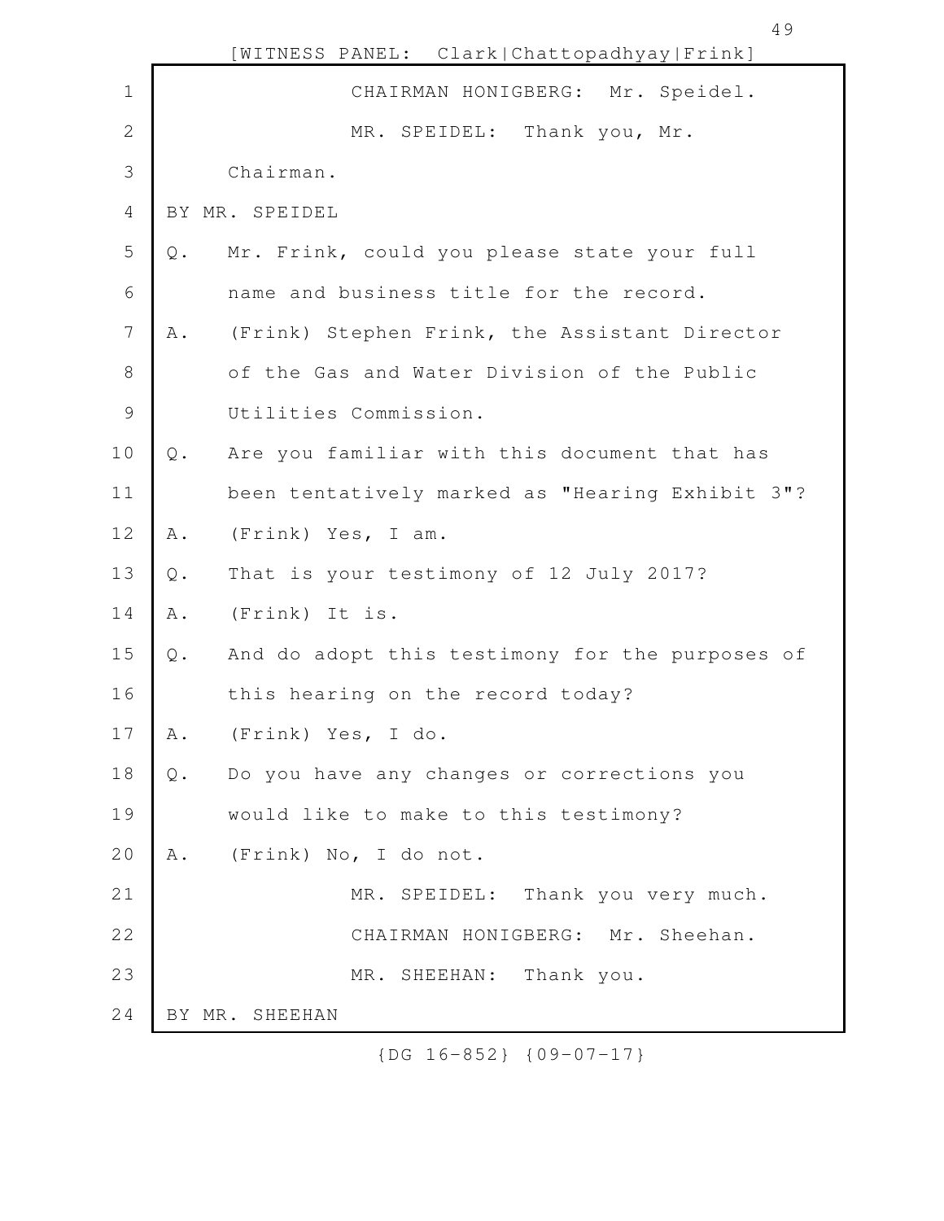CHAIRMAN HONIGBERG: Mr. Speidel.

MR. SPEIDEL: Thank you, Mr. Chairman.

BY MR. SPEIDEL

Q. Mr. Frink, could you please state your full name and business title for the record.

A. (Frink) Stephen Frink, the Assistant Director of the Gas and Water Division of the Public Utilities Commission.

Q. Are you familiar with this document that has been tentatively marked as "Hearing Exhibit 3"?

A. (Frink) Yes, I am.

Q. That is your testimony of 12 July 2017?

A. (Frink) It is.

Q. And do adopt this testimony for the purposes of this hearing on the record today?

A. (Frink) Yes, I do.

Q. Do you have any changes or corrections you would like to make to this testimony?

A. (Frink) No, I do not.

MR. SPEIDEL: Thank you very much.

CHAIRMAN HONIGBERG: Mr. Sheehan.

MR. SHEEHAN: Thank you.

BY MR. SHEEHAN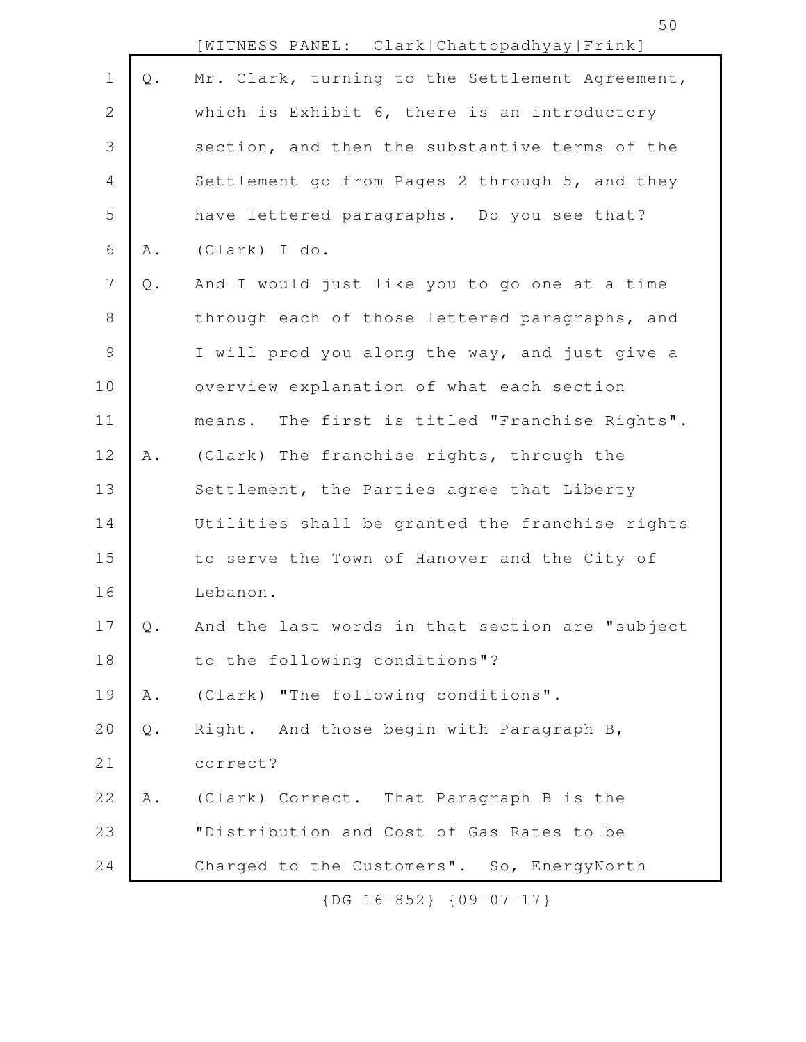[WITNESS PANEL: Clark|Chattopadhyay|Frink]

Q. Mr. Clark, turning to the Settlement Agreement, which is Exhibit 6, there is an introductory section, and then the substantive terms of the Settlement go from Pages 2 through 5, and they have lettered paragraphs. Do you see that?

A. (Clark) I do.

Q. And I would just like you to go one at a time through each of those lettered paragraphs, and I will prod you along the way, and just give a overview explanation of what each section means. The first is titled "Franchise Rights".

A. (Clark) The franchise rights, through the Settlement, the Parties agree that Liberty Utilities shall be granted the franchise rights to serve the Town of Hanover and the City of Lebanon.

Q. And the last words in that section are "subject to the following conditions"?

A. (Clark) "The following conditions".

Q. Right. And those begin with Paragraph B, correct?

A. (Clark) Correct. That Paragraph B is the "Distribution and Cost of Gas Rates to be Charged to the Customers". So, EnergyNorth

{DG 16-852} {09-07-17}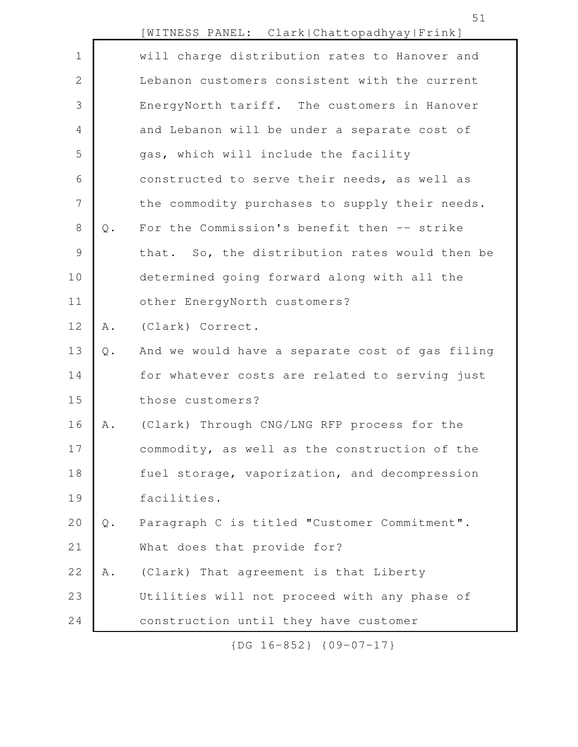[WITNESS PANEL: Clark|Chattopadhyay|Frink]

will charge distribution rates to Hanover and Lebanon customers consistent with the current EnergyNorth tariff. The customers in Hanover and Lebanon will be under a separate cost of gas, which will include the facility constructed to serve their needs, as well as the commodity purchases to supply their needs.

Q. For the Commission's benefit then -- strike that. So, the distribution rates would then be determined going forward along with all the other EnergyNorth customers?

A. (Clark) Correct.

Q. And we would have a separate cost of gas filing for whatever costs are related to serving just those customers?

A. (Clark) Through CNG/LNG RFP process for the commodity, as well as the construction of the fuel storage, vaporization, and decompression facilities.

Q. Paragraph C is titled "Customer Commitment". What does that provide for?

A. (Clark) That agreement is that Liberty Utilities will not proceed with any phase of construction until they have customer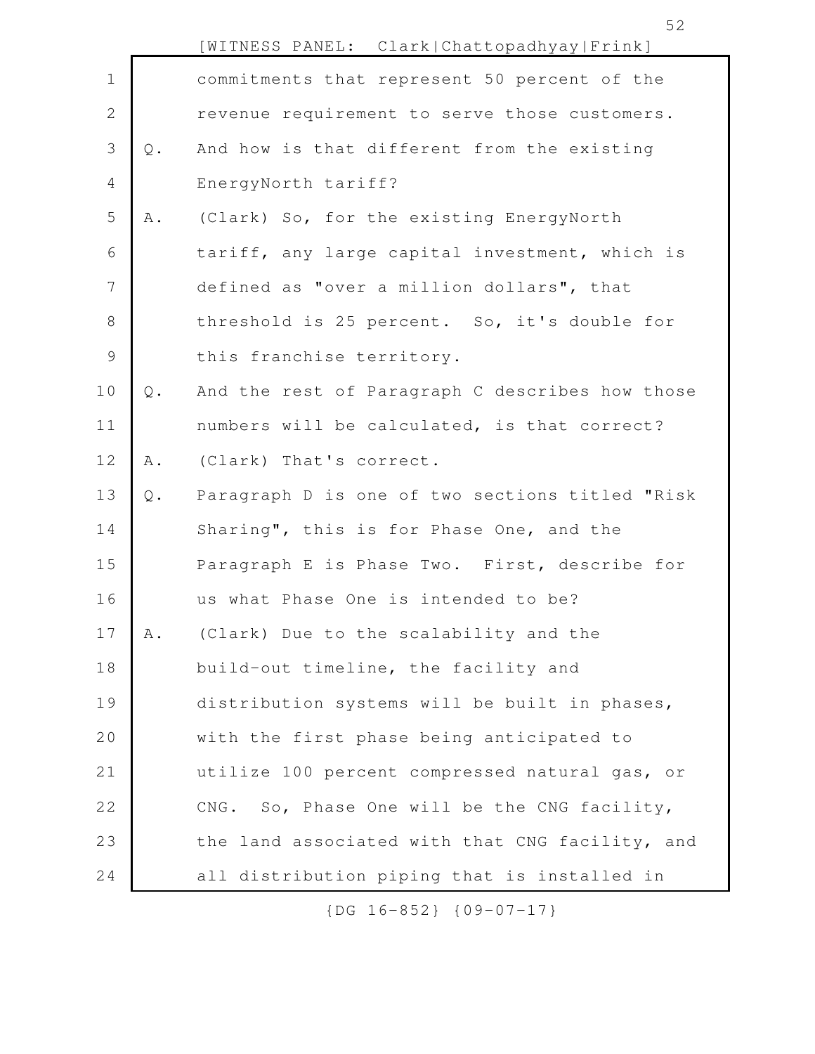commitments that represent 50 percent of the revenue requirement to serve those customers.

Q. And how is that different from the existing EnergyNorth tariff?

A. (Clark) So, for the existing EnergyNorth tariff, any large capital investment, which is defined as "over a million dollars", that threshold is 25 percent. So, it's double for this franchise territory.

Q. And the rest of Paragraph C describes how those numbers will be calculated, is that correct?

A. (Clark) That's correct.

Q. Paragraph D is one of two sections titled "Risk Sharing", this is for Phase One, and the Paragraph E is Phase Two. First, describe for us what Phase One is intended to be?

A. (Clark) Due to the scalability and the build-out timeline, the facility and distribution systems will be built in phases, with the first phase being anticipated to utilize 100 percent compressed natural gas, or CNG. So, Phase One will be the CNG facility, the land associated with that CNG facility, and all distribution piping that is installed in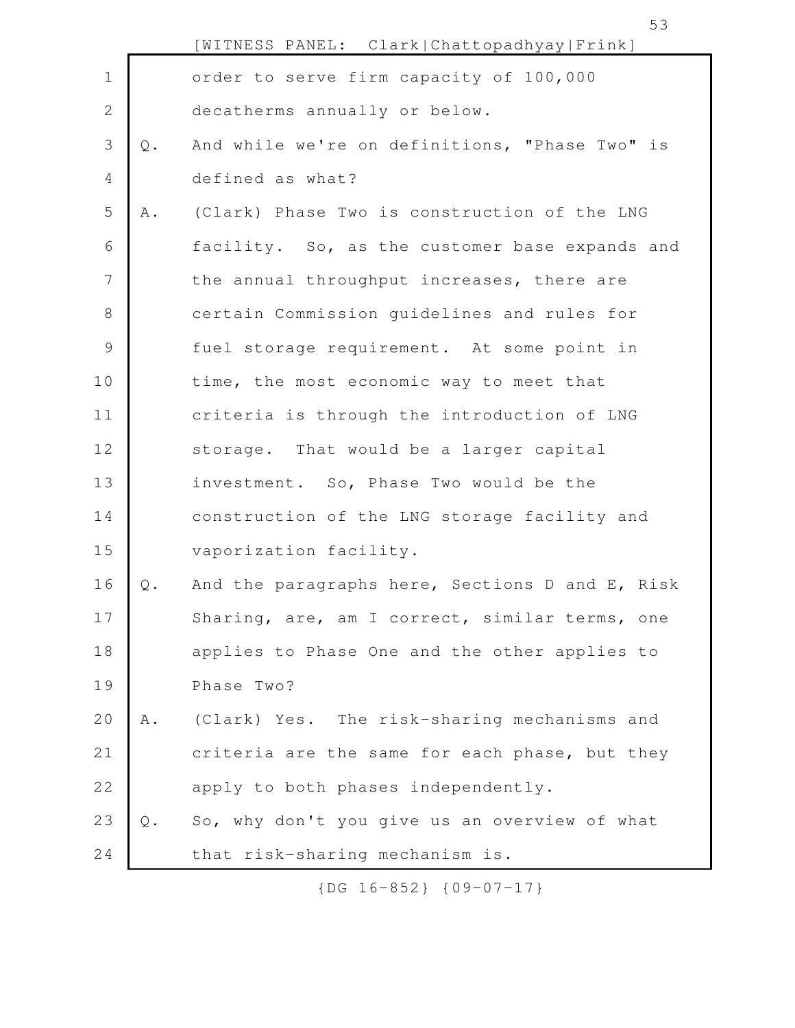order to serve firm capacity of 100,000 decatherms annually or below.

Q. And while we're on definitions, "Phase Two" is defined as what?

A. (Clark) Phase Two is construction of the LNG facility. So, as the customer base expands and the annual throughput increases, there are certain Commission guidelines and rules for fuel storage requirement. At some point in time, the most economic way to meet that criteria is through the introduction of LNG storage. That would be a larger capital investment. So, Phase Two would be the construction of the LNG storage facility and vaporization facility.

Q. And the paragraphs here, Sections D and E, Risk Sharing, are, am I correct, similar terms, one applies to Phase One and the other applies to Phase Two?

A. (Clark) Yes. The risk-sharing mechanisms and criteria are the same for each phase, but they apply to both phases independently.

Q. So, why don't you give us an overview of what that risk-sharing mechanism is.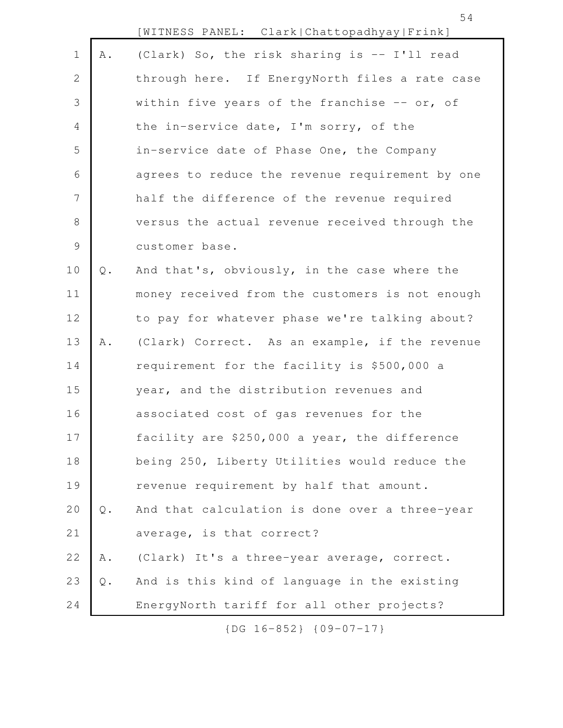A. (Clark) So, the risk sharing is -- I'll read through here. If EnergyNorth files a rate case within five years of the franchise -- or, of the in-service date, I'm sorry, of the in-service date of Phase One, the Company agrees to reduce the revenue requirement by one half the difference of the revenue required versus the actual revenue received through the customer base.

Q. And that's, obviously, in the case where the money received from the customers is not enough to pay for whatever phase we're talking about?

A. (Clark) Correct. As an example, if the revenue requirement for the facility is $500,000 a year, and the distribution revenues and associated cost of gas revenues for the facility are $250,000 a year, the difference being 250, Liberty Utilities would reduce the revenue requirement by half that amount.

Q. And that calculation is done over a three-year average, is that correct?

A. (Clark) It's a three-year average, correct.

Q. And is this kind of language in the existing EnergyNorth tariff for all other projects?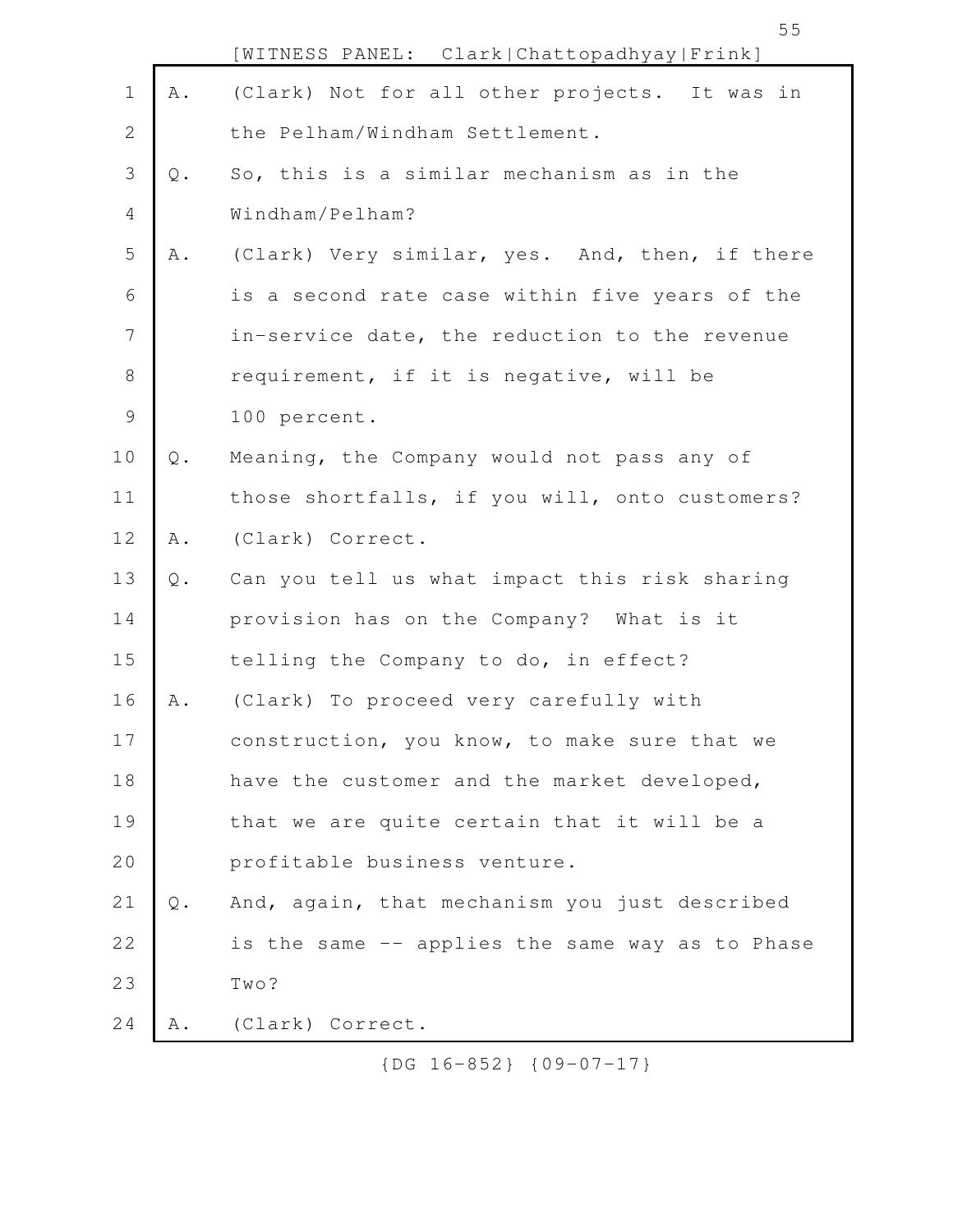[WITNESS PANEL: Clark|Chattopadhyay|Frink]

A. (Clark) Not for all other projects. It was in the Pelham/Windham Settlement.

Q. So, this is a similar mechanism as in the Windham/Pelham?

A. (Clark) Very similar, yes. And, then, if there is a second rate case within five years of the in-service date, the reduction to the revenue requirement, if it is negative, will be 100 percent.

Q. Meaning, the Company would not pass any of those shortfalls, if you will, onto customers?

A. (Clark) Correct.

Q. Can you tell us what impact this risk sharing provision has on the Company? What is it telling the Company to do, in effect?

A. (Clark) To proceed very carefully with construction, you know, to make sure that we have the customer and the market developed, that we are quite certain that it will be a profitable business venture.

Q. And, again, that mechanism you just described is the same -- applies the same way as to Phase Two?

A. (Clark) Correct.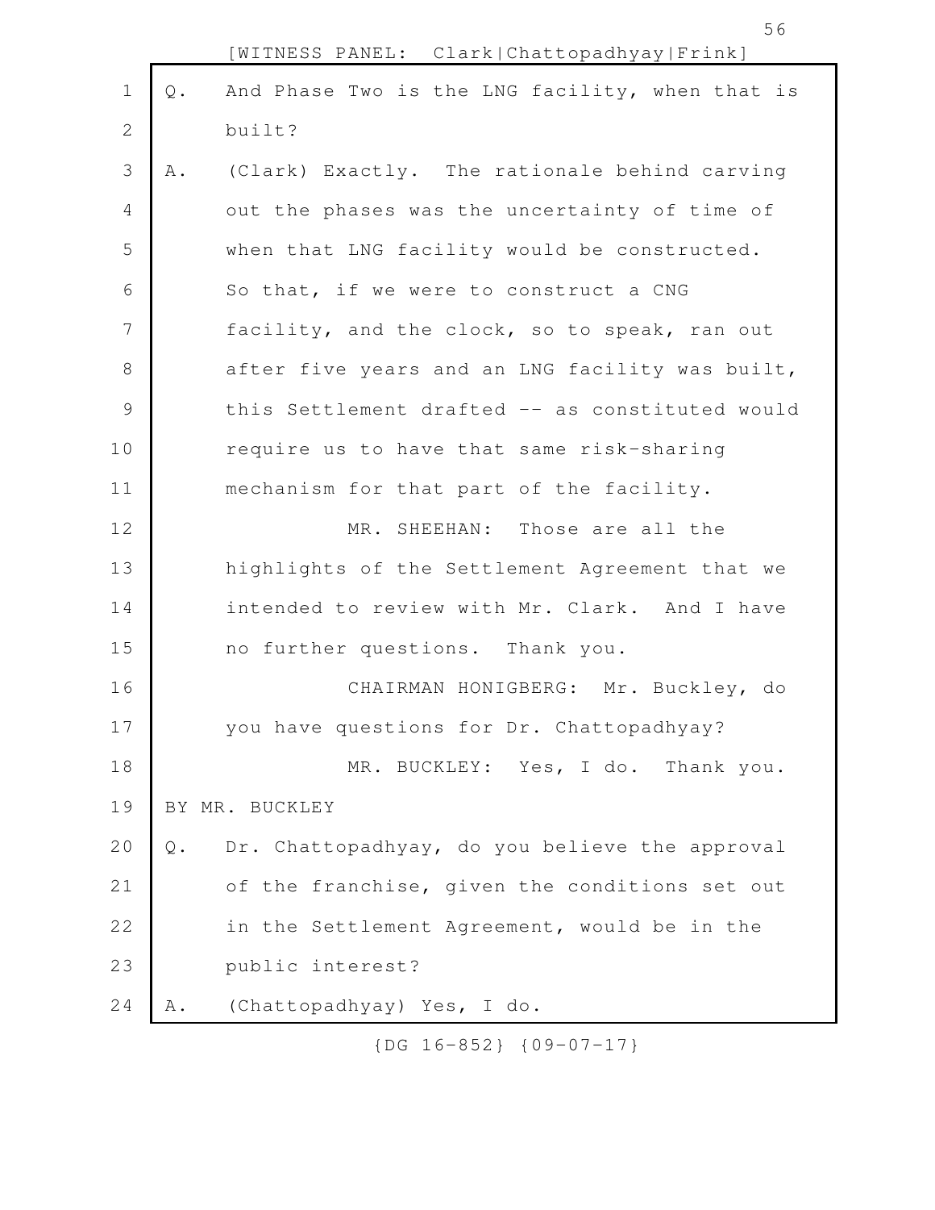Q. And Phase Two is the LNG facility, when that is built?

A. (Clark) Exactly. The rationale behind carving out the phases was the uncertainty of time of when that LNG facility would be constructed. So that, if we were to construct a CNG facility, and the clock, so to speak, ran out after five years and an LNG facility was built, this Settlement drafted -- as constituted would require us to have that same risk-sharing mechanism for that part of the facility.

MR. SHEEHAN: Those are all the highlights of the Settlement Agreement that we intended to review with Mr. Clark. And I have no further questions. Thank you.

CHAIRMAN HONIGBERG: Mr. Buckley, do you have questions for Dr. Chattopadhyay?

MR. BUCKLEY: Yes, I do. Thank you.

BY MR. BUCKLEY

Q. Dr. Chattopadhyay, do you believe the approval of the franchise, given the conditions set out in the Settlement Agreement, would be in the public interest?

A. (Chattopadhyay) Yes, I do.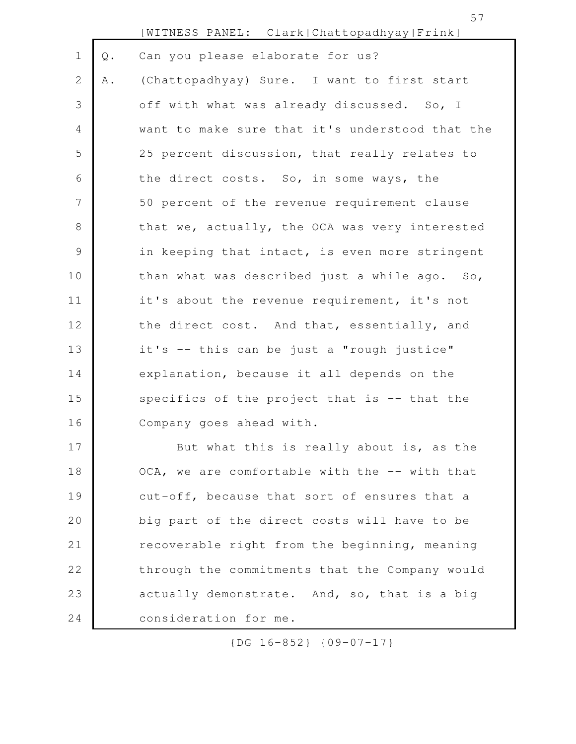Q. Can you please elaborate for us?

A. (Chattopadhyay) Sure. I want to first start off with what was already discussed. So, I want to make sure that it's understood that the 25 percent discussion, that really relates to the direct costs. So, in some ways, the 50 percent of the revenue requirement clause that we, actually, the OCA was very interested in keeping that intact, is even more stringent than what was described just a while ago. So, it's about the revenue requirement, it's not the direct cost. And that, essentially, and it's -- this can be just a "rough justice" explanation, because it all depends on the specifics of the project that is -- that the Company goes ahead with.

But what this is really about is, as the OCA, we are comfortable with the -- with that cut-off, because that sort of ensures that a big part of the direct costs will have to be recoverable right from the beginning, meaning through the commitments that the Company would actually demonstrate. And, so, that is a big consideration for me.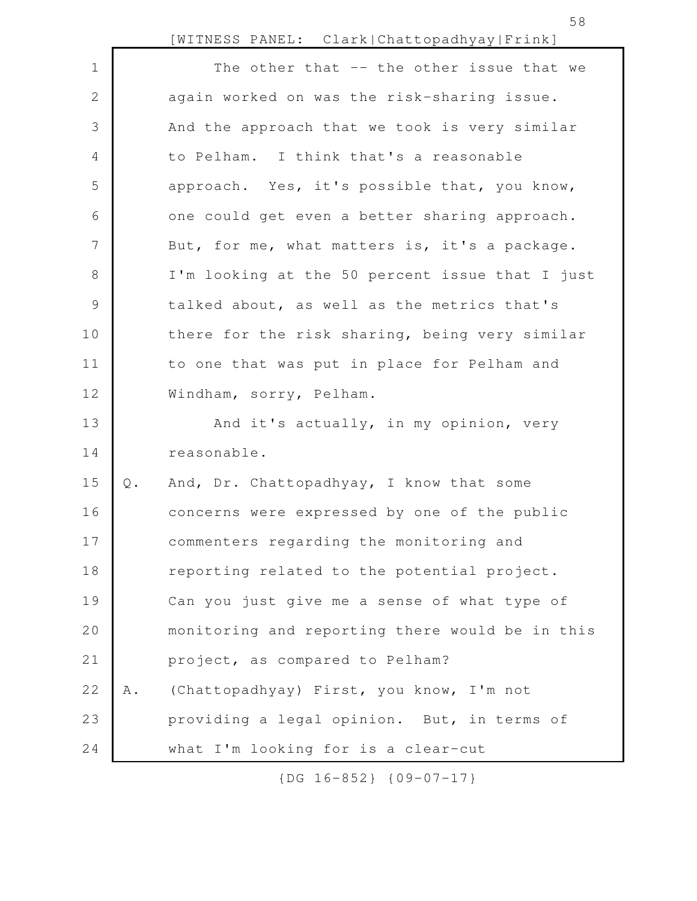The other that -- the other issue that we again worked on was the risk-sharing issue. And the approach that we took is very similar to Pelham. I think that's a reasonable approach. Yes, it's possible that, you know, one could get even a better sharing approach. But, for me, what matters is, it's a package. I'm looking at the 50 percent issue that I just talked about, as well as the metrics that's there for the risk sharing, being very similar to one that was put in place for Pelham and Windham, sorry, Pelham.

And it's actually, in my opinion, very reasonable.

Q. And, Dr. Chattopadhyay, I know that some concerns were expressed by one of the public commenters regarding the monitoring and reporting related to the potential project. Can you just give me a sense of what type of monitoring and reporting there would be in this project, as compared to Pelham?

A. (Chattopadhyay) First, you know, I'm not providing a legal opinion. But, in terms of what I'm looking for is a clear-cut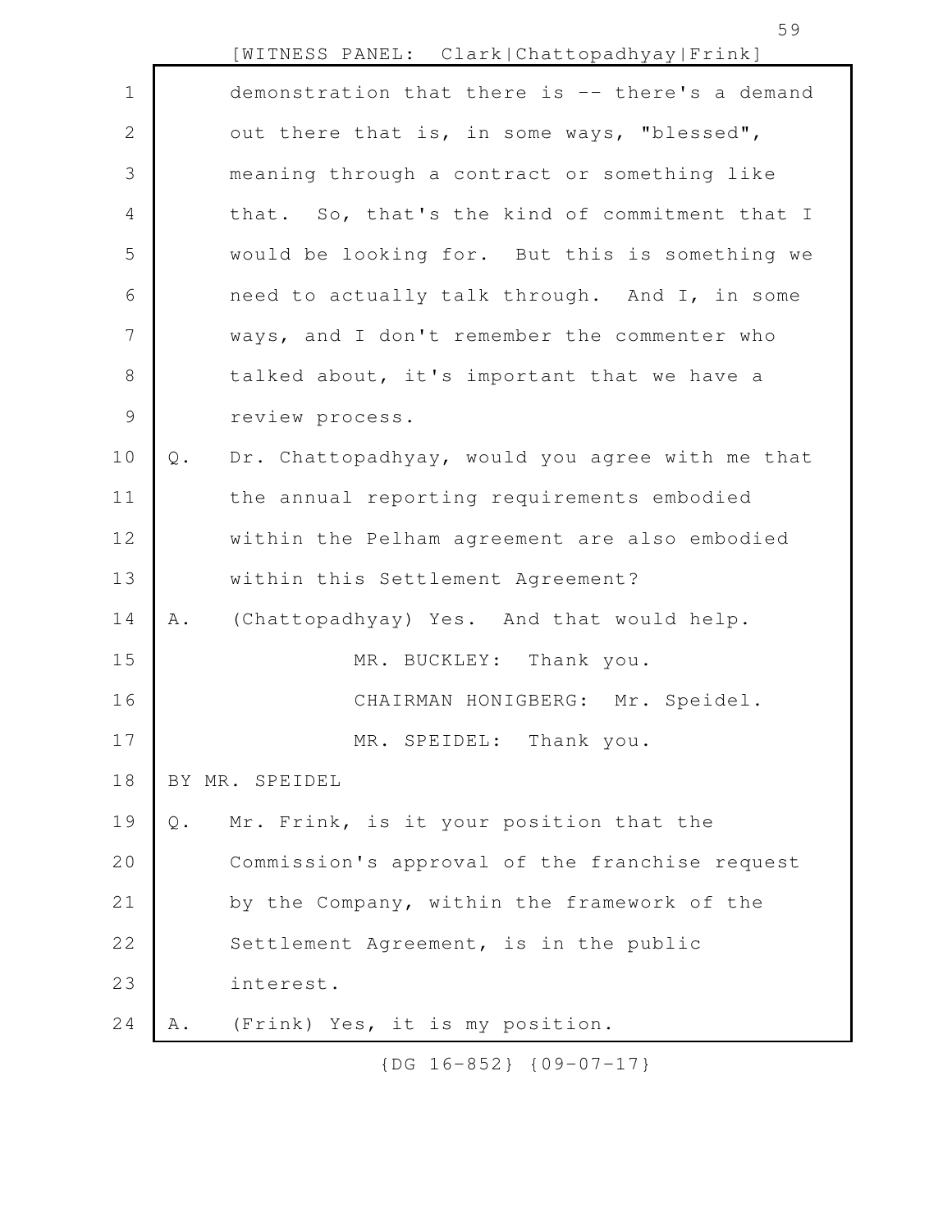demonstration that there is -- there's a demand out there that is, in some ways, "blessed", meaning through a contract or something like that. So, that's the kind of commitment that I would be looking for. But this is something we need to actually talk through. And I, in some ways, and I don't remember the commenter who talked about, it's important that we have a review process.

Q. Dr. Chattopadhyay, would you agree with me that the annual reporting requirements embodied within the Pelham agreement are also embodied within this Settlement Agreement?

A. (Chattopadhyay) Yes. And that would help.

MR. BUCKLEY: Thank you.

CHAIRMAN HONIGBERG: Mr. Speidel.

MR. SPEIDEL: Thank you.

BY MR. SPEIDEL

Q. Mr. Frink, is it your position that the Commission's approval of the franchise request by the Company, within the framework of the Settlement Agreement, is in the public interest.

A. (Frink) Yes, it is my position.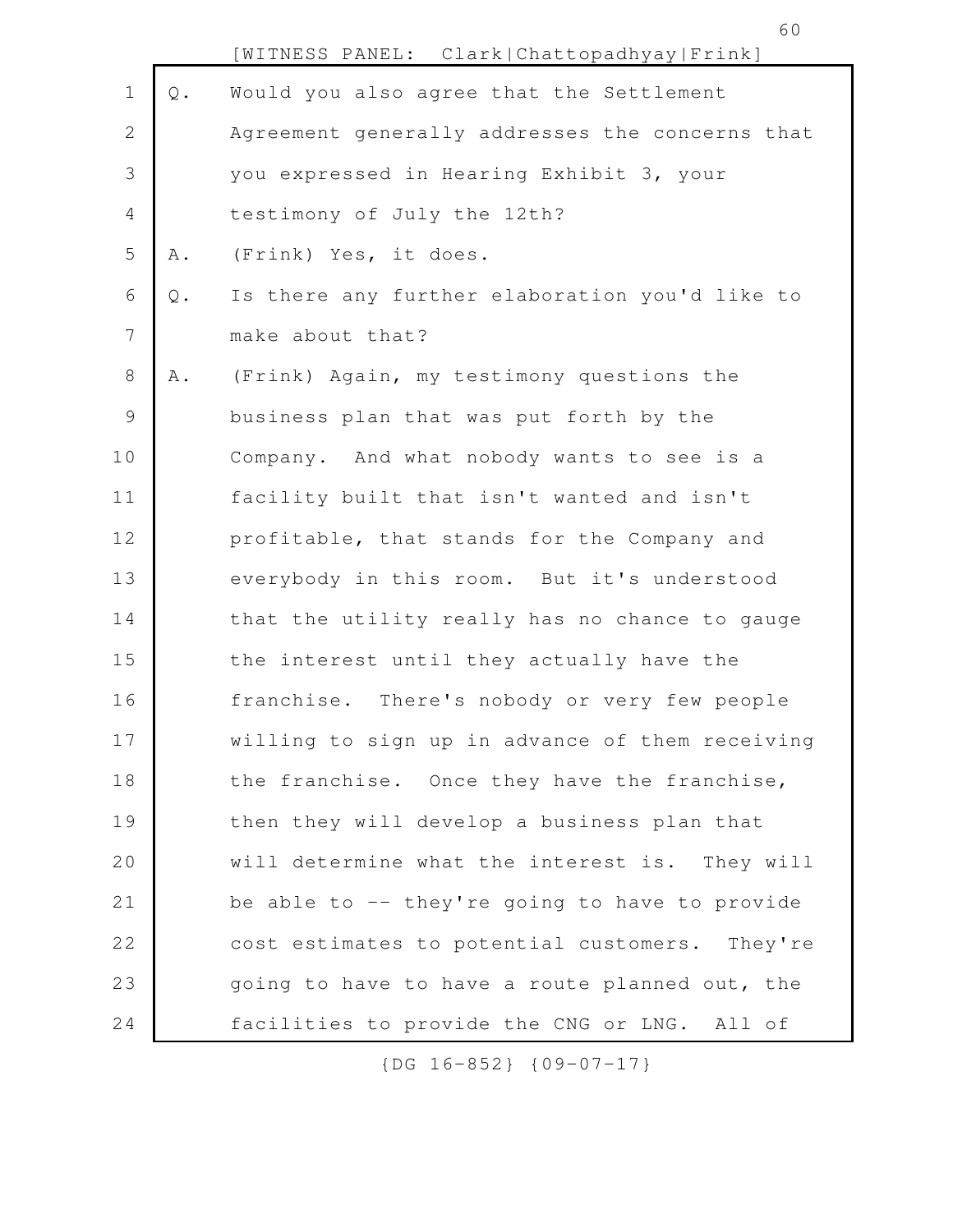Q. Would you also agree that the Settlement Agreement generally addresses the concerns that you expressed in Hearing Exhibit 3, your testimony of July the 12th?

A. (Frink) Yes, it does.

Q. Is there any further elaboration you'd like to make about that?

A. (Frink) Again, my testimony questions the business plan that was put forth by the Company. And what nobody wants to see is a facility built that isn't wanted and isn't profitable, that stands for the Company and everybody in this room. But it's understood that the utility really has no chance to gauge the interest until they actually have the franchise. There's nobody or very few people willing to sign up in advance of them receiving the franchise. Once they have the franchise, then they will develop a business plan that will determine what the interest is. They will be able to -- they're going to have to provide cost estimates to potential customers. They're going to have to have a route planned out, the facilities to provide the CNG or LNG. All of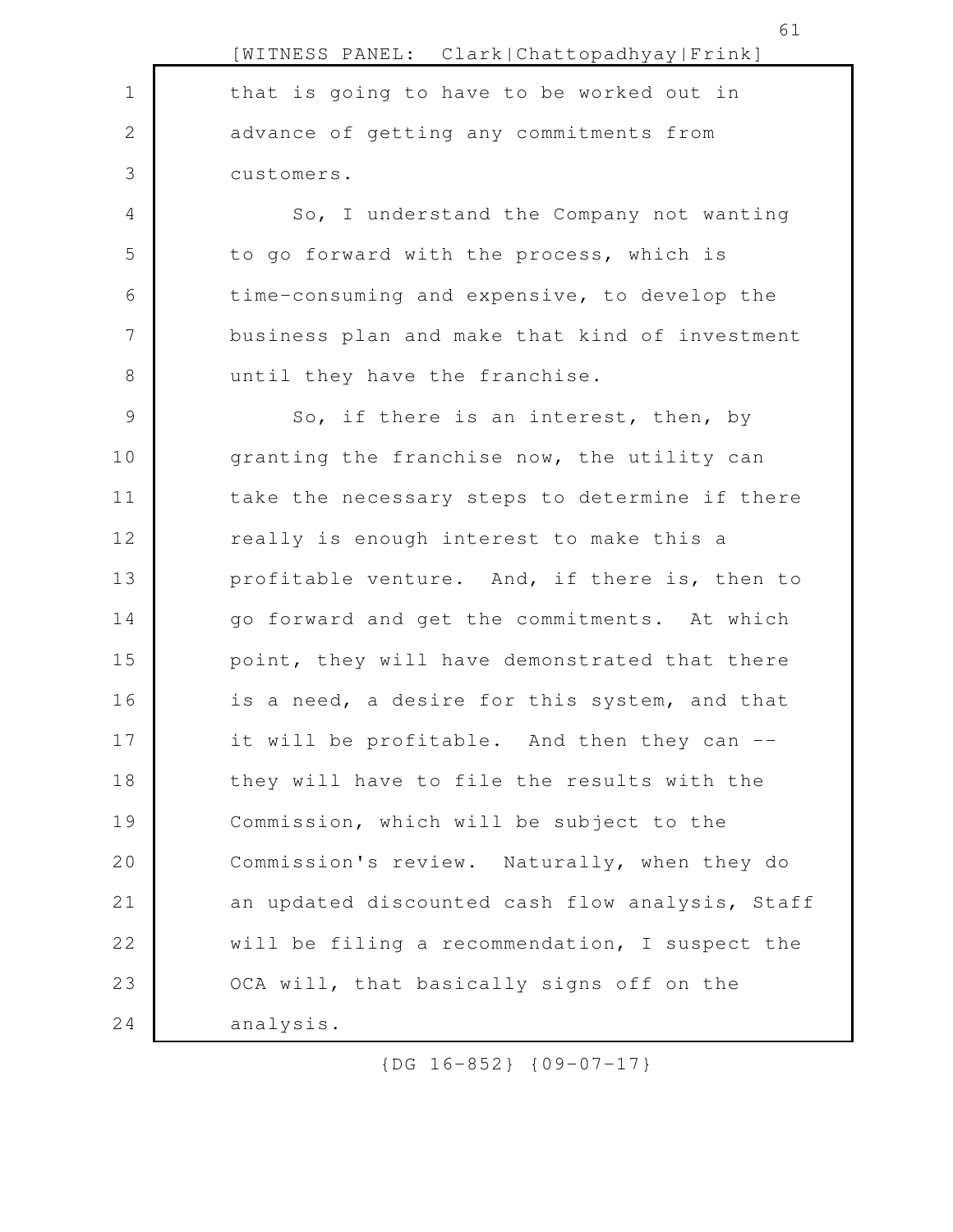that is going to have to be worked out in advance of getting any commitments from customers.

So, I understand the Company not wanting to go forward with the process, which is time-consuming and expensive, to develop the business plan and make that kind of investment until they have the franchise.

So, if there is an interest, then, by granting the franchise now, the utility can take the necessary steps to determine if there really is enough interest to make this a profitable venture. And, if there is, then to go forward and get the commitments. At which point, they will have demonstrated that there is a need, a desire for this system, and that it will be profitable. And then they can -- they will have to file the results with the Commission, which will be subject to the Commission's review. Naturally, when they do an updated discounted cash flow analysis, Staff will be filing a recommendation, I suspect the OCA will, that basically signs off on the analysis.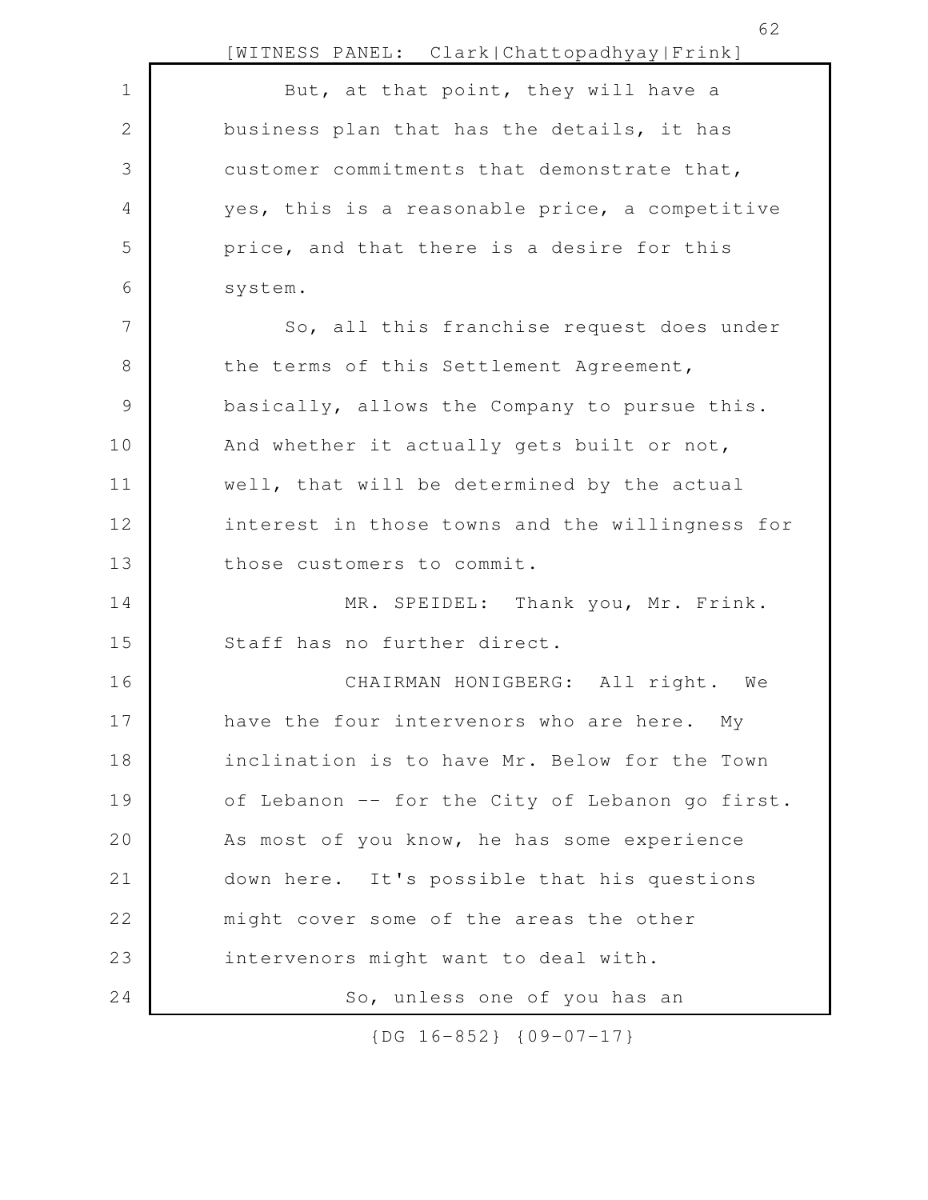But, at that point, they will have a business plan that has the details, it has customer commitments that demonstrate that, yes, this is a reasonable price, a competitive price, and that there is a desire for this system.

So, all this franchise request does under the terms of this Settlement Agreement, basically, allows the Company to pursue this. And whether it actually gets built or not, well, that will be determined by the actual interest in those towns and the willingness for those customers to commit.

MR. SPEIDEL: Thank you, Mr. Frink. Staff has no further direct.

CHAIRMAN HONIGBERG: All right. We have the four intervenors who are here. My inclination is to have Mr. Below for the Town of Lebanon -- for the City of Lebanon go first. As most of you know, he has some experience down here. It's possible that his questions might cover some of the areas the other intervenors might want to deal with.

So, unless one of you has an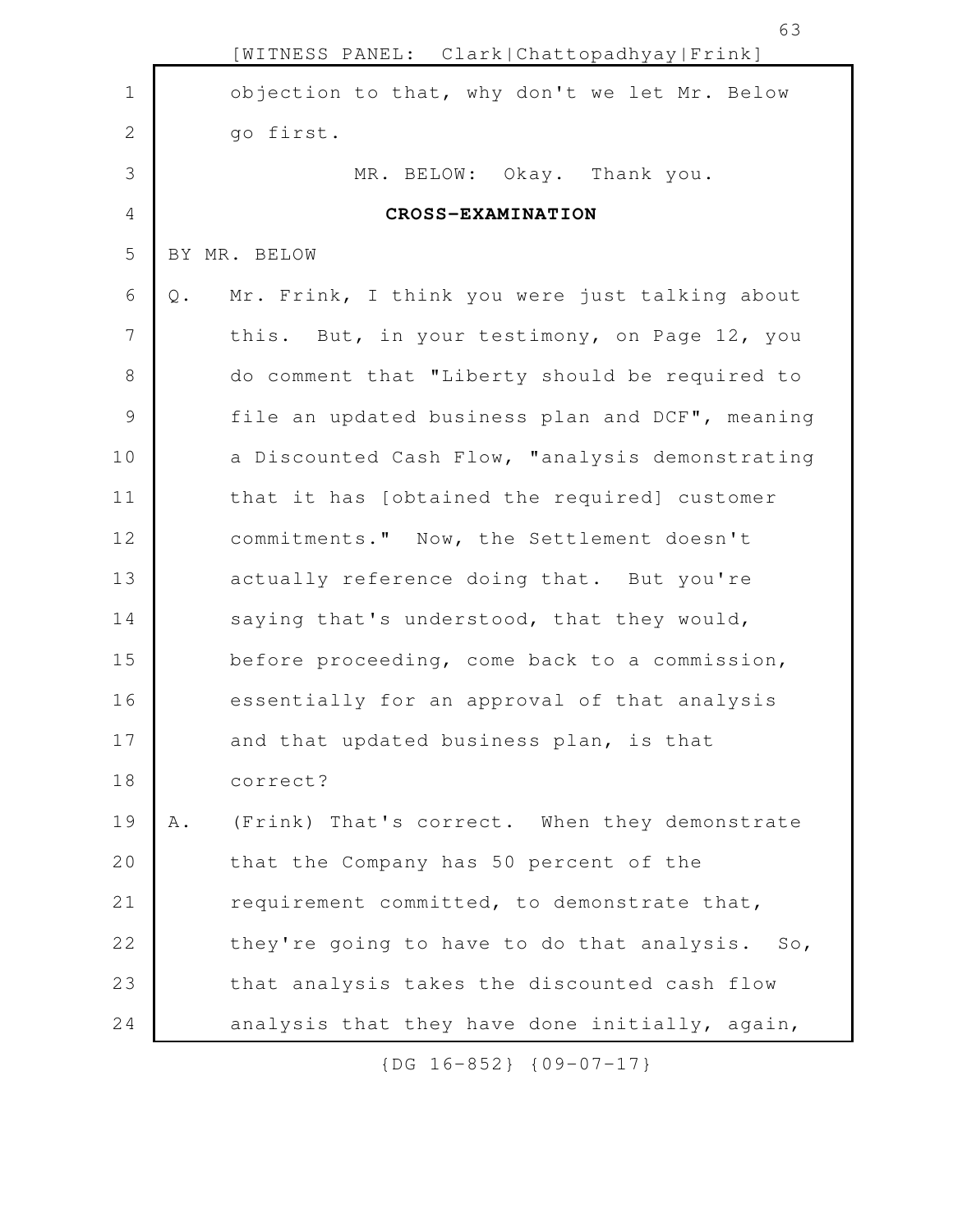objection to that, why don't we let Mr. Below go first.

MR. BELOW: Okay. Thank you.

**CROSS-EXAMINATION**

BY MR. BELOW

Q. Mr. Frink, I think you were just talking about this. But, in your testimony, on Page 12, you do comment that "Liberty should be required to file an updated business plan and DCF", meaning a Discounted Cash Flow, "analysis demonstrating that it has [obtained the required] customer commitments." Now, the Settlement doesn't actually reference doing that. But you're saying that's understood, that they would, before proceeding, come back to a commission, essentially for an approval of that analysis and that updated business plan, is that correct?

A. (Frink) That's correct. When they demonstrate that the Company has 50 percent of the requirement committed, to demonstrate that, they're going to have to do that analysis. So, that analysis takes the discounted cash flow analysis that they have done initially, again,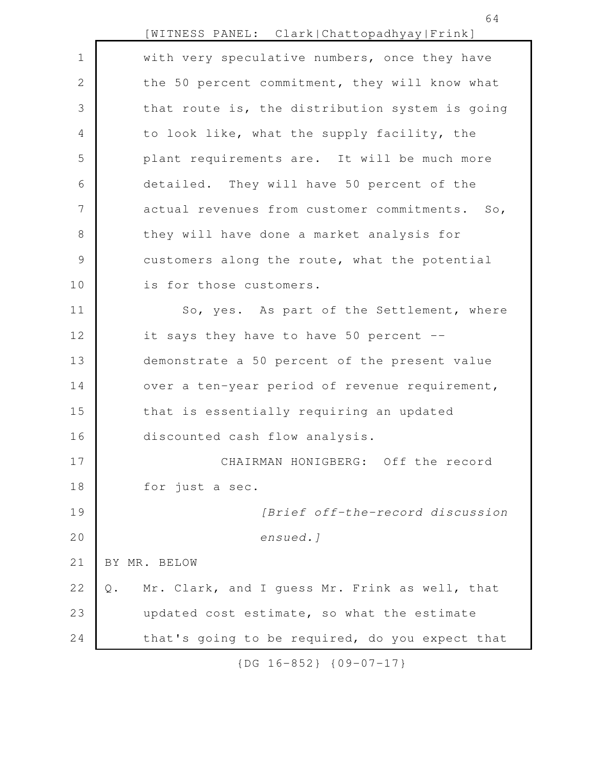with very speculative numbers, once they have the 50 percent commitment, they will know what that route is, the distribution system is going to look like, what the supply facility, the plant requirements are. It will be much more detailed. They will have 50 percent of the actual revenues from customer commitments. So, they will have done a market analysis for customers along the route, what the potential is for those customers.

So, yes. As part of the Settlement, where it says they have to have 50 percent -- demonstrate a 50 percent of the present value over a ten-year period of revenue requirement, that is essentially requiring an updated discounted cash flow analysis.

CHAIRMAN HONIGBERG: Off the record for just a sec.

*[Brief off-the-record discussion ensued.]*

BY MR. BELOW

Q. Mr. Clark, and I guess Mr. Frink as well, that updated cost estimate, so what the estimate that's going to be required, do you expect that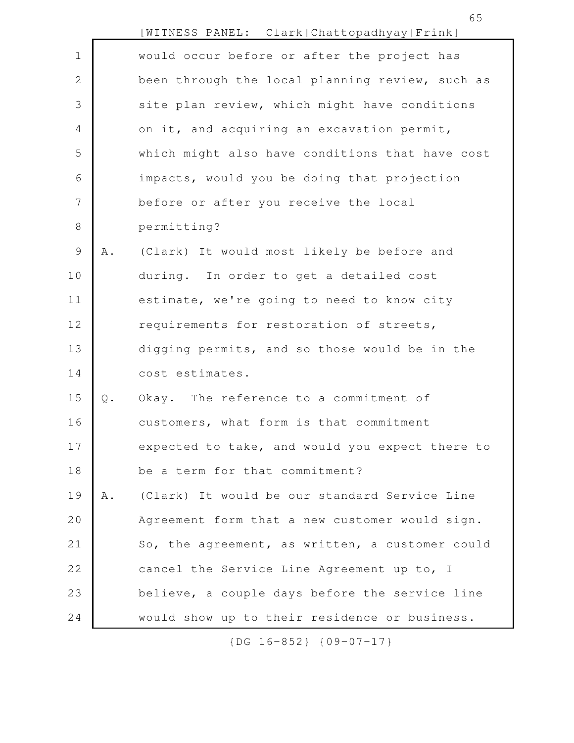would occur before or after the project has been through the local planning review, such as site plan review, which might have conditions on it, and acquiring an excavation permit, which might also have conditions that have cost impacts, would you be doing that projection before or after you receive the local permitting?

A. (Clark) It would most likely be before and during. In order to get a detailed cost estimate, we're going to need to know city requirements for restoration of streets, digging permits, and so those would be in the cost estimates.

Q. Okay. The reference to a commitment of customers, what form is that commitment expected to take, and would you expect there to be a term for that commitment?

A. (Clark) It would be our standard Service Line Agreement form that a new customer would sign. So, the agreement, as written, a customer could cancel the Service Line Agreement up to, I believe, a couple days before the service line would show up to their residence or business.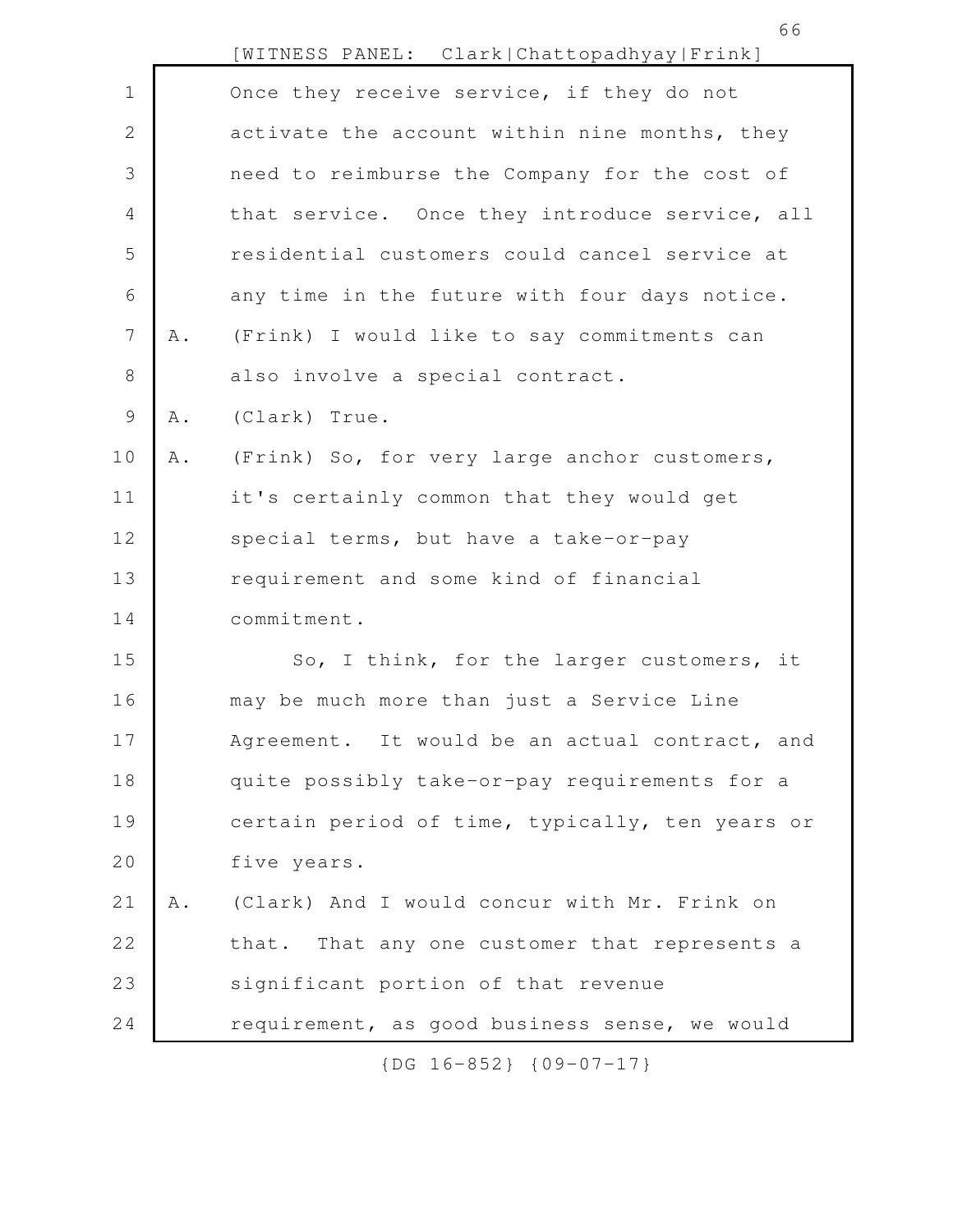Once they receive service, if they do not activate the account within nine months, they need to reimburse the Company for the cost of that service. Once they introduce service, all residential customers could cancel service at any time in the future with four days notice.

A. (Frink) I would like to say commitments can also involve a special contract.

A. (Clark) True.

A. (Frink) So, for very large anchor customers, it's certainly common that they would get special terms, but have a take-or-pay requirement and some kind of financial commitment.

So, I think, for the larger customers, it may be much more than just a Service Line Agreement. It would be an actual contract, and quite possibly take-or-pay requirements for a certain period of time, typically, ten years or five years.

A. (Clark) And I would concur with Mr. Frink on that. That any one customer that represents a significant portion of that revenue requirement, as good business sense, we would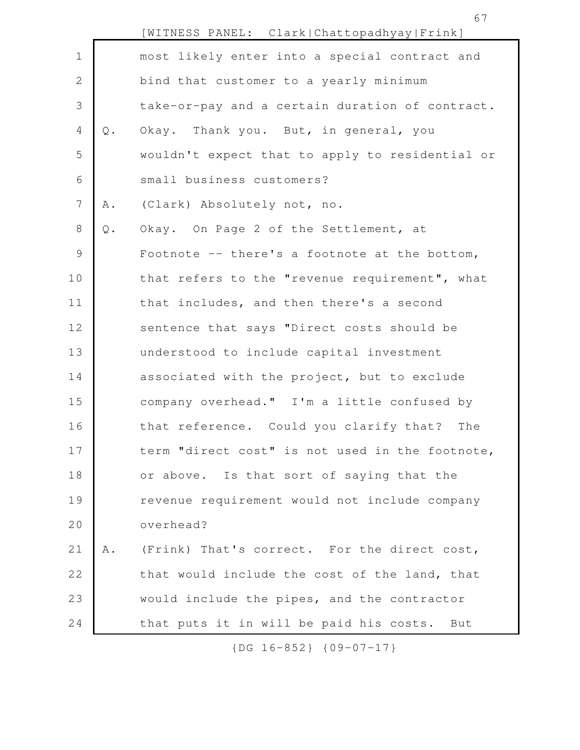most likely enter into a special contract and bind that customer to a yearly minimum take-or-pay and a certain duration of contract.

Q. Okay. Thank you. But, in general, you wouldn't expect that to apply to residential or small business customers?

A. (Clark) Absolutely not, no.

Q. Okay. On Page 2 of the Settlement, at Footnote -- there's a footnote at the bottom, that refers to the "revenue requirement", what that includes, and then there's a second sentence that says "Direct costs should be understood to include capital investment associated with the project, but to exclude company overhead." I'm a little confused by that reference. Could you clarify that? The term "direct cost" is not used in the footnote, or above. Is that sort of saying that the revenue requirement would not include company overhead?

A. (Frink) That's correct. For the direct cost, that would include the cost of the land, that would include the pipes, and the contractor that puts it in will be paid his costs. But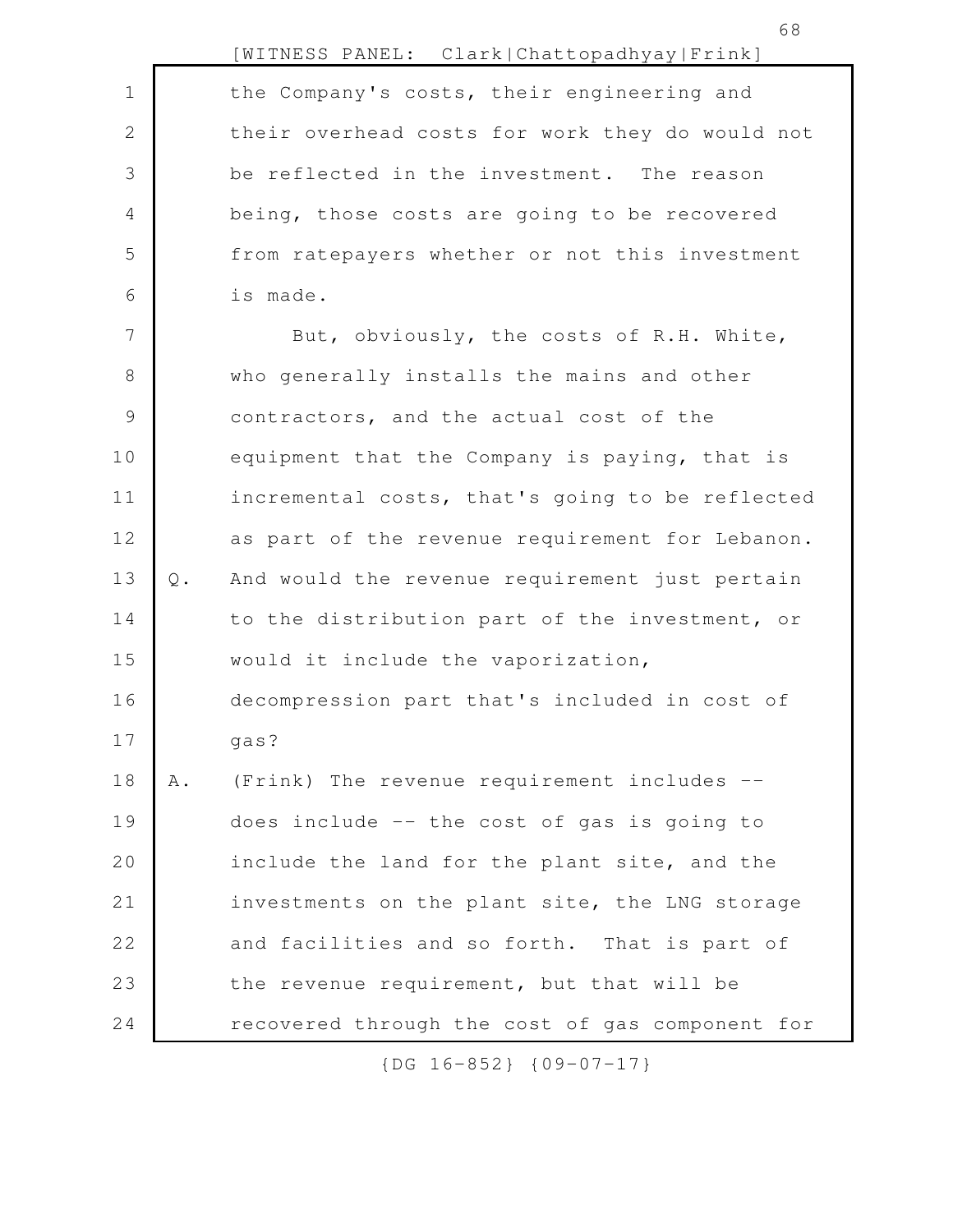the Company's costs, their engineering and their overhead costs for work they do would not be reflected in the investment. The reason being, those costs are going to be recovered from ratepayers whether or not this investment is made.

But, obviously, the costs of R.H. White, who generally installs the mains and other contractors, and the actual cost of the equipment that the Company is paying, that is incremental costs, that's going to be reflected as part of the revenue requirement for Lebanon.

Q. And would the revenue requirement just pertain to the distribution part of the investment, or would it include the vaporization, decompression part that's included in cost of gas?

A. (Frink) The revenue requirement includes -- does include -- the cost of gas is going to include the land for the plant site, and the investments on the plant site, the LNG storage and facilities and so forth. That is part of the revenue requirement, but that will be recovered through the cost of gas component for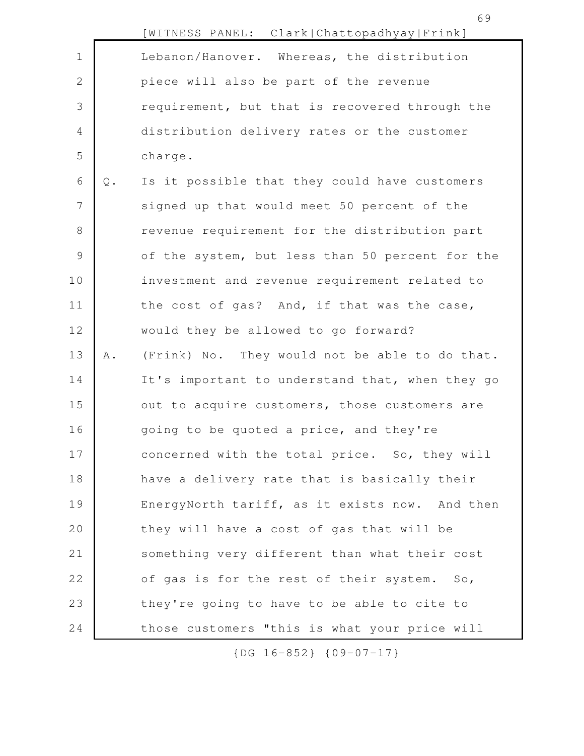Lebanon/Hanover. Whereas, the distribution piece will also be part of the revenue requirement, but that is recovered through the distribution delivery rates or the customer charge.

Q. Is it possible that they could have customers signed up that would meet 50 percent of the revenue requirement for the distribution part of the system, but less than 50 percent for the investment and revenue requirement related to the cost of gas? And, if that was the case, would they be allowed to go forward?

A. (Frink) No. They would not be able to do that. It's important to understand that, when they go out to acquire customers, those customers are going to be quoted a price, and they're concerned with the total price. So, they will have a delivery rate that is basically their EnergyNorth tariff, as it exists now. And then they will have a cost of gas that will be something very different than what their cost of gas is for the rest of their system. So, they're going to have to be able to cite to those customers "this is what your price will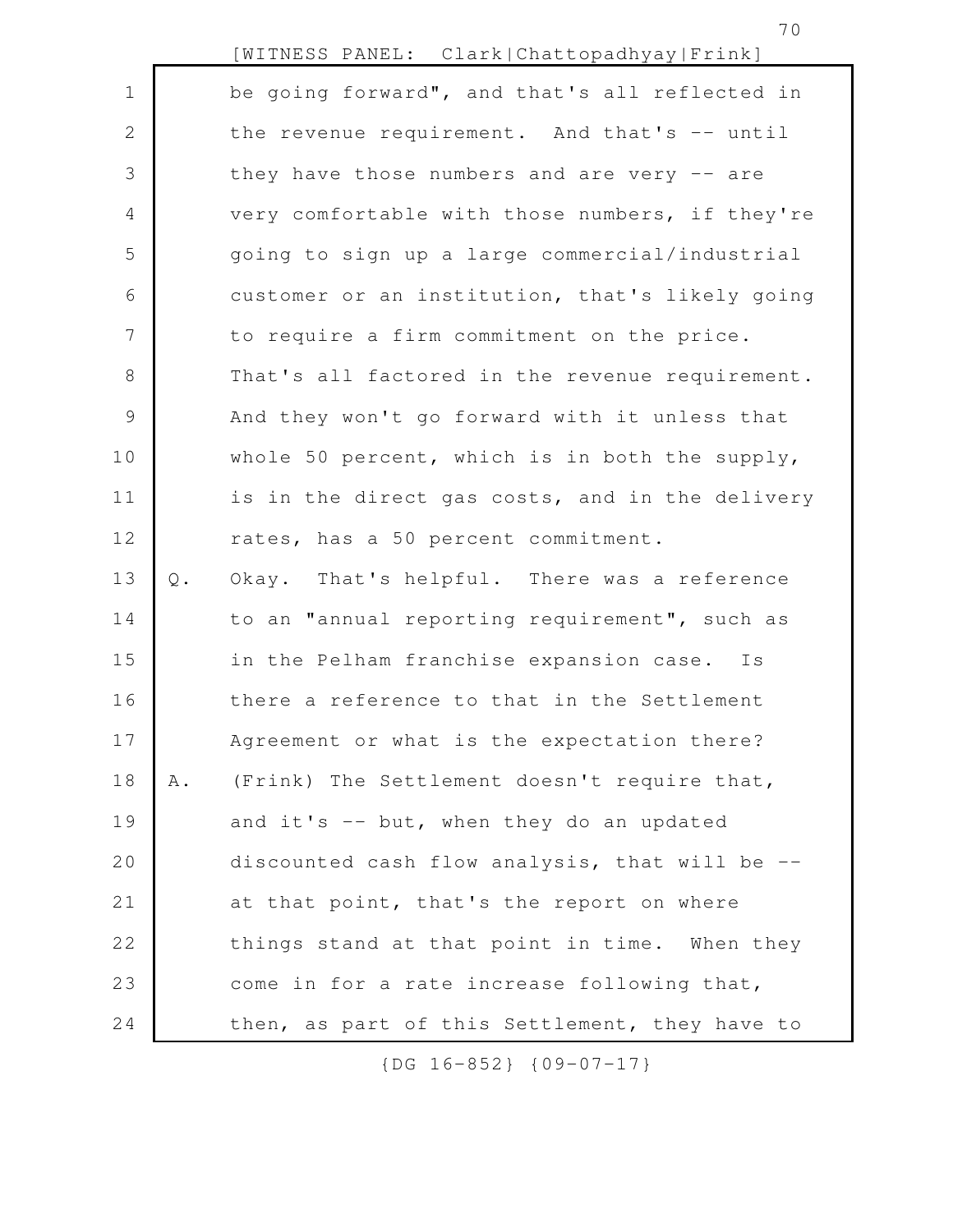be going forward", and that's all reflected in the revenue requirement. And that's -- until they have those numbers and are very -- are very comfortable with those numbers, if they're going to sign up a large commercial/industrial customer or an institution, that's likely going to require a firm commitment on the price. That's all factored in the revenue requirement. And they won't go forward with it unless that whole 50 percent, which is in both the supply, is in the direct gas costs, and in the delivery rates, has a 50 percent commitment.

Q. Okay. That's helpful. There was a reference to an "annual reporting requirement", such as in the Pelham franchise expansion case. Is there a reference to that in the Settlement Agreement or what is the expectation there?

A. (Frink) The Settlement doesn't require that, and it's -- but, when they do an updated discounted cash flow analysis, that will be -- at that point, that's the report on where things stand at that point in time. When they come in for a rate increase following that, then, as part of this Settlement, they have to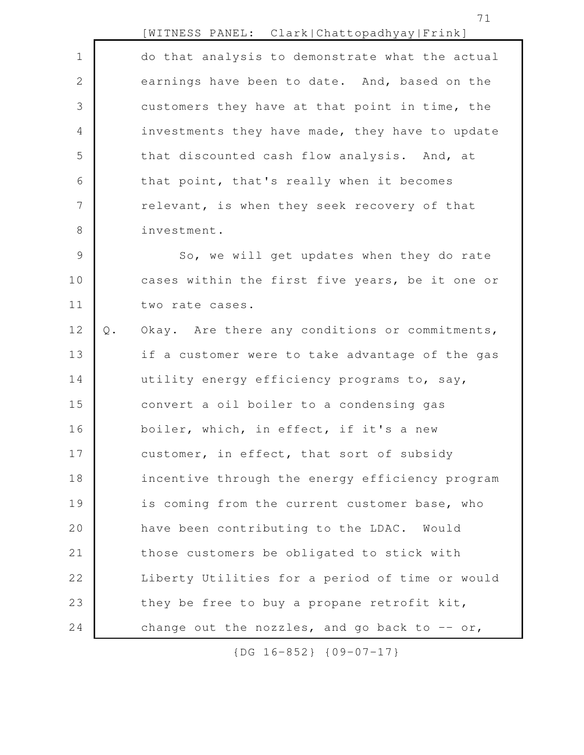do that analysis to demonstrate what the actual earnings have been to date. And, based on the customers they have at that point in time, the investments they have made, they have to update that discounted cash flow analysis. And, at that point, that's really when it becomes relevant, is when they seek recovery of that investment.

So, we will get updates when they do rate cases within the first five years, be it one or two rate cases.

Q. Okay. Are there any conditions or commitments, if a customer were to take advantage of the gas utility energy efficiency programs to, say, convert a oil boiler to a condensing gas boiler, which, in effect, if it's a new customer, in effect, that sort of subsidy incentive through the energy efficiency program is coming from the current customer base, who have been contributing to the LDAC. Would those customers be obligated to stick with Liberty Utilities for a period of time or would they be free to buy a propane retrofit kit, change out the nozzles, and go back to -- or,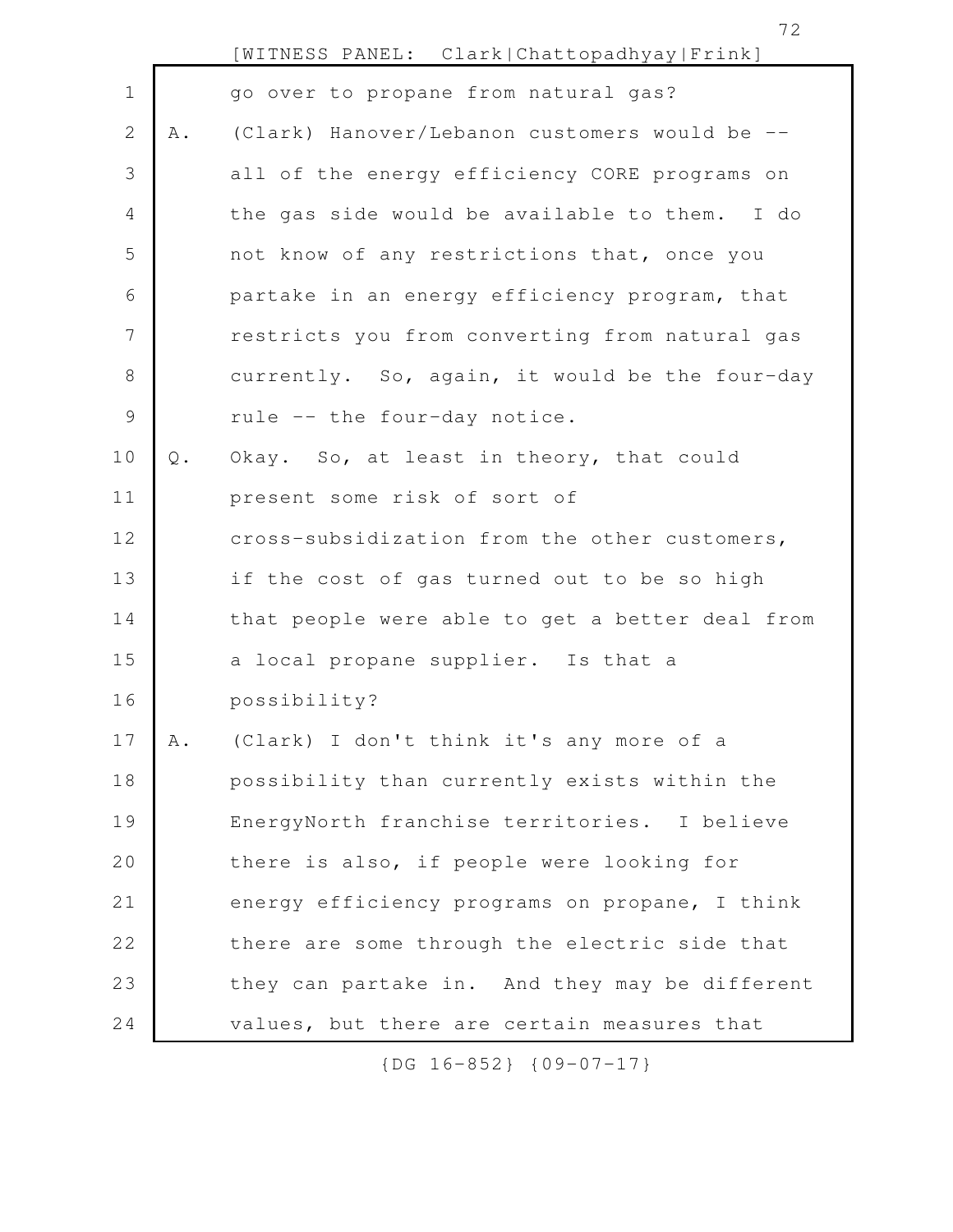go over to propane from natural gas?

A. (Clark) Hanover/Lebanon customers would be -- all of the energy efficiency CORE programs on the gas side would be available to them. I do not know of any restrictions that, once you partake in an energy efficiency program, that restricts you from converting from natural gas currently. So, again, it would be the four-day rule -- the four-day notice.

Q. Okay. So, at least in theory, that could present some risk of sort of cross-subsidization from the other customers, if the cost of gas turned out to be so high that people were able to get a better deal from a local propane supplier. Is that a possibility?

A. (Clark) I don't think it's any more of a possibility than currently exists within the EnergyNorth franchise territories. I believe there is also, if people were looking for energy efficiency programs on propane, I think there are some through the electric side that they can partake in. And they may be different values, but there are certain measures that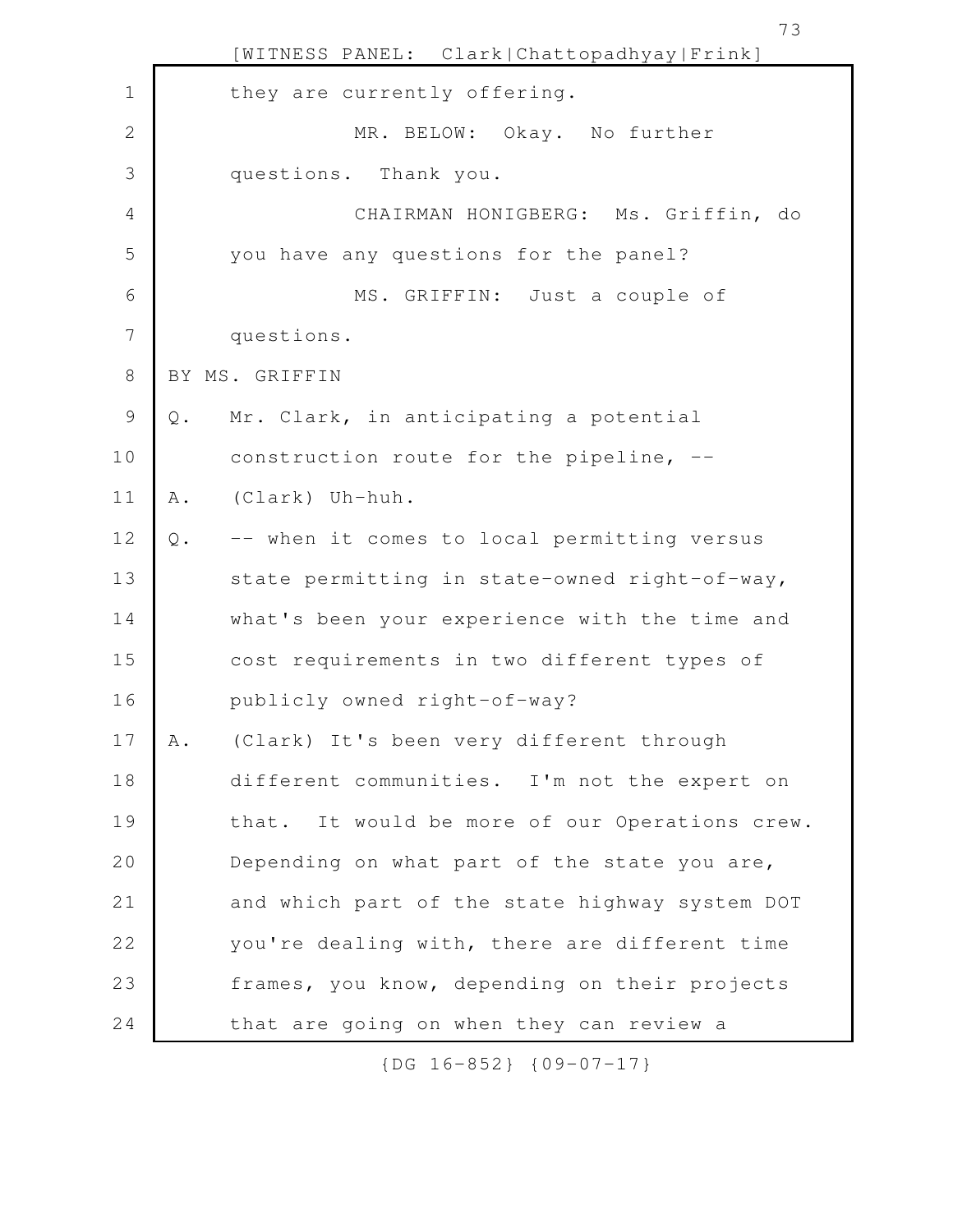they are currently offering.

MR. BELOW: Okay. No further questions. Thank you.

CHAIRMAN HONIGBERG: Ms. Griffin, do you have any questions for the panel?

MS. GRIFFIN: Just a couple of questions.

BY MS. GRIFFIN

Q. Mr. Clark, in anticipating a potential construction route for the pipeline, --

A. (Clark) Uh-huh.

Q. -- when it comes to local permitting versus state permitting in state-owned right-of-way, what's been your experience with the time and cost requirements in two different types of publicly owned right-of-way?

A. (Clark) It's been very different through different communities. I'm not the expert on that. It would be more of our Operations crew. Depending on what part of the state you are, and which part of the state highway system DOT you're dealing with, there are different time frames, you know, depending on their projects that are going on when they can review a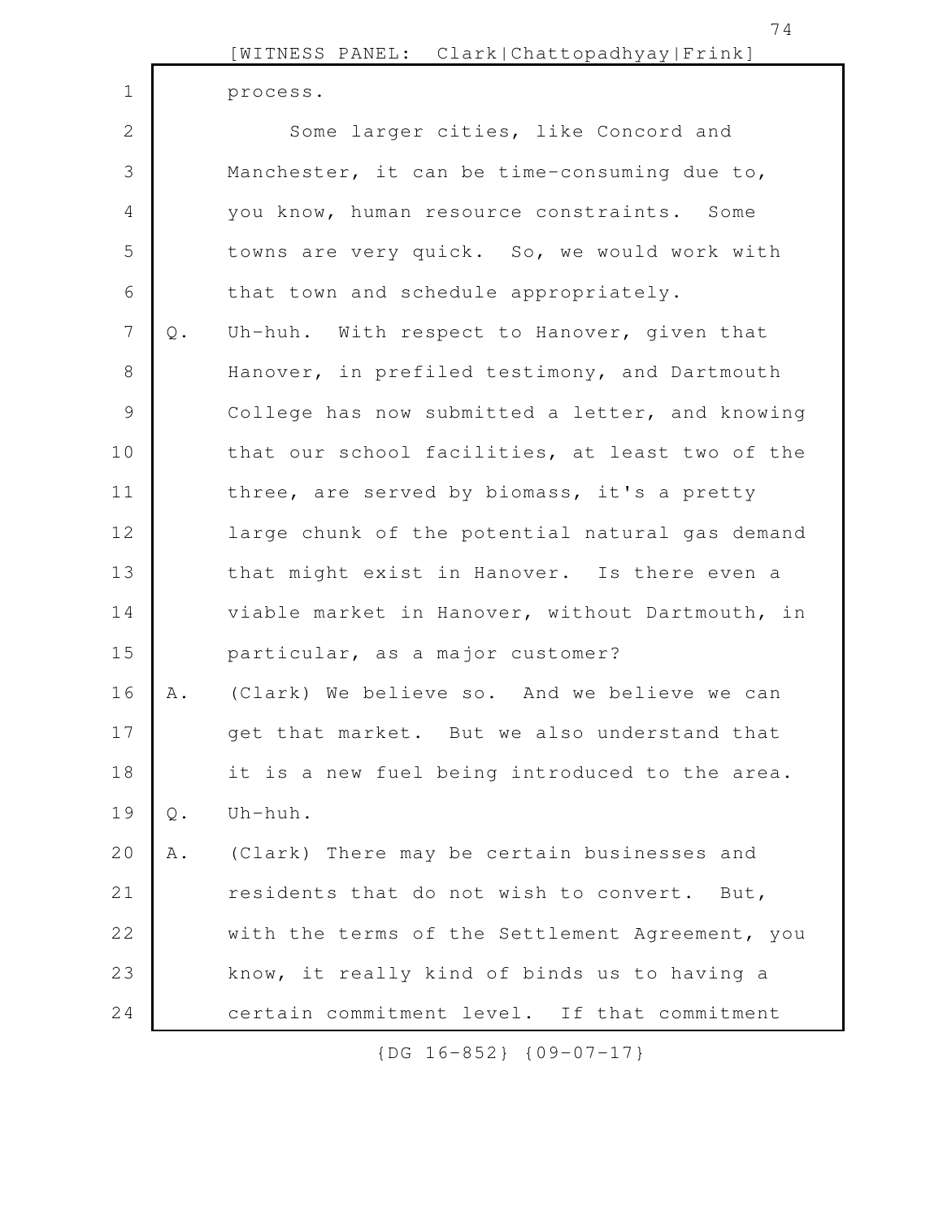process.

Some larger cities, like Concord and Manchester, it can be time-consuming due to, you know, human resource constraints. Some towns are very quick. So, we would work with that town and schedule appropriately.

Q. Uh-huh. With respect to Hanover, given that Hanover, in prefiled testimony, and Dartmouth College has now submitted a letter, and knowing that our school facilities, at least two of the three, are served by biomass, it's a pretty large chunk of the potential natural gas demand that might exist in Hanover. Is there even a viable market in Hanover, without Dartmouth, in particular, as a major customer?

A. (Clark) We believe so. And we believe we can get that market. But we also understand that it is a new fuel being introduced to the area.

Q. Uh-huh.

A. (Clark) There may be certain businesses and residents that do not wish to convert. But, with the terms of the Settlement Agreement, you know, it really kind of binds us to having a certain commitment level. If that commitment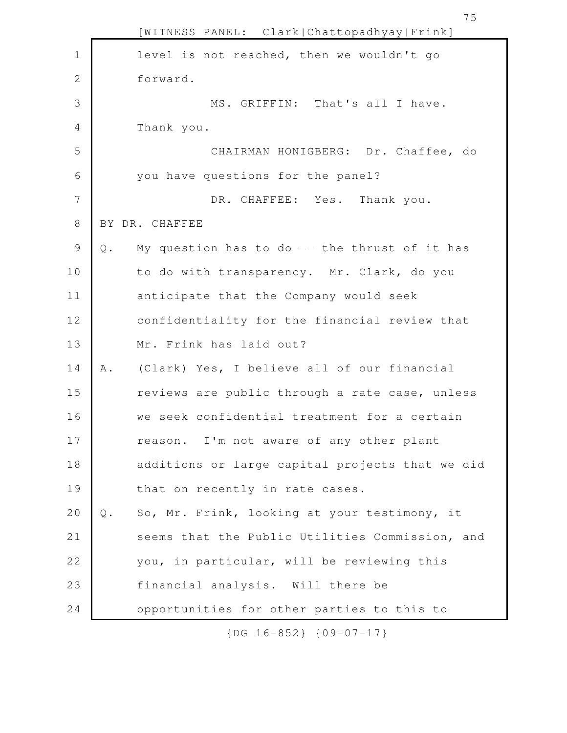level is not reached, then we wouldn't go forward.

MS. GRIFFIN: That's all I have. Thank you.

CHAIRMAN HONIGBERG: Dr. Chaffee, do you have questions for the panel?

DR. CHAFFEE: Yes. Thank you.

BY DR. CHAFFEE

Q. My question has to do -- the thrust of it has to do with transparency. Mr. Clark, do you anticipate that the Company would seek confidentiality for the financial review that Mr. Frink has laid out?

A. (Clark) Yes, I believe all of our financial reviews are public through a rate case, unless we seek confidential treatment for a certain reason. I'm not aware of any other plant additions or large capital projects that we did that on recently in rate cases.

Q. So, Mr. Frink, looking at your testimony, it seems that the Public Utilities Commission, and you, in particular, will be reviewing this financial analysis. Will there be opportunities for other parties to this to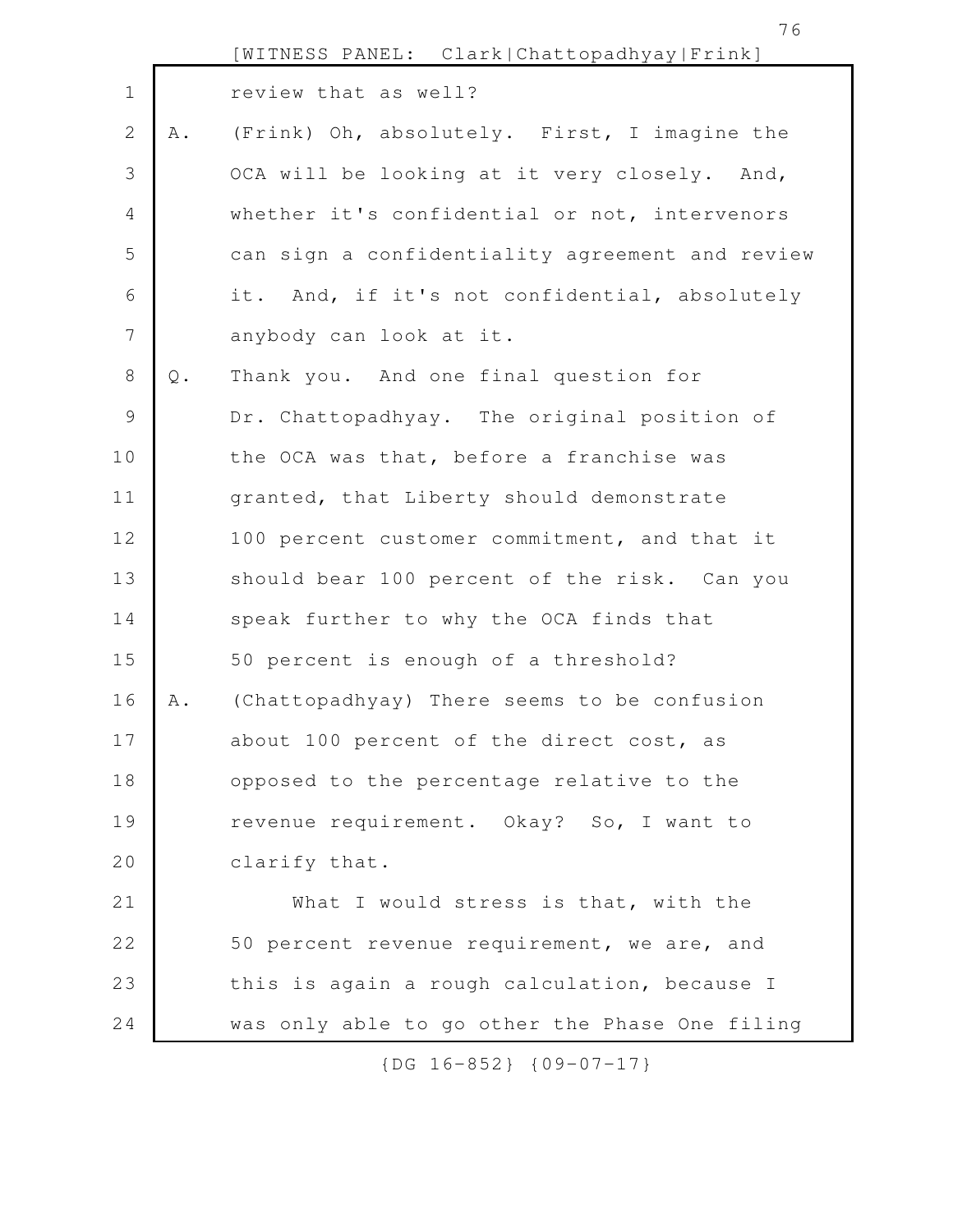review that as well?

A. (Frink) Oh, absolutely. First, I imagine the OCA will be looking at it very closely. And, whether it's confidential or not, intervenors can sign a confidentiality agreement and review it. And, if it's not confidential, absolutely anybody can look at it.

Q. Thank you. And one final question for Dr. Chattopadhyay. The original position of the OCA was that, before a franchise was granted, that Liberty should demonstrate 100 percent customer commitment, and that it should bear 100 percent of the risk. Can you speak further to why the OCA finds that 50 percent is enough of a threshold?

A. (Chattopadhyay) There seems to be confusion about 100 percent of the direct cost, as opposed to the percentage relative to the revenue requirement. Okay? So, I want to clarify that.

What I would stress is that, with the 50 percent revenue requirement, we are, and this is again a rough calculation, because I was only able to go other the Phase One filing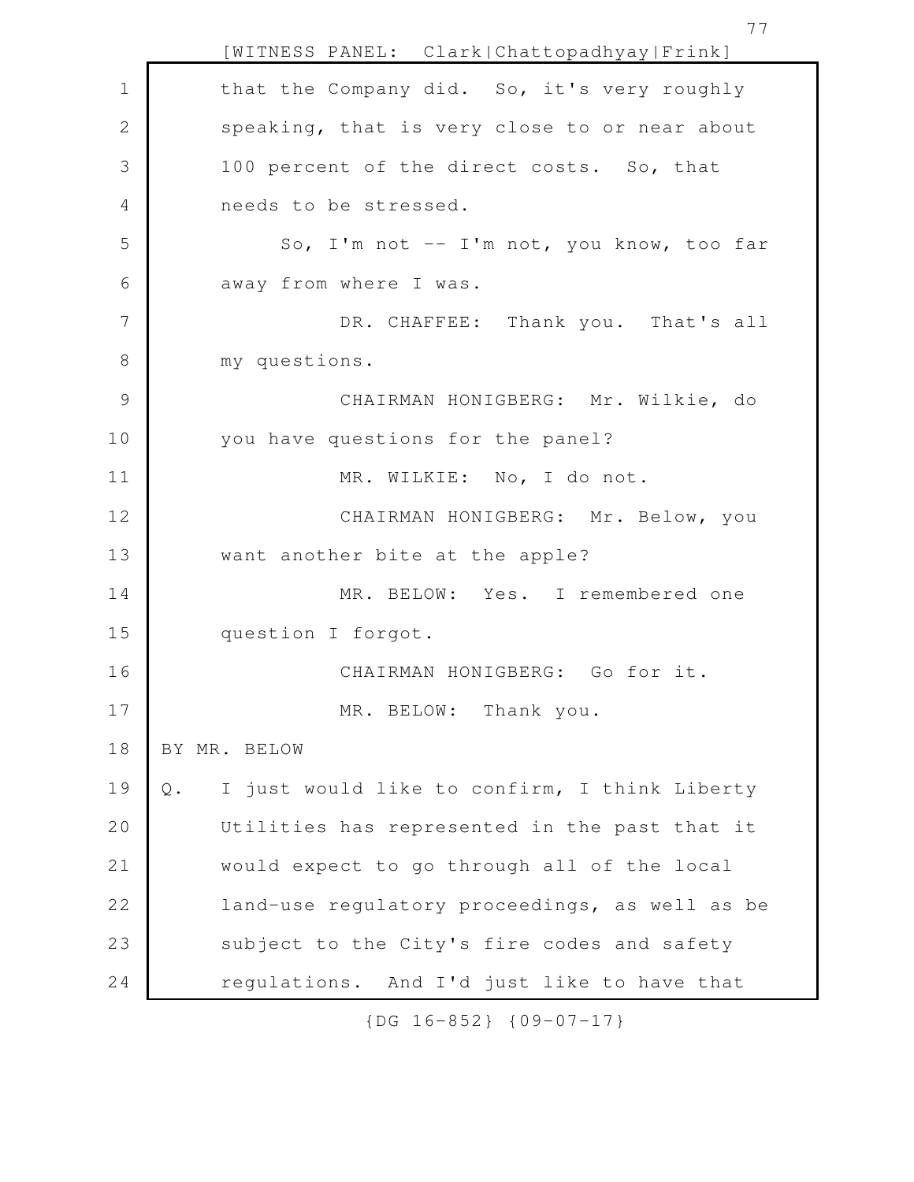that the Company did. So, it's very roughly speaking, that is very close to or near about 100 percent of the direct costs. So, that needs to be stressed.

So, I'm not -- I'm not, you know, too far away from where I was.

DR. CHAFFEE: Thank you. That's all my questions.

CHAIRMAN HONIGBERG: Mr. Wilkie, do you have questions for the panel?

MR. WILKIE: No, I do not.

CHAIRMAN HONIGBERG: Mr. Below, you want another bite at the apple?

MR. BELOW: Yes. I remembered one question I forgot.

CHAIRMAN HONIGBERG: Go for it.

MR. BELOW: Thank you.

BY MR. BELOW

Q. I just would like to confirm, I think Liberty Utilities has represented in the past that it would expect to go through all of the local land-use regulatory proceedings, as well as be subject to the City's fire codes and safety regulations. And I'd just like to have that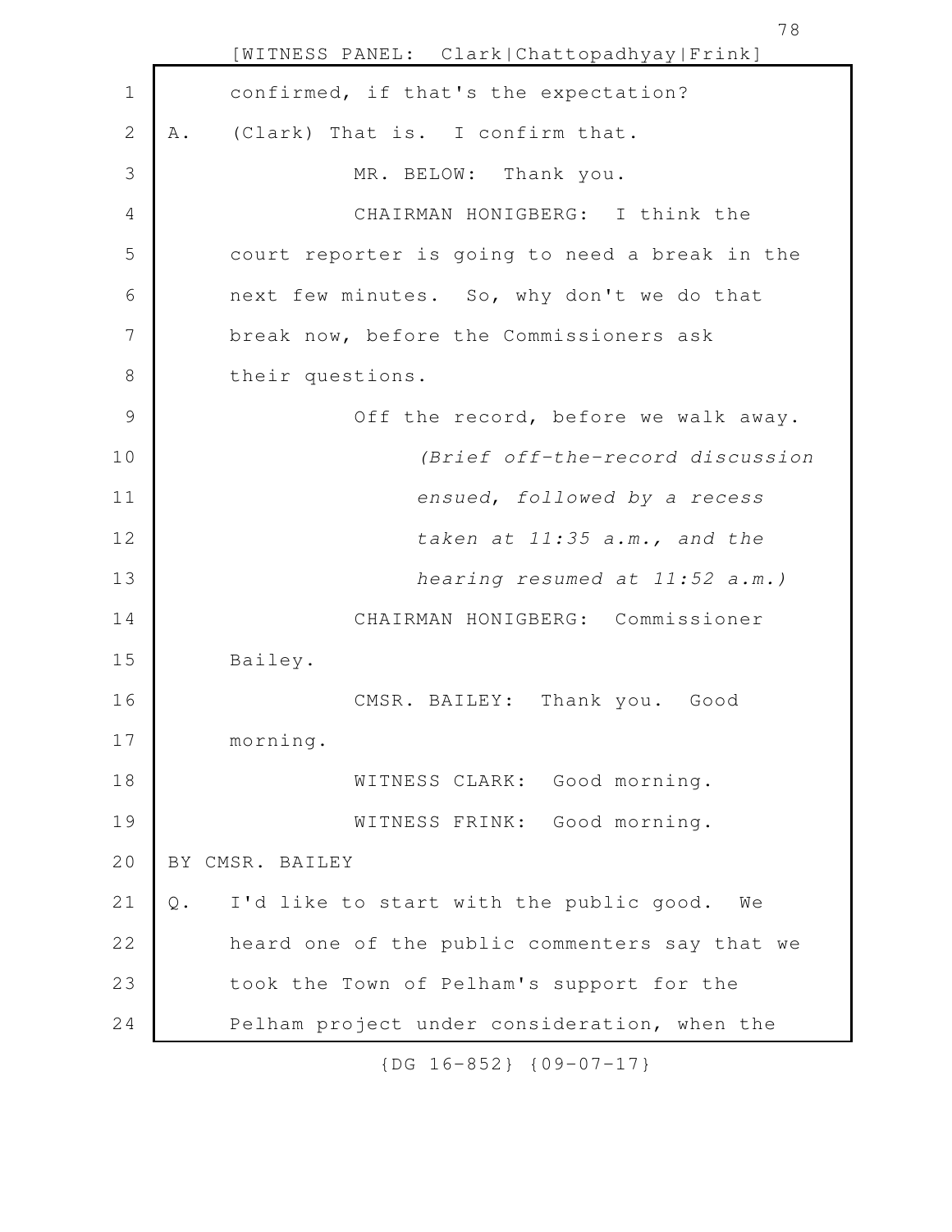confirmed, if that's the expectation?

A. (Clark) That is. I confirm that.

MR. BELOW: Thank you.

CHAIRMAN HONIGBERG: I think the court reporter is going to need a break in the next few minutes. So, why don't we do that break now, before the Commissioners ask their questions.

Off the record, before we walk away.

*(Brief off-the-record discussion ensued, followed by a recess taken at 11:35 a.m., and the hearing resumed at 11:52 a.m.)*

CHAIRMAN HONIGBERG: Commissioner Bailey.

CMSR. BAILEY: Thank you. Good morning.

WITNESS CLARK: Good morning.

WITNESS FRINK: Good morning.

BY CMSR. BAILEY

Q. I'd like to start with the public good. We heard one of the public commenters say that we took the Town of Pelham's support for the Pelham project under consideration, when the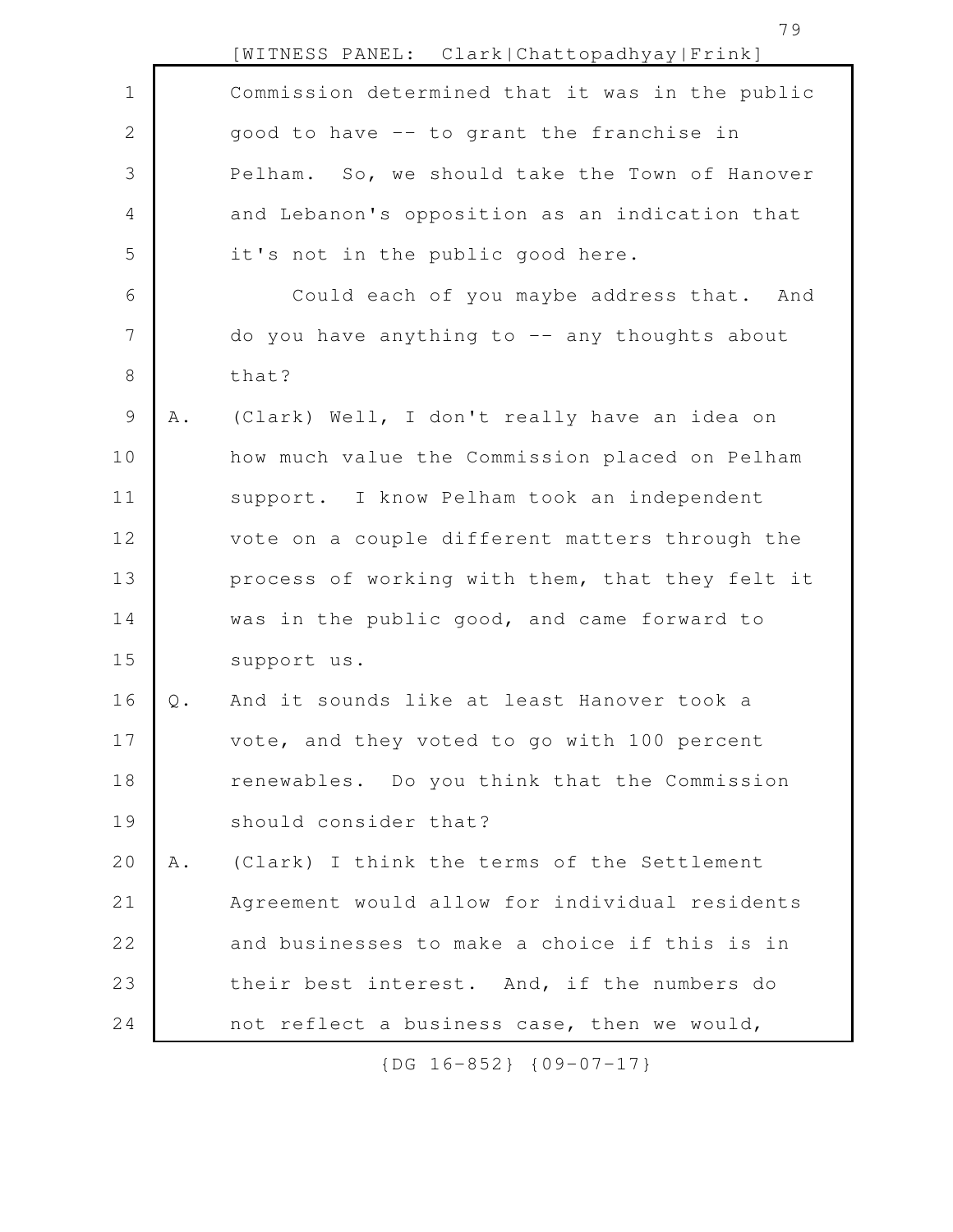Commission determined that it was in the public good to have -- to grant the franchise in Pelham. So, we should take the Town of Hanover and Lebanon's opposition as an indication that it's not in the public good here.

Could each of you maybe address that. And do you have anything to -- any thoughts about that?

A. (Clark) Well, I don't really have an idea on how much value the Commission placed on Pelham support. I know Pelham took an independent vote on a couple different matters through the process of working with them, that they felt it was in the public good, and came forward to support us.

Q. And it sounds like at least Hanover took a vote, and they voted to go with 100 percent renewables. Do you think that the Commission should consider that?

A. (Clark) I think the terms of the Settlement Agreement would allow for individual residents and businesses to make a choice if this is in their best interest. And, if the numbers do not reflect a business case, then we would,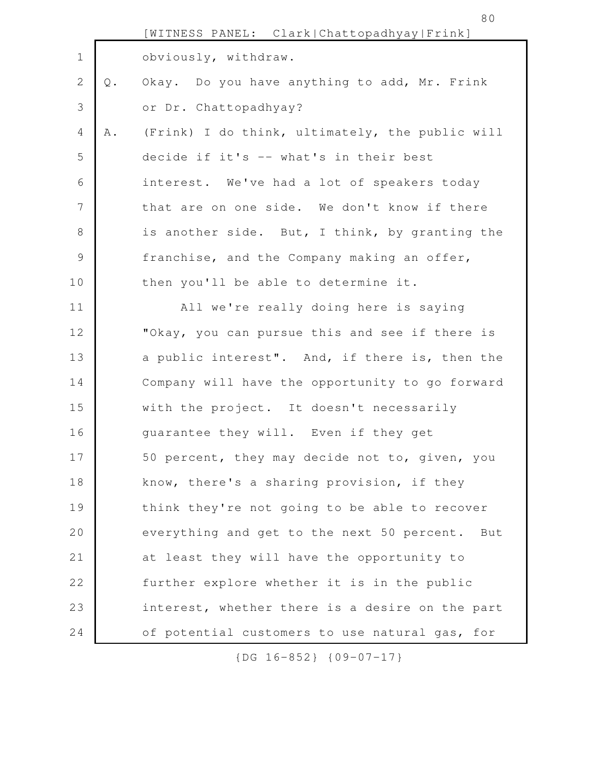obviously, withdraw.

Q. Okay. Do you have anything to add, Mr. Frink or Dr. Chattopadhyay?

A. (Frink) I do think, ultimately, the public will decide if it's -- what's in their best interest. We've had a lot of speakers today that are on one side. We don't know if there is another side. But, I think, by granting the franchise, and the Company making an offer, then you'll be able to determine it.

All we're really doing here is saying "Okay, you can pursue this and see if there is a public interest". And, if there is, then the Company will have the opportunity to go forward with the project. It doesn't necessarily guarantee they will. Even if they get 50 percent, they may decide not to, given, you know, there's a sharing provision, if they think they're not going to be able to recover everything and get to the next 50 percent. But at least they will have the opportunity to further explore whether it is in the public interest, whether there is a desire on the part of potential customers to use natural gas, for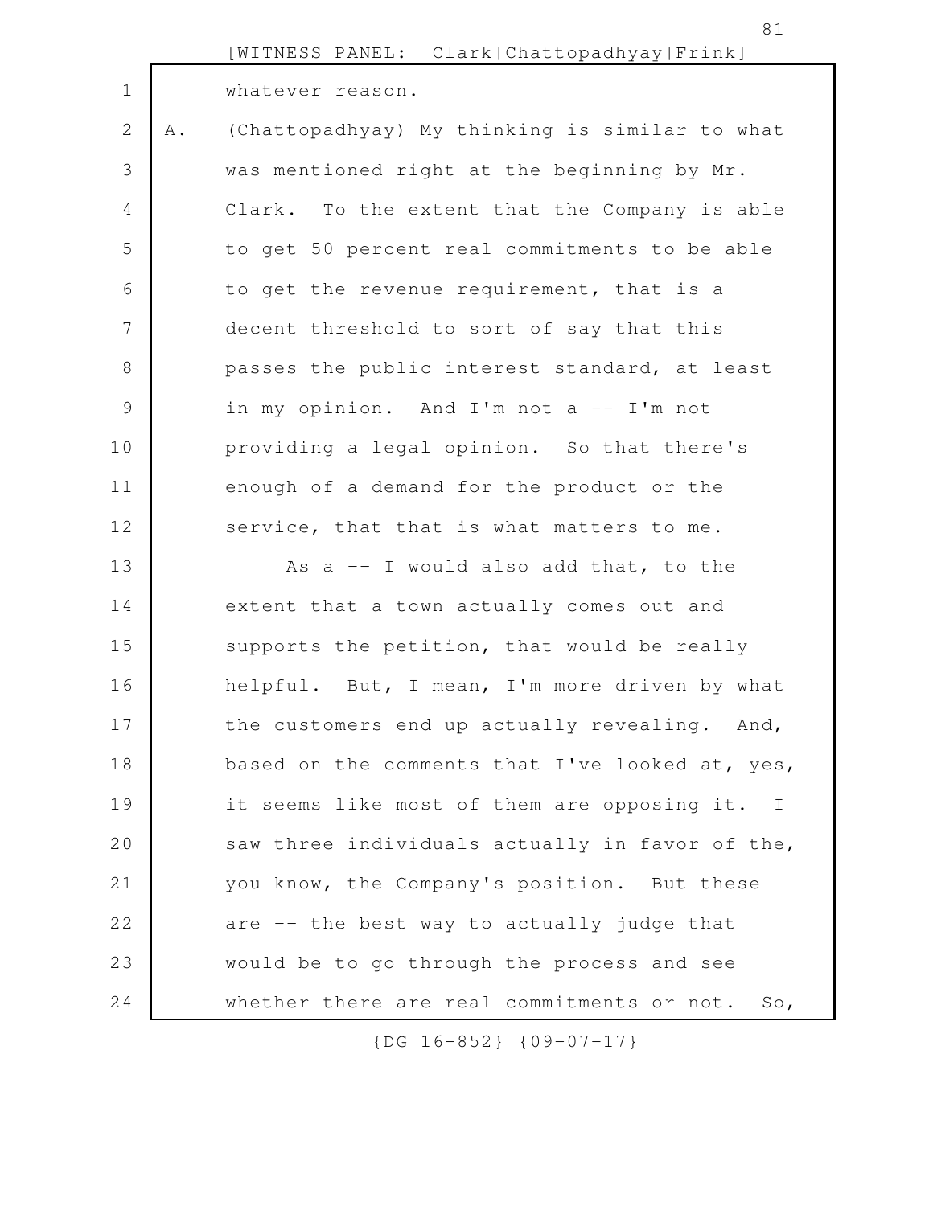whatever reason.

A. (Chattopadhyay) My thinking is similar to what was mentioned right at the beginning by Mr. Clark. To the extent that the Company is able to get 50 percent real commitments to be able to get the revenue requirement, that is a decent threshold to sort of say that this passes the public interest standard, at least in my opinion. And I'm not a -- I'm not providing a legal opinion. So that there's enough of a demand for the product or the service, that that is what matters to me.

As a -- I would also add that, to the extent that a town actually comes out and supports the petition, that would be really helpful. But, I mean, I'm more driven by what the customers end up actually revealing. And, based on the comments that I've looked at, yes, it seems like most of them are opposing it. I saw three individuals actually in favor of the, you know, the Company's position. But these are -- the best way to actually judge that would be to go through the process and see whether there are real commitments or not. So,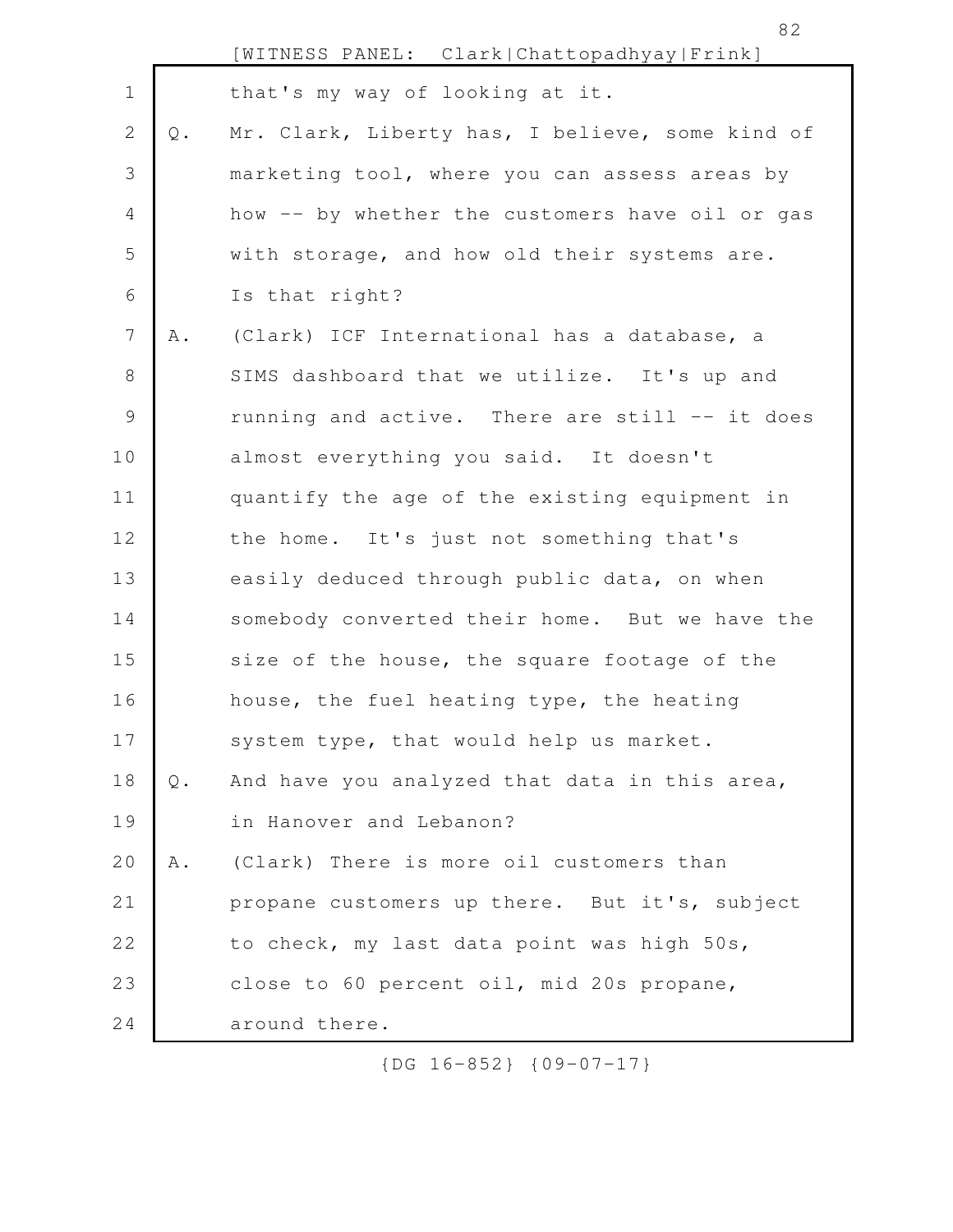that's my way of looking at it.

Q. Mr. Clark, Liberty has, I believe, some kind of marketing tool, where you can assess areas by how -- by whether the customers have oil or gas with storage, and how old their systems are. Is that right?

A. (Clark) ICF International has a database, a SIMS dashboard that we utilize. It's up and running and active. There are still -- it does almost everything you said. It doesn't quantify the age of the existing equipment in the home. It's just not something that's easily deduced through public data, on when somebody converted their home. But we have the size of the house, the square footage of the house, the fuel heating type, the heating system type, that would help us market.

Q. And have you analyzed that data in this area, in Hanover and Lebanon?

A. (Clark) There is more oil customers than propane customers up there. But it's, subject to check, my last data point was high 50s, close to 60 percent oil, mid 20s propane, around there.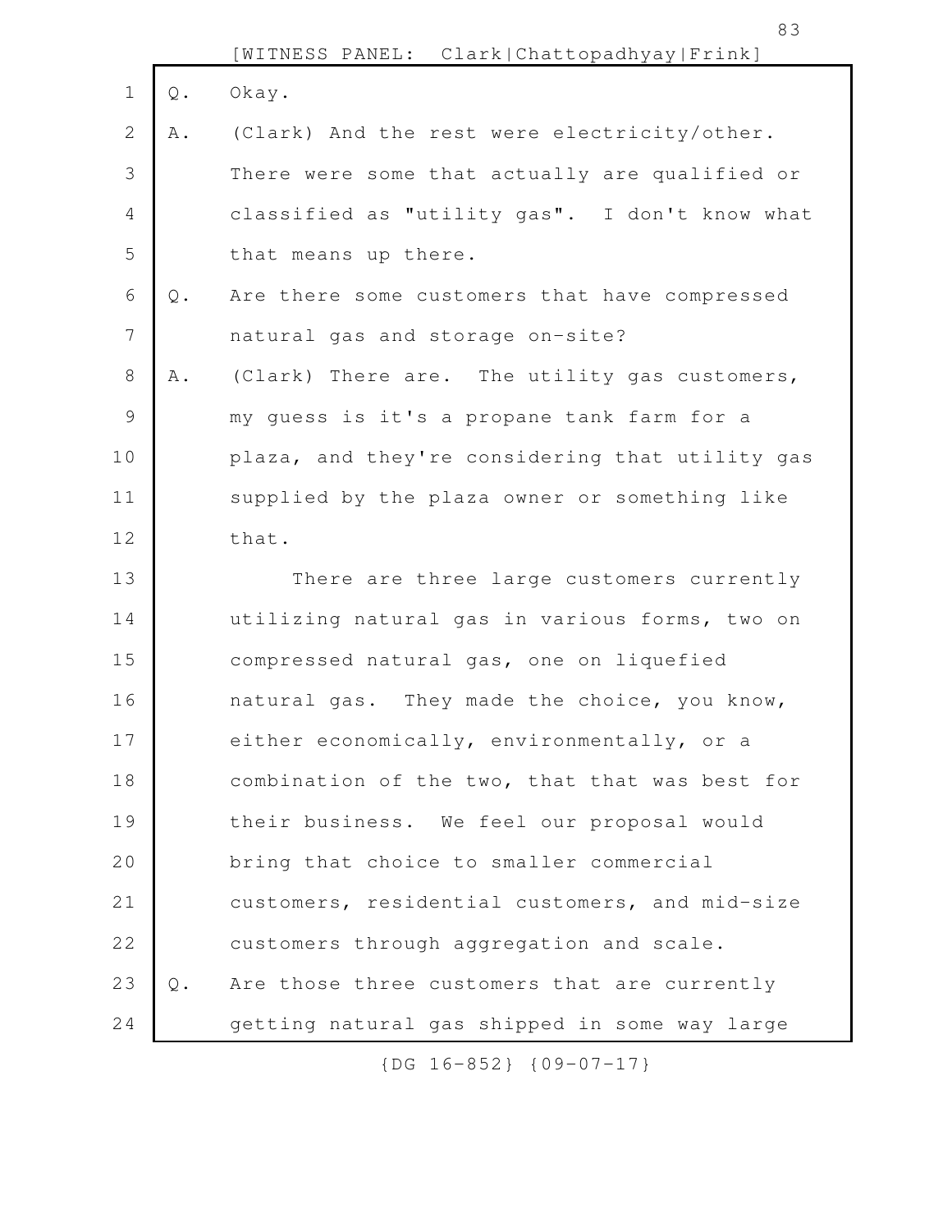Q. Okay.

A. (Clark) And the rest were electricity/other. There were some that actually are qualified or classified as "utility gas". I don't know what that means up there.

Q. Are there some customers that have compressed natural gas and storage on-site?

A. (Clark) There are. The utility gas customers, my guess is it's a propane tank farm for a plaza, and they're considering that utility gas supplied by the plaza owner or something like that.

There are three large customers currently utilizing natural gas in various forms, two on compressed natural gas, one on liquefied natural gas. They made the choice, you know, either economically, environmentally, or a combination of the two, that that was best for their business. We feel our proposal would bring that choice to smaller commercial customers, residential customers, and mid-size customers through aggregation and scale.

Q. Are those three customers that are currently getting natural gas shipped in some way large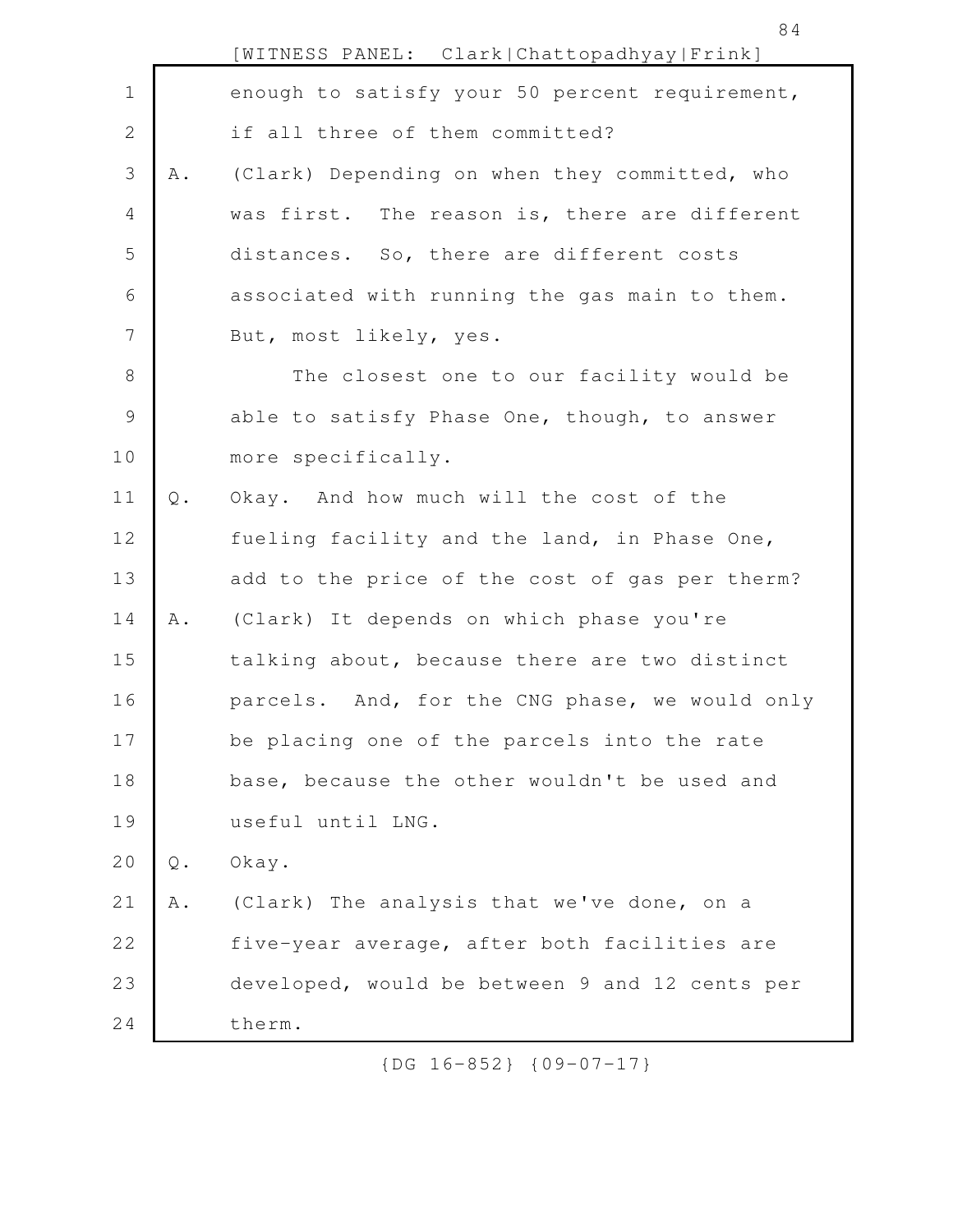enough to satisfy your 50 percent requirement, if all three of them committed?

A. (Clark) Depending on when they committed, who was first. The reason is, there are different distances. So, there are different costs associated with running the gas main to them. But, most likely, yes.

The closest one to our facility would be able to satisfy Phase One, though, to answer more specifically.

Q. Okay. And how much will the cost of the fueling facility and the land, in Phase One, add to the price of the cost of gas per therm?

A. (Clark) It depends on which phase you're talking about, because there are two distinct parcels. And, for the CNG phase, we would only be placing one of the parcels into the rate base, because the other wouldn't be used and useful until LNG.

Q. Okay.

A. (Clark) The analysis that we've done, on a five-year average, after both facilities are developed, would be between 9 and 12 cents per therm.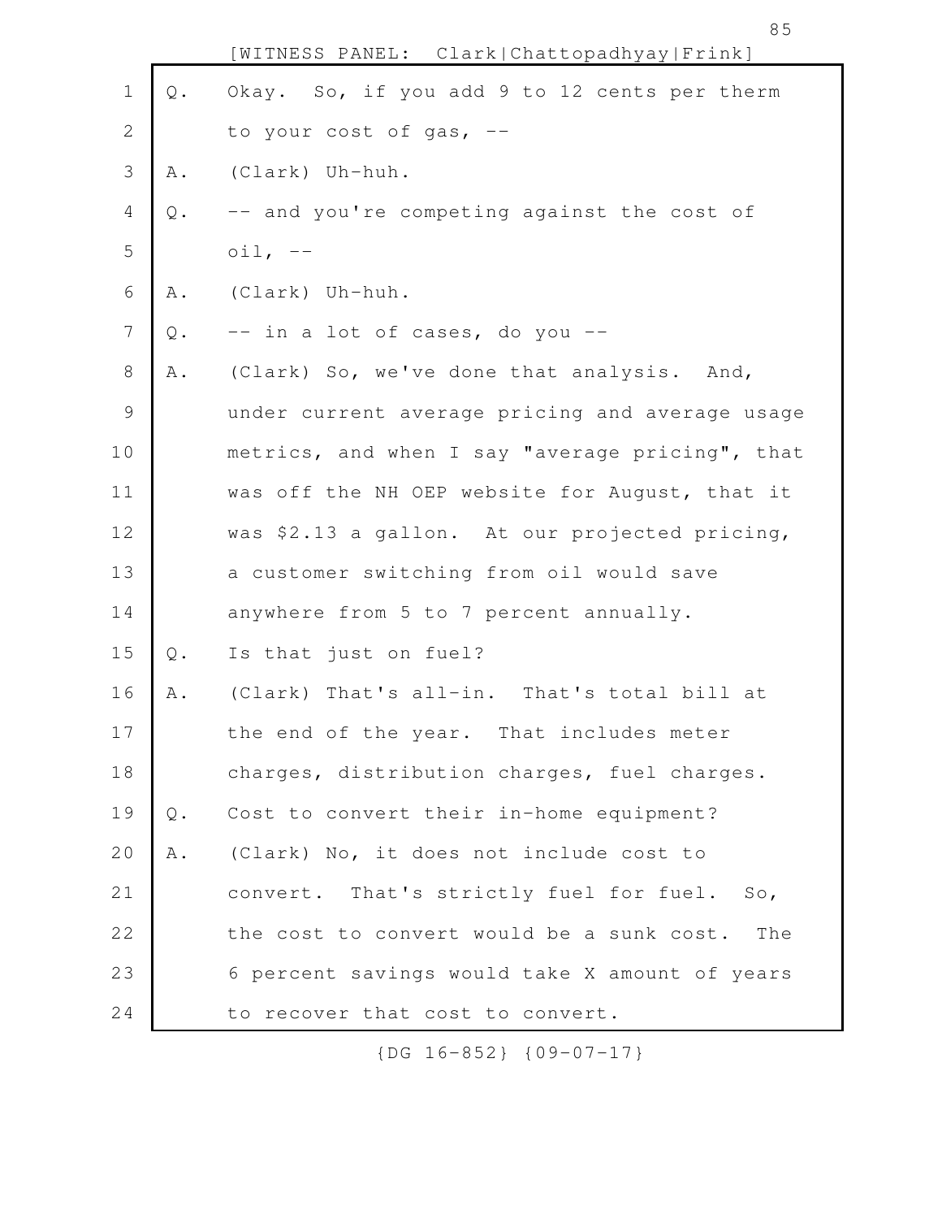Q. Okay. So, if you add 9 to 12 cents per therm to your cost of gas, --

A. (Clark) Uh-huh.

Q. -- and you're competing against the cost of oil, --

A. (Clark) Uh-huh.

Q. -- in a lot of cases, do you --

A. (Clark) So, we've done that analysis. And, under current average pricing and average usage metrics, and when I say "average pricing", that was off the NH OEP website for August, that it was $2.13 a gallon. At our projected pricing, a customer switching from oil would save anywhere from 5 to 7 percent annually.

Q. Is that just on fuel?

A. (Clark) That's all-in. That's total bill at the end of the year. That includes meter charges, distribution charges, fuel charges.

Q. Cost to convert their in-home equipment?

A. (Clark) No, it does not include cost to convert. That's strictly fuel for fuel. So, the cost to convert would be a sunk cost. The 6 percent savings would take X amount of years to recover that cost to convert.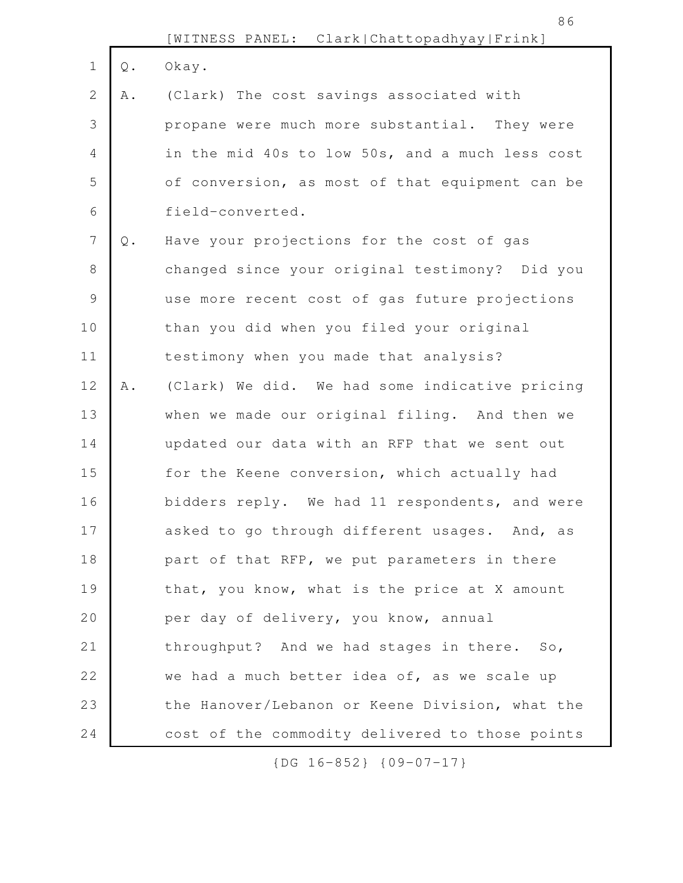Q. Okay.

A. (Clark) The cost savings associated with propane were much more substantial. They were in the mid 40s to low 50s, and a much less cost of conversion, as most of that equipment can be field-converted.

Q. Have your projections for the cost of gas changed since your original testimony? Did you use more recent cost of gas future projections than you did when you filed your original testimony when you made that analysis?

A. (Clark) We did. We had some indicative pricing when we made our original filing. And then we updated our data with an RFP that we sent out for the Keene conversion, which actually had bidders reply. We had 11 respondents, and were asked to go through different usages. And, as part of that RFP, we put parameters in there that, you know, what is the price at X amount per day of delivery, you know, annual throughput? And we had stages in there. So, we had a much better idea of, as we scale up the Hanover/Lebanon or Keene Division, what the cost of the commodity delivered to those points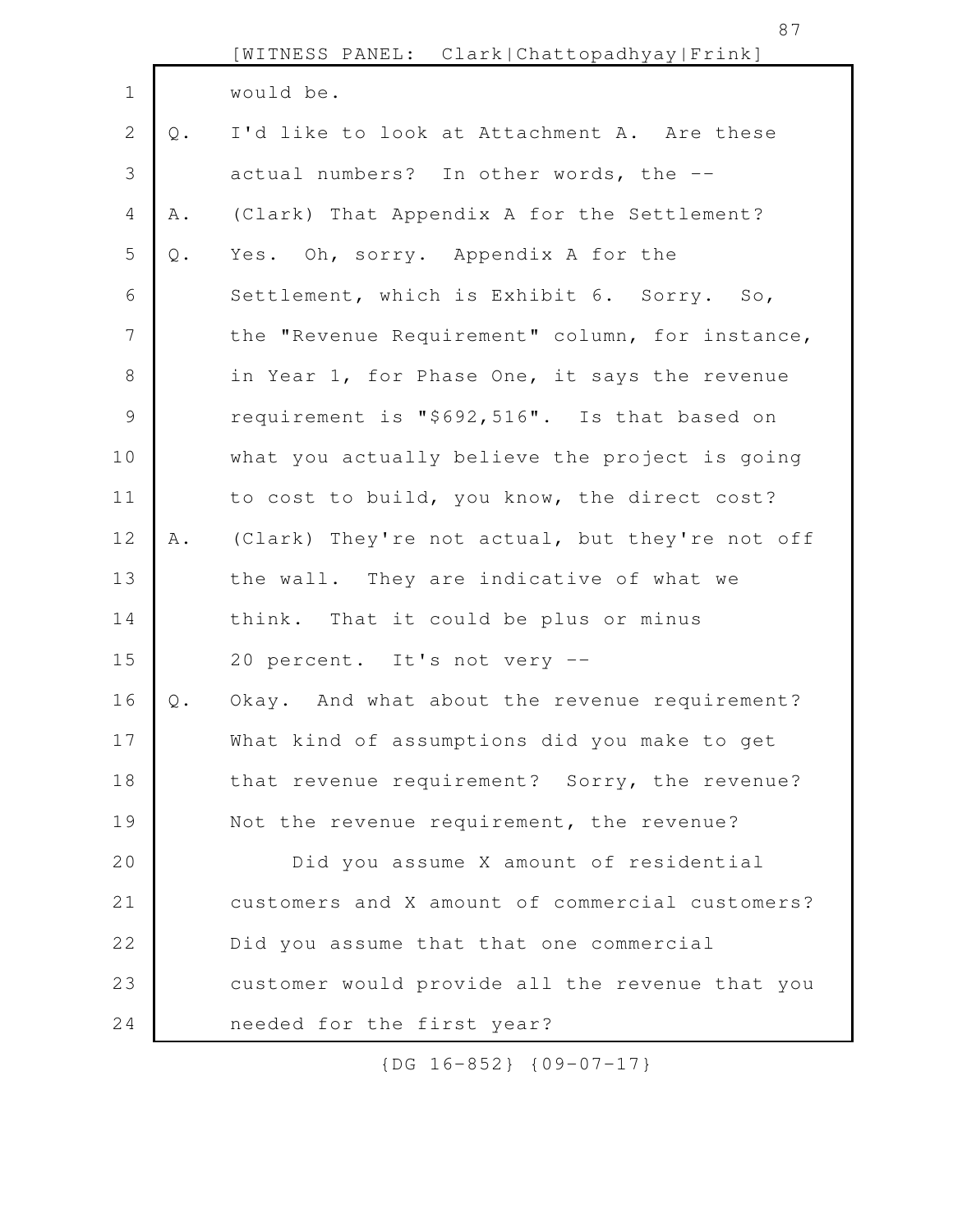would be.

Q. I'd like to look at Attachment A. Are these actual numbers? In other words, the --

A. (Clark) That Appendix A for the Settlement?

Q. Yes. Oh, sorry. Appendix A for the Settlement, which is Exhibit 6. Sorry. So, the "Revenue Requirement" column, for instance, in Year 1, for Phase One, it says the revenue requirement is "$692,516". Is that based on what you actually believe the project is going to cost to build, you know, the direct cost?

A. (Clark) They're not actual, but they're not off the wall. They are indicative of what we think. That it could be plus or minus 20 percent. It's not very --

Q. Okay. And what about the revenue requirement? What kind of assumptions did you make to get that revenue requirement? Sorry, the revenue? Not the revenue requirement, the revenue?

Did you assume X amount of residential customers and X amount of commercial customers? Did you assume that that one commercial customer would provide all the revenue that you needed for the first year?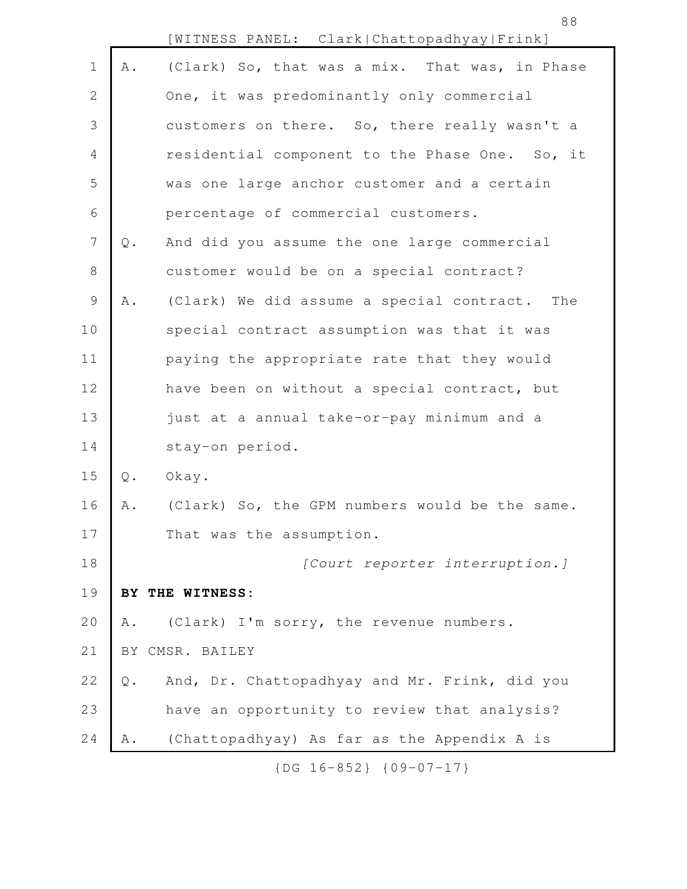A. (Clark) So, that was a mix. That was, in Phase One, it was predominantly only commercial customers on there. So, there really wasn't a residential component to the Phase One. So, it was one large anchor customer and a certain percentage of commercial customers.

Q. And did you assume the one large commercial customer would be on a special contract?

A. (Clark) We did assume a special contract. The special contract assumption was that it was paying the appropriate rate that they would have been on without a special contract, but just at a annual take-or-pay minimum and a stay-on period.

Q. Okay.

A. (Clark) So, the GPM numbers would be the same. That was the assumption.

*[Court reporter interruption.]*

**BY THE WITNESS:**

A. (Clark) I'm sorry, the revenue numbers.

BY CMSR. BAILEY

Q. And, Dr. Chattopadhyay and Mr. Frink, did you have an opportunity to review that analysis?

A. (Chattopadhyay) As far as the Appendix A is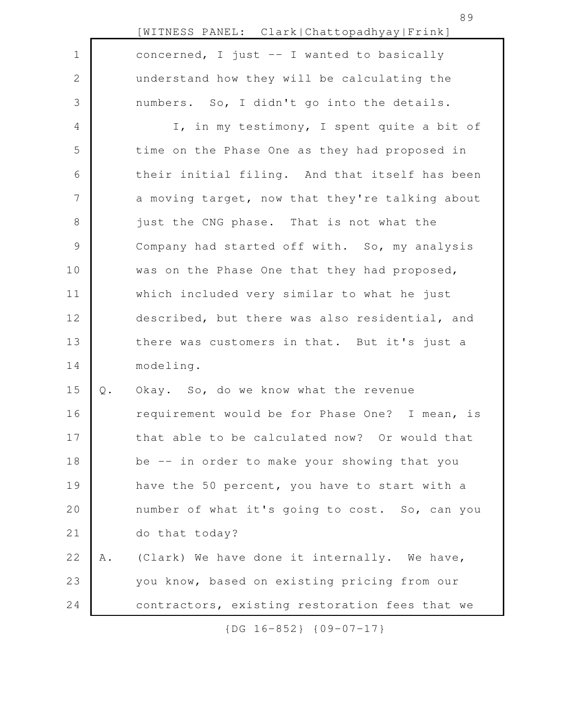concerned, I just -- I wanted to basically understand how they will be calculating the numbers. So, I didn't go into the details.

I, in my testimony, I spent quite a bit of time on the Phase One as they had proposed in their initial filing. And that itself has been a moving target, now that they're talking about just the CNG phase. That is not what the Company had started off with. So, my analysis was on the Phase One that they had proposed, which included very similar to what he just described, but there was also residential, and there was customers in that. But it's just a modeling.

Q. Okay. So, do we know what the revenue requirement would be for Phase One? I mean, is that able to be calculated now? Or would that be -- in order to make your showing that you have the 50 percent, you have to start with a number of what it's going to cost. So, can you do that today?

A. (Clark) We have done it internally. We have, you know, based on existing pricing from our contractors, existing restoration fees that we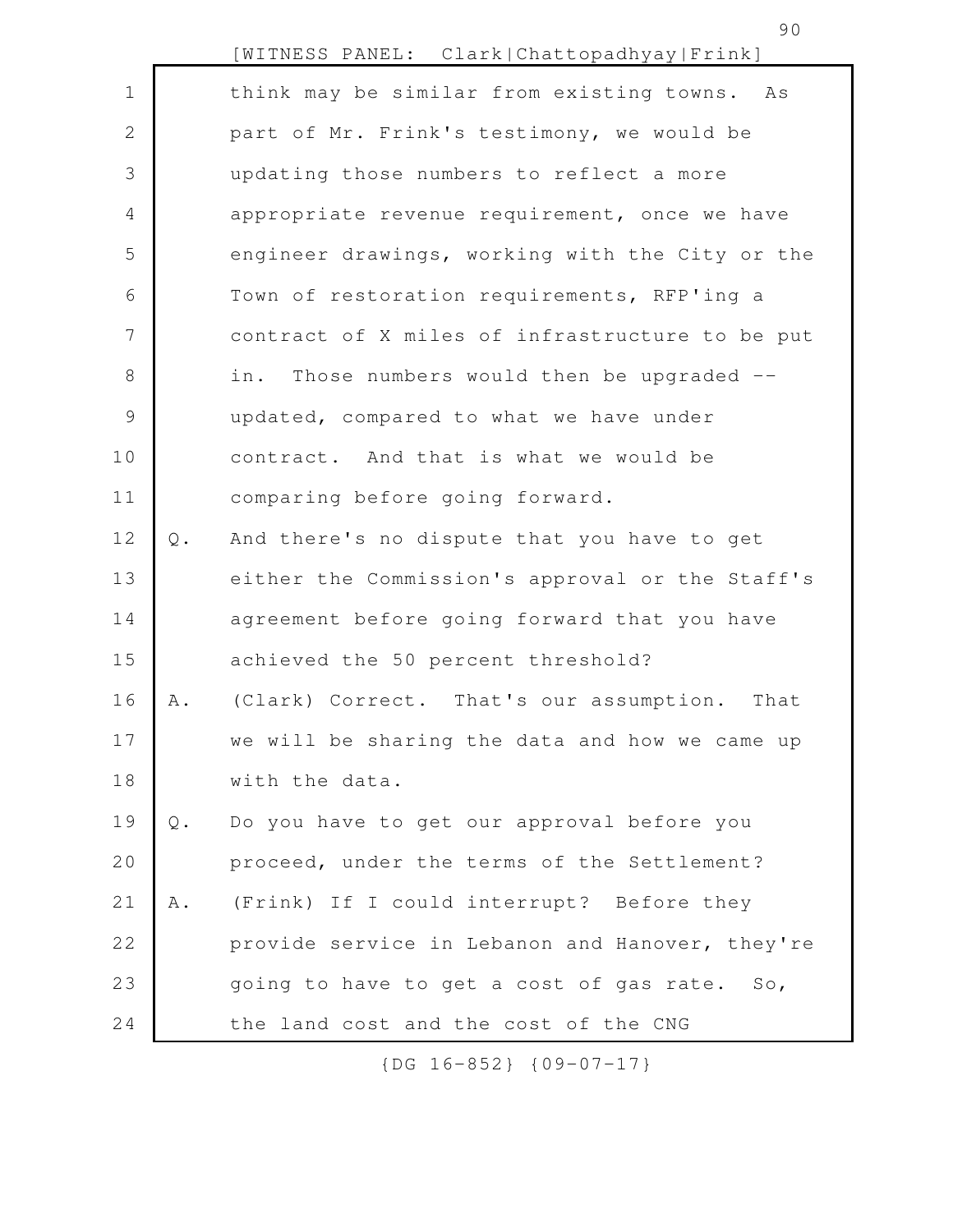think may be similar from existing towns. As part of Mr. Frink's testimony, we would be updating those numbers to reflect a more appropriate revenue requirement, once we have engineer drawings, working with the City or the Town of restoration requirements, RFP'ing a contract of X miles of infrastructure to be put in. Those numbers would then be upgraded -- updated, compared to what we have under contract. And that is what we would be comparing before going forward.

Q. And there's no dispute that you have to get either the Commission's approval or the Staff's agreement before going forward that you have achieved the 50 percent threshold?

A. (Clark) Correct. That's our assumption. That we will be sharing the data and how we came up with the data.

Q. Do you have to get our approval before you proceed, under the terms of the Settlement?

A. (Frink) If I could interrupt? Before they provide service in Lebanon and Hanover, they're going to have to get a cost of gas rate. So, the land cost and the cost of the CNG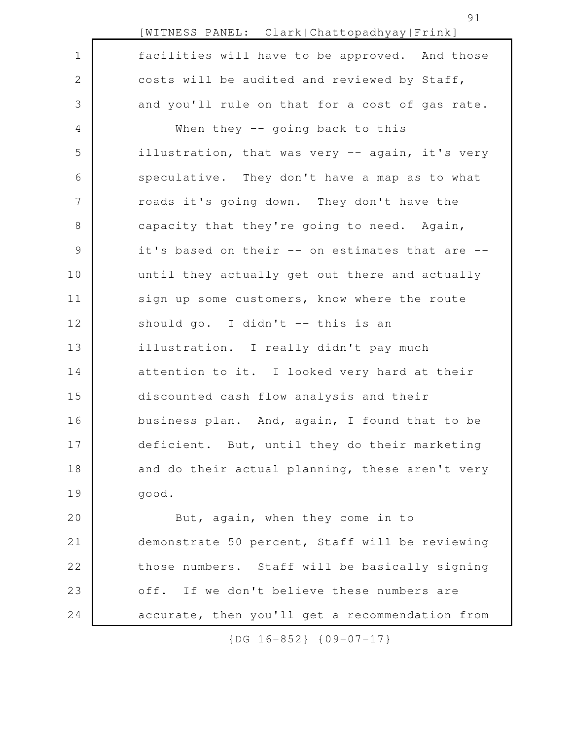facilities will have to be approved. And those costs will be audited and reviewed by Staff, and you'll rule on that for a cost of gas rate.

When they -- going back to this illustration, that was very -- again, it's very speculative. They don't have a map as to what roads it's going down. They don't have the capacity that they're going to need. Again, it's based on their -- on estimates that are -- until they actually get out there and actually sign up some customers, know where the route should go. I didn't -- this is an illustration. I really didn't pay much attention to it. I looked very hard at their discounted cash flow analysis and their business plan. And, again, I found that to be deficient. But, until they do their marketing and do their actual planning, these aren't very good.

But, again, when they come in to demonstrate 50 percent, Staff will be reviewing those numbers. Staff will be basically signing off. If we don't believe these numbers are accurate, then you'll get a recommendation from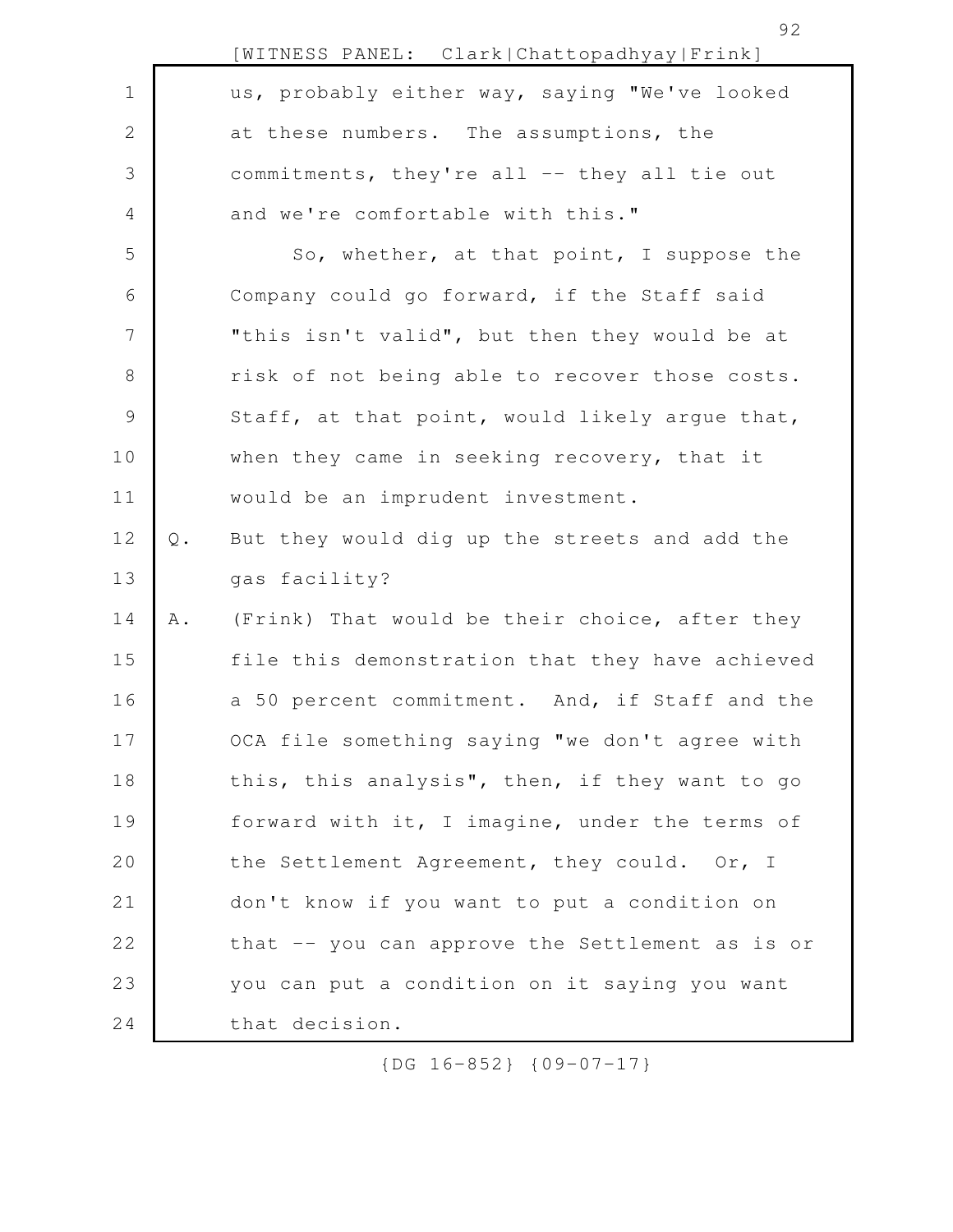us, probably either way, saying "We've looked at these numbers. The assumptions, the commitments, they're all -- they all tie out and we're comfortable with this."

So, whether, at that point, I suppose the Company could go forward, if the Staff said "this isn't valid", but then they would be at risk of not being able to recover those costs. Staff, at that point, would likely argue that, when they came in seeking recovery, that it would be an imprudent investment.

Q. But they would dig up the streets and add the gas facility?

A. (Frink) That would be their choice, after they file this demonstration that they have achieved a 50 percent commitment. And, if Staff and the OCA file something saying "we don't agree with this, this analysis", then, if they want to go forward with it, I imagine, under the terms of the Settlement Agreement, they could. Or, I don't know if you want to put a condition on that -- you can approve the Settlement as is or you can put a condition on it saying you want that decision.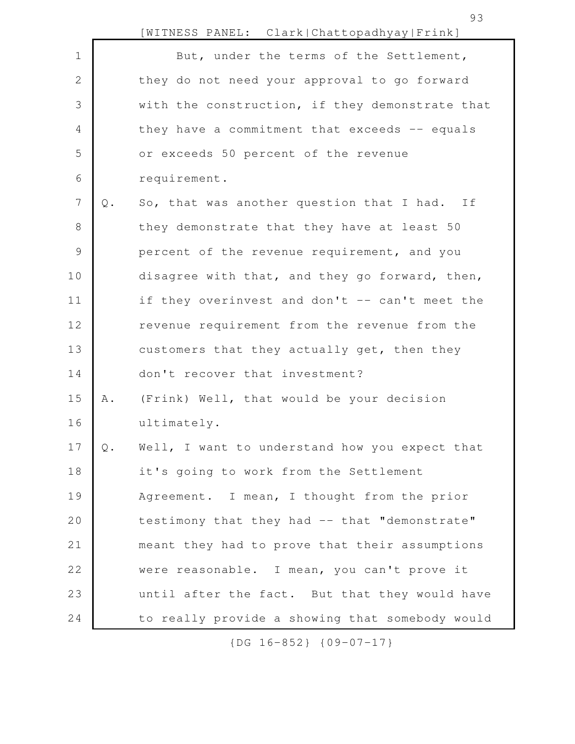But, under the terms of the Settlement, they do not need your approval to go forward with the construction, if they demonstrate that they have a commitment that exceeds -- equals or exceeds 50 percent of the revenue requirement.

Q. So, that was another question that I had. If they demonstrate that they have at least 50 percent of the revenue requirement, and you disagree with that, and they go forward, then, if they overinvest and don't -- can't meet the revenue requirement from the revenue from the customers that they actually get, then they don't recover that investment?

A. (Frink) Well, that would be your decision ultimately.

Q. Well, I want to understand how you expect that it's going to work from the Settlement Agreement. I mean, I thought from the prior testimony that they had -- that "demonstrate" meant they had to prove that their assumptions were reasonable. I mean, you can't prove it until after the fact. But that they would have to really provide a showing that somebody would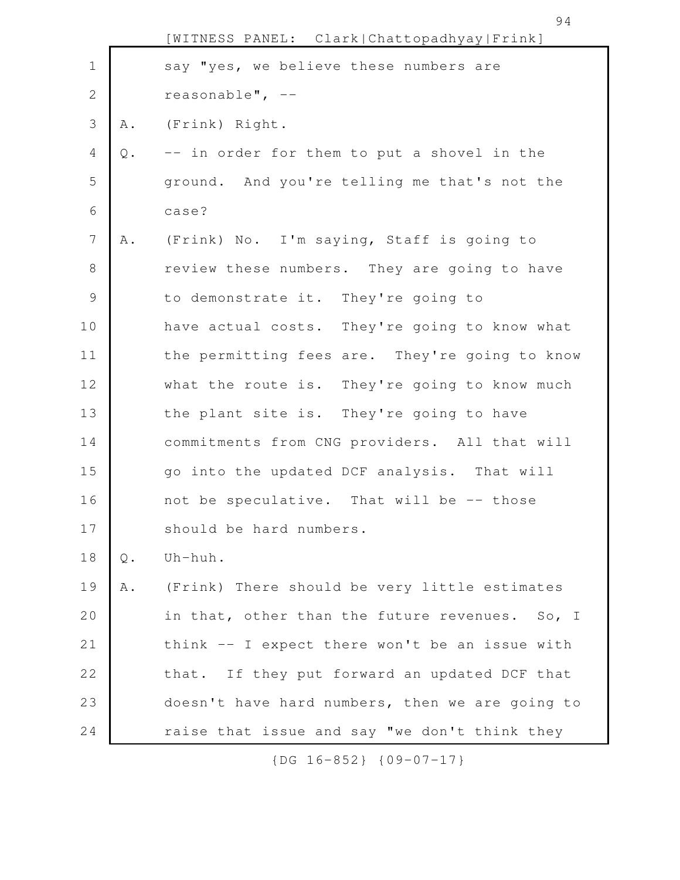say "yes, we believe these numbers are reasonable", --

A. (Frink) Right.

Q. -- in order for them to put a shovel in the ground. And you're telling me that's not the case?

A. (Frink) No. I'm saying, Staff is going to review these numbers. They are going to have to demonstrate it. They're going to have actual costs. They're going to know what the permitting fees are. They're going to know what the route is. They're going to know much the plant site is. They're going to have commitments from CNG providers. All that will go into the updated DCF analysis. That will not be speculative. That will be -- those should be hard numbers.

Q. Uh-huh.

A. (Frink) There should be very little estimates in that, other than the future revenues. So, I think -- I expect there won't be an issue with that. If they put forward an updated DCF that doesn't have hard numbers, then we are going to raise that issue and say "we don't think they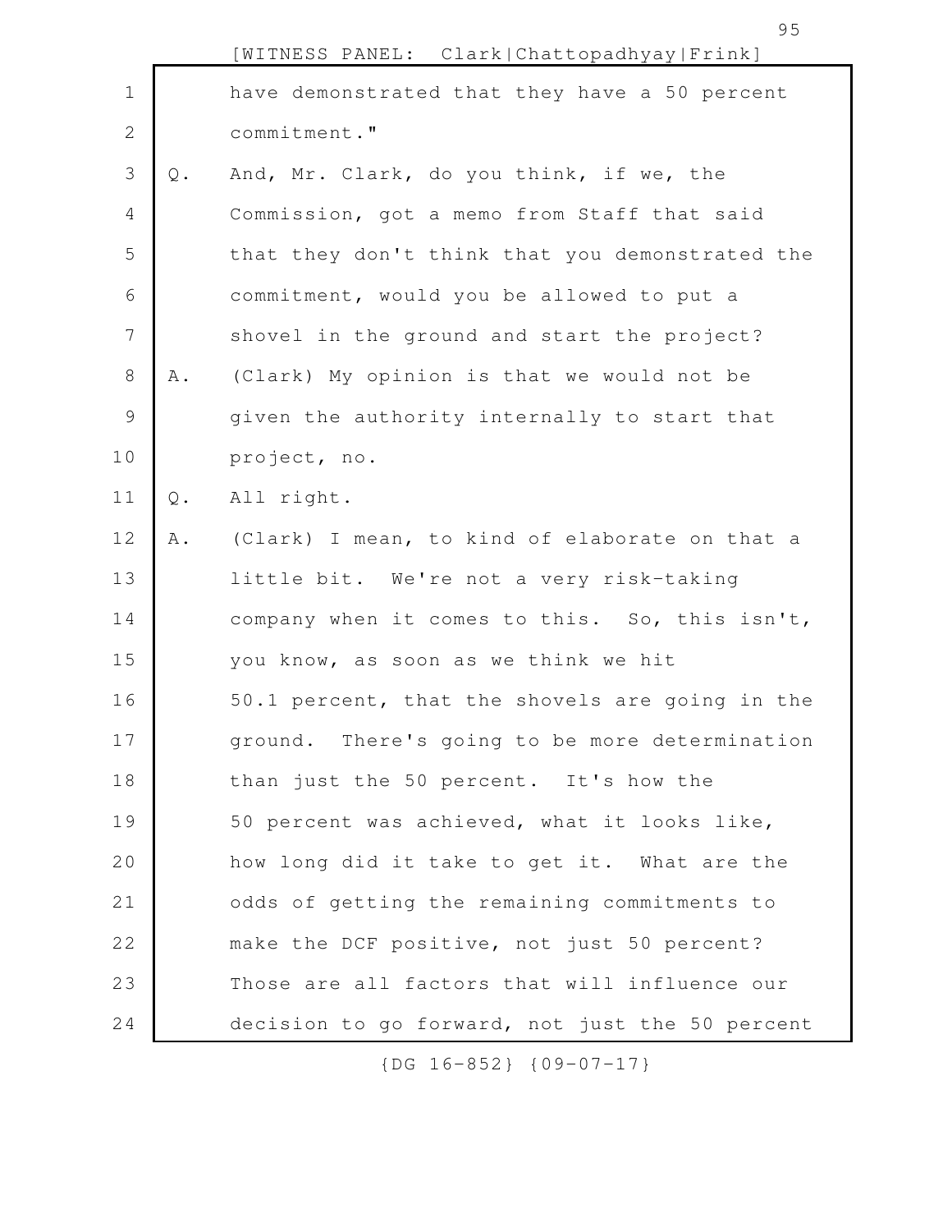have demonstrated that they have a 50 percent commitment."

Q. And, Mr. Clark, do you think, if we, the Commission, got a memo from Staff that said that they don't think that you demonstrated the commitment, would you be allowed to put a shovel in the ground and start the project?

A. (Clark) My opinion is that we would not be given the authority internally to start that project, no.

Q. All right.

A. (Clark) I mean, to kind of elaborate on that a little bit. We're not a very risk-taking company when it comes to this. So, this isn't, you know, as soon as we think we hit 50.1 percent, that the shovels are going in the ground. There's going to be more determination than just the 50 percent. It's how the 50 percent was achieved, what it looks like, how long did it take to get it. What are the odds of getting the remaining commitments to make the DCF positive, not just 50 percent? Those are all factors that will influence our decision to go forward, not just the 50 percent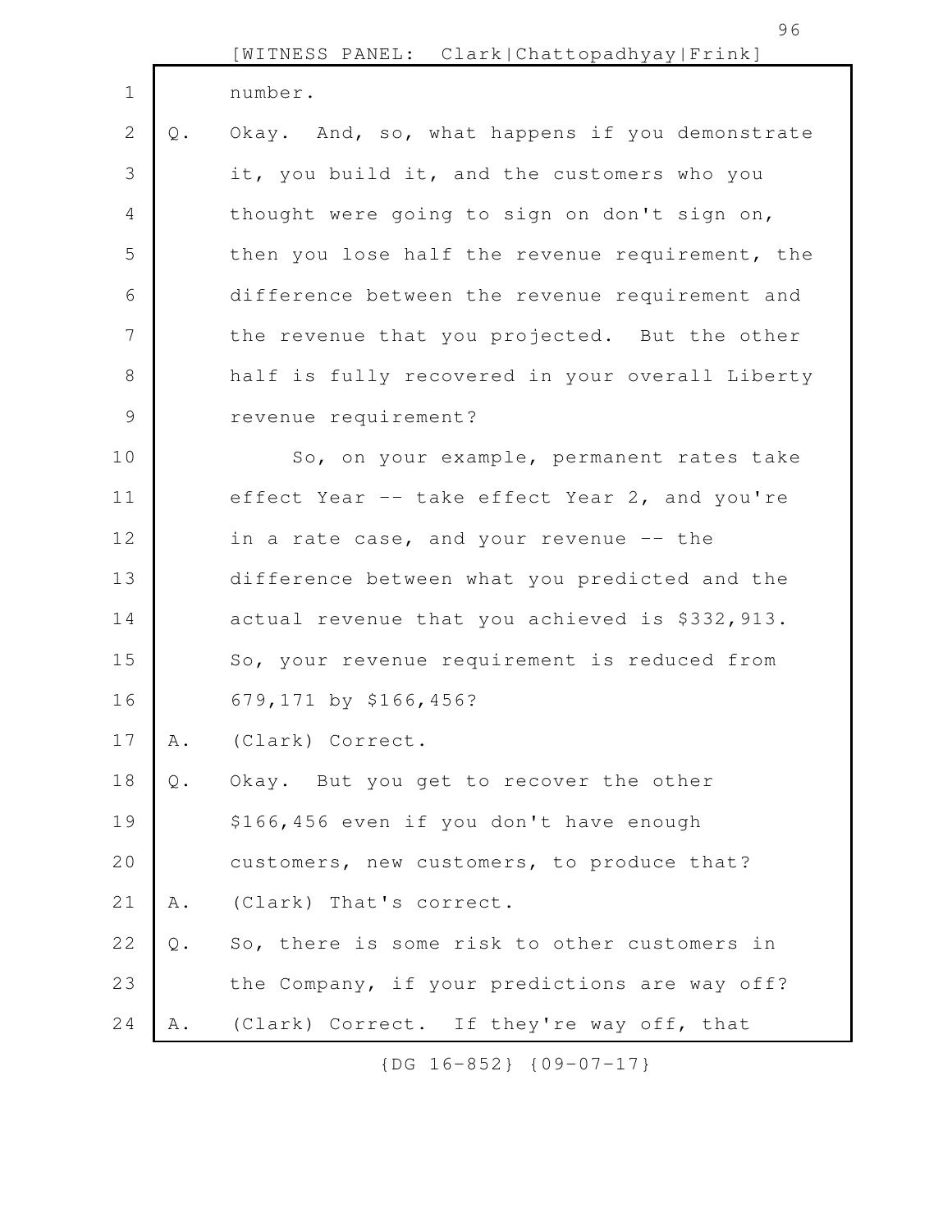number.

Q. Okay. And, so, what happens if you demonstrate it, you build it, and the customers who you thought were going to sign on don't sign on, then you lose half the revenue requirement, the difference between the revenue requirement and the revenue that you projected. But the other half is fully recovered in your overall Liberty revenue requirement?

So, on your example, permanent rates take effect Year -- take effect Year 2, and you're in a rate case, and your revenue -- the difference between what you predicted and the actual revenue that you achieved is $332,913. So, your revenue requirement is reduced from 679,171 by $166,456?

A. (Clark) Correct.

Q. Okay. But you get to recover the other $166,456 even if you don't have enough customers, new customers, to produce that?

A. (Clark) That's correct.

Q. So, there is some risk to other customers in the Company, if your predictions are way off?

A. (Clark) Correct. If they're way off, that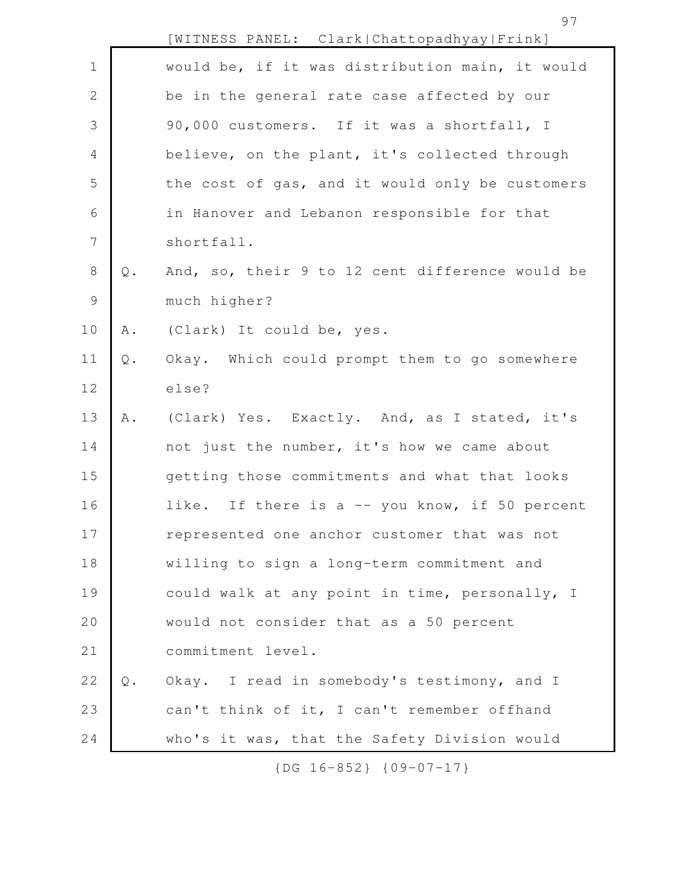[WITNESS PANEL: Clark|Chattopadhyay|Frink]

would be, if it was distribution main, it would be in the general rate case affected by our 90,000 customers. If it was a shortfall, I believe, on the plant, it's collected through the cost of gas, and it would only be customers in Hanover and Lebanon responsible for that shortfall.

Q. And, so, their 9 to 12 cent difference would be much higher?

A. (Clark) It could be, yes.

Q. Okay. Which could prompt them to go somewhere else?

A. (Clark) Yes. Exactly. And, as I stated, it's not just the number, it's how we came about getting those commitments and what that looks like. If there is a -- you know, if 50 percent represented one anchor customer that was not willing to sign a long-term commitment and could walk at any point in time, personally, I would not consider that as a 50 percent commitment level.

Q. Okay. I read in somebody's testimony, and I can't think of it, I can't remember offhand who's it was, that the Safety Division would

{DG 16-852} {09-07-17}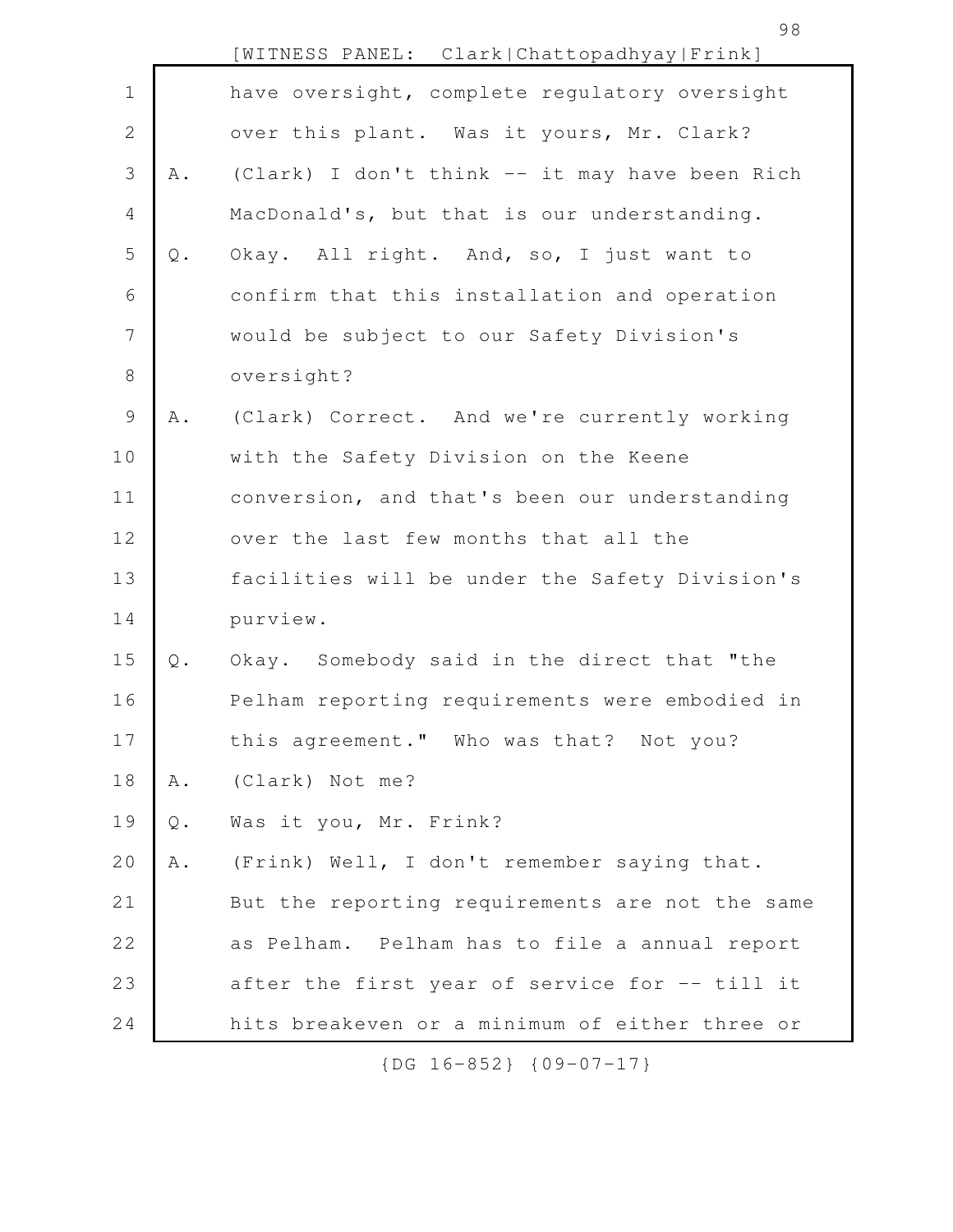have oversight, complete regulatory oversight over this plant. Was it yours, Mr. Clark?

A. (Clark) I don't think -- it may have been Rich MacDonald's, but that is our understanding.

Q. Okay. All right. And, so, I just want to confirm that this installation and operation would be subject to our Safety Division's oversight?

A. (Clark) Correct. And we're currently working with the Safety Division on the Keene conversion, and that's been our understanding over the last few months that all the facilities will be under the Safety Division's purview.

Q. Okay. Somebody said in the direct that "the Pelham reporting requirements were embodied in this agreement." Who was that? Not you?

A. (Clark) Not me?

Q. Was it you, Mr. Frink?

A. (Frink) Well, I don't remember saying that. But the reporting requirements are not the same as Pelham. Pelham has to file a annual report after the first year of service for -- till it hits breakeven or a minimum of either three or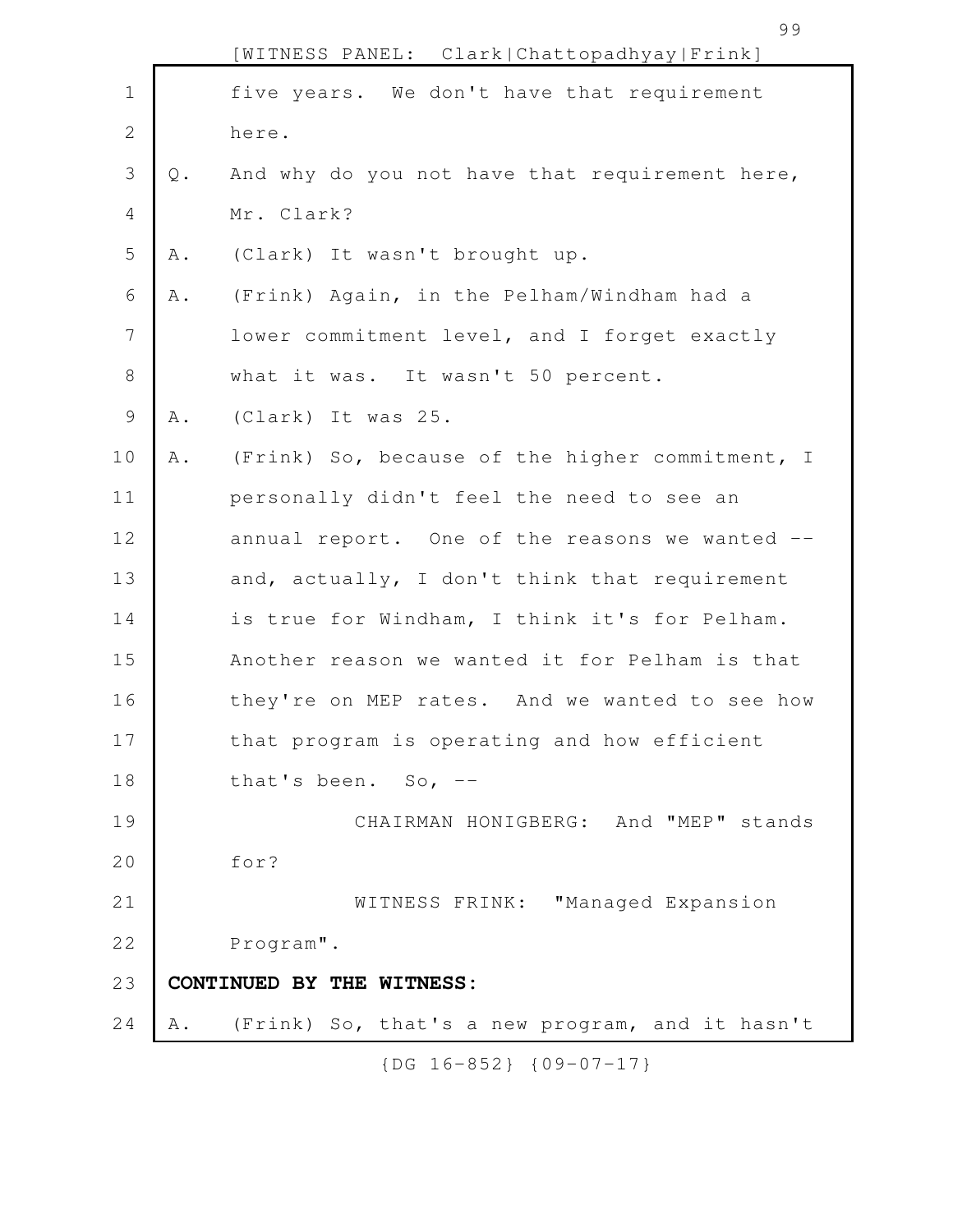five years. We don't have that requirement here.

Q. And why do you not have that requirement here, Mr. Clark?

A. (Clark) It wasn't brought up.

A. (Frink) Again, in the Pelham/Windham had a lower commitment level, and I forget exactly what it was. It wasn't 50 percent.

A. (Clark) It was 25.

A. (Frink) So, because of the higher commitment, I personally didn't feel the need to see an annual report. One of the reasons we wanted -- and, actually, I don't think that requirement is true for Windham, I think it's for Pelham. Another reason we wanted it for Pelham is that they're on MEP rates. And we wanted to see how that program is operating and how efficient that's been. So, --

CHAIRMAN HONIGBERG: And "MEP" stands for?

WITNESS FRINK: "Managed Expansion Program".

**CONTINUED BY THE WITNESS:**

A. (Frink) So, that's a new program, and it hasn't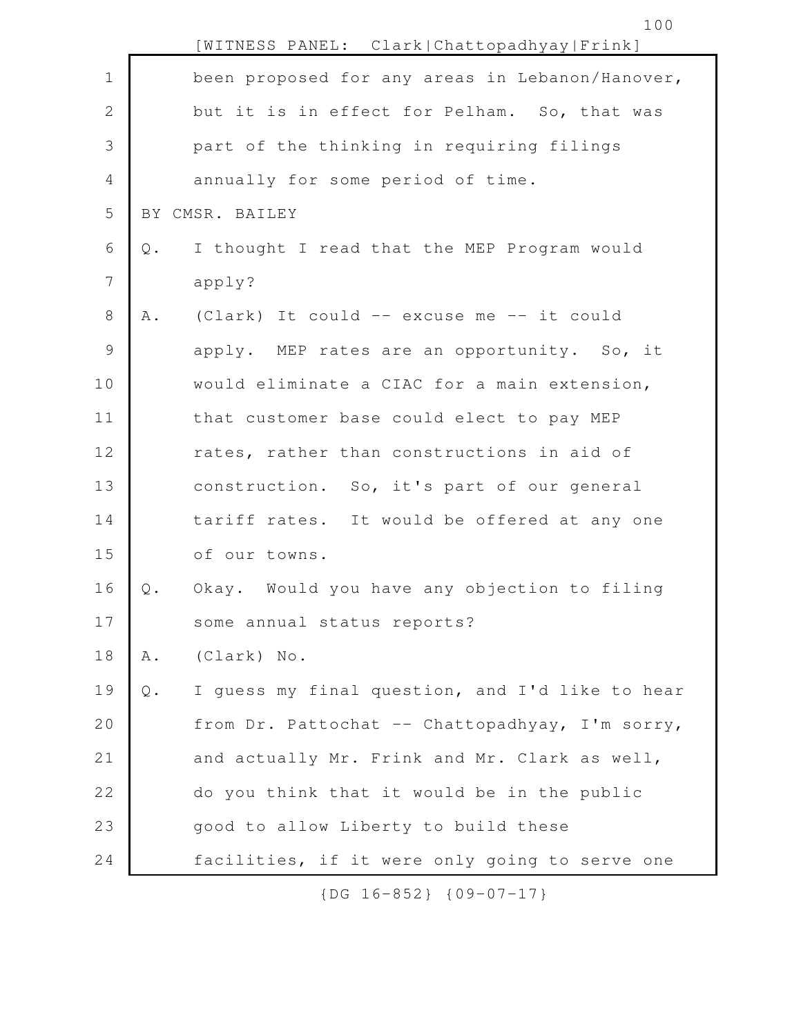been proposed for any areas in Lebanon/Hanover, but it is in effect for Pelham. So, that was part of the thinking in requiring filings annually for some period of time.

BY CMSR. BAILEY

Q. I thought I read that the MEP Program would apply?

A. (Clark) It could -- excuse me -- it could apply. MEP rates are an opportunity. So, it would eliminate a CIAC for a main extension, that customer base could elect to pay MEP rates, rather than constructions in aid of construction. So, it's part of our general tariff rates. It would be offered at any one of our towns.

Q. Okay. Would you have any objection to filing some annual status reports?

A. (Clark) No.

Q. I guess my final question, and I'd like to hear from Dr. Pattochat -- Chattopadhyay, I'm sorry, and actually Mr. Frink and Mr. Clark as well, do you think that it would be in the public good to allow Liberty to build these facilities, if it were only going to serve one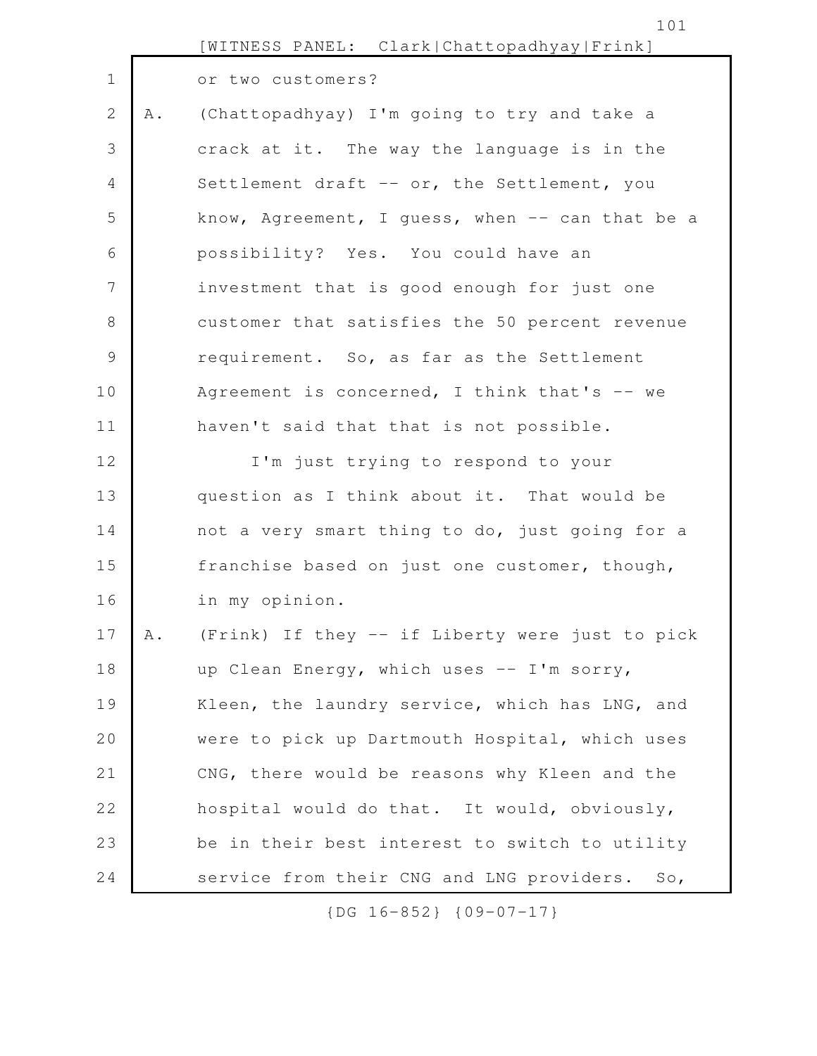or two customers?

A. (Chattopadhyay) I'm going to try and take a crack at it. The way the language is in the Settlement draft -- or, the Settlement, you know, Agreement, I guess, when -- can that be a possibility? Yes. You could have an investment that is good enough for just one customer that satisfies the 50 percent revenue requirement. So, as far as the Settlement Agreement is concerned, I think that's -- we haven't said that that is not possible.

I'm just trying to respond to your question as I think about it. That would be not a very smart thing to do, just going for a franchise based on just one customer, though, in my opinion.

A. (Frink) If they -- if Liberty were just to pick up Clean Energy, which uses -- I'm sorry, Kleen, the laundry service, which has LNG, and were to pick up Dartmouth Hospital, which uses CNG, there would be reasons why Kleen and the hospital would do that. It would, obviously, be in their best interest to switch to utility service from their CNG and LNG providers. So,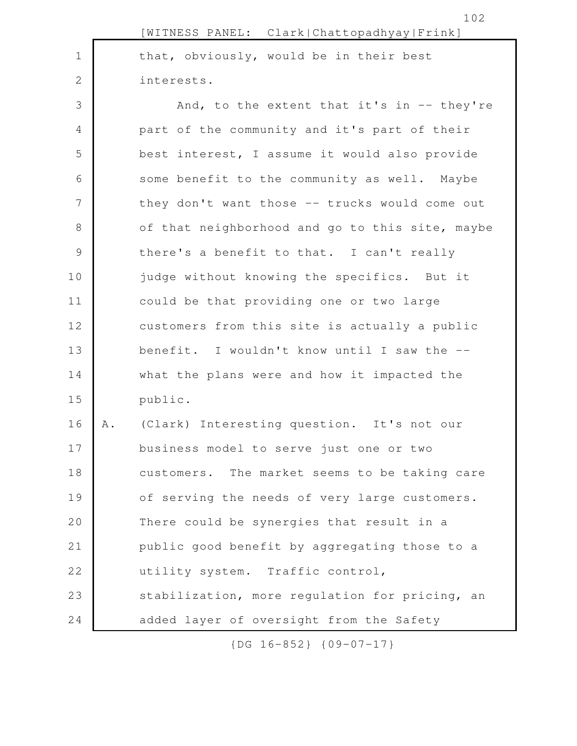that, obviously, would be in their best interests.

And, to the extent that it's in -- they're part of the community and it's part of their best interest, I assume it would also provide some benefit to the community as well. Maybe they don't want those -- trucks would come out of that neighborhood and go to this site, maybe there's a benefit to that. I can't really judge without knowing the specifics. But it could be that providing one or two large customers from this site is actually a public benefit. I wouldn't know until I saw the -- what the plans were and how it impacted the public.

A. (Clark) Interesting question. It's not our business model to serve just one or two customers. The market seems to be taking care of serving the needs of very large customers. There could be synergies that result in a public good benefit by aggregating those to a utility system. Traffic control, stabilization, more regulation for pricing, an added layer of oversight from the Safety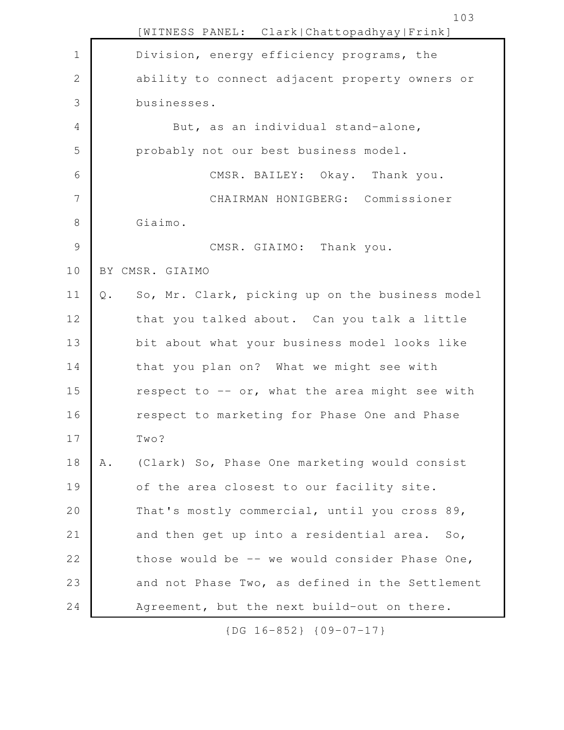Division, energy efficiency programs, the ability to connect adjacent property owners or businesses.

But, as an individual stand-alone, probably not our best business model.

CMSR. BAILEY: Okay. Thank you.

CHAIRMAN HONIGBERG: Commissioner Giaimo.

CMSR. GIAIMO: Thank you.

BY CMSR. GIAIMO

Q. So, Mr. Clark, picking up on the business model that you talked about. Can you talk a little bit about what your business model looks like that you plan on? What we might see with respect to -- or, what the area might see with respect to marketing for Phase One and Phase Two?

A. (Clark) So, Phase One marketing would consist of the area closest to our facility site. That's mostly commercial, until you cross 89, and then get up into a residential area. So, those would be -- we would consider Phase One, and not Phase Two, as defined in the Settlement Agreement, but the next build-out on there.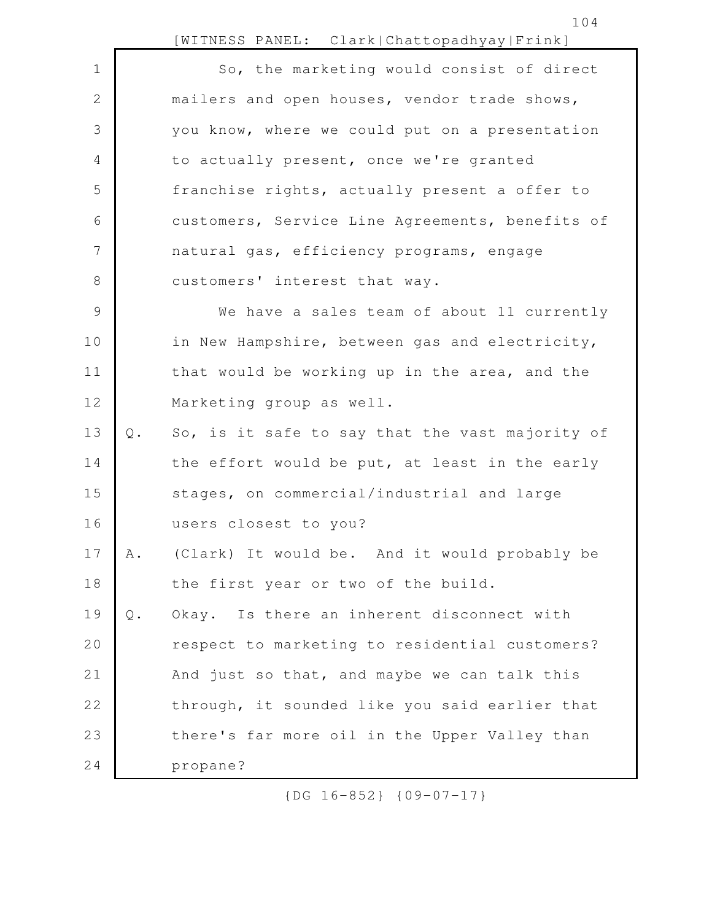So, the marketing would consist of direct mailers and open houses, vendor trade shows, you know, where we could put on a presentation to actually present, once we're granted franchise rights, actually present a offer to customers, Service Line Agreements, benefits of natural gas, efficiency programs, engage customers' interest that way.

We have a sales team of about 11 currently in New Hampshire, between gas and electricity, that would be working up in the area, and the Marketing group as well.

Q. So, is it safe to say that the vast majority of the effort would be put, at least in the early stages, on commercial/industrial and large users closest to you?

A. (Clark) It would be. And it would probably be the first year or two of the build.

Q. Okay. Is there an inherent disconnect with respect to marketing to residential customers? And just so that, and maybe we can talk this through, it sounded like you said earlier that there's far more oil in the Upper Valley than propane?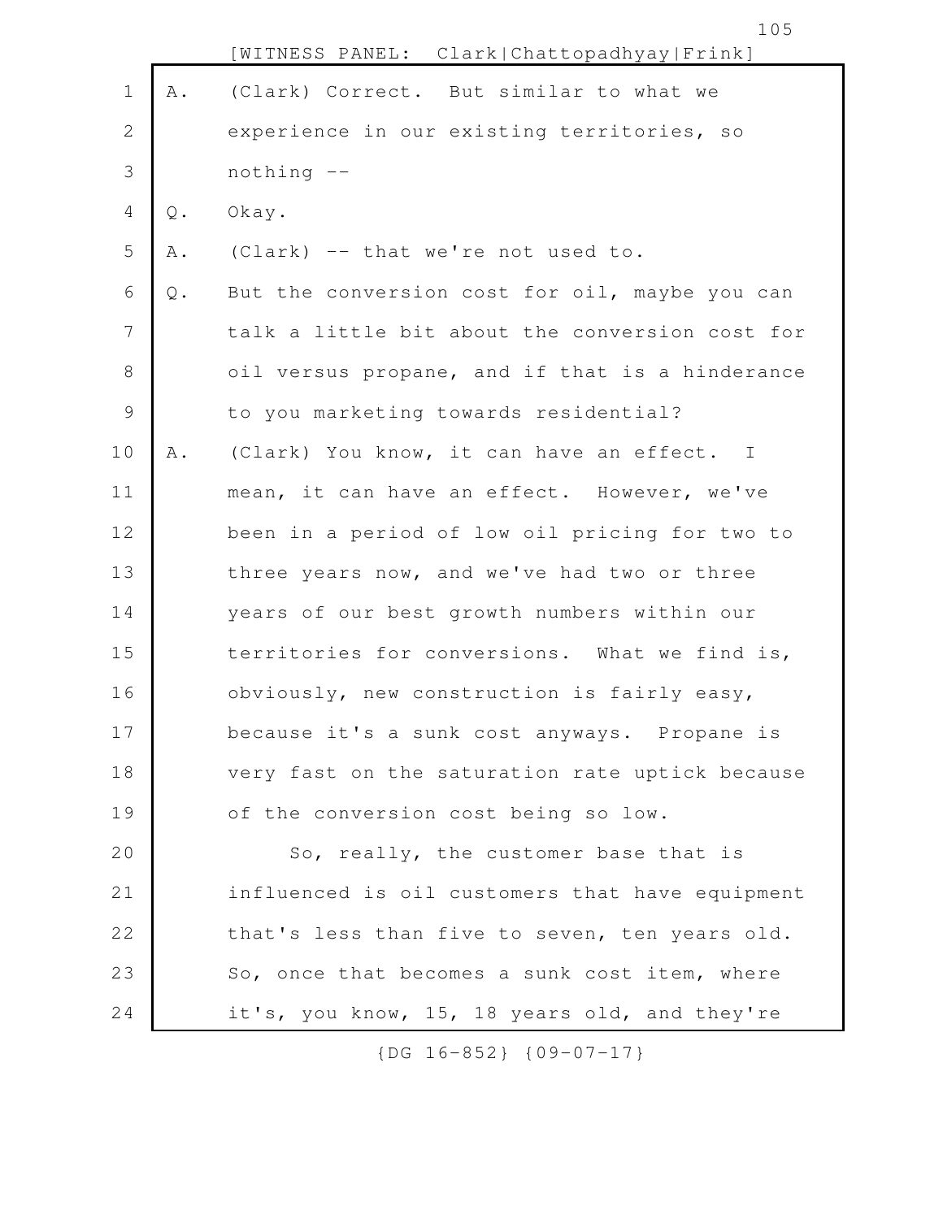A. (Clark) Correct. But similar to what we experience in our existing territories, so nothing --

Q. Okay.

A. (Clark) -- that we're not used to.

Q. But the conversion cost for oil, maybe you can talk a little bit about the conversion cost for oil versus propane, and if that is a hinderance to you marketing towards residential?

A. (Clark) You know, it can have an effect. I mean, it can have an effect. However, we've been in a period of low oil pricing for two to three years now, and we've had two or three years of our best growth numbers within our territories for conversions. What we find is, obviously, new construction is fairly easy, because it's a sunk cost anyways. Propane is very fast on the saturation rate uptick because of the conversion cost being so low.

So, really, the customer base that is influenced is oil customers that have equipment that's less than five to seven, ten years old. So, once that becomes a sunk cost item, where it's, you know, 15, 18 years old, and they're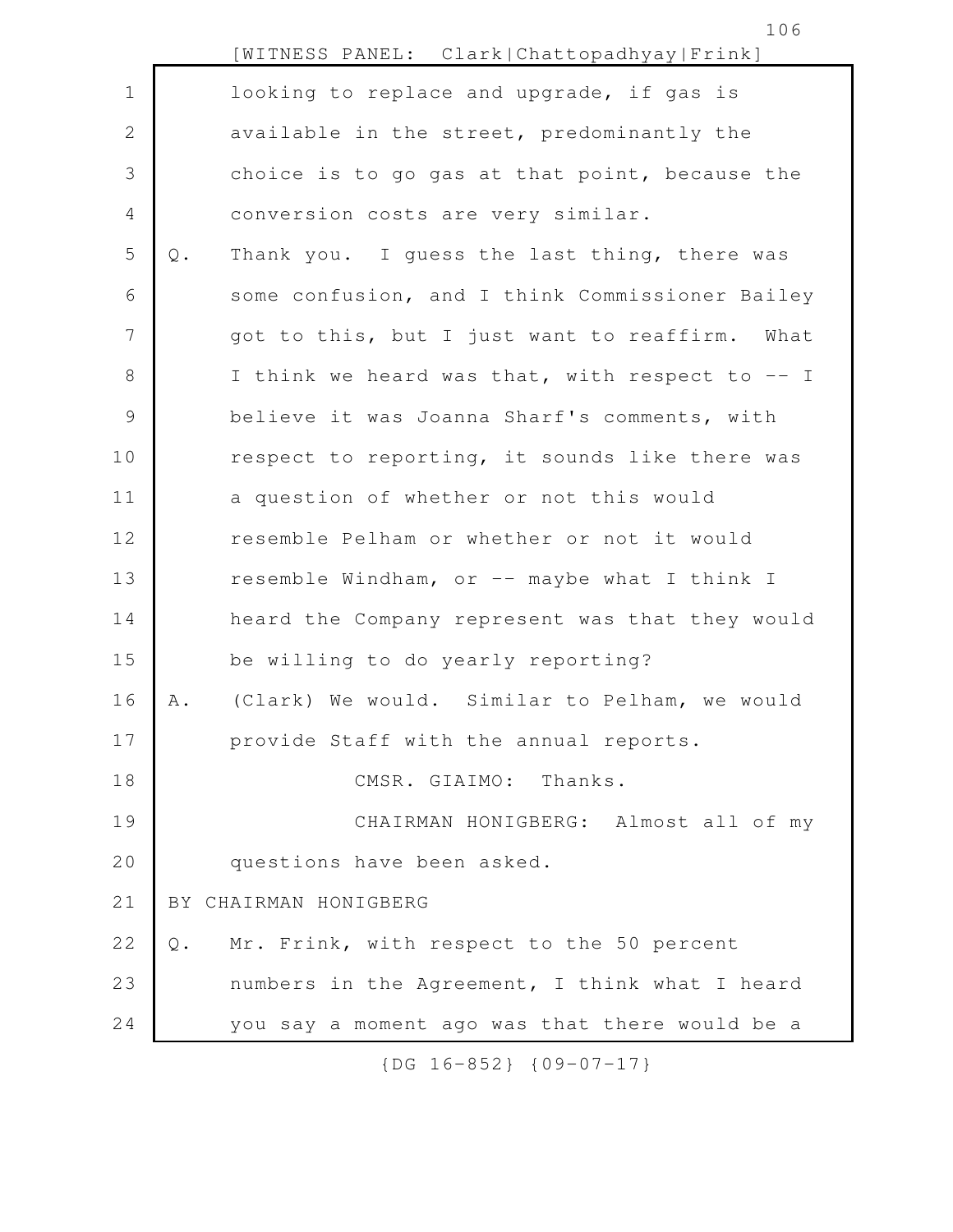looking to replace and upgrade, if gas is available in the street, predominantly the choice is to go gas at that point, because the conversion costs are very similar.

Q. Thank you. I guess the last thing, there was some confusion, and I think Commissioner Bailey got to this, but I just want to reaffirm. What I think we heard was that, with respect to -- I believe it was Joanna Sharf's comments, with respect to reporting, it sounds like there was a question of whether or not this would resemble Pelham or whether or not it would resemble Windham, or -- maybe what I think I heard the Company represent was that they would be willing to do yearly reporting?

A. (Clark) We would. Similar to Pelham, we would provide Staff with the annual reports.

CMSR. GIAIMO: Thanks.

CHAIRMAN HONIGBERG: Almost all of my questions have been asked.

BY CHAIRMAN HONIGBERG

Q. Mr. Frink, with respect to the 50 percent numbers in the Agreement, I think what I heard you say a moment ago was that there would be a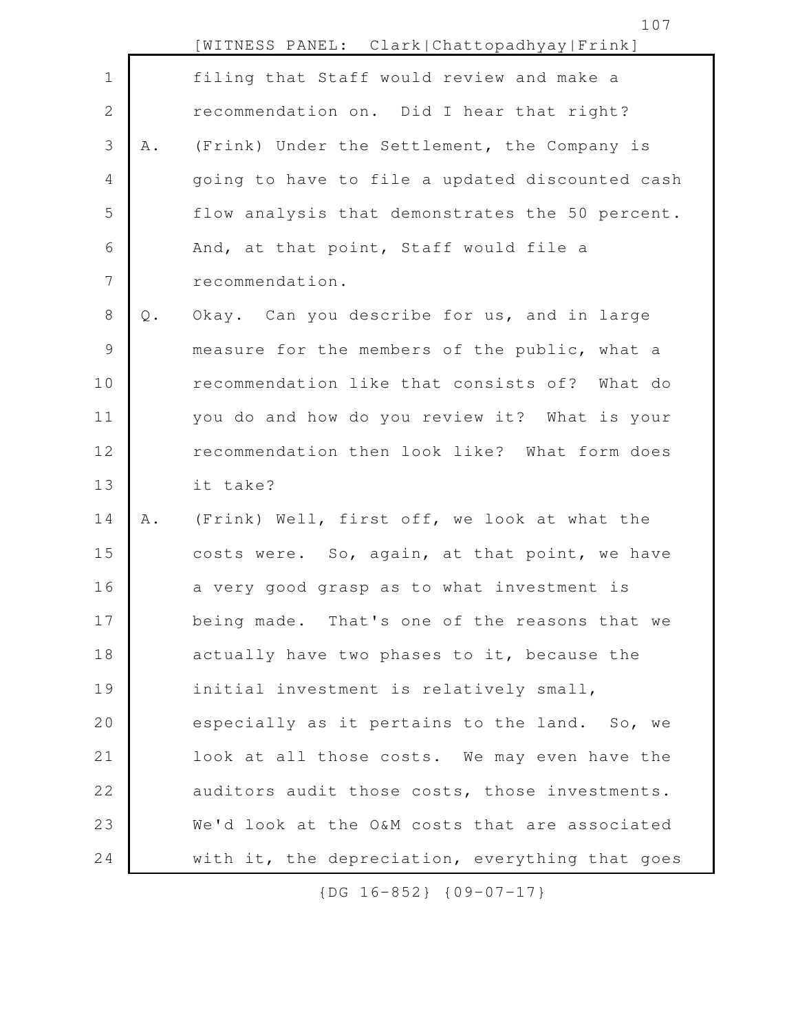filing that Staff would review and make a recommendation on. Did I hear that right?

A. (Frink) Under the Settlement, the Company is going to have to file a updated discounted cash flow analysis that demonstrates the 50 percent. And, at that point, Staff would file a recommendation.

Q. Okay. Can you describe for us, and in large measure for the members of the public, what a recommendation like that consists of? What do you do and how do you review it? What is your recommendation then look like? What form does it take?

A. (Frink) Well, first off, we look at what the costs were. So, again, at that point, we have a very good grasp as to what investment is being made. That's one of the reasons that we actually have two phases to it, because the initial investment is relatively small, especially as it pertains to the land. So, we look at all those costs. We may even have the auditors audit those costs, those investments. We'd look at the O&M costs that are associated with it, the depreciation, everything that goes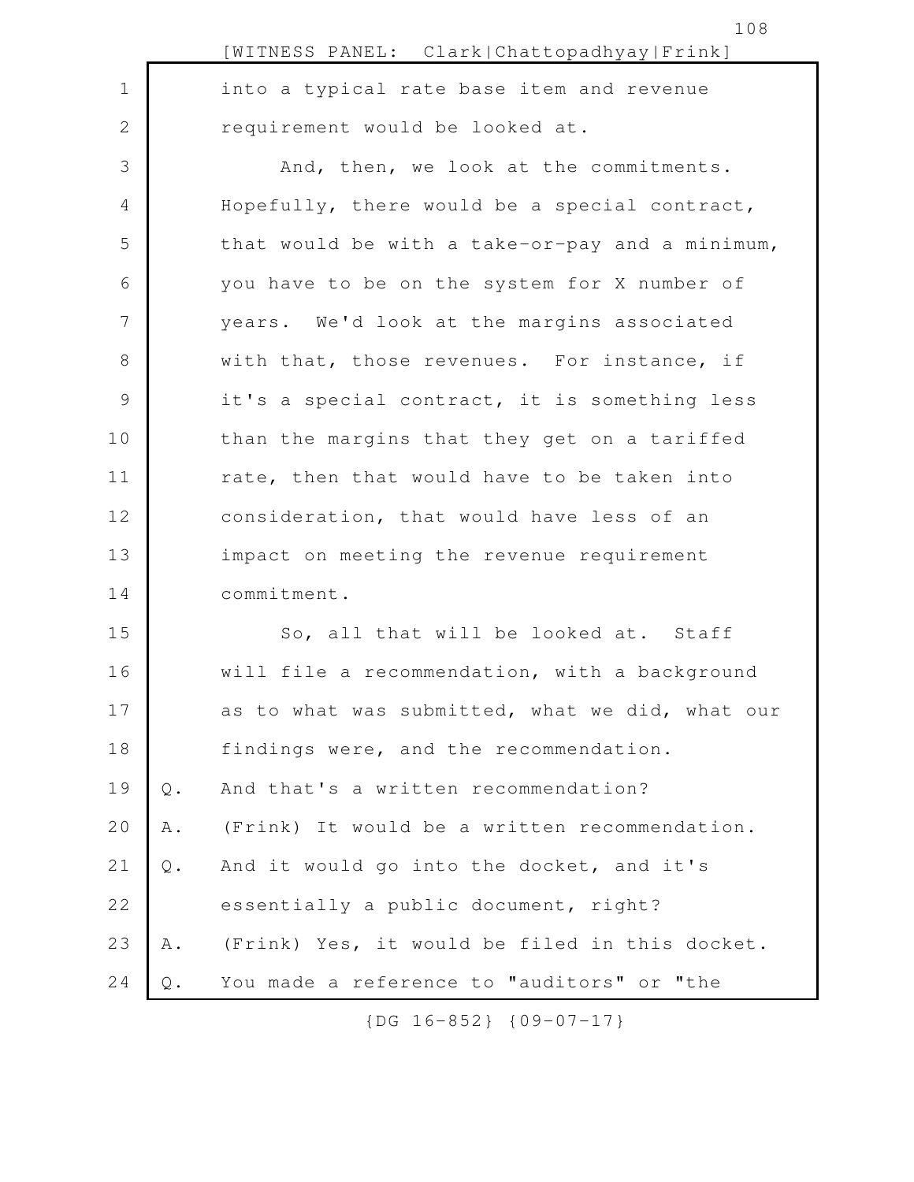into a typical rate base item and revenue requirement would be looked at.

And, then, we look at the commitments. Hopefully, there would be a special contract, that would be with a take-or-pay and a minimum, you have to be on the system for X number of years. We'd look at the margins associated with that, those revenues. For instance, if it's a special contract, it is something less than the margins that they get on a tariffed rate, then that would have to be taken into consideration, that would have less of an impact on meeting the revenue requirement commitment.

So, all that will be looked at. Staff will file a recommendation, with a background as to what was submitted, what we did, what our findings were, and the recommendation.

Q. And that's a written recommendation?

A. (Frink) It would be a written recommendation.

Q. And it would go into the docket, and it's essentially a public document, right?

A. (Frink) Yes, it would be filed in this docket.

Q. You made a reference to "auditors" or "the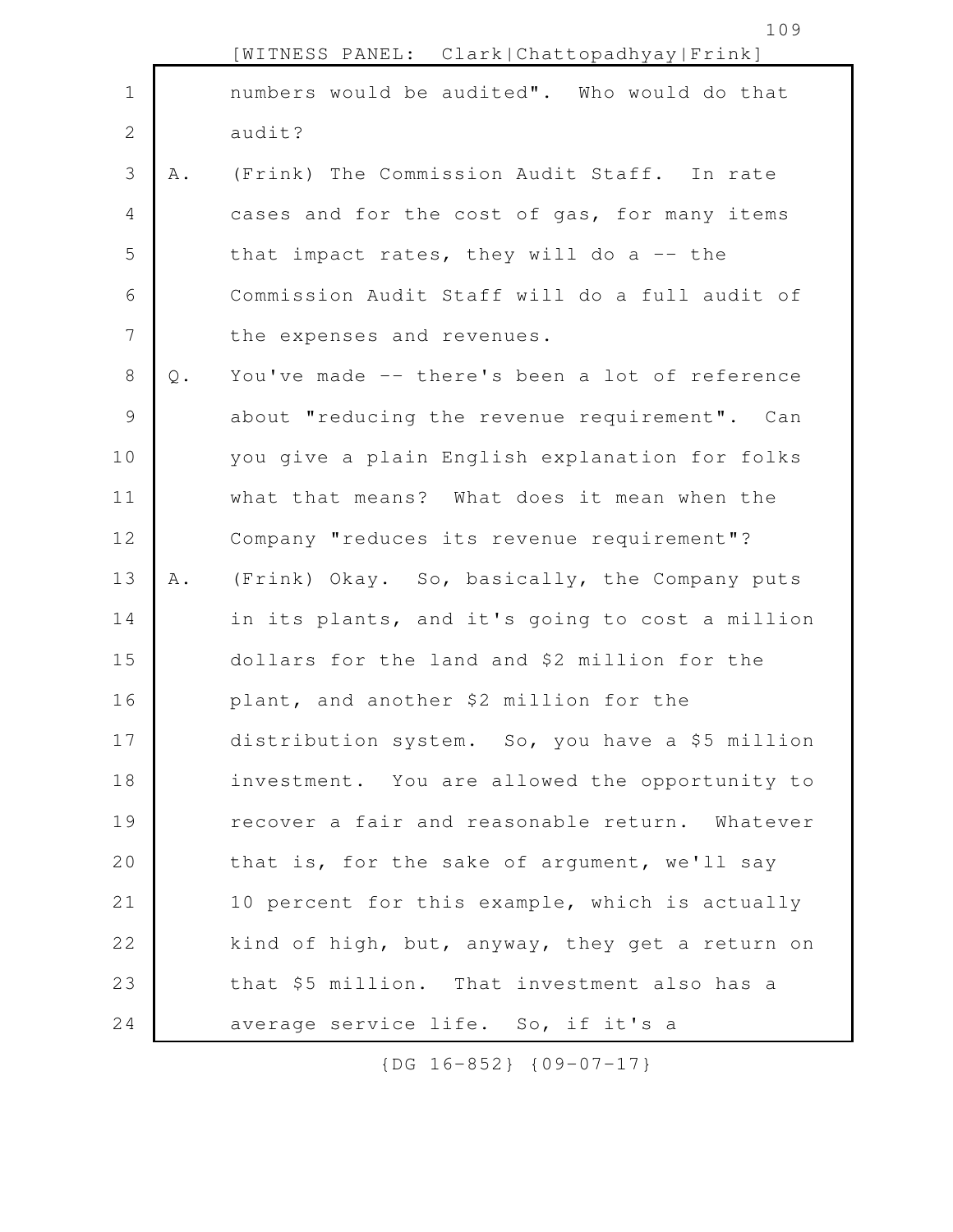[WITNESS PANEL: Clark|Chattopadhyay|Frink]

numbers would be audited". Who would do that audit?

A. (Frink) The Commission Audit Staff. In rate cases and for the cost of gas, for many items that impact rates, they will do a -- the Commission Audit Staff will do a full audit of the expenses and revenues.

Q. You've made -- there's been a lot of reference about "reducing the revenue requirement". Can you give a plain English explanation for folks what that means? What does it mean when the Company "reduces its revenue requirement"?

A. (Frink) Okay. So, basically, the Company puts in its plants, and it's going to cost a million dollars for the land and $2 million for the plant, and another $2 million for the distribution system. So, you have a $5 million investment. You are allowed the opportunity to recover a fair and reasonable return. Whatever that is, for the sake of argument, we'll say 10 percent for this example, which is actually kind of high, but, anyway, they get a return on that $5 million. That investment also has a average service life. So, if it's a

{DG 16-852} {09-07-17}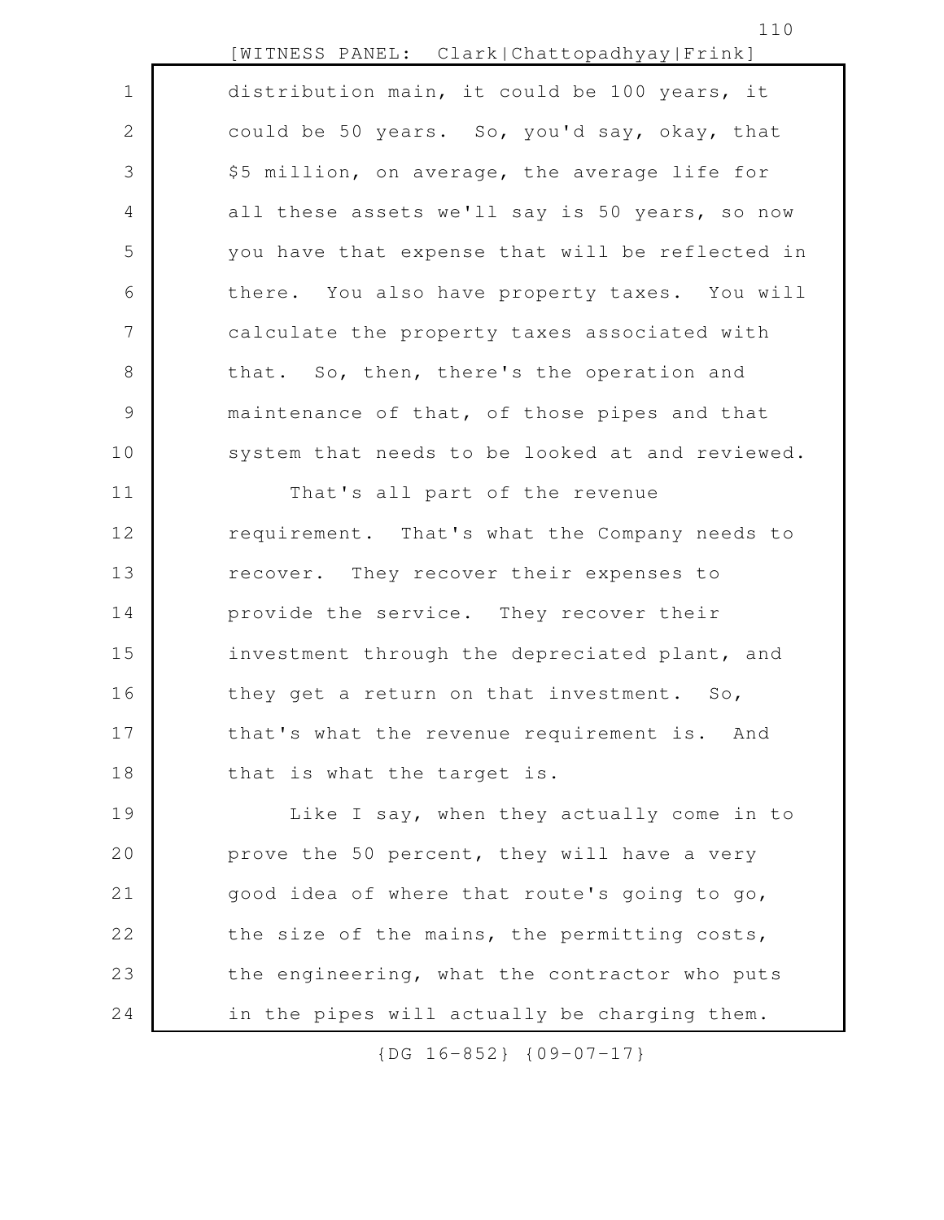distribution main, it could be 100 years, it could be 50 years. So, you'd say, okay, that $5 million, on average, the average life for all these assets we'll say is 50 years, so now you have that expense that will be reflected in there. You also have property taxes. You will calculate the property taxes associated with that. So, then, there's the operation and maintenance of that, of those pipes and that system that needs to be looked at and reviewed.

That's all part of the revenue requirement. That's what the Company needs to recover. They recover their expenses to provide the service. They recover their investment through the depreciated plant, and they get a return on that investment. So, that's what the revenue requirement is. And that is what the target is.

Like I say, when they actually come in to prove the 50 percent, they will have a very good idea of where that route's going to go, the size of the mains, the permitting costs, the engineering, what the contractor who puts in the pipes will actually be charging them.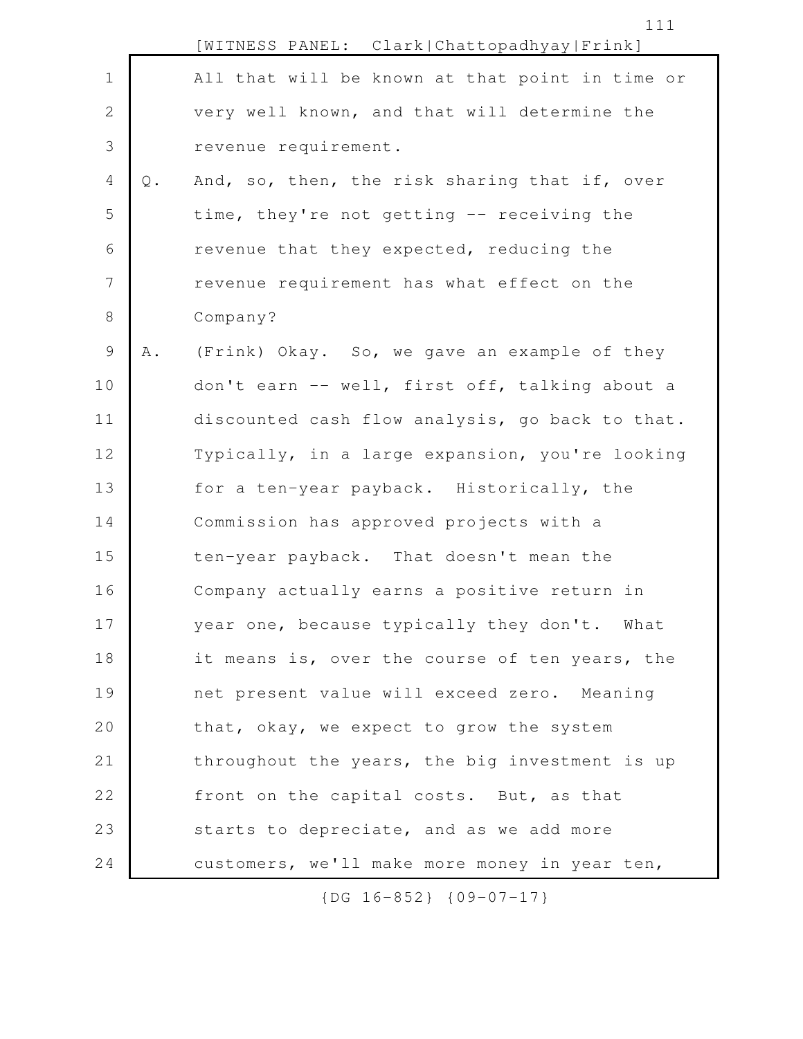All that will be known at that point in time or very well known, and that will determine the revenue requirement.

Q. And, so, then, the risk sharing that if, over time, they're not getting -- receiving the revenue that they expected, reducing the revenue requirement has what effect on the Company?

A. (Frink) Okay. So, we gave an example of they don't earn -- well, first off, talking about a discounted cash flow analysis, go back to that. Typically, in a large expansion, you're looking for a ten-year payback. Historically, the Commission has approved projects with a ten-year payback. That doesn't mean the Company actually earns a positive return in year one, because typically they don't. What it means is, over the course of ten years, the net present value will exceed zero. Meaning that, okay, we expect to grow the system throughout the years, the big investment is up front on the capital costs. But, as that starts to depreciate, and as we add more customers, we'll make more money in year ten,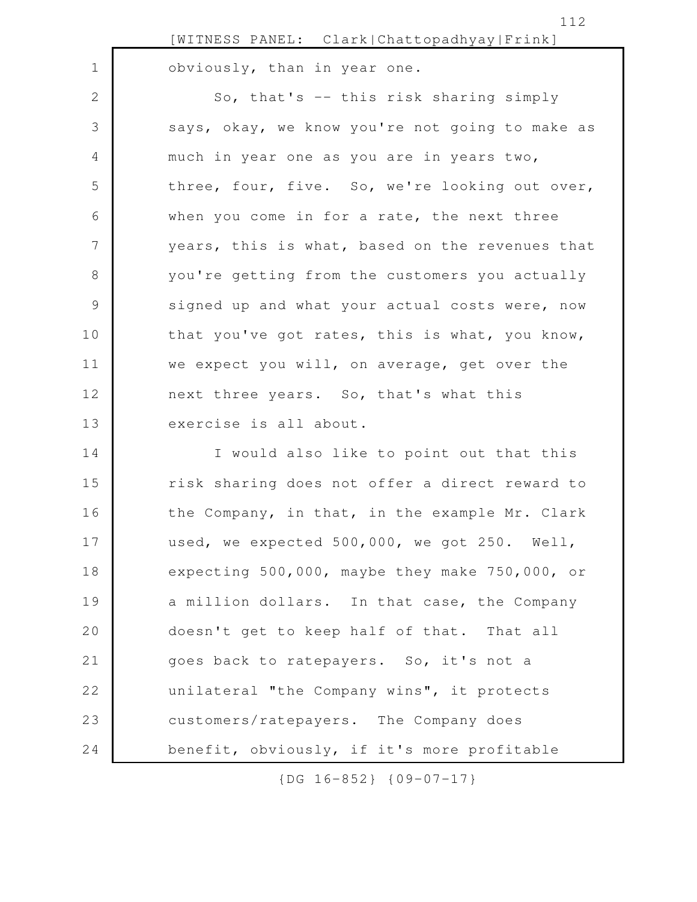obviously, than in year one.

So, that's -- this risk sharing simply says, okay, we know you're not going to make as much in year one as you are in years two, three, four, five. So, we're looking out over, when you come in for a rate, the next three years, this is what, based on the revenues that you're getting from the customers you actually signed up and what your actual costs were, now that you've got rates, this is what, you know, we expect you will, on average, get over the next three years. So, that's what this exercise is all about.

I would also like to point out that this risk sharing does not offer a direct reward to the Company, in that, in the example Mr. Clark used, we expected 500,000, we got 250. Well, expecting 500,000, maybe they make 750,000, or a million dollars. In that case, the Company doesn't get to keep half of that. That all goes back to ratepayers. So, it's not a unilateral "the Company wins", it protects customers/ratepayers. The Company does benefit, obviously, if it's more profitable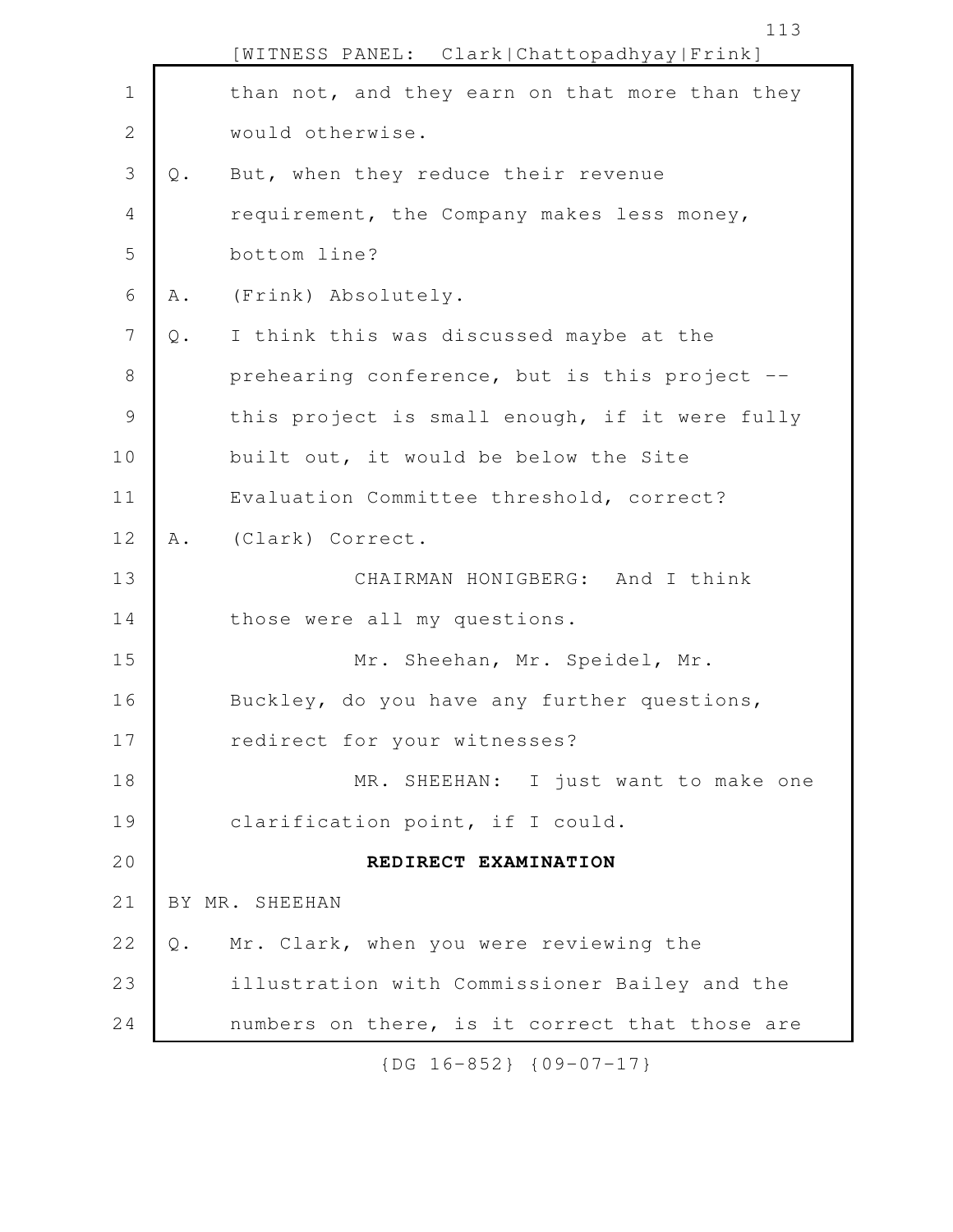than not, and they earn on that more than they would otherwise.

Q. But, when they reduce their revenue requirement, the Company makes less money, bottom line?

A. (Frink) Absolutely.

Q. I think this was discussed maybe at the prehearing conference, but is this project -- this project is small enough, if it were fully built out, it would be below the Site Evaluation Committee threshold, correct?

A. (Clark) Correct.

CHAIRMAN HONIGBERG: And I think those were all my questions.

Mr. Sheehan, Mr. Speidel, Mr. Buckley, do you have any further questions, redirect for your witnesses?

MR. SHEEHAN: I just want to make one clarification point, if I could.

**REDIRECT EXAMINATION**

BY MR. SHEEHAN

Q. Mr. Clark, when you were reviewing the illustration with Commissioner Bailey and the numbers on there, is it correct that those are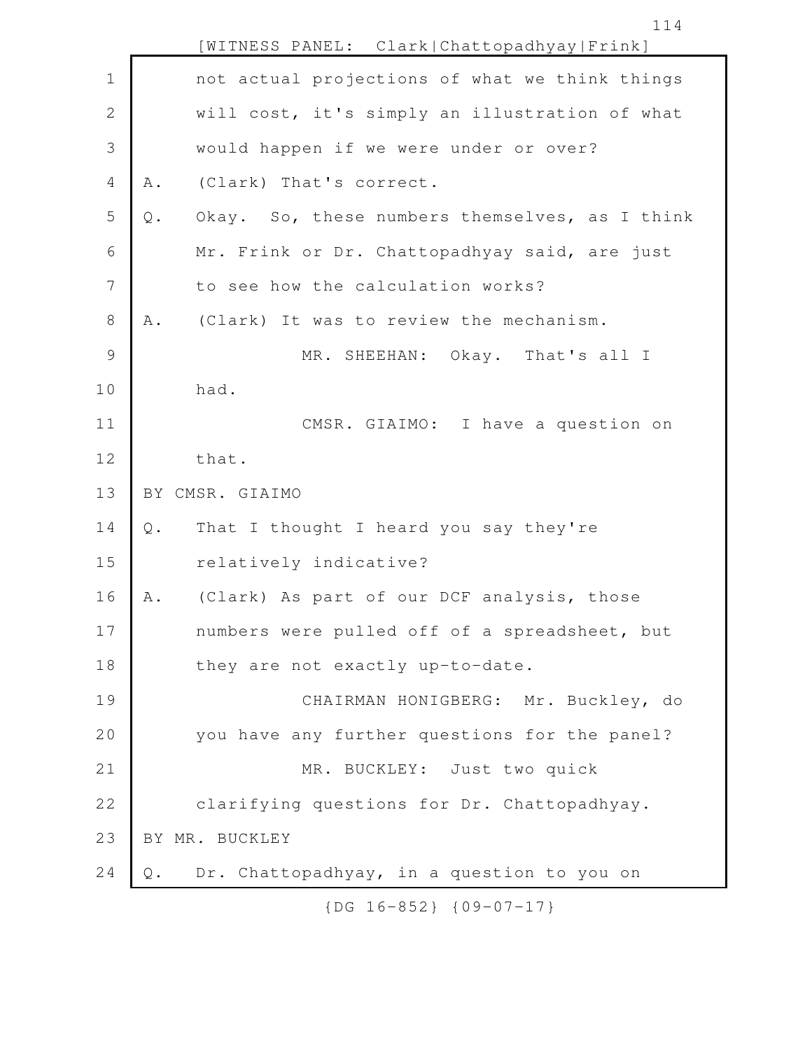not actual projections of what we think things will cost, it's simply an illustration of what would happen if we were under or over?

A. (Clark) That's correct.

Q. Okay. So, these numbers themselves, as I think Mr. Frink or Dr. Chattopadhyay said, are just to see how the calculation works?

A. (Clark) It was to review the mechanism.

MR. SHEEHAN: Okay. That's all I had.

CMSR. GIAIMO: I have a question on that.

BY CMSR. GIAIMO

Q. That I thought I heard you say they're relatively indicative?

A. (Clark) As part of our DCF analysis, those numbers were pulled off of a spreadsheet, but they are not exactly up-to-date.

CHAIRMAN HONIGBERG: Mr. Buckley, do you have any further questions for the panel?

MR. BUCKLEY: Just two quick clarifying questions for Dr. Chattopadhyay.

BY MR. BUCKLEY

Q. Dr. Chattopadhyay, in a question to you on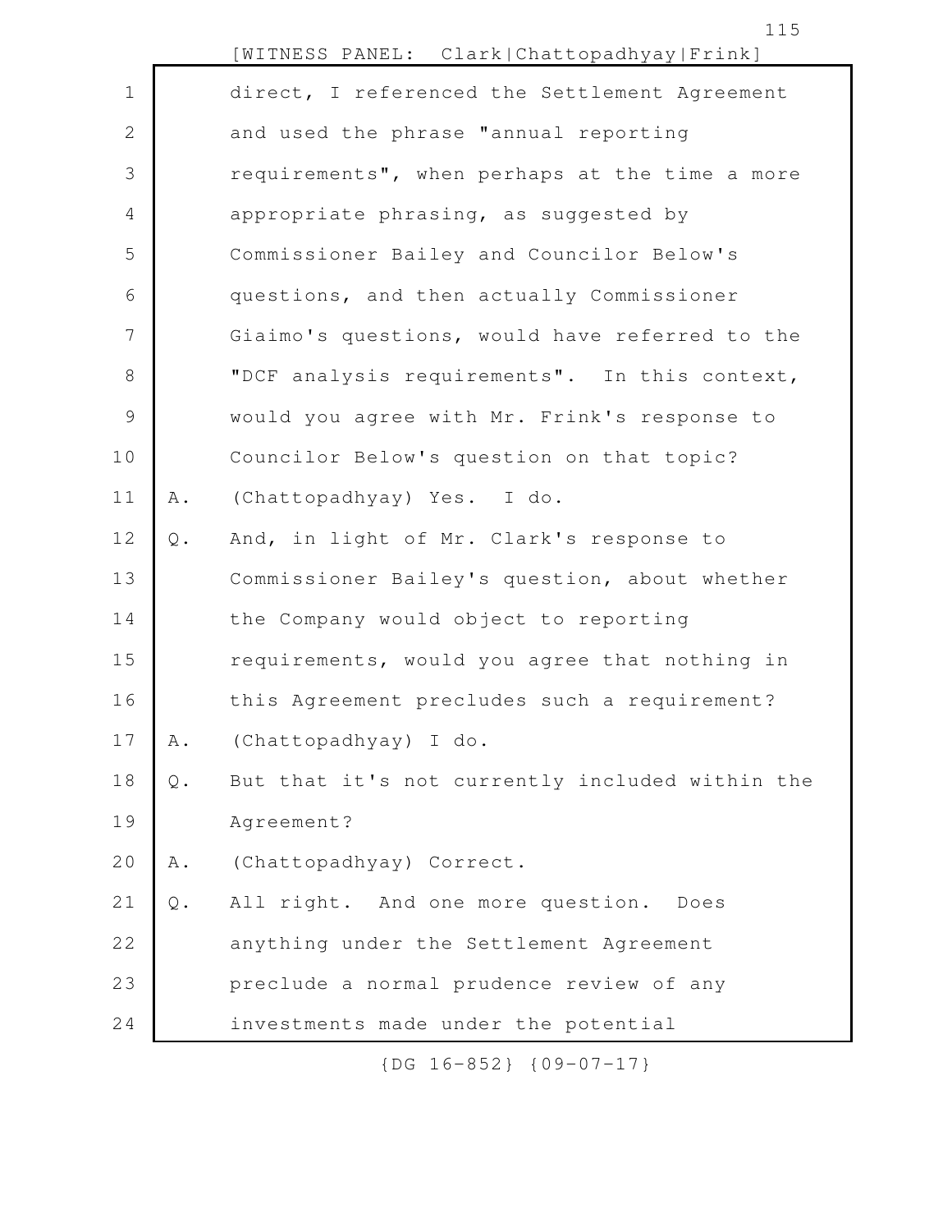direct, I referenced the Settlement Agreement and used the phrase "annual reporting requirements", when perhaps at the time a more appropriate phrasing, as suggested by Commissioner Bailey and Councilor Below's questions, and then actually Commissioner Giaimo's questions, would have referred to the "DCF analysis requirements". In this context, would you agree with Mr. Frink's response to Councilor Below's question on that topic?

A. (Chattopadhyay) Yes. I do.

Q. And, in light of Mr. Clark's response to Commissioner Bailey's question, about whether the Company would object to reporting requirements, would you agree that nothing in this Agreement precludes such a requirement?

A. (Chattopadhyay) I do.

Q. But that it's not currently included within the Agreement?

A. (Chattopadhyay) Correct.

Q. All right. And one more question. Does anything under the Settlement Agreement preclude a normal prudence review of any investments made under the potential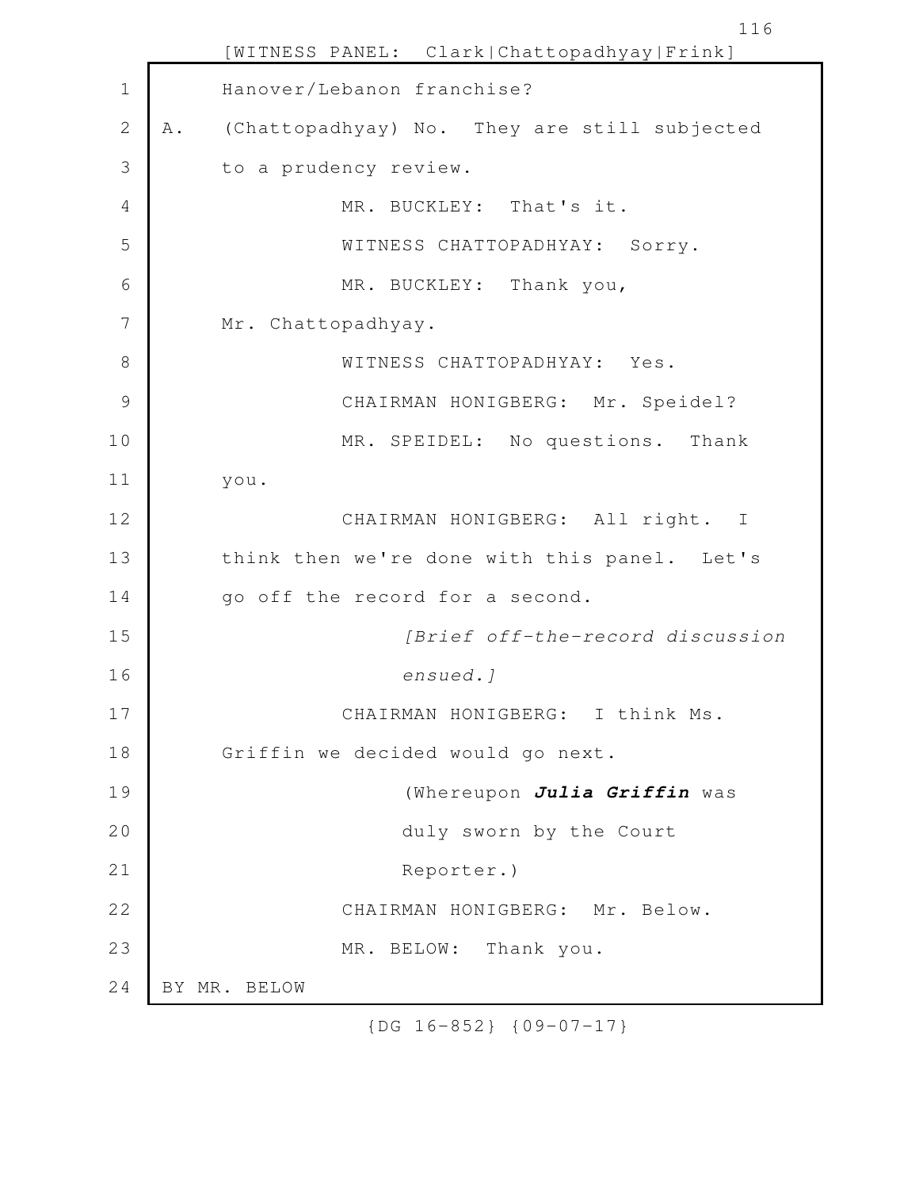Hanover/Lebanon franchise?

A. (Chattopadhyay) No. They are still subjected to a prudency review.

MR. BUCKLEY: That's it.

WITNESS CHATTOPADHYAY: Sorry.

MR. BUCKLEY: Thank you, Mr. Chattopadhyay.

WITNESS CHATTOPADHYAY: Yes.

CHAIRMAN HONIGBERG: Mr. Speidel?

MR. SPEIDEL: No questions. Thank you.

CHAIRMAN HONIGBERG: All right. I think then we're done with this panel. Let's go off the record for a second.

*[Brief off-the-record discussion ensued.]*

CHAIRMAN HONIGBERG: I think Ms. Griffin we decided would go next.

(Whereupon ***Julia Griffin*** was duly sworn by the Court Reporter.)

CHAIRMAN HONIGBERG: Mr. Below.

MR. BELOW: Thank you.

BY MR. BELOW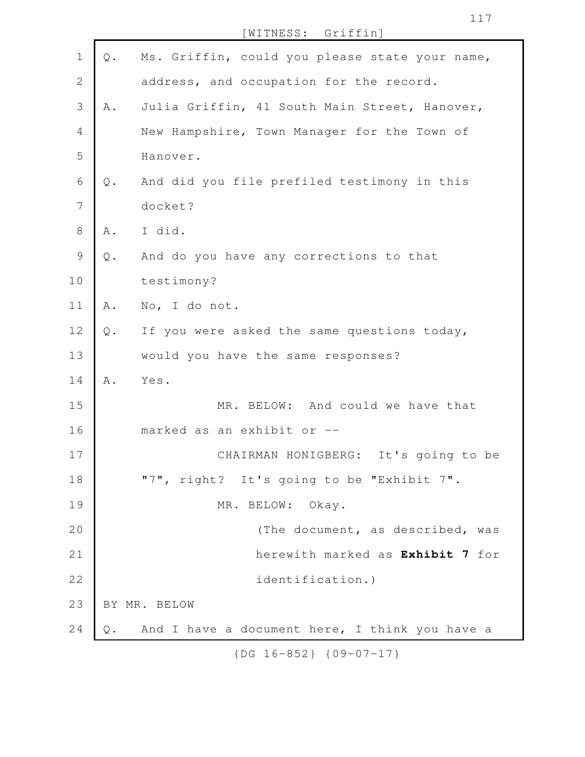Q. Ms. Griffin, could you please state your name, address, and occupation for the record.

A. Julia Griffin, 41 South Main Street, Hanover, New Hampshire, Town Manager for the Town of Hanover.

Q. And did you file prefiled testimony in this docket?

A. I did.

Q. And do you have any corrections to that testimony?

A. No, I do not.

Q. If you were asked the same questions today, would you have the same responses?

A. Yes.

MR. BELOW: And could we have that marked as an exhibit or --

CHAIRMAN HONIGBERG: It's going to be "7", right? It's going to be "Exhibit 7".

MR. BELOW: Okay.

(The document, as described, was herewith marked as **Exhibit 7** for identification.)

BY MR. BELOW

Q. And I have a document here, I think you have a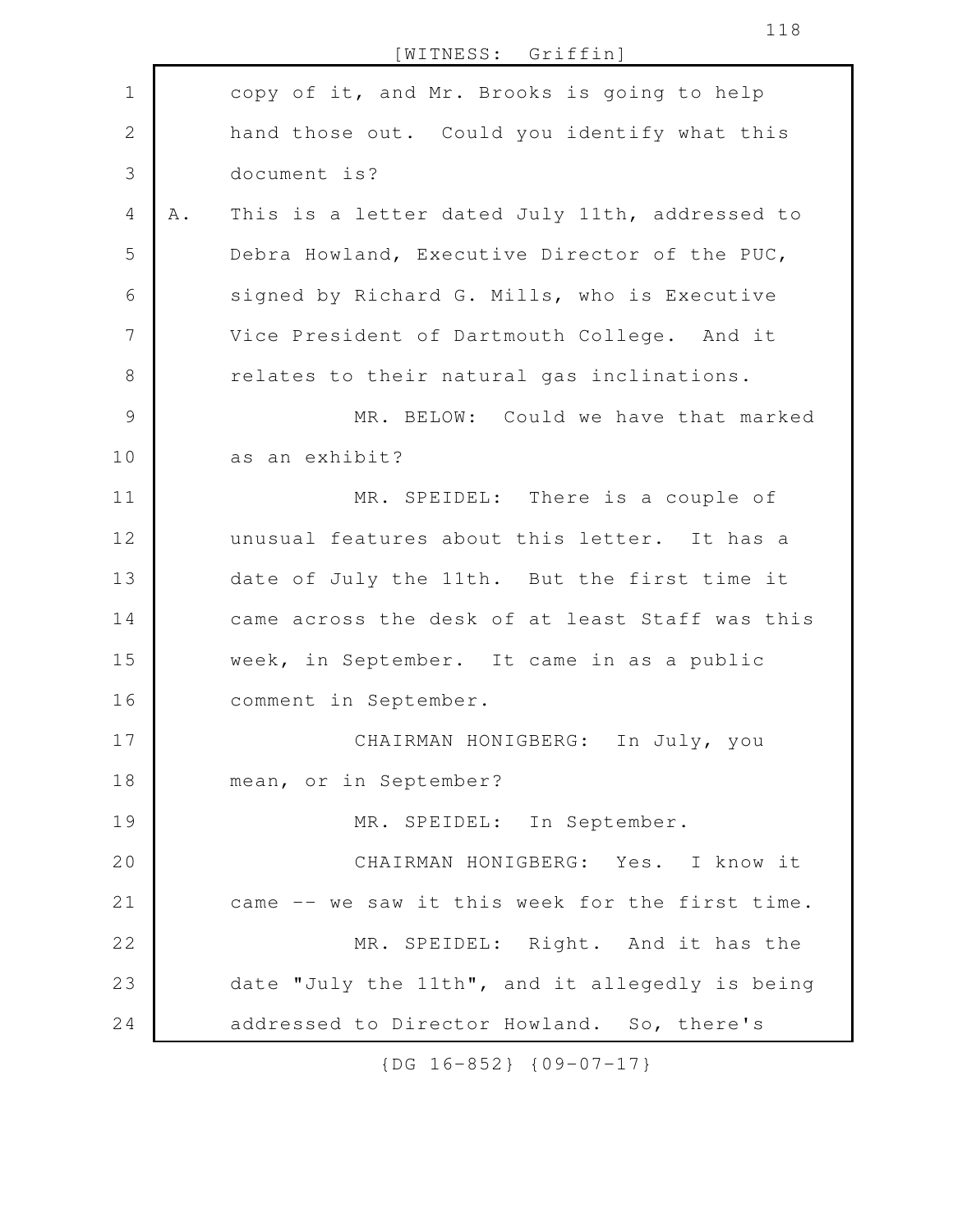copy of it, and Mr. Brooks is going to help hand those out. Could you identify what this document is?

A. This is a letter dated July 11th, addressed to Debra Howland, Executive Director of the PUC, signed by Richard G. Mills, who is Executive Vice President of Dartmouth College. And it relates to their natural gas inclinations.

MR. BELOW: Could we have that marked as an exhibit?

MR. SPEIDEL: There is a couple of unusual features about this letter. It has a date of July the 11th. But the first time it came across the desk of at least Staff was this week, in September. It came in as a public comment in September.

CHAIRMAN HONIGBERG: In July, you mean, or in September?

MR. SPEIDEL: In September.

CHAIRMAN HONIGBERG: Yes. I know it came -- we saw it this week for the first time.

MR. SPEIDEL: Right. And it has the date "July the 11th", and it allegedly is being addressed to Director Howland. So, there's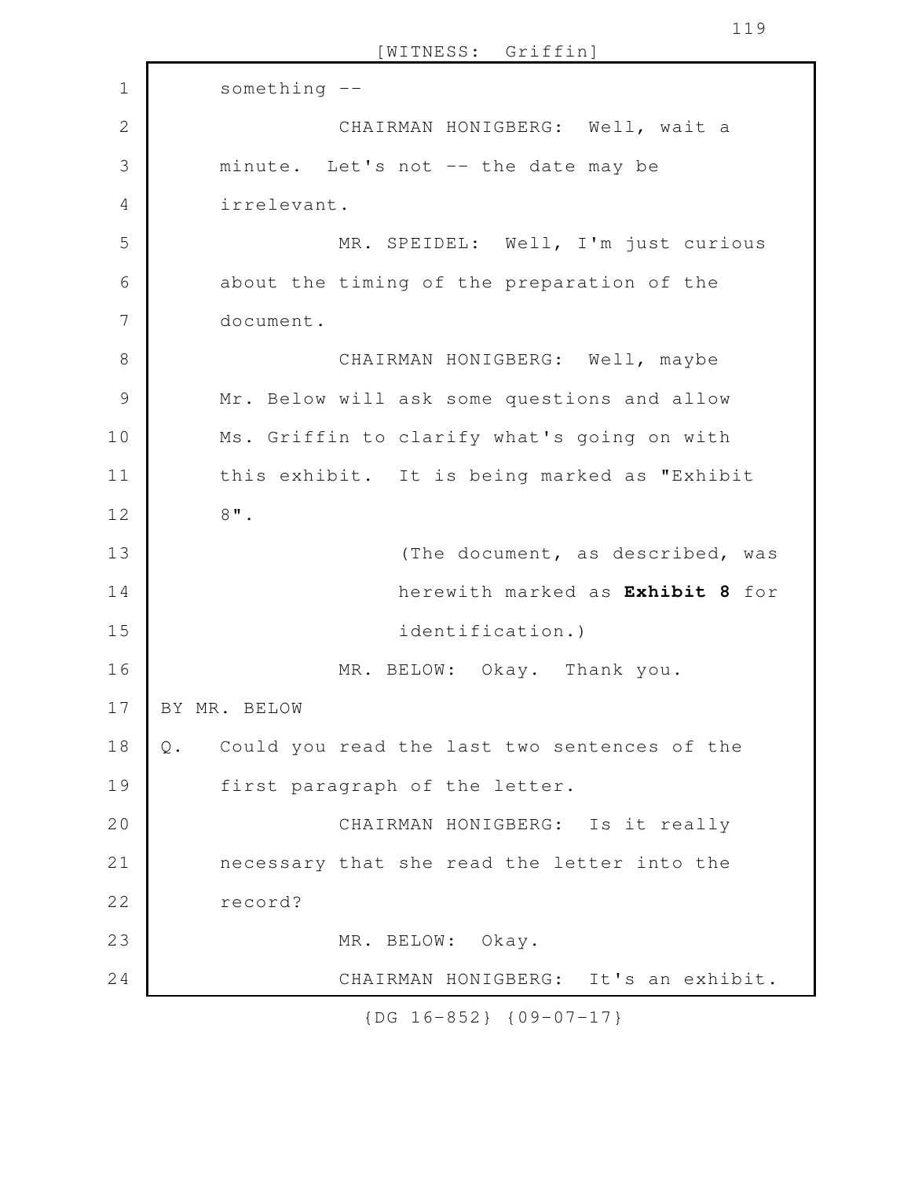something --

CHAIRMAN HONIGBERG: Well, wait a minute. Let's not -- the date may be irrelevant.

MR. SPEIDEL: Well, I'm just curious about the timing of the preparation of the document.

CHAIRMAN HONIGBERG: Well, maybe Mr. Below will ask some questions and allow Ms. Griffin to clarify what's going on with this exhibit. It is being marked as "Exhibit 8".

(The document, as described, was herewith marked as **Exhibit 8** for identification.)

MR. BELOW: Okay. Thank you.

BY MR. BELOW

Q. Could you read the last two sentences of the first paragraph of the letter.

CHAIRMAN HONIGBERG: Is it really necessary that she read the letter into the record?

MR. BELOW: Okay.

CHAIRMAN HONIGBERG: It's an exhibit.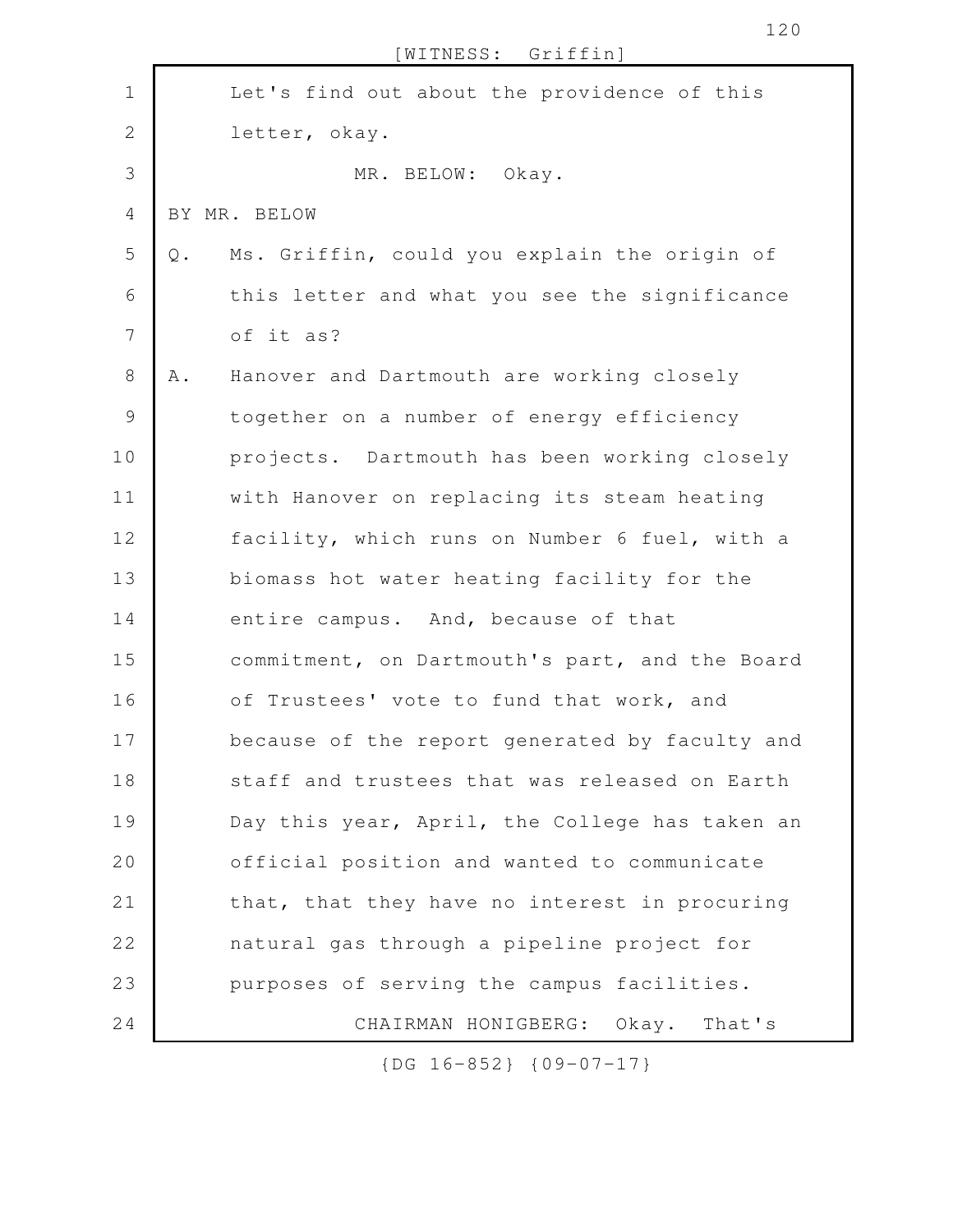Let's find out about the providence of this letter, okay.

MR. BELOW: Okay.

BY MR. BELOW

Q. Ms. Griffin, could you explain the origin of this letter and what you see the significance of it as?

A. Hanover and Dartmouth are working closely together on a number of energy efficiency projects. Dartmouth has been working closely with Hanover on replacing its steam heating facility, which runs on Number 6 fuel, with a biomass hot water heating facility for the entire campus. And, because of that commitment, on Dartmouth's part, and the Board of Trustees' vote to fund that work, and because of the report generated by faculty and staff and trustees that was released on Earth Day this year, April, the College has taken an official position and wanted to communicate that, that they have no interest in procuring natural gas through a pipeline project for purposes of serving the campus facilities.

CHAIRMAN HONIGBERG: Okay. That's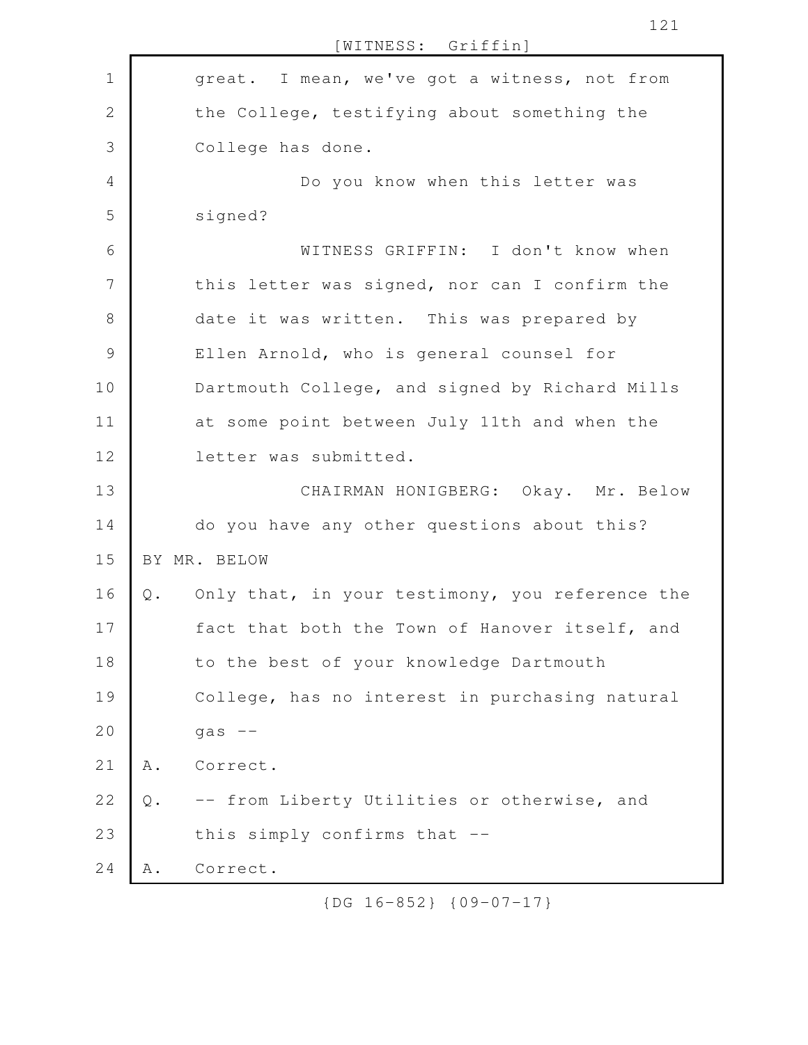great. I mean, we've got a witness, not from the College, testifying about something the College has done.

Do you know when this letter was signed?

WITNESS GRIFFIN: I don't know when this letter was signed, nor can I confirm the date it was written. This was prepared by Ellen Arnold, who is general counsel for Dartmouth College, and signed by Richard Mills at some point between July 11th and when the letter was submitted.

CHAIRMAN HONIGBERG: Okay. Mr. Below do you have any other questions about this?

BY MR. BELOW

Q. Only that, in your testimony, you reference the fact that both the Town of Hanover itself, and to the best of your knowledge Dartmouth College, has no interest in purchasing natural gas --

A. Correct.

Q. -- from Liberty Utilities or otherwise, and this simply confirms that --

A. Correct.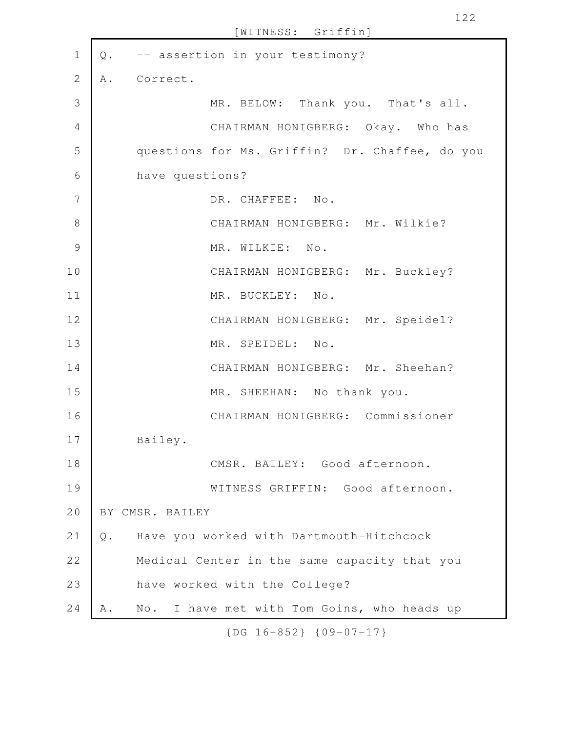Q. -- assertion in your testimony?

A. Correct.

MR. BELOW: Thank you. That's all.

CHAIRMAN HONIGBERG: Okay. Who has questions for Ms. Griffin? Dr. Chaffee, do you have questions?

DR. CHAFFEE: No.

CHAIRMAN HONIGBERG: Mr. Wilkie?

MR. WILKIE: No.

CHAIRMAN HONIGBERG: Mr. Buckley?

MR. BUCKLEY: No.

CHAIRMAN HONIGBERG: Mr. Speidel?

MR. SPEIDEL: No.

CHAIRMAN HONIGBERG: Mr. Sheehan?

MR. SHEEHAN: No thank you.

CHAIRMAN HONIGBERG: Commissioner Bailey.

CMSR. BAILEY: Good afternoon.

WITNESS GRIFFIN: Good afternoon.

BY CMSR. BAILEY

Q. Have you worked with Dartmouth-Hitchcock Medical Center in the same capacity that you have worked with the College?

A. No. I have met with Tom Goins, who heads up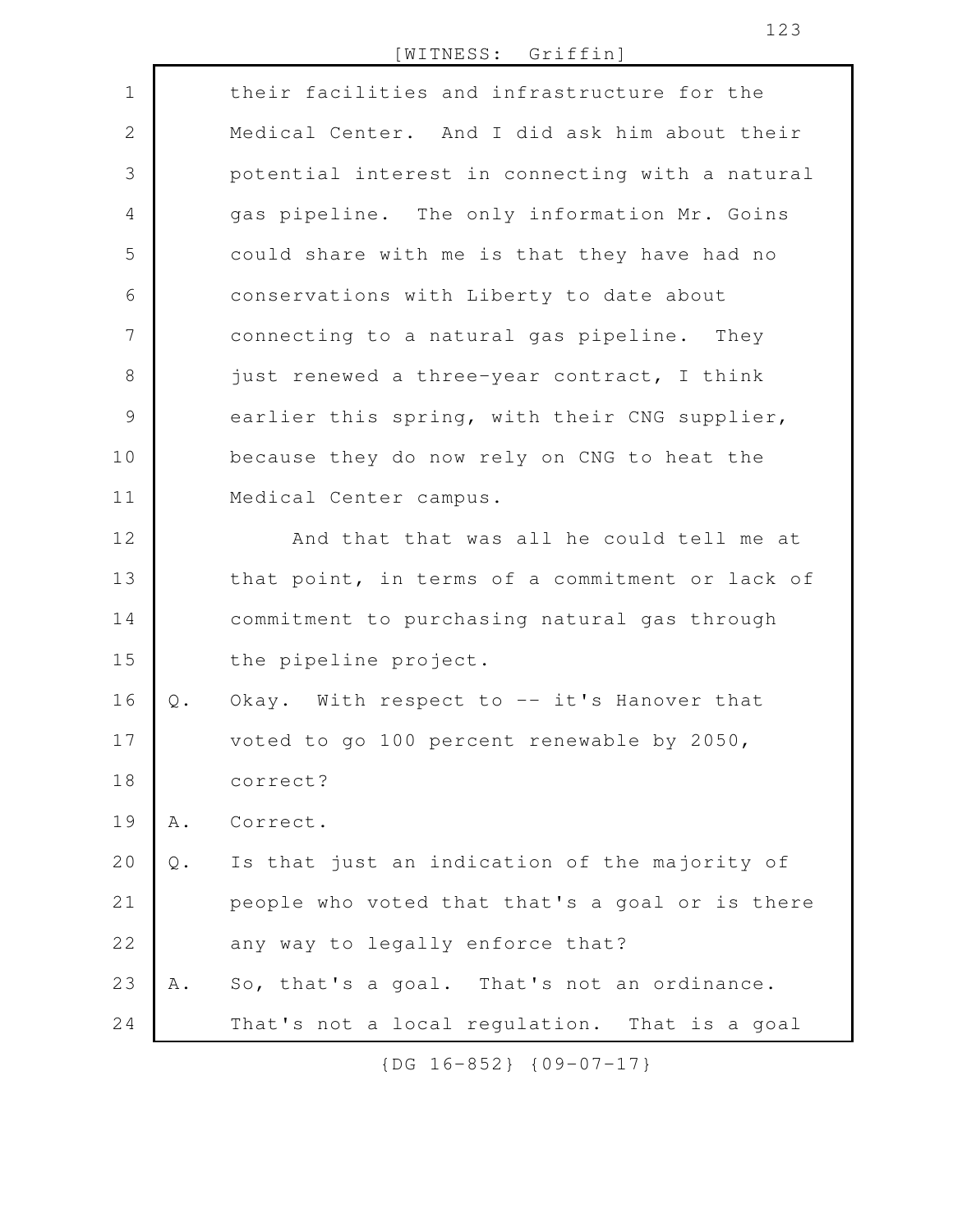their facilities and infrastructure for the Medical Center. And I did ask him about their potential interest in connecting with a natural gas pipeline. The only information Mr. Goins could share with me is that they have had no conservations with Liberty to date about connecting to a natural gas pipeline. They just renewed a three-year contract, I think earlier this spring, with their CNG supplier, because they do now rely on CNG to heat the Medical Center campus.

And that that was all he could tell me at that point, in terms of a commitment or lack of commitment to purchasing natural gas through the pipeline project.

Q. Okay. With respect to -- it's Hanover that voted to go 100 percent renewable by 2050, correct?

A. Correct.

Q. Is that just an indication of the majority of people who voted that that's a goal or is there any way to legally enforce that?

A. So, that's a goal. That's not an ordinance. That's not a local regulation. That is a goal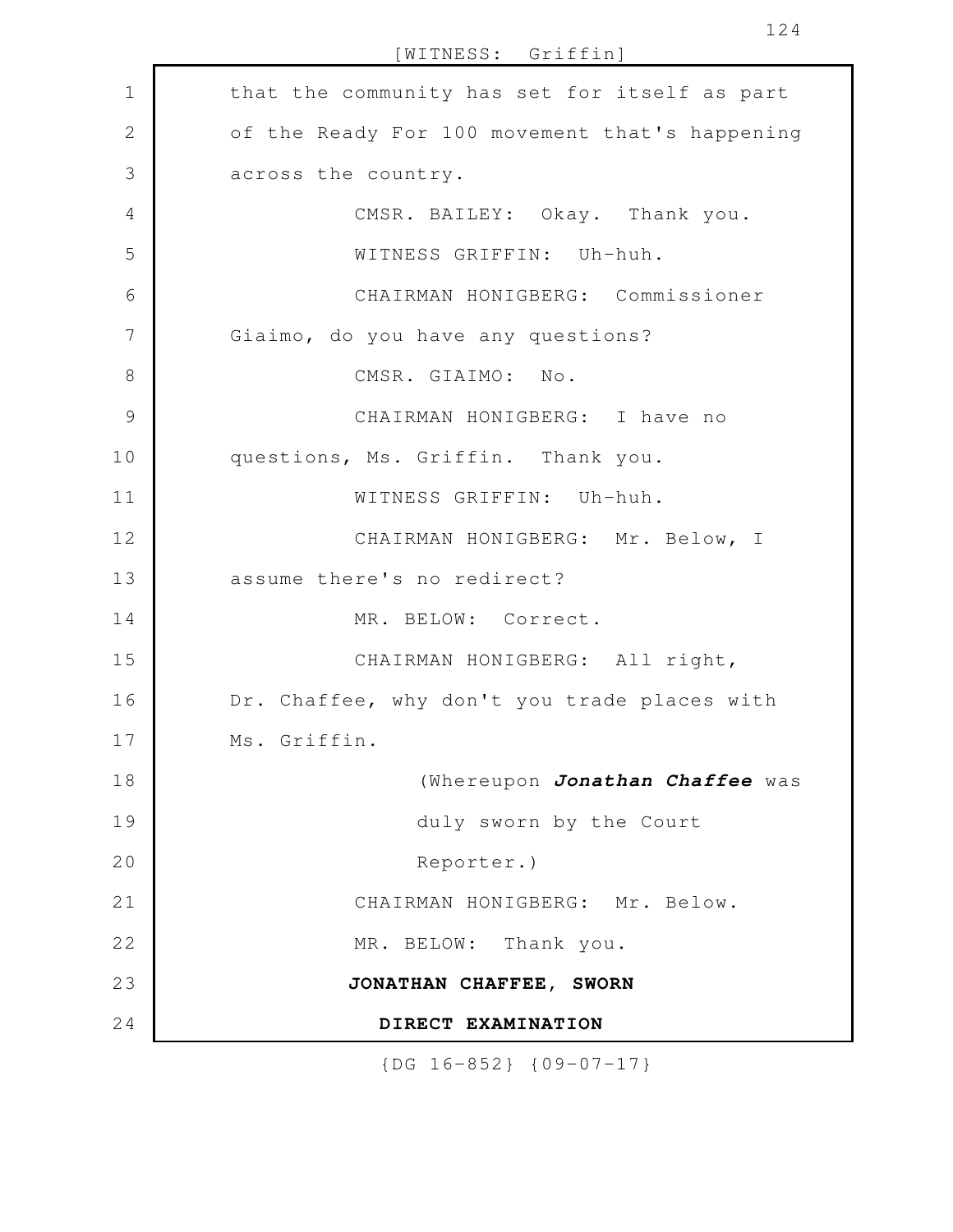that the community has set for itself as part of the Ready For 100 movement that's happening across the country.

CMSR. BAILEY: Okay. Thank you.

WITNESS GRIFFIN: Uh-huh.

CHAIRMAN HONIGBERG: Commissioner Giaimo, do you have any questions?

CMSR. GIAIMO: No.

CHAIRMAN HONIGBERG: I have no questions, Ms. Griffin. Thank you.

WITNESS GRIFFIN: Uh-huh.

CHAIRMAN HONIGBERG: Mr. Below, I assume there's no redirect?

MR. BELOW: Correct.

CHAIRMAN HONIGBERG: All right, Dr. Chaffee, why don't you trade places with Ms. Griffin.

(Whereupon ***Jonathan Chaffee*** was duly sworn by the Court Reporter.)

CHAIRMAN HONIGBERG: Mr. Below.

MR. BELOW: Thank you.

**JONATHAN CHAFFEE, SWORN**

**DIRECT EXAMINATION**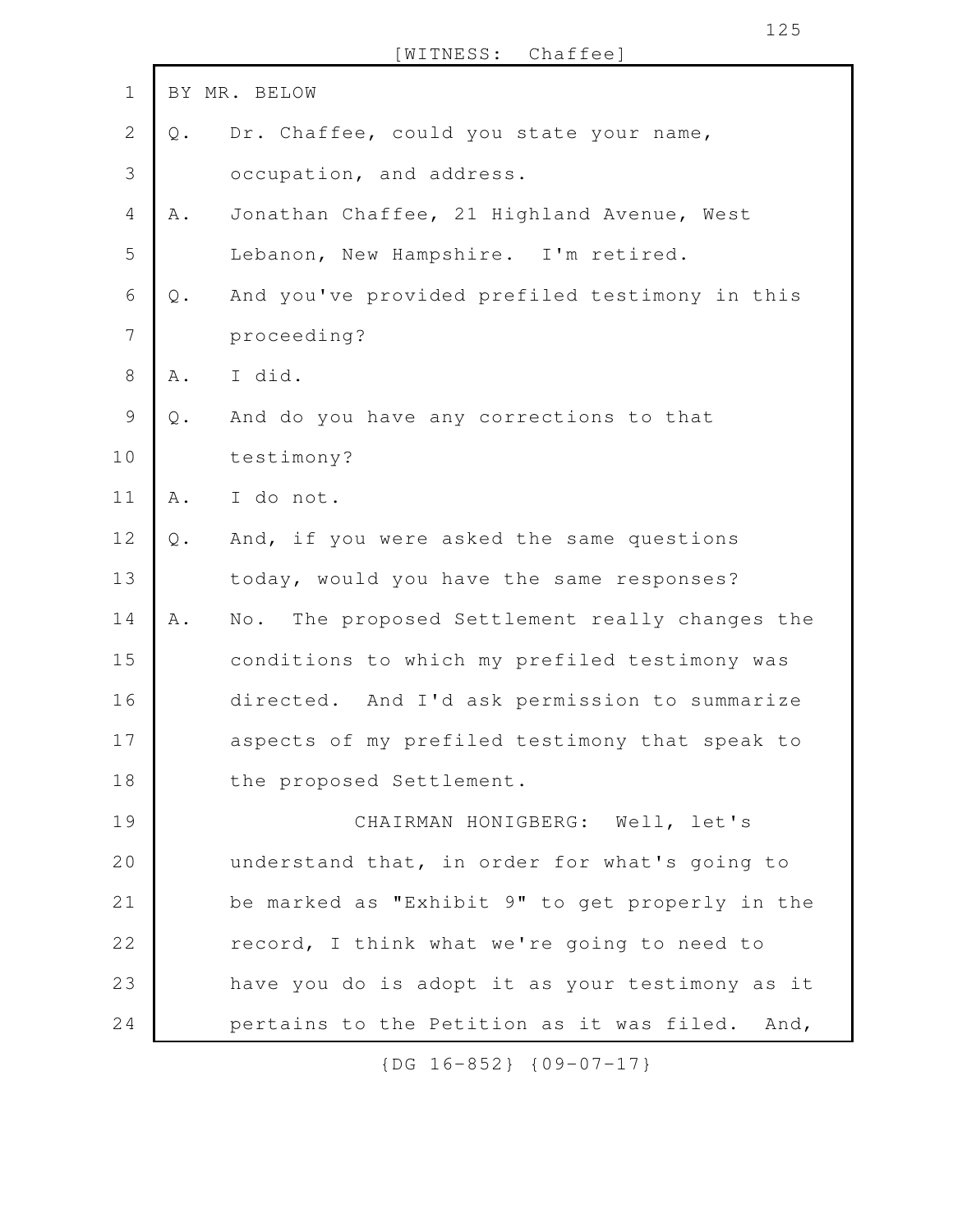BY MR. BELOW

Q. Dr. Chaffee, could you state your name, occupation, and address.

A. Jonathan Chaffee, 21 Highland Avenue, West Lebanon, New Hampshire. I'm retired.

Q. And you've provided prefiled testimony in this proceeding?

A. I did.

Q. And do you have any corrections to that testimony?

A. I do not.

Q. And, if you were asked the same questions today, would you have the same responses?

A. No. The proposed Settlement really changes the conditions to which my prefiled testimony was directed. And I'd ask permission to summarize aspects of my prefiled testimony that speak to the proposed Settlement.

CHAIRMAN HONIGBERG: Well, let's understand that, in order for what's going to be marked as "Exhibit 9" to get properly in the record, I think what we're going to need to have you do is adopt it as your testimony as it pertains to the Petition as it was filed. And,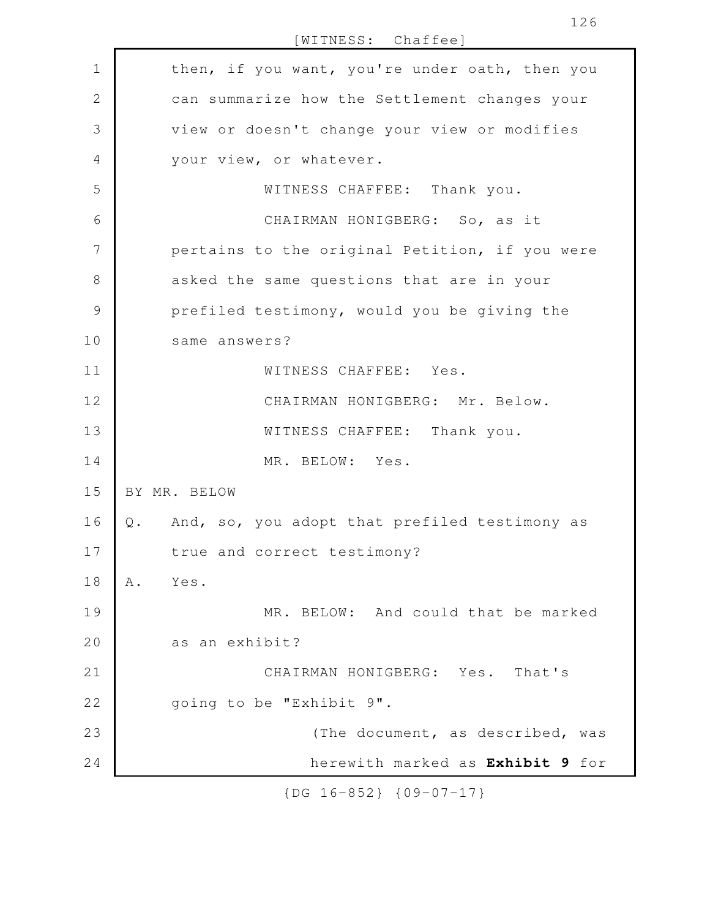then, if you want, you're under oath, then you can summarize how the Settlement changes your view or doesn't change your view or modifies your view, or whatever.

WITNESS CHAFFEE: Thank you.

CHAIRMAN HONIGBERG: So, as it pertains to the original Petition, if you were asked the same questions that are in your prefiled testimony, would you be giving the same answers?

WITNESS CHAFFEE: Yes.

CHAIRMAN HONIGBERG: Mr. Below.

WITNESS CHAFFEE: Thank you.

MR. BELOW: Yes.

BY MR. BELOW

Q. And, so, you adopt that prefiled testimony as true and correct testimony?

A. Yes.

MR. BELOW: And could that be marked as an exhibit?

CHAIRMAN HONIGBERG: Yes. That's going to be "Exhibit 9".

(The document, as described, was herewith marked as **Exhibit 9** for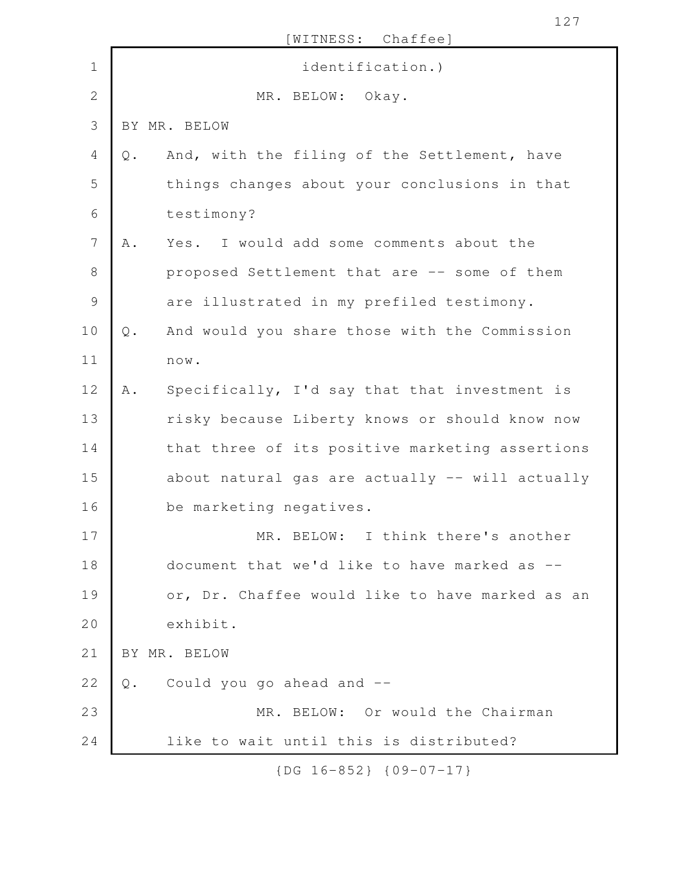identification.)

MR. BELOW: Okay.

BY MR. BELOW

Q. And, with the filing of the Settlement, have things changes about your conclusions in that testimony?

A. Yes. I would add some comments about the proposed Settlement that are -- some of them are illustrated in my prefiled testimony.

Q. And would you share those with the Commission now.

A. Specifically, I'd say that that investment is risky because Liberty knows or should know now that three of its positive marketing assertions about natural gas are actually -- will actually be marketing negatives.

MR. BELOW: I think there's another document that we'd like to have marked as -- or, Dr. Chaffee would like to have marked as an exhibit.

BY MR. BELOW

Q. Could you go ahead and --

MR. BELOW: Or would the Chairman like to wait until this is distributed?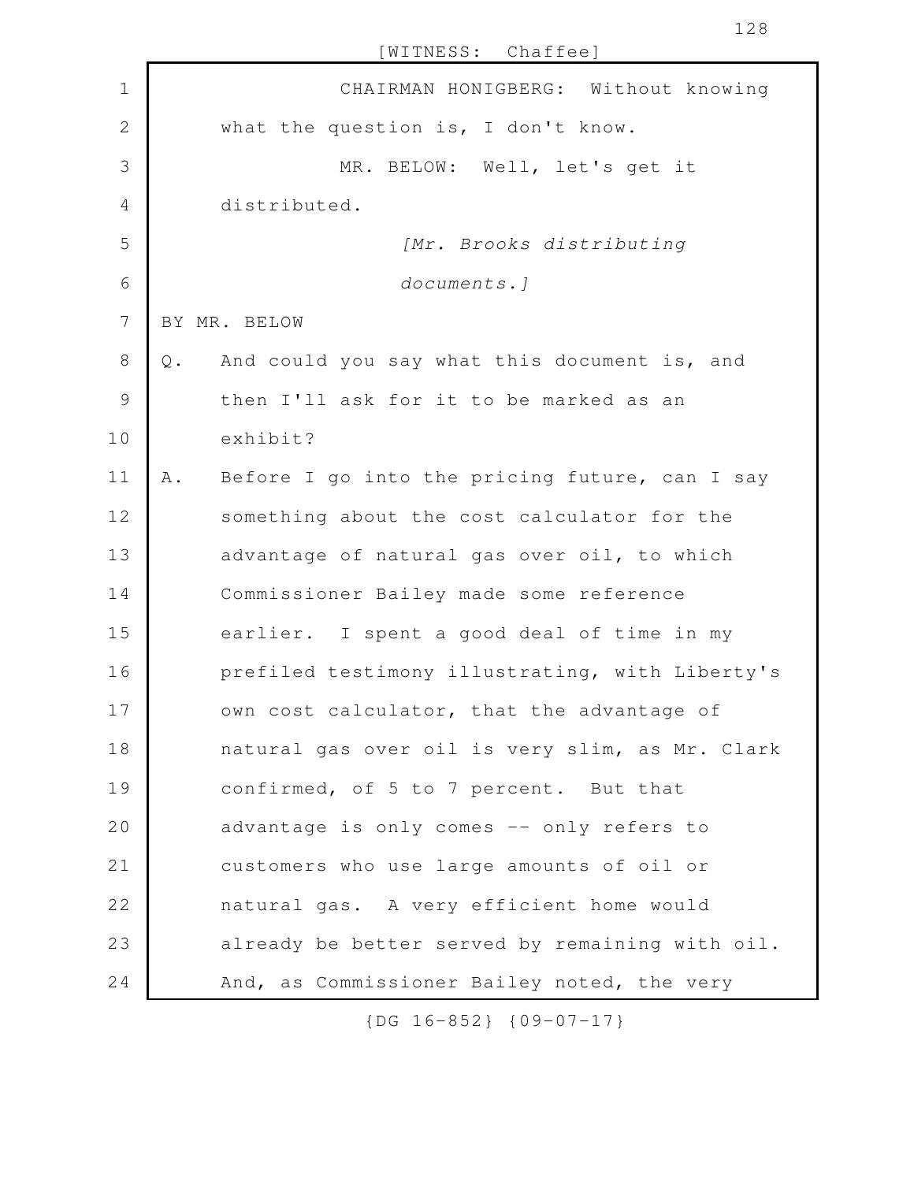CHAIRMAN HONIGBERG: Without knowing what the question is, I don't know.

MR. BELOW: Well, let's get it distributed.

*[Mr. Brooks distributing documents.]*

BY MR. BELOW

Q. And could you say what this document is, and then I'll ask for it to be marked as an exhibit?

A. Before I go into the pricing future, can I say something about the cost calculator for the advantage of natural gas over oil, to which Commissioner Bailey made some reference earlier. I spent a good deal of time in my prefiled testimony illustrating, with Liberty's own cost calculator, that the advantage of natural gas over oil is very slim, as Mr. Clark confirmed, of 5 to 7 percent. But that advantage is only comes -- only refers to customers who use large amounts of oil or natural gas. A very efficient home would already be better served by remaining with oil. And, as Commissioner Bailey noted, the very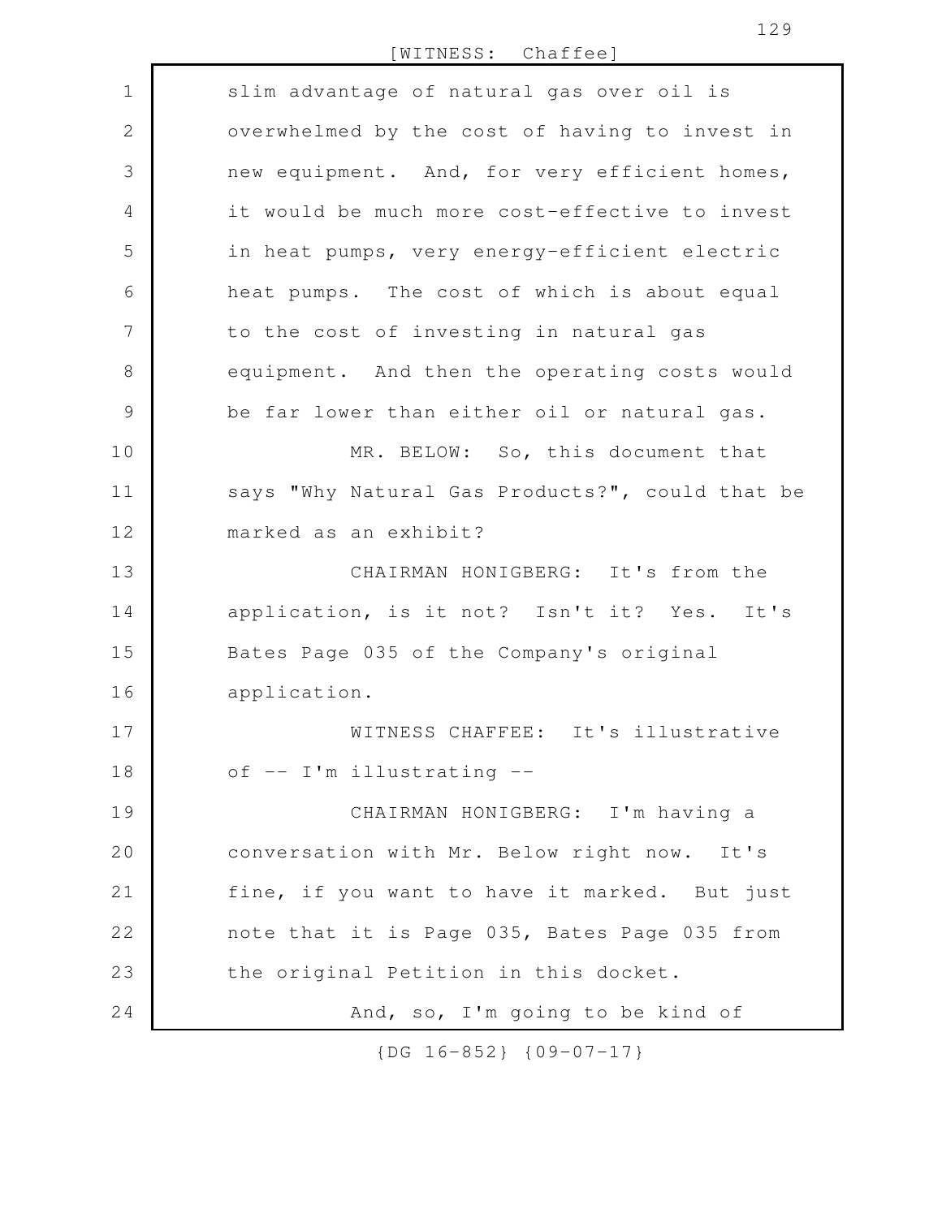slim advantage of natural gas over oil is overwhelmed by the cost of having to invest in new equipment. And, for very efficient homes, it would be much more cost-effective to invest in heat pumps, very energy-efficient electric heat pumps. The cost of which is about equal to the cost of investing in natural gas equipment. And then the operating costs would be far lower than either oil or natural gas.

MR. BELOW: So, this document that says "Why Natural Gas Products?", could that be marked as an exhibit?

CHAIRMAN HONIGBERG: It's from the application, is it not? Isn't it? Yes. It's Bates Page 035 of the Company's original application.

WITNESS CHAFFEE: It's illustrative of -- I'm illustrating --

CHAIRMAN HONIGBERG: I'm having a conversation with Mr. Below right now. It's fine, if you want to have it marked. But just note that it is Page 035, Bates Page 035 from the original Petition in this docket.

And, so, I'm going to be kind of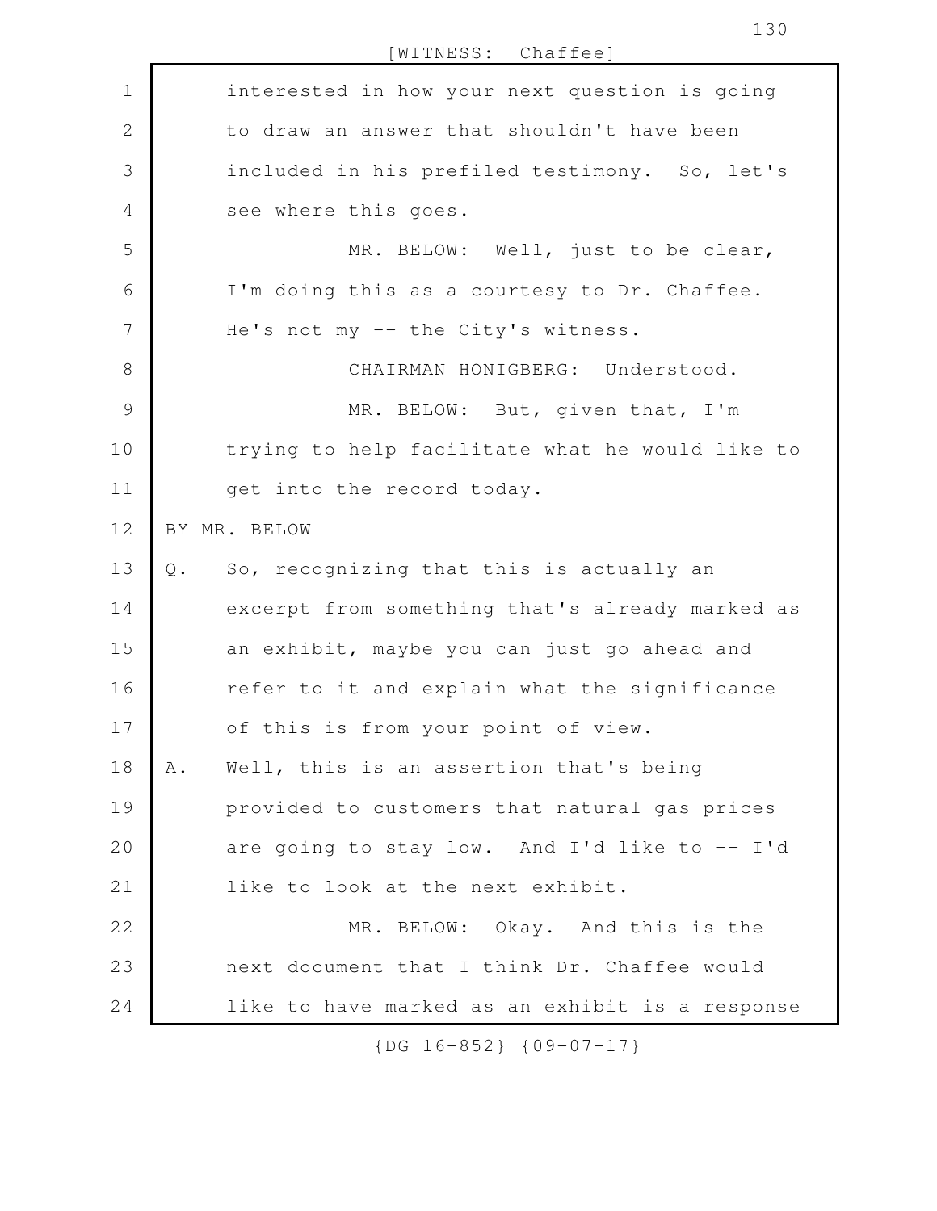interested in how your next question is going to draw an answer that shouldn't have been included in his prefiled testimony. So, let's see where this goes.

MR. BELOW: Well, just to be clear, I'm doing this as a courtesy to Dr. Chaffee. He's not my -- the City's witness.

CHAIRMAN HONIGBERG: Understood.

MR. BELOW: But, given that, I'm trying to help facilitate what he would like to get into the record today.

BY MR. BELOW

Q. So, recognizing that this is actually an excerpt from something that's already marked as an exhibit, maybe you can just go ahead and refer to it and explain what the significance of this is from your point of view.

A. Well, this is an assertion that's being provided to customers that natural gas prices are going to stay low. And I'd like to -- I'd like to look at the next exhibit.

MR. BELOW: Okay. And this is the next document that I think Dr. Chaffee would like to have marked as an exhibit is a response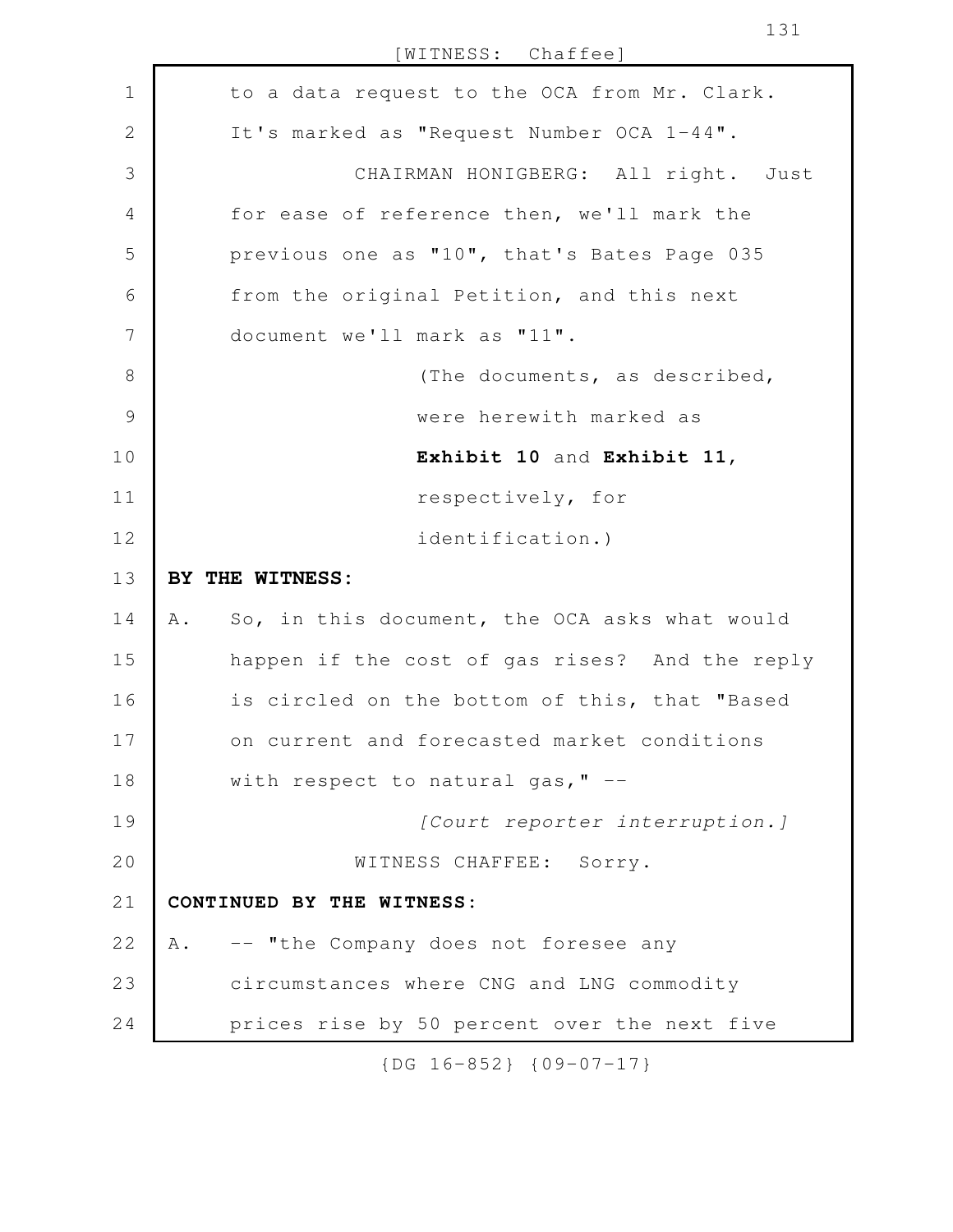to a data request to the OCA from Mr. Clark. It's marked as "Request Number OCA 1-44".

CHAIRMAN HONIGBERG: All right. Just for ease of reference then, we'll mark the previous one as "10", that's Bates Page 035 from the original Petition, and this next document we'll mark as "11".

(The documents, as described, were herewith marked as **Exhibit 10** and **Exhibit 11**, respectively, for identification.)

**BY THE WITNESS:**

A. So, in this document, the OCA asks what would happen if the cost of gas rises? And the reply is circled on the bottom of this, that "Based on current and forecasted market conditions with respect to natural gas," --

*[Court reporter interruption.]*

WITNESS CHAFFEE: Sorry.

**CONTINUED BY THE WITNESS:**

A. -- "the Company does not foresee any circumstances where CNG and LNG commodity prices rise by 50 percent over the next five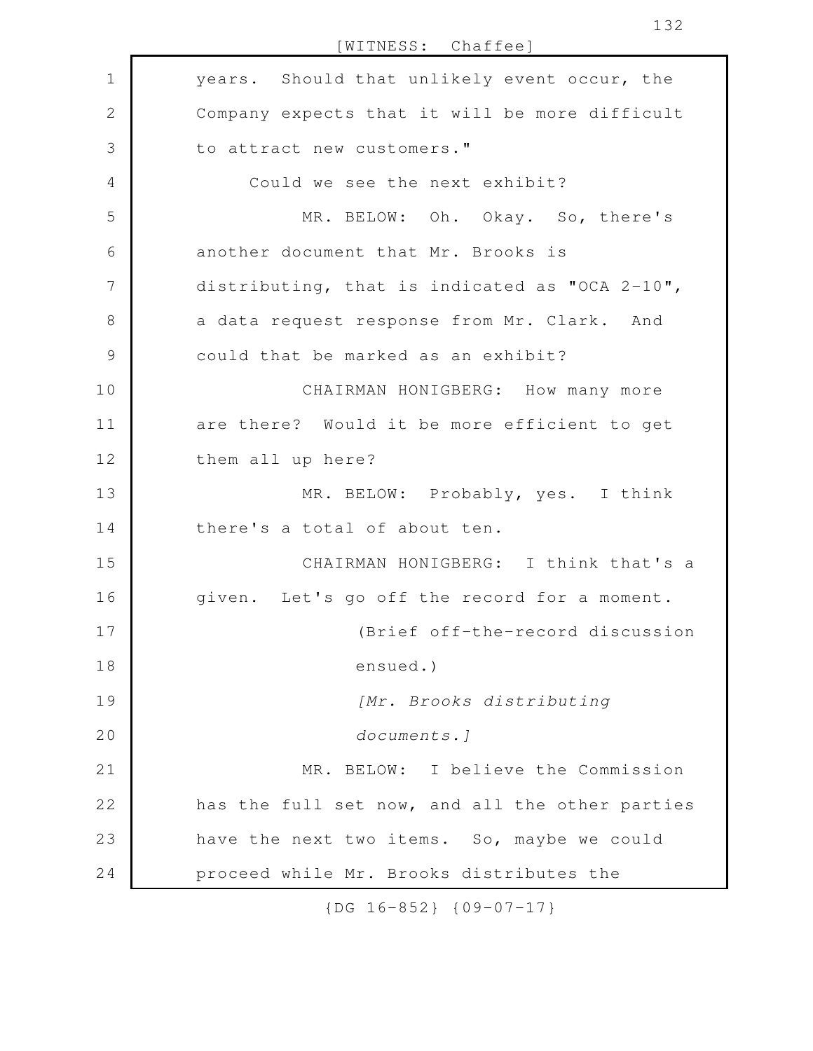years. Should that unlikely event occur, the Company expects that it will be more difficult to attract new customers."

Could we see the next exhibit?

MR. BELOW: Oh. Okay. So, there's another document that Mr. Brooks is distributing, that is indicated as "OCA 2-10", a data request response from Mr. Clark. And could that be marked as an exhibit?

CHAIRMAN HONIGBERG: How many more are there? Would it be more efficient to get them all up here?

MR. BELOW: Probably, yes. I think there's a total of about ten.

CHAIRMAN HONIGBERG: I think that's a given. Let's go off the record for a moment.

(Brief off-the-record discussion ensued.)

*[Mr. Brooks distributing documents.]*

MR. BELOW: I believe the Commission has the full set now, and all the other parties have the next two items. So, maybe we could proceed while Mr. Brooks distributes the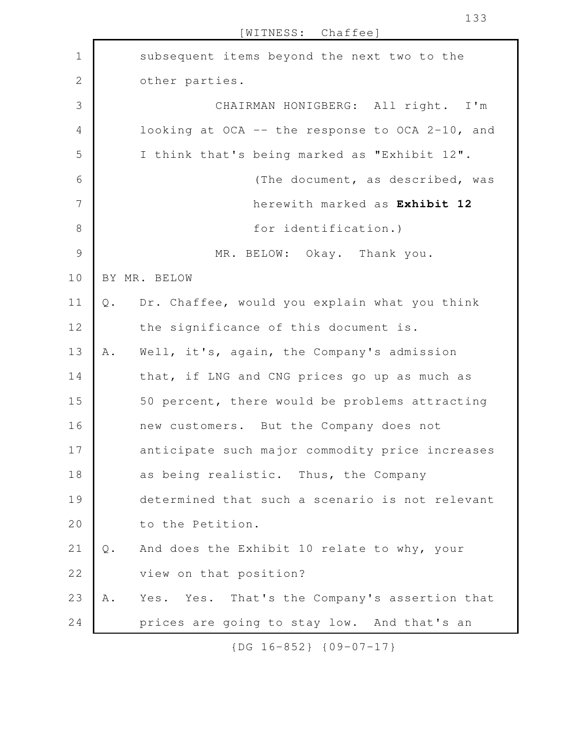subsequent items beyond the next two to the other parties.

CHAIRMAN HONIGBERG: All right. I'm looking at OCA -- the response to OCA 2-10, and I think that's being marked as "Exhibit 12".

(The document, as described, was herewith marked as **Exhibit 12** for identification.)

MR. BELOW: Okay. Thank you.

BY MR. BELOW

Q. Dr. Chaffee, would you explain what you think the significance of this document is.

A. Well, it's, again, the Company's admission that, if LNG and CNG prices go up as much as 50 percent, there would be problems attracting new customers. But the Company does not anticipate such major commodity price increases as being realistic. Thus, the Company determined that such a scenario is not relevant to the Petition.

Q. And does the Exhibit 10 relate to why, your view on that position?

A. Yes. Yes. That's the Company's assertion that prices are going to stay low. And that's an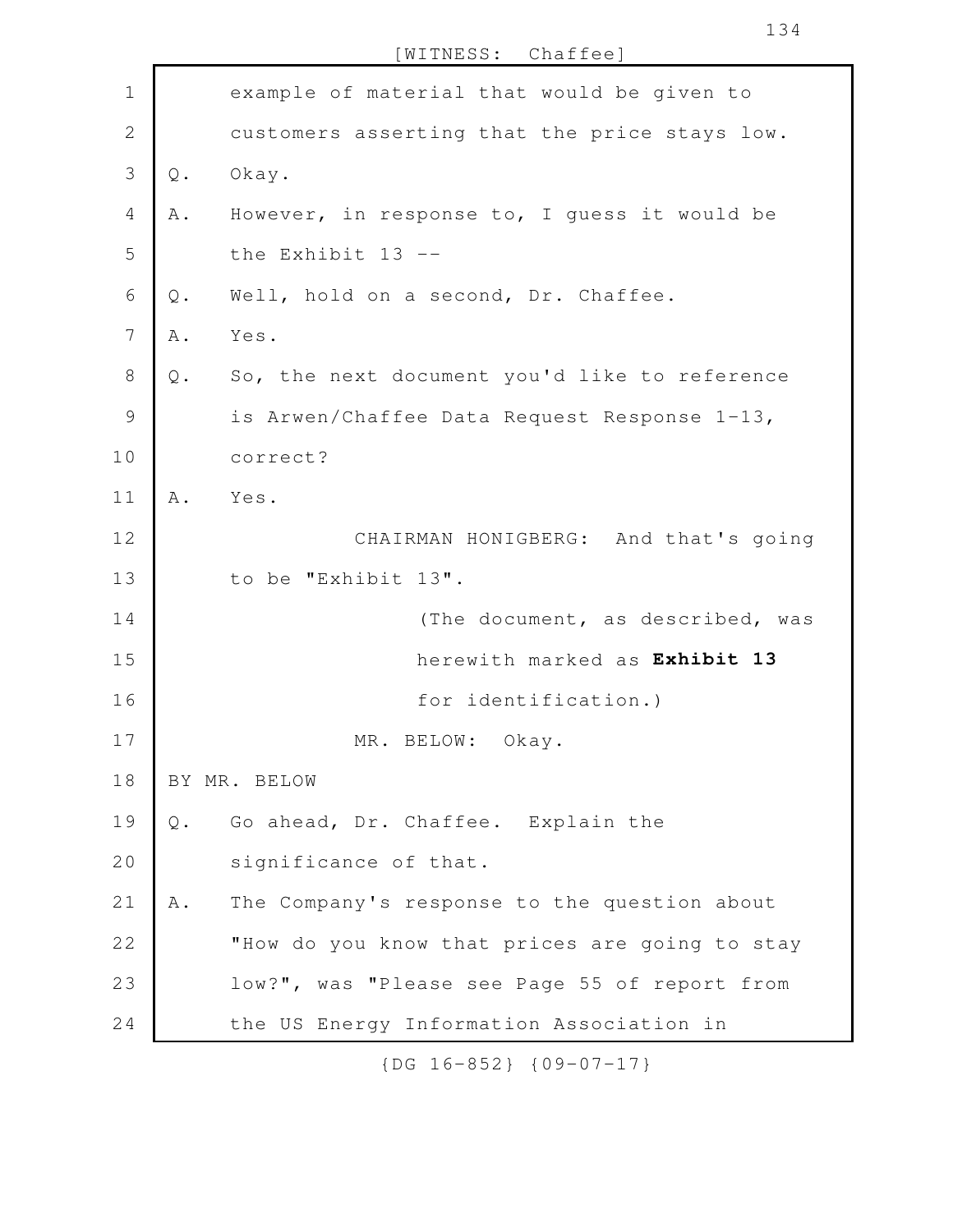example of material that would be given to customers asserting that the price stays low.

Q. Okay.

A. However, in response to, I guess it would be the Exhibit 13 --

Q. Well, hold on a second, Dr. Chaffee.

A. Yes.

Q. So, the next document you'd like to reference is Arwen/Chaffee Data Request Response 1-13, correct?

A. Yes.

CHAIRMAN HONIGBERG: And that's going to be "Exhibit 13".

(The document, as described, was herewith marked as **Exhibit 13** for identification.)

MR. BELOW: Okay.

BY MR. BELOW

Q. Go ahead, Dr. Chaffee. Explain the significance of that.

A. The Company's response to the question about "How do you know that prices are going to stay low?", was "Please see Page 55 of report from the US Energy Information Association in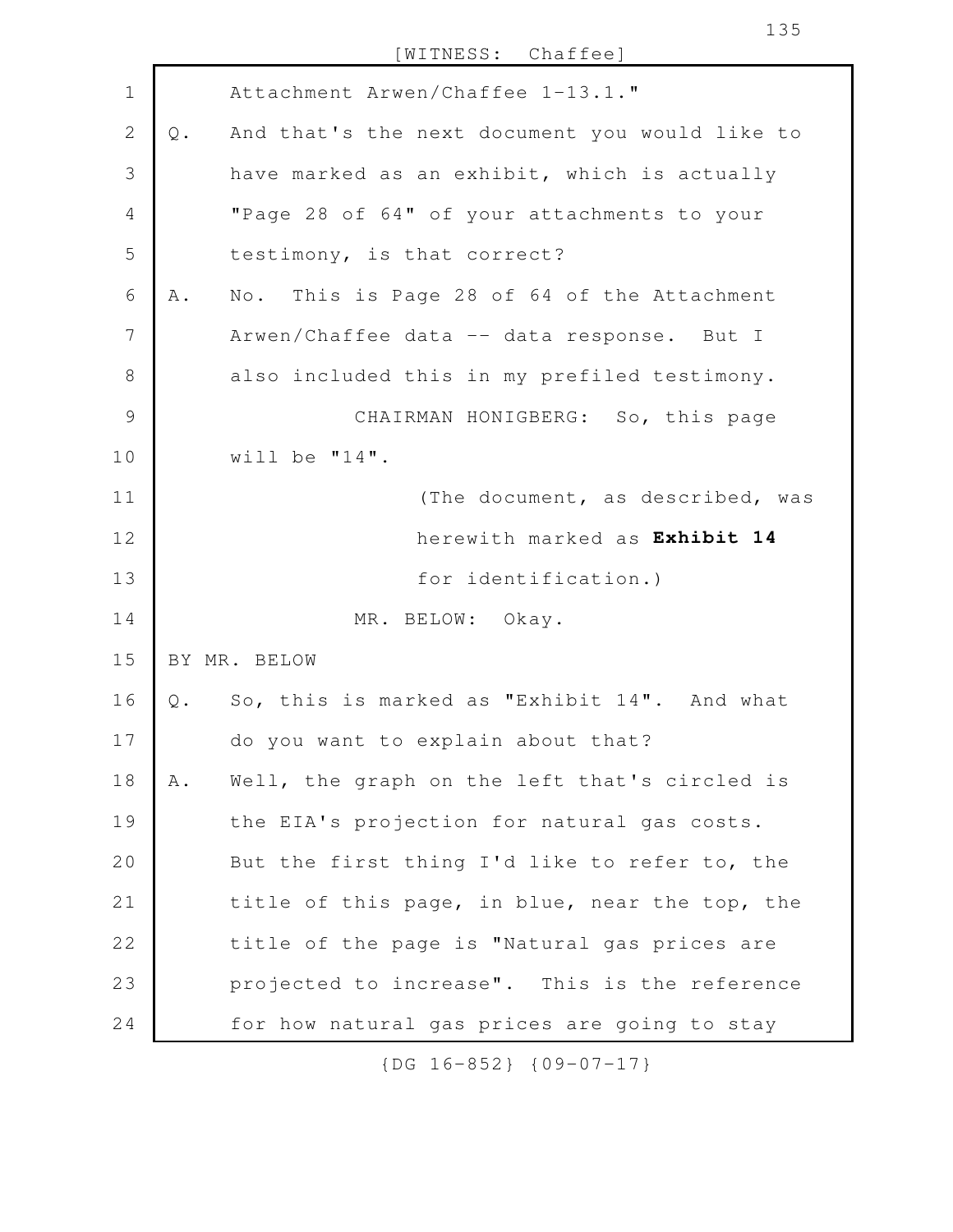Attachment Arwen/Chaffee 1-13.1."

Q. And that's the next document you would like to have marked as an exhibit, which is actually "Page 28 of 64" of your attachments to your testimony, is that correct?

A. No. This is Page 28 of 64 of the Attachment Arwen/Chaffee data -- data response. But I also included this in my prefiled testimony.

CHAIRMAN HONIGBERG: So, this page will be "14".

(The document, as described, was herewith marked as **Exhibit 14** for identification.)

MR. BELOW: Okay.

BY MR. BELOW

Q. So, this is marked as "Exhibit 14". And what do you want to explain about that?

A. Well, the graph on the left that's circled is the EIA's projection for natural gas costs. But the first thing I'd like to refer to, the title of this page, in blue, near the top, the title of the page is "Natural gas prices are projected to increase". This is the reference for how natural gas prices are going to stay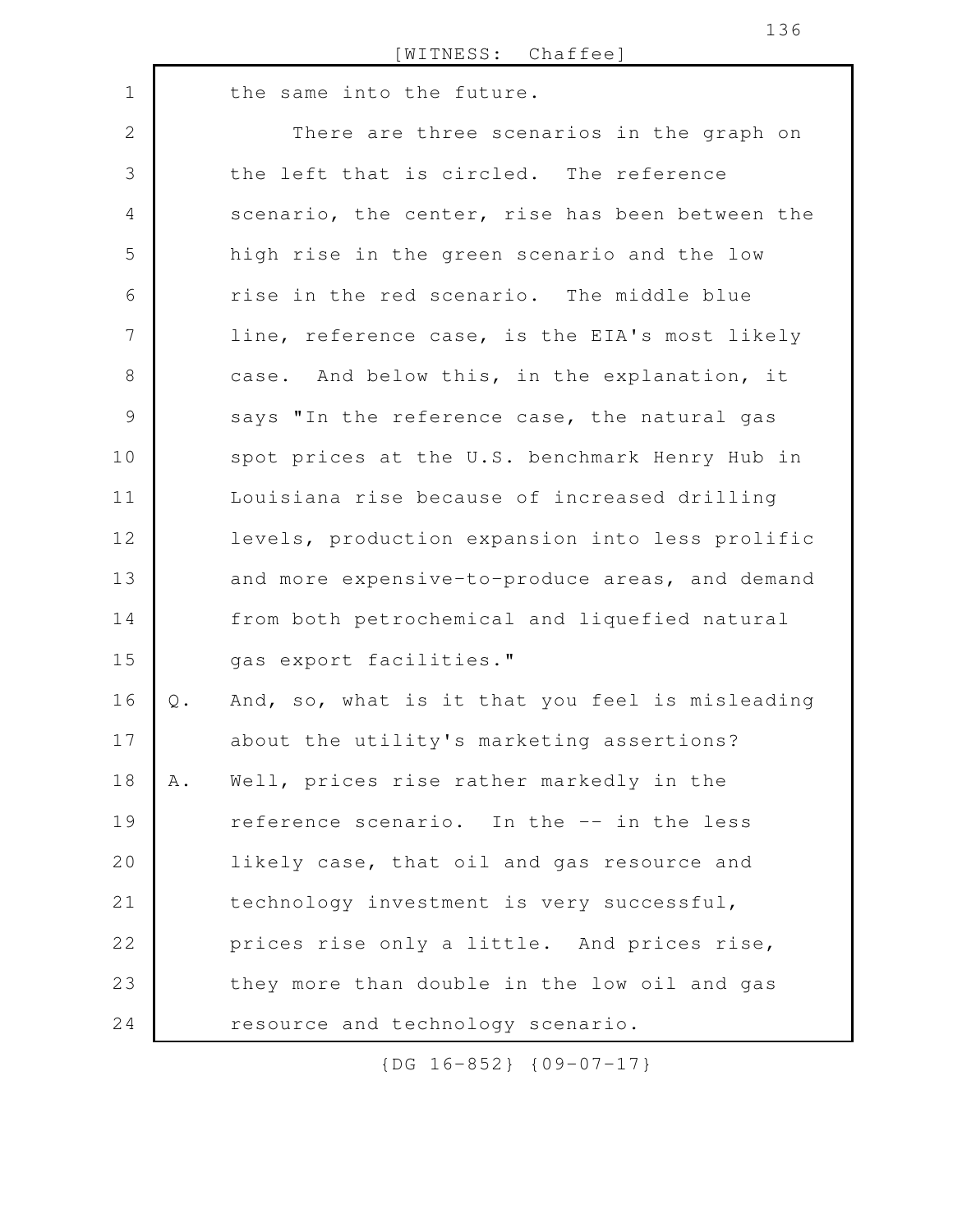the same into the future.

There are three scenarios in the graph on the left that is circled. The reference scenario, the center, rise has been between the high rise in the green scenario and the low rise in the red scenario. The middle blue line, reference case, is the EIA's most likely case. And below this, in the explanation, it says "In the reference case, the natural gas spot prices at the U.S. benchmark Henry Hub in Louisiana rise because of increased drilling levels, production expansion into less prolific and more expensive-to-produce areas, and demand from both petrochemical and liquefied natural gas export facilities."

Q. And, so, what is it that you feel is misleading about the utility's marketing assertions?

A. Well, prices rise rather markedly in the reference scenario. In the -- in the less likely case, that oil and gas resource and technology investment is very successful, prices rise only a little. And prices rise, they more than double in the low oil and gas resource and technology scenario.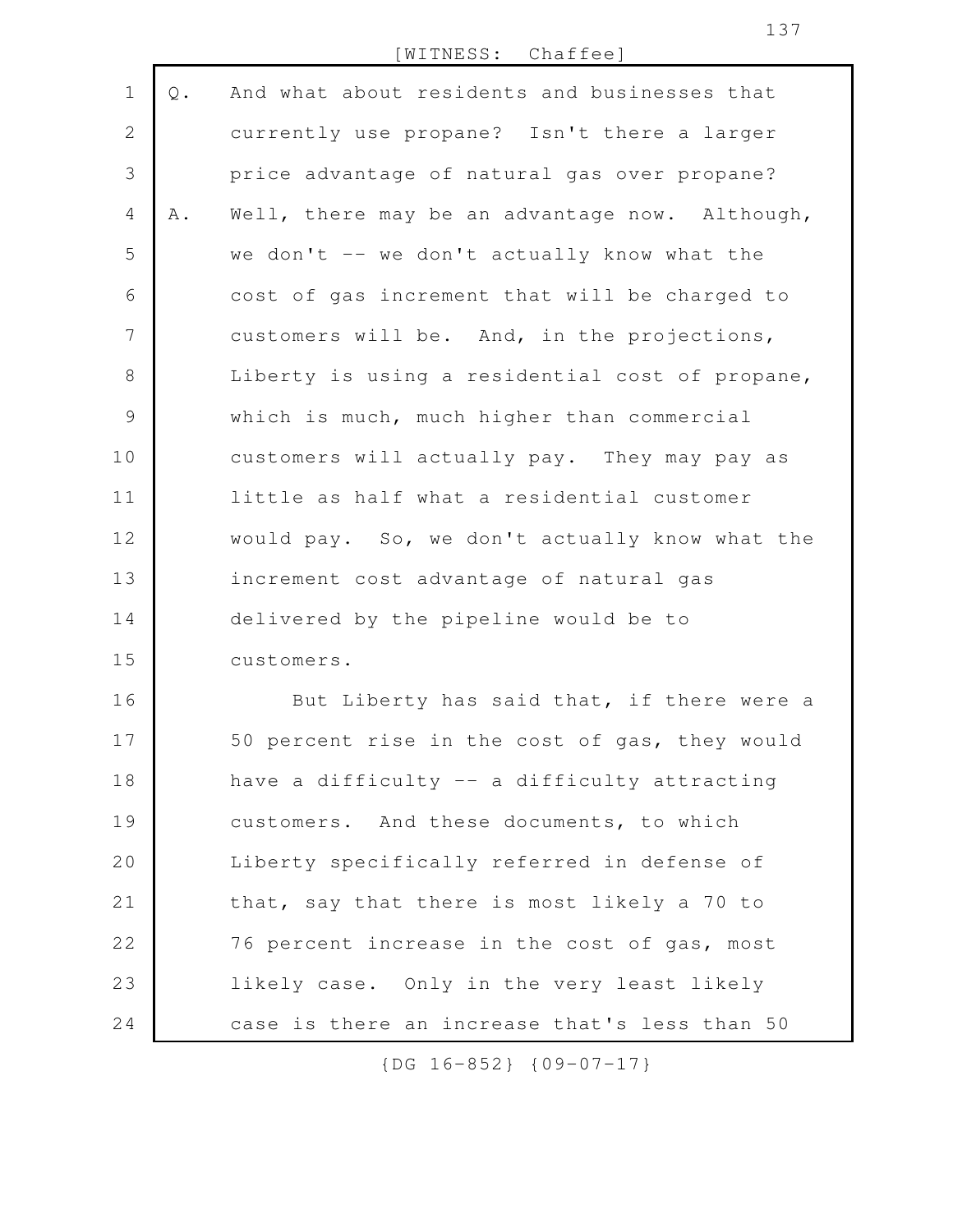Q. And what about residents and businesses that currently use propane? Isn't there a larger price advantage of natural gas over propane?

A. Well, there may be an advantage now. Although, we don't -- we don't actually know what the cost of gas increment that will be charged to customers will be. And, in the projections, Liberty is using a residential cost of propane, which is much, much higher than commercial customers will actually pay. They may pay as little as half what a residential customer would pay. So, we don't actually know what the increment cost advantage of natural gas delivered by the pipeline would be to customers.

But Liberty has said that, if there were a 50 percent rise in the cost of gas, they would have a difficulty -- a difficulty attracting customers. And these documents, to which Liberty specifically referred in defense of that, say that there is most likely a 70 to 76 percent increase in the cost of gas, most likely case. Only in the very least likely case is there an increase that's less than 50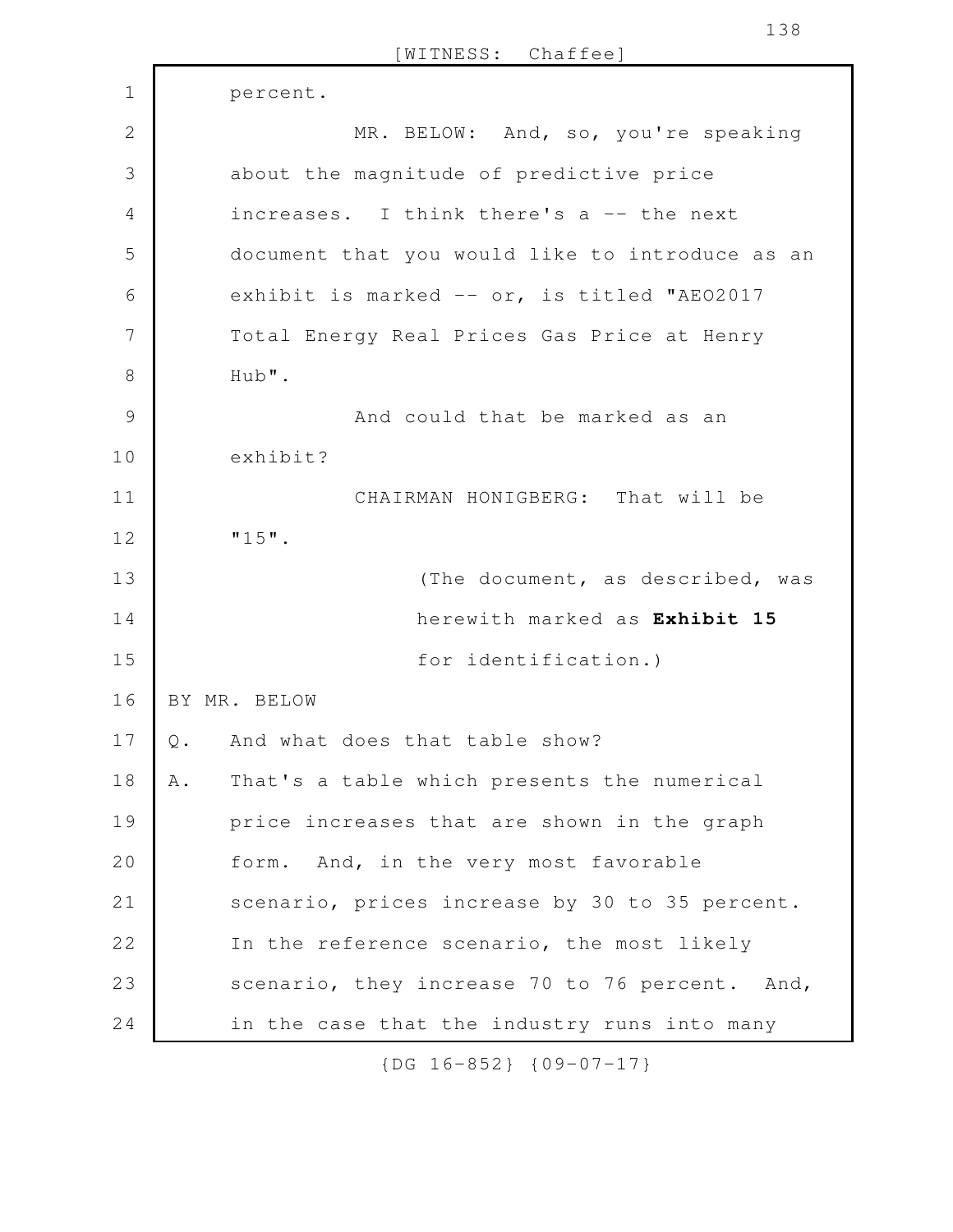percent.

MR. BELOW: And, so, you're speaking about the magnitude of predictive price increases. I think there's a -- the next document that you would like to introduce as an exhibit is marked -- or, is titled "AEO2017 Total Energy Real Prices Gas Price at Henry Hub".

And could that be marked as an exhibit?

CHAIRMAN HONIGBERG: That will be "15".

(The document, as described, was herewith marked as **Exhibit 15** for identification.)

BY MR. BELOW

Q. And what does that table show?

A. That's a table which presents the numerical price increases that are shown in the graph form. And, in the very most favorable scenario, prices increase by 30 to 35 percent. In the reference scenario, the most likely scenario, they increase 70 to 76 percent. And, in the case that the industry runs into many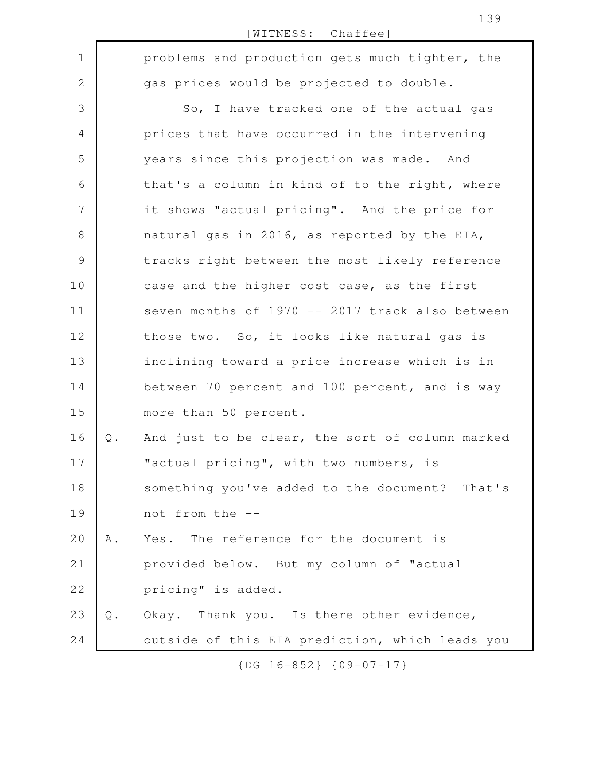problems and production gets much tighter, the gas prices would be projected to double.

So, I have tracked one of the actual gas prices that have occurred in the intervening years since this projection was made. And that's a column in kind of to the right, where it shows "actual pricing". And the price for natural gas in 2016, as reported by the EIA, tracks right between the most likely reference case and the higher cost case, as the first seven months of 1970 -- 2017 track also between those two. So, it looks like natural gas is inclining toward a price increase which is in between 70 percent and 100 percent, and is way more than 50 percent.

Q. And just to be clear, the sort of column marked "actual pricing", with two numbers, is something you've added to the document? That's not from the --

A. Yes. The reference for the document is provided below. But my column of "actual pricing" is added.

Q. Okay. Thank you. Is there other evidence, outside of this EIA prediction, which leads you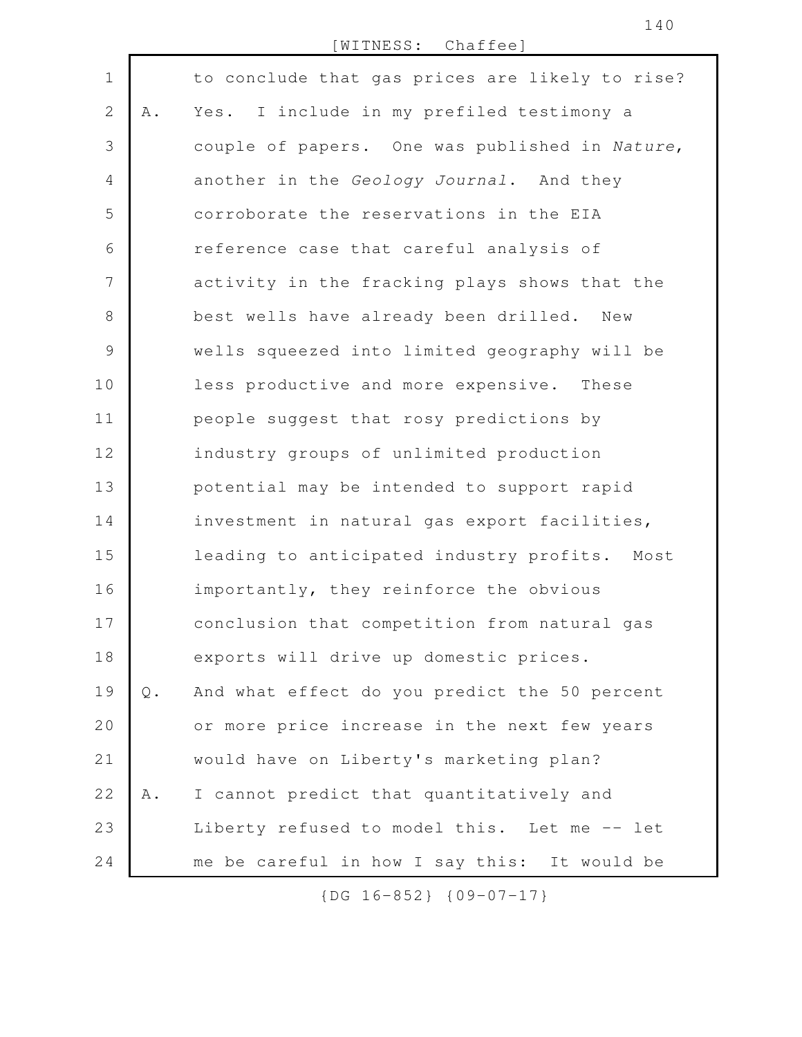to conclude that gas prices are likely to rise?

A. Yes. I include in my prefiled testimony a couple of papers. One was published in *Nature*, another in the *Geology Journal*. And they corroborate the reservations in the EIA reference case that careful analysis of activity in the fracking plays shows that the best wells have already been drilled. New wells squeezed into limited geography will be less productive and more expensive. These people suggest that rosy predictions by industry groups of unlimited production potential may be intended to support rapid investment in natural gas export facilities, leading to anticipated industry profits. Most importantly, they reinforce the obvious conclusion that competition from natural gas exports will drive up domestic prices.

Q. And what effect do you predict the 50 percent or more price increase in the next few years would have on Liberty's marketing plan?

A. I cannot predict that quantitatively and Liberty refused to model this. Let me -- let me be careful in how I say this: It would be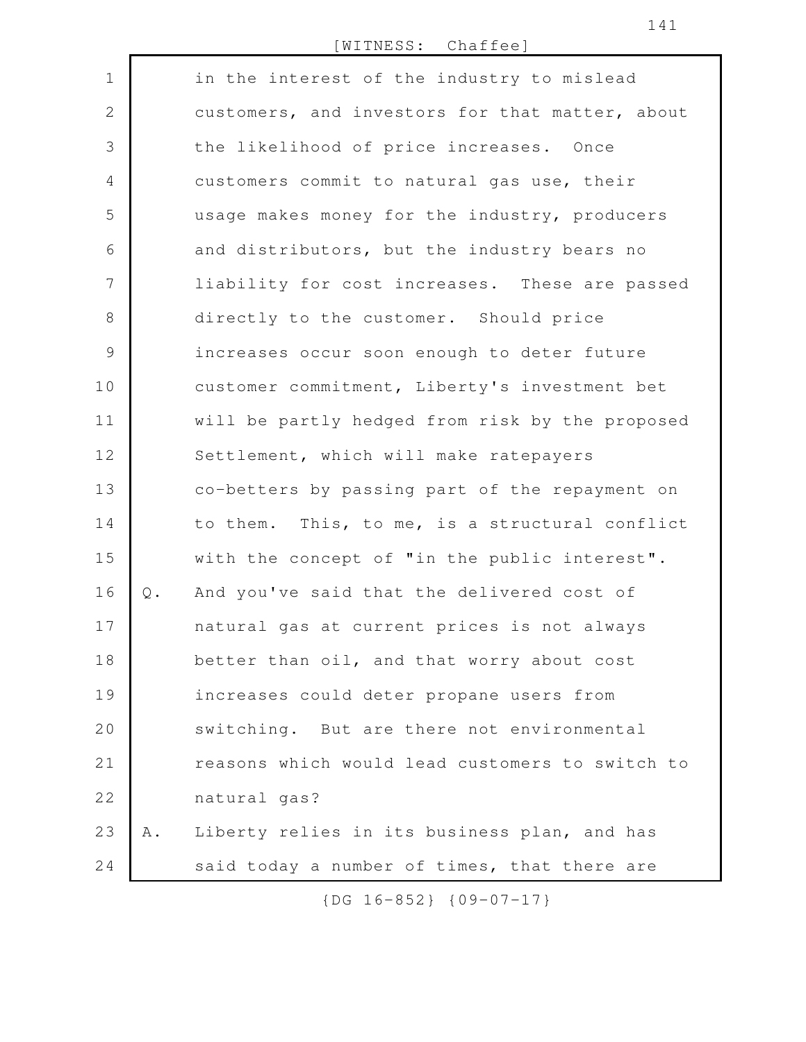in the interest of the industry to mislead customers, and investors for that matter, about the likelihood of price increases. Once customers commit to natural gas use, their usage makes money for the industry, producers and distributors, but the industry bears no liability for cost increases. These are passed directly to the customer. Should price increases occur soon enough to deter future customer commitment, Liberty's investment bet will be partly hedged from risk by the proposed Settlement, which will make ratepayers co-betters by passing part of the repayment on to them. This, to me, is a structural conflict with the concept of "in the public interest".

Q. And you've said that the delivered cost of natural gas at current prices is not always better than oil, and that worry about cost increases could deter propane users from switching. But are there not environmental reasons which would lead customers to switch to natural gas?

A. Liberty relies in its business plan, and has said today a number of times, that there are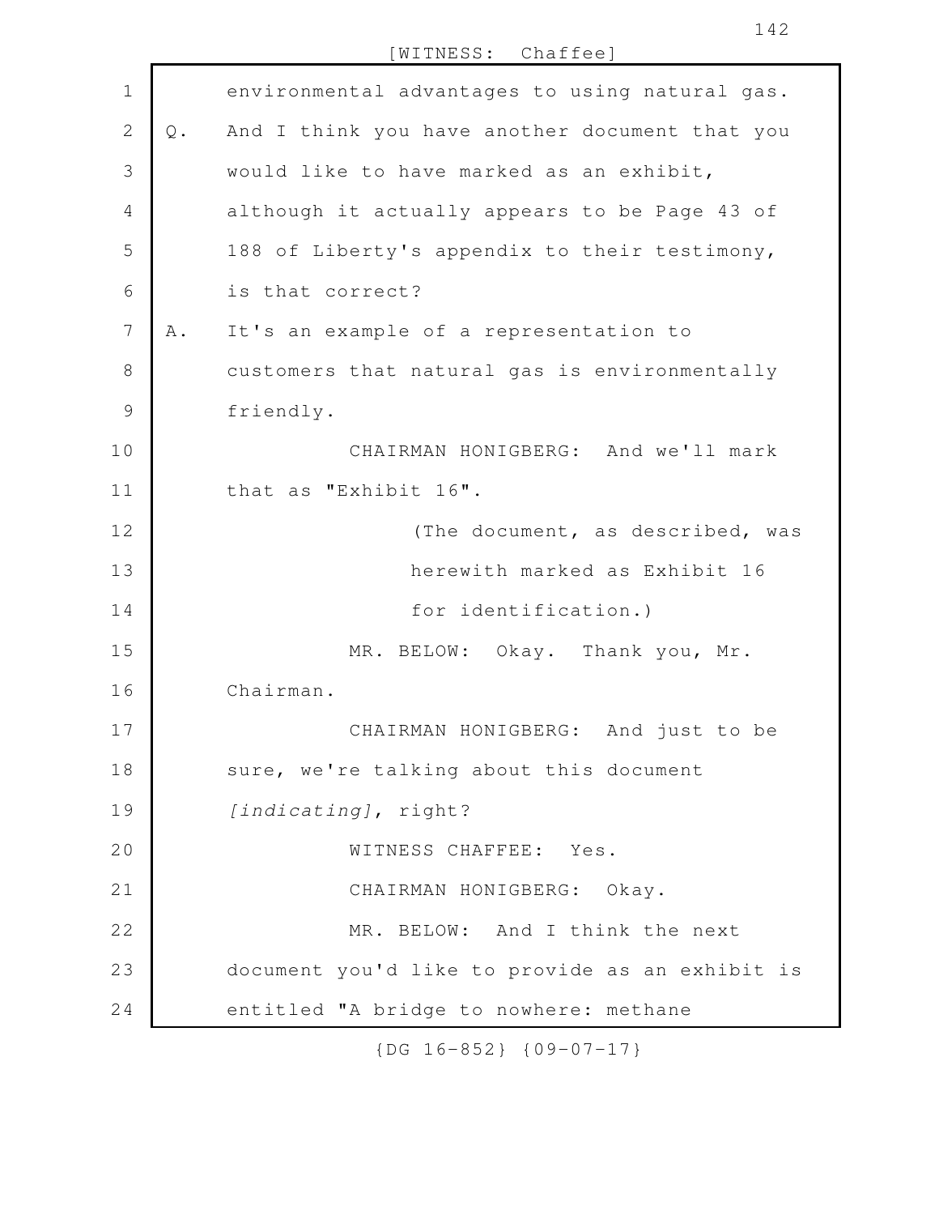environmental advantages to using natural gas.

Q. And I think you have another document that you would like to have marked as an exhibit, although it actually appears to be Page 43 of 188 of Liberty's appendix to their testimony, is that correct?

A. It's an example of a representation to customers that natural gas is environmentally friendly.

CHAIRMAN HONIGBERG: And we'll mark that as "Exhibit 16".

(The document, as described, was herewith marked as Exhibit 16 for identification.)

MR. BELOW: Okay. Thank you, Mr. Chairman.

CHAIRMAN HONIGBERG: And just to be sure, we're talking about this document *[indicating]*, right?

WITNESS CHAFFEE: Yes.

CHAIRMAN HONIGBERG: Okay.

MR. BELOW: And I think the next document you'd like to provide as an exhibit is entitled "A bridge to nowhere: methane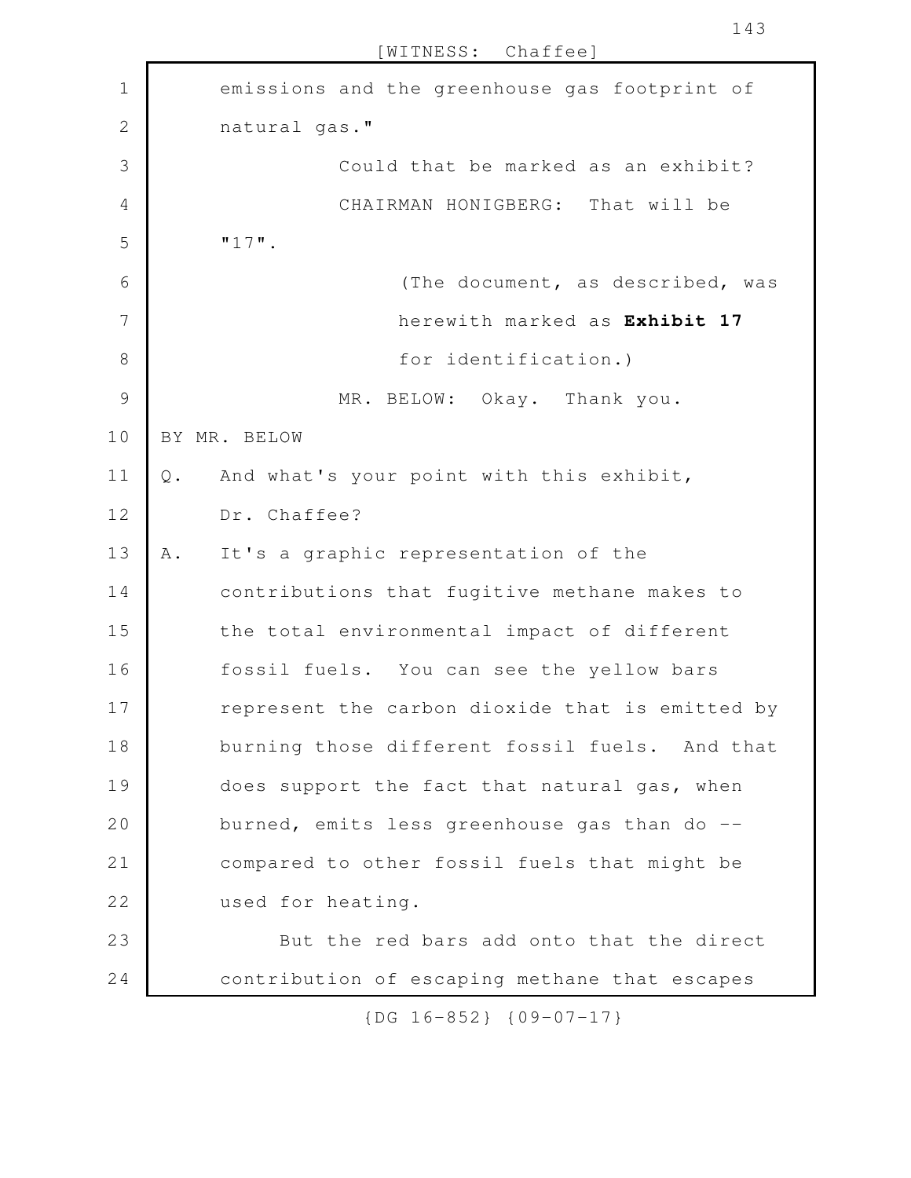emissions and the greenhouse gas footprint of natural gas."

Could that be marked as an exhibit?

CHAIRMAN HONIGBERG: That will be "17".

(The document, as described, was herewith marked as **Exhibit 17** for identification.)

MR. BELOW: Okay. Thank you.

BY MR. BELOW

Q. And what's your point with this exhibit, Dr. Chaffee?

A. It's a graphic representation of the contributions that fugitive methane makes to the total environmental impact of different fossil fuels. You can see the yellow bars represent the carbon dioxide that is emitted by burning those different fossil fuels. And that does support the fact that natural gas, when burned, emits less greenhouse gas than do -- compared to other fossil fuels that might be used for heating.

But the red bars add onto that the direct contribution of escaping methane that escapes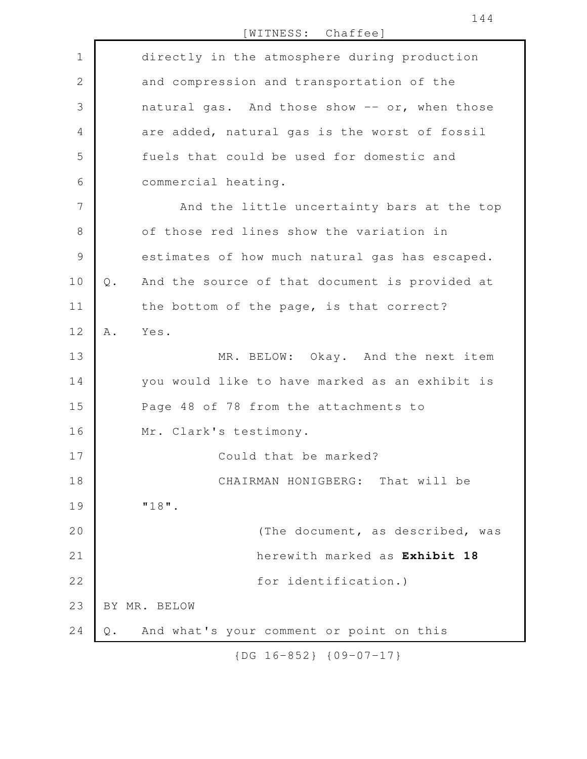directly in the atmosphere during production and compression and transportation of the natural gas. And those show -- or, when those are added, natural gas is the worst of fossil fuels that could be used for domestic and commercial heating.

And the little uncertainty bars at the top of those red lines show the variation in estimates of how much natural gas has escaped.

Q. And the source of that document is provided at the bottom of the page, is that correct?

A. Yes.

MR. BELOW: Okay. And the next item you would like to have marked as an exhibit is Page 48 of 78 from the attachments to Mr. Clark's testimony.

Could that be marked?

CHAIRMAN HONIGBERG: That will be "18".

(The document, as described, was herewith marked as **Exhibit 18** for identification.)

BY MR. BELOW

Q. And what's your comment or point on this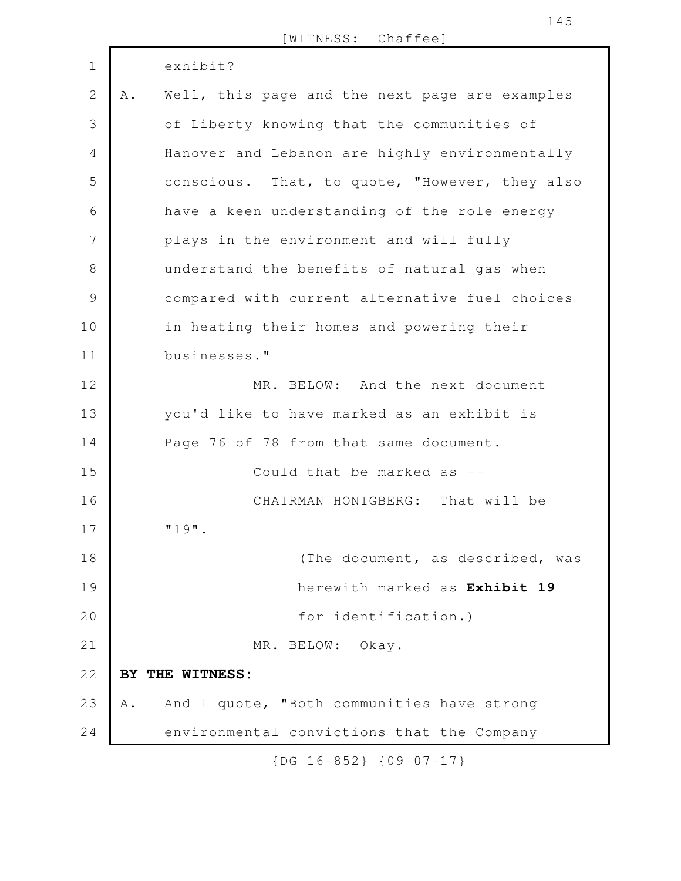exhibit?

A. Well, this page and the next page are examples of Liberty knowing that the communities of Hanover and Lebanon are highly environmentally conscious. That, to quote, "However, they also have a keen understanding of the role energy plays in the environment and will fully understand the benefits of natural gas when compared with current alternative fuel choices in heating their homes and powering their businesses."

MR. BELOW: And the next document you'd like to have marked as an exhibit is Page 76 of 78 from that same document.

Could that be marked as --

CHAIRMAN HONIGBERG: That will be "19".

(The document, as described, was herewith marked as **Exhibit 19** for identification.)

MR. BELOW: Okay.

**BY THE WITNESS:**

A. And I quote, "Both communities have strong environmental convictions that the Company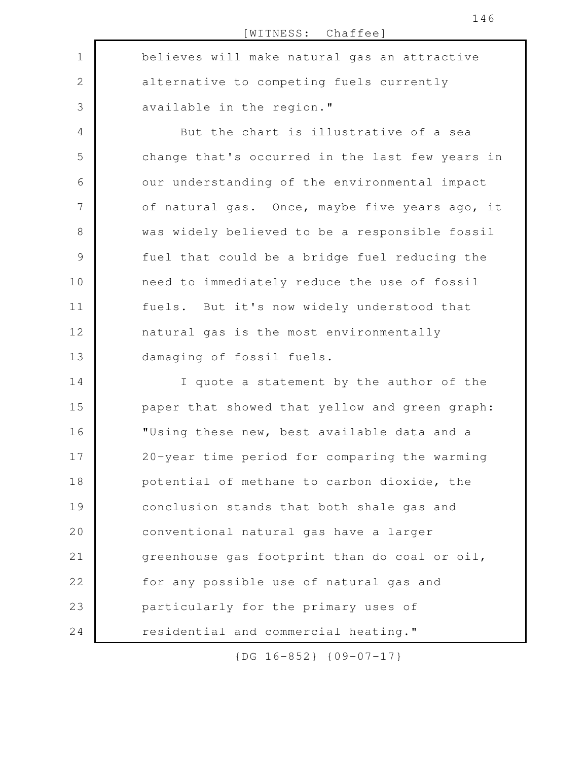believes will make natural gas an attractive alternative to competing fuels currently available in the region."

But the chart is illustrative of a sea change that's occurred in the last few years in our understanding of the environmental impact of natural gas. Once, maybe five years ago, it was widely believed to be a responsible fossil fuel that could be a bridge fuel reducing the need to immediately reduce the use of fossil fuels. But it's now widely understood that natural gas is the most environmentally damaging of fossil fuels.

I quote a statement by the author of the paper that showed that yellow and green graph: "Using these new, best available data and a 20-year time period for comparing the warming potential of methane to carbon dioxide, the conclusion stands that both shale gas and conventional natural gas have a larger greenhouse gas footprint than do coal or oil, for any possible use of natural gas and particularly for the primary uses of residential and commercial heating."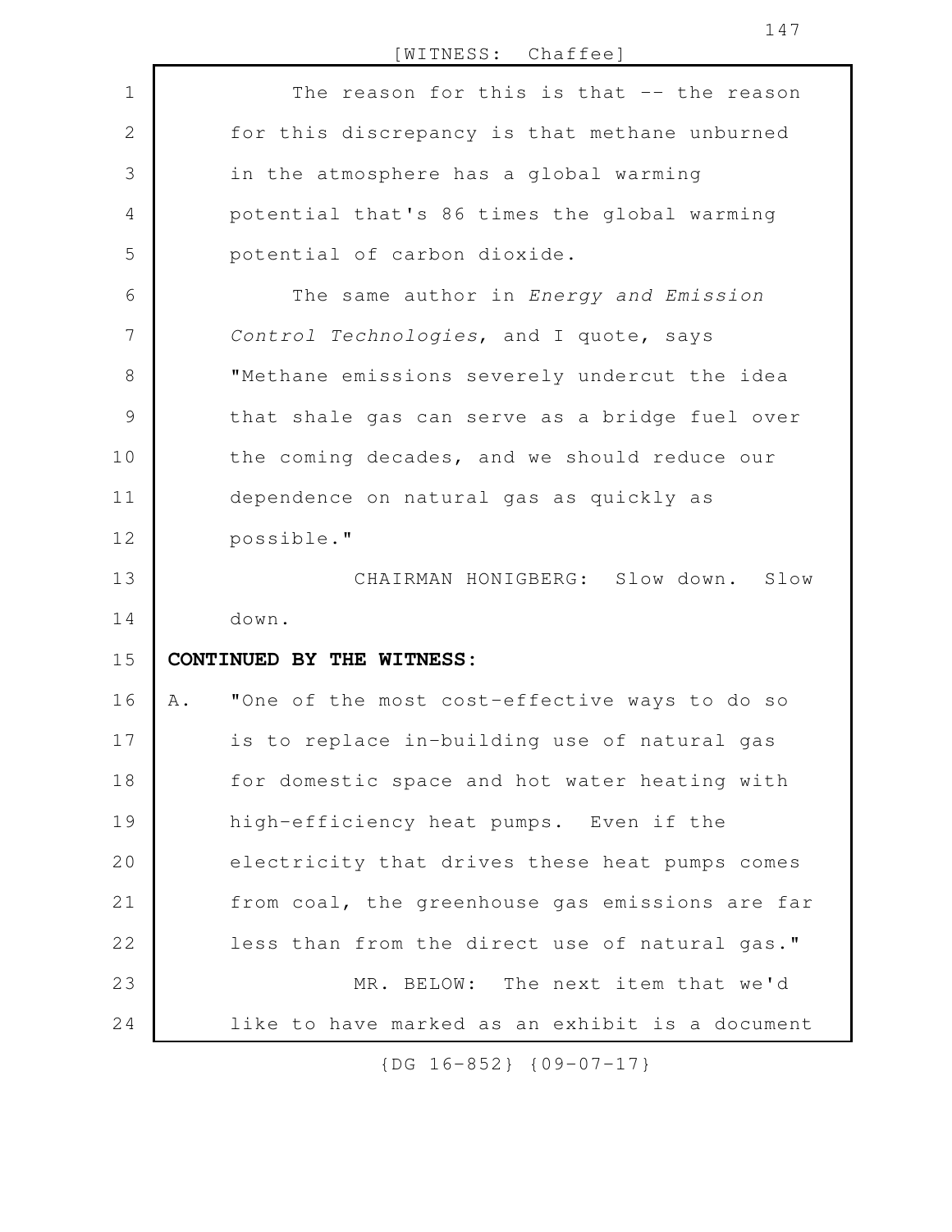The reason for this is that -- the reason for this discrepancy is that methane unburned in the atmosphere has a global warming potential that's 86 times the global warming potential of carbon dioxide.

The same author in *Energy and Emission Control Technologies*, and I quote, says "Methane emissions severely undercut the idea that shale gas can serve as a bridge fuel over the coming decades, and we should reduce our dependence on natural gas as quickly as possible."

CHAIRMAN HONIGBERG: Slow down. Slow down.

**CONTINUED BY THE WITNESS:**

A. "One of the most cost-effective ways to do so is to replace in-building use of natural gas for domestic space and hot water heating with high-efficiency heat pumps. Even if the electricity that drives these heat pumps comes from coal, the greenhouse gas emissions are far less than from the direct use of natural gas."

MR. BELOW: The next item that we'd like to have marked as an exhibit is a document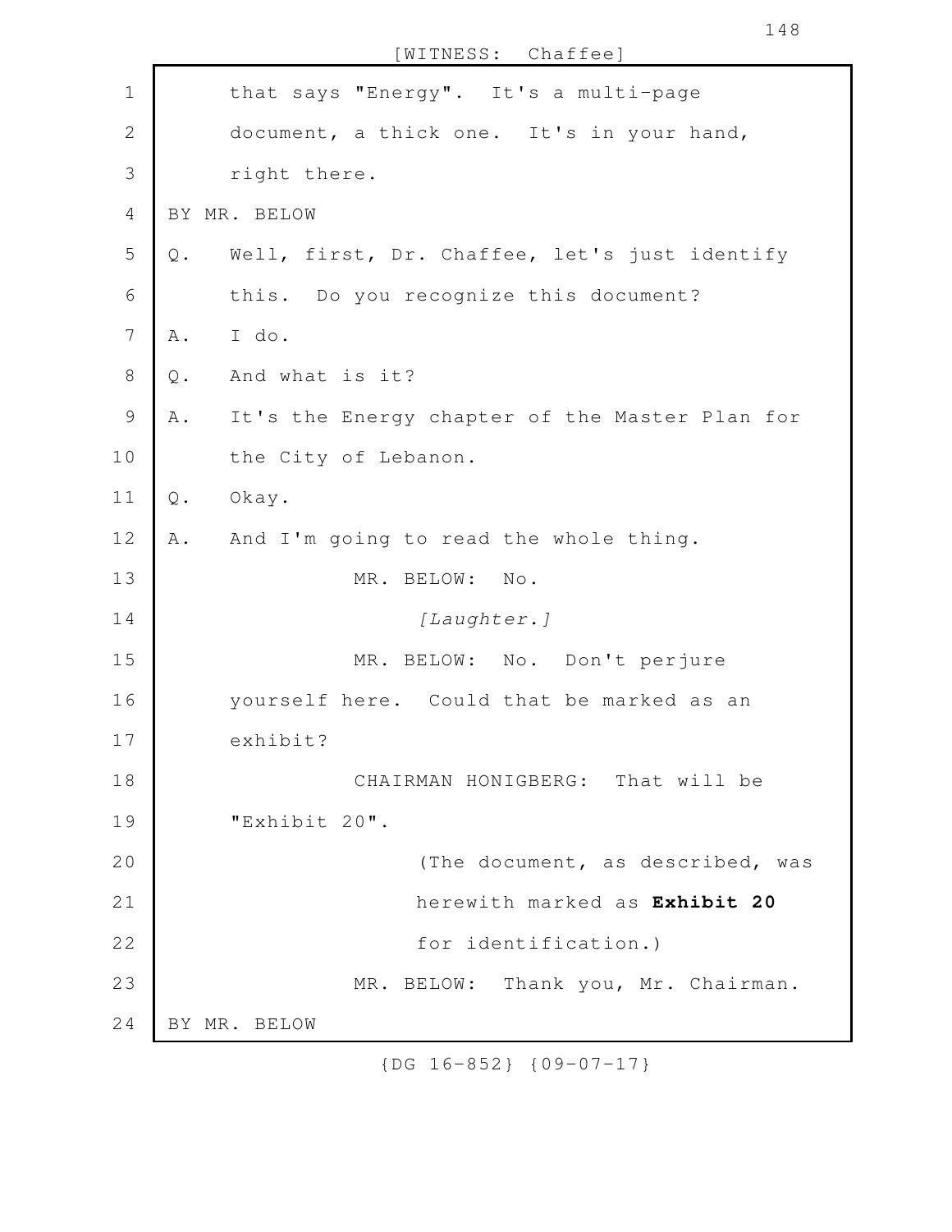that says "Energy". It's a multi-page document, a thick one. It's in your hand, right there.

BY MR. BELOW

Q. Well, first, Dr. Chaffee, let's just identify this. Do you recognize this document?

A. I do.

Q. And what is it?

A. It's the Energy chapter of the Master Plan for the City of Lebanon.

Q. Okay.

A. And I'm going to read the whole thing.

MR. BELOW: No.

*[Laughter.]*

MR. BELOW: No. Don't perjure yourself here. Could that be marked as an exhibit?

CHAIRMAN HONIGBERG: That will be "Exhibit 20".

(The document, as described, was herewith marked as **Exhibit 20** for identification.)

MR. BELOW: Thank you, Mr. Chairman.

BY MR. BELOW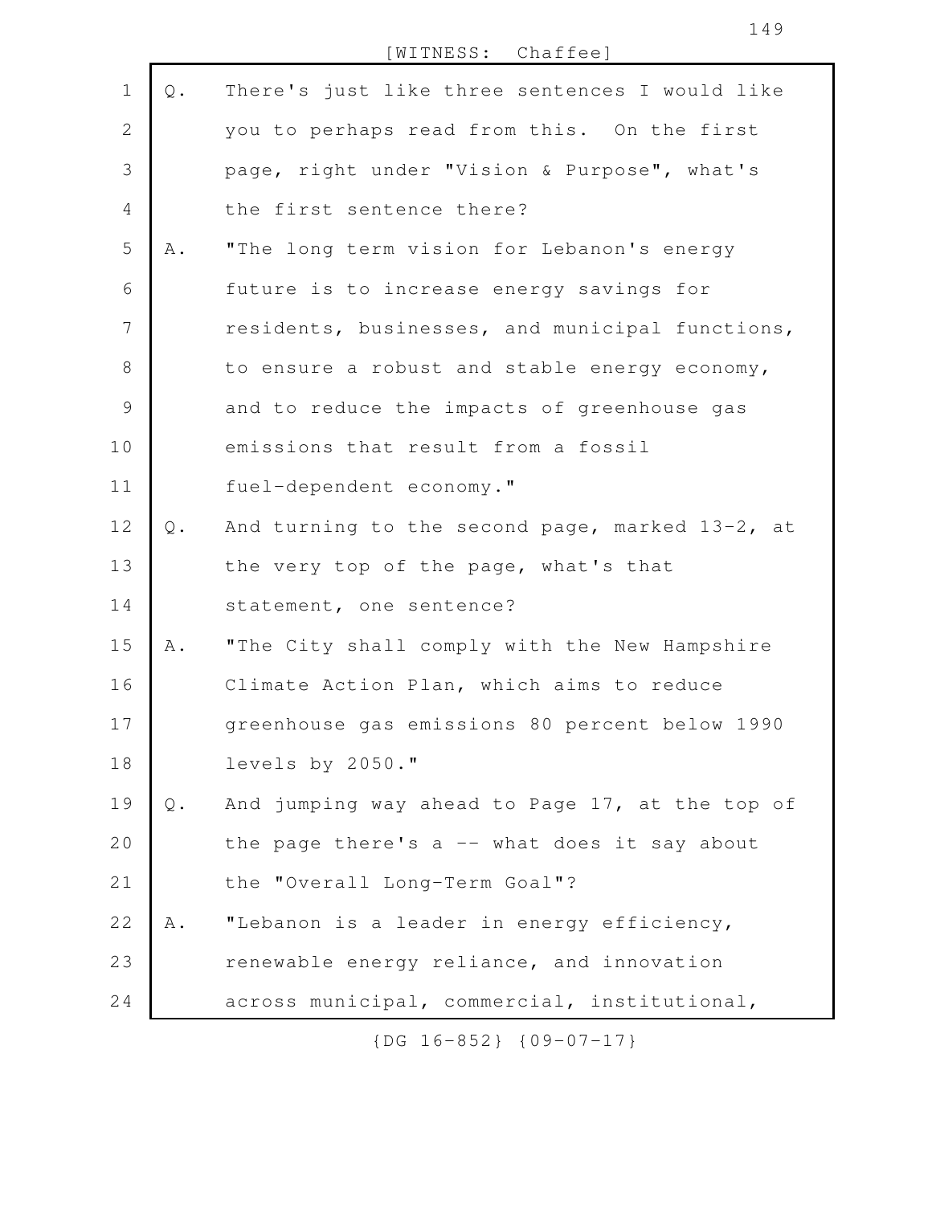Q. There's just like three sentences I would like you to perhaps read from this. On the first page, right under "Vision & Purpose", what's the first sentence there?

A. "The long term vision for Lebanon's energy future is to increase energy savings for residents, businesses, and municipal functions, to ensure a robust and stable energy economy, and to reduce the impacts of greenhouse gas emissions that result from a fossil fuel-dependent economy."

Q. And turning to the second page, marked 13-2, at the very top of the page, what's that statement, one sentence?

A. "The City shall comply with the New Hampshire Climate Action Plan, which aims to reduce greenhouse gas emissions 80 percent below 1990 levels by 2050."

Q. And jumping way ahead to Page 17, at the top of the page there's a -- what does it say about the "Overall Long-Term Goal"?

A. "Lebanon is a leader in energy efficiency, renewable energy reliance, and innovation across municipal, commercial, institutional,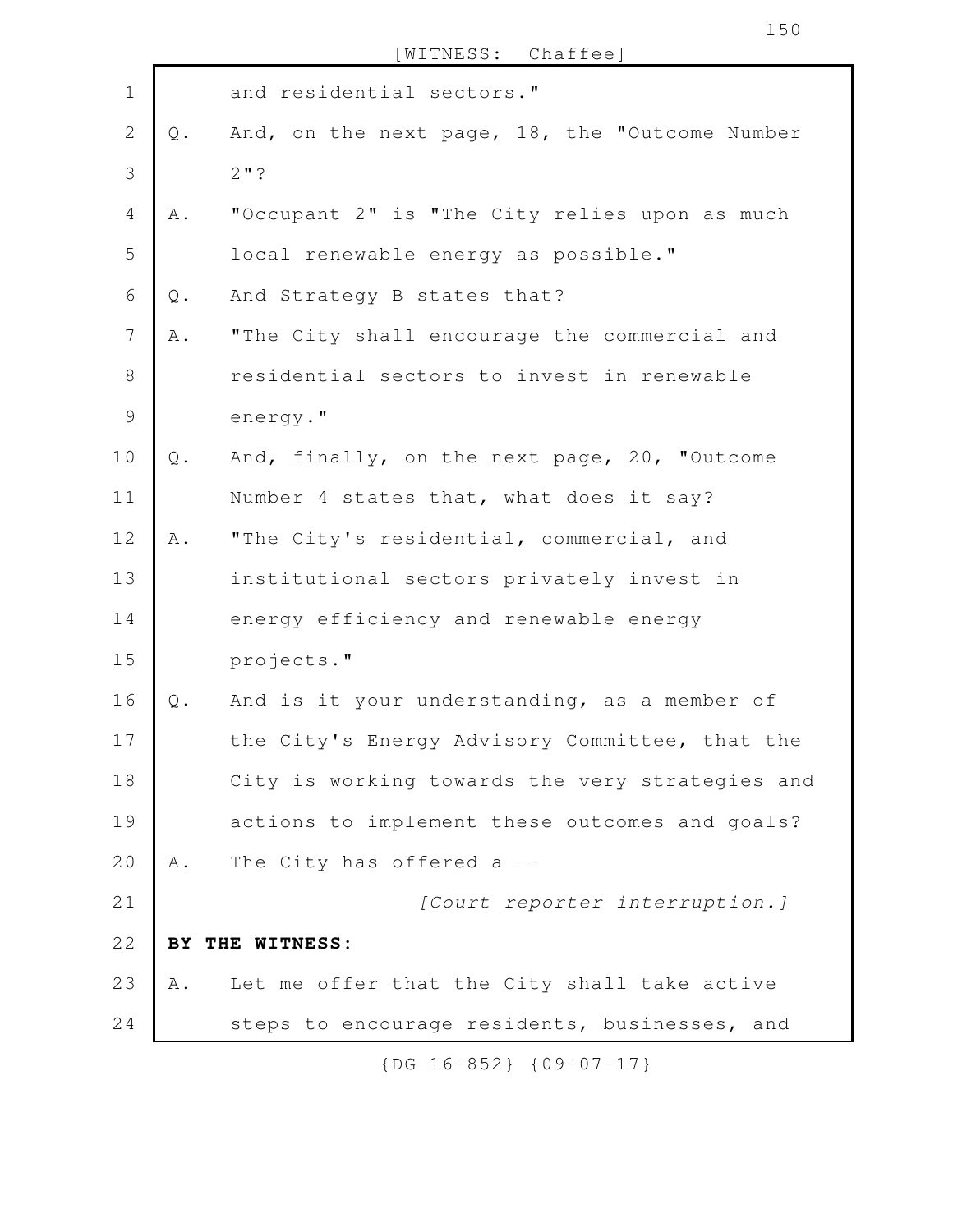and residential sectors."

Q. And, on the next page, 18, the "Outcome Number 2"?

A. "Occupant 2" is "The City relies upon as much local renewable energy as possible."

Q. And Strategy B states that?

A. "The City shall encourage the commercial and residential sectors to invest in renewable energy."

Q. And, finally, on the next page, 20, "Outcome Number 4 states that, what does it say?

A. "The City's residential, commercial, and institutional sectors privately invest in energy efficiency and renewable energy projects."

Q. And is it your understanding, as a member of the City's Energy Advisory Committee, that the City is working towards the very strategies and actions to implement these outcomes and goals?

A. The City has offered a --

*[Court reporter interruption.]*

**BY THE WITNESS:**

A. Let me offer that the City shall take active steps to encourage residents, businesses, and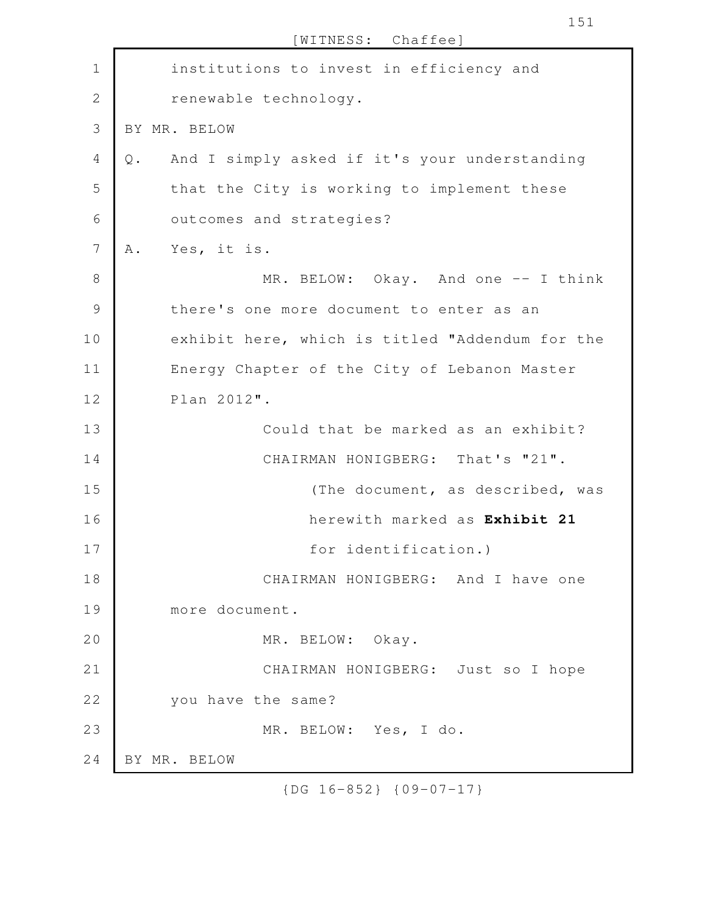institutions to invest in efficiency and renewable technology.

BY MR. BELOW

Q. And I simply asked if it's your understanding that the City is working to implement these outcomes and strategies?

A. Yes, it is.

MR. BELOW: Okay. And one -- I think there's one more document to enter as an exhibit here, which is titled "Addendum for the Energy Chapter of the City of Lebanon Master Plan 2012".

Could that be marked as an exhibit?

CHAIRMAN HONIGBERG: That's "21".

(The document, as described, was herewith marked as **Exhibit 21** for identification.)

CHAIRMAN HONIGBERG: And I have one more document.

MR. BELOW: Okay.

CHAIRMAN HONIGBERG: Just so I hope you have the same?

MR. BELOW: Yes, I do.

BY MR. BELOW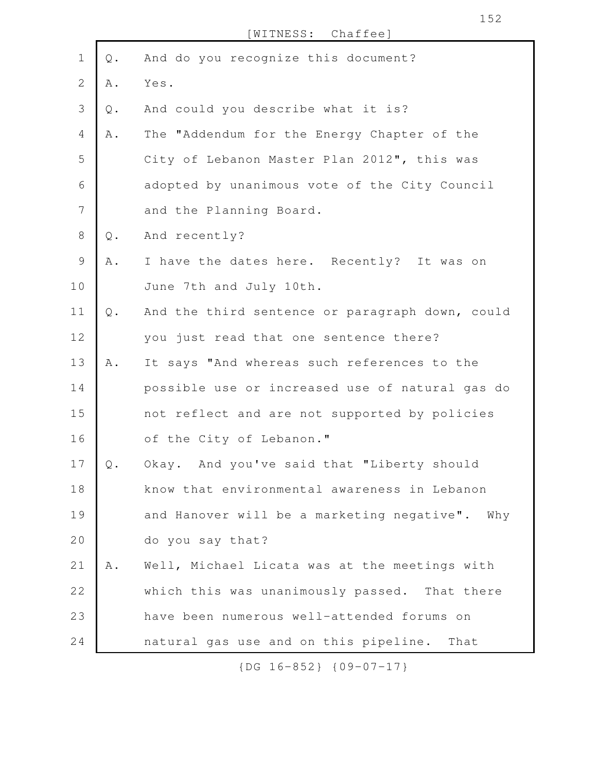Q. And do you recognize this document?

A. Yes.

Q. And could you describe what it is?

A. The "Addendum for the Energy Chapter of the City of Lebanon Master Plan 2012", this was adopted by unanimous vote of the City Council and the Planning Board.

Q. And recently?

A. I have the dates here. Recently? It was on June 7th and July 10th.

Q. And the third sentence or paragraph down, could you just read that one sentence there?

A. It says "And whereas such references to the possible use or increased use of natural gas do not reflect and are not supported by policies of the City of Lebanon."

Q. Okay. And you've said that "Liberty should know that environmental awareness in Lebanon and Hanover will be a marketing negative". Why do you say that?

A. Well, Michael Licata was at the meetings with which this was unanimously passed. That there have been numerous well-attended forums on natural gas use and on this pipeline. That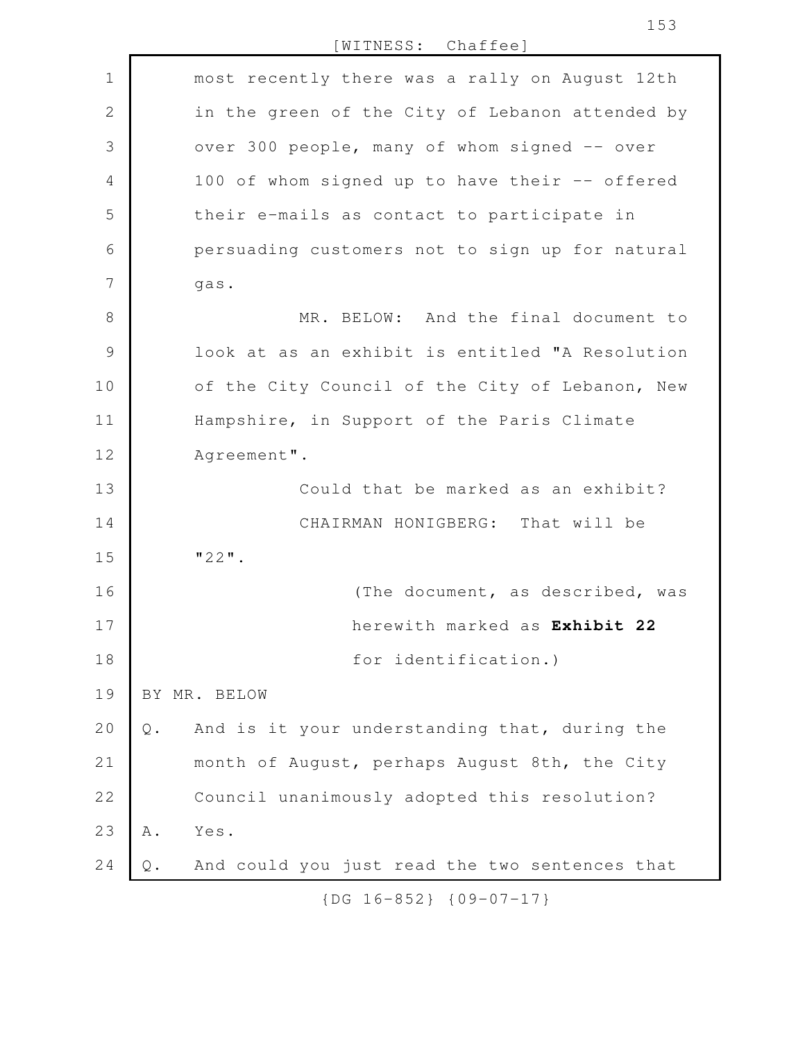most recently there was a rally on August 12th in the green of the City of Lebanon attended by over 300 people, many of whom signed -- over 100 of whom signed up to have their -- offered their e-mails as contact to participate in persuading customers not to sign up for natural gas.

MR. BELOW: And the final document to look at as an exhibit is entitled "A Resolution of the City Council of the City of Lebanon, New Hampshire, in Support of the Paris Climate Agreement".

Could that be marked as an exhibit?

CHAIRMAN HONIGBERG: That will be "22".

(The document, as described, was herewith marked as **Exhibit 22** for identification.)

BY MR. BELOW

Q. And is it your understanding that, during the month of August, perhaps August 8th, the City Council unanimously adopted this resolution?

A. Yes.

Q. And could you just read the two sentences that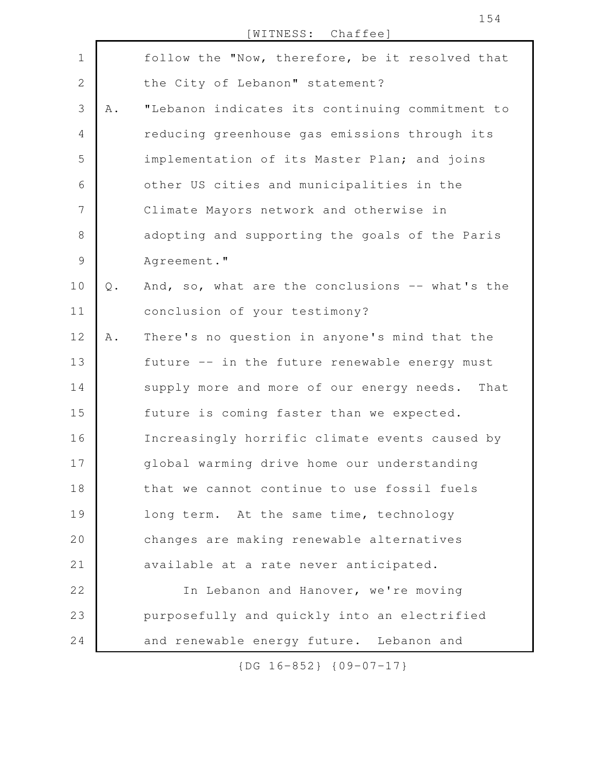follow the "Now, therefore, be it resolved that the City of Lebanon" statement?

A. "Lebanon indicates its continuing commitment to reducing greenhouse gas emissions through its implementation of its Master Plan; and joins other US cities and municipalities in the Climate Mayors network and otherwise in adopting and supporting the goals of the Paris Agreement."

Q. And, so, what are the conclusions -- what's the conclusion of your testimony?

A. There's no question in anyone's mind that the future -- in the future renewable energy must supply more and more of our energy needs. That future is coming faster than we expected. Increasingly horrific climate events caused by global warming drive home our understanding that we cannot continue to use fossil fuels long term. At the same time, technology changes are making renewable alternatives available at a rate never anticipated.

In Lebanon and Hanover, we're moving purposefully and quickly into an electrified and renewable energy future. Lebanon and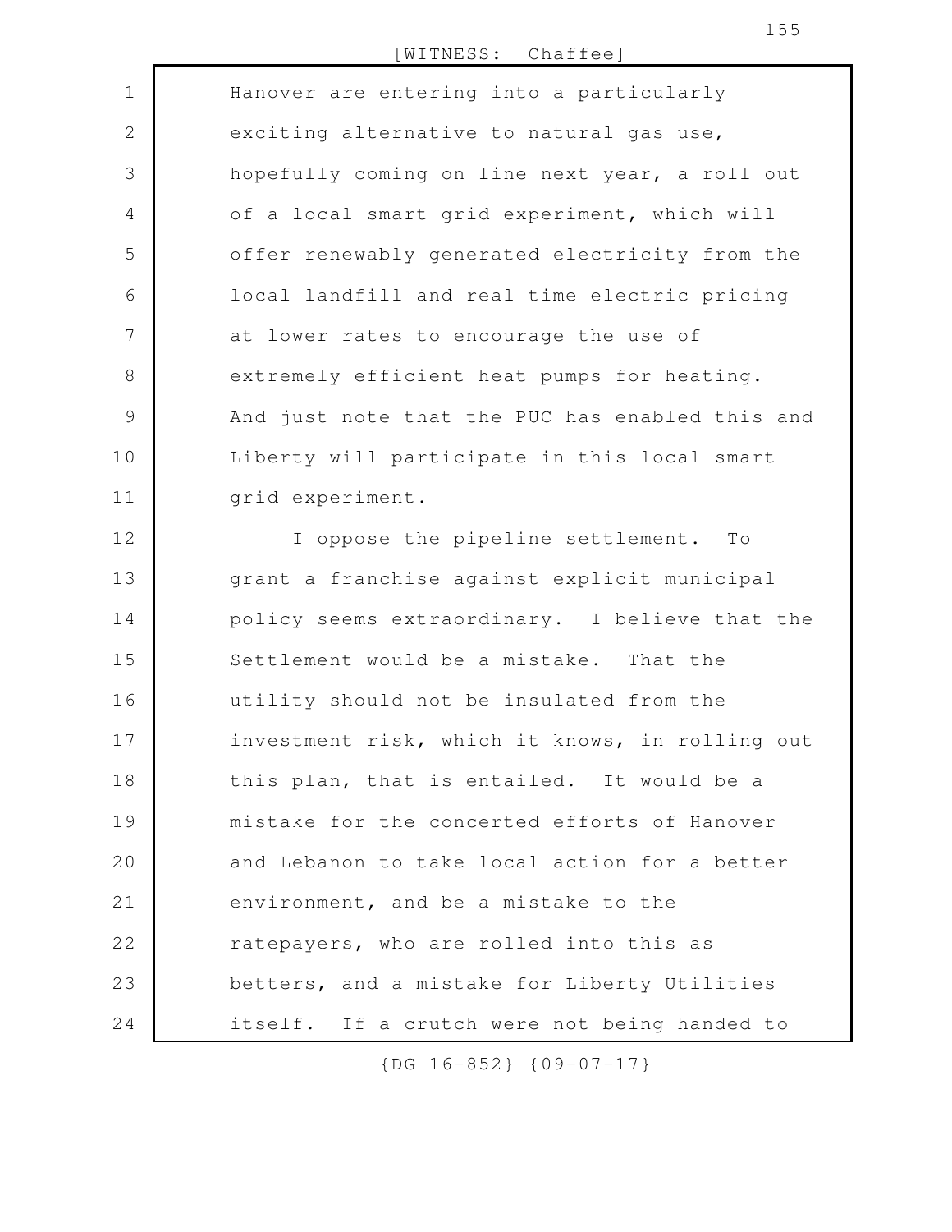Hanover are entering into a particularly exciting alternative to natural gas use, hopefully coming on line next year, a roll out of a local smart grid experiment, which will offer renewably generated electricity from the local landfill and real time electric pricing at lower rates to encourage the use of extremely efficient heat pumps for heating. And just note that the PUC has enabled this and Liberty will participate in this local smart grid experiment.

I oppose the pipeline settlement. To grant a franchise against explicit municipal policy seems extraordinary. I believe that the Settlement would be a mistake. That the utility should not be insulated from the investment risk, which it knows, in rolling out this plan, that is entailed. It would be a mistake for the concerted efforts of Hanover and Lebanon to take local action for a better environment, and be a mistake to the ratepayers, who are rolled into this as betters, and a mistake for Liberty Utilities itself. If a crutch were not being handed to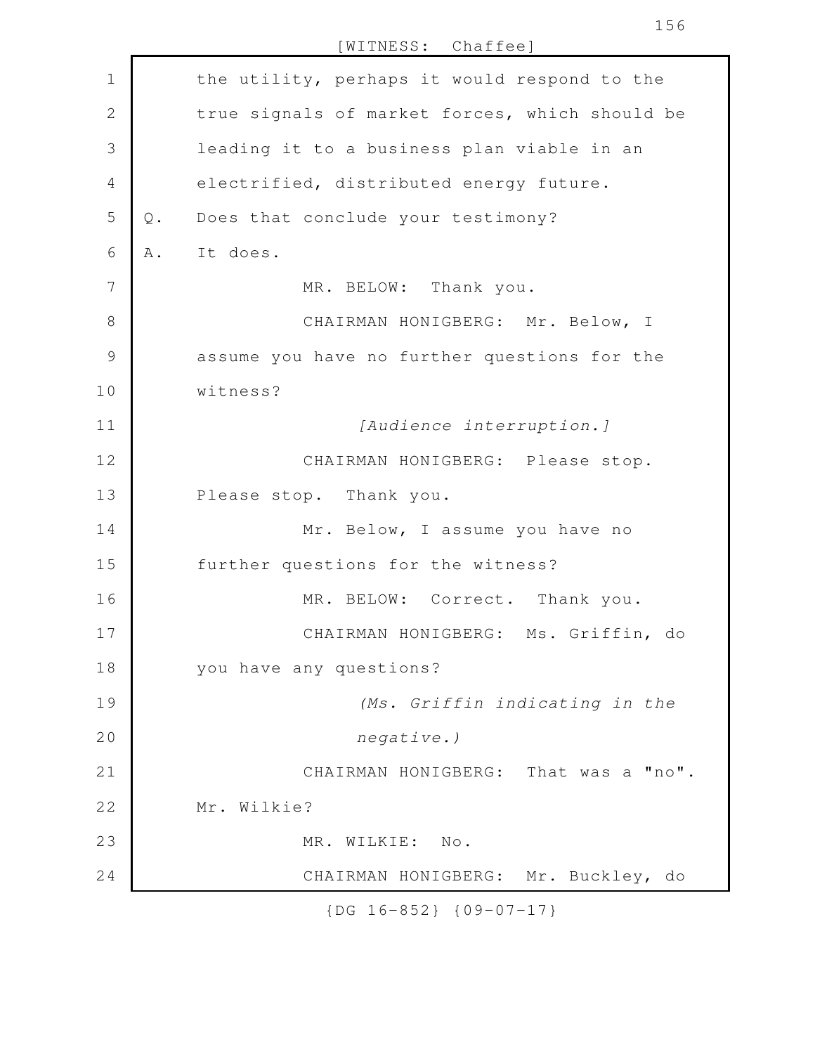the utility, perhaps it would respond to the true signals of market forces, which should be leading it to a business plan viable in an electrified, distributed energy future.

Q. Does that conclude your testimony?

A. It does.

MR. BELOW: Thank you.

CHAIRMAN HONIGBERG: Mr. Below, I assume you have no further questions for the witness?

*[Audience interruption.]*

CHAIRMAN HONIGBERG: Please stop. Please stop. Thank you.

Mr. Below, I assume you have no further questions for the witness?

MR. BELOW: Correct. Thank you.

CHAIRMAN HONIGBERG: Ms. Griffin, do you have any questions?

*(Ms. Griffin indicating in the negative.)*

CHAIRMAN HONIGBERG: That was a "no". Mr. Wilkie?

MR. WILKIE: No.

CHAIRMAN HONIGBERG: Mr. Buckley, do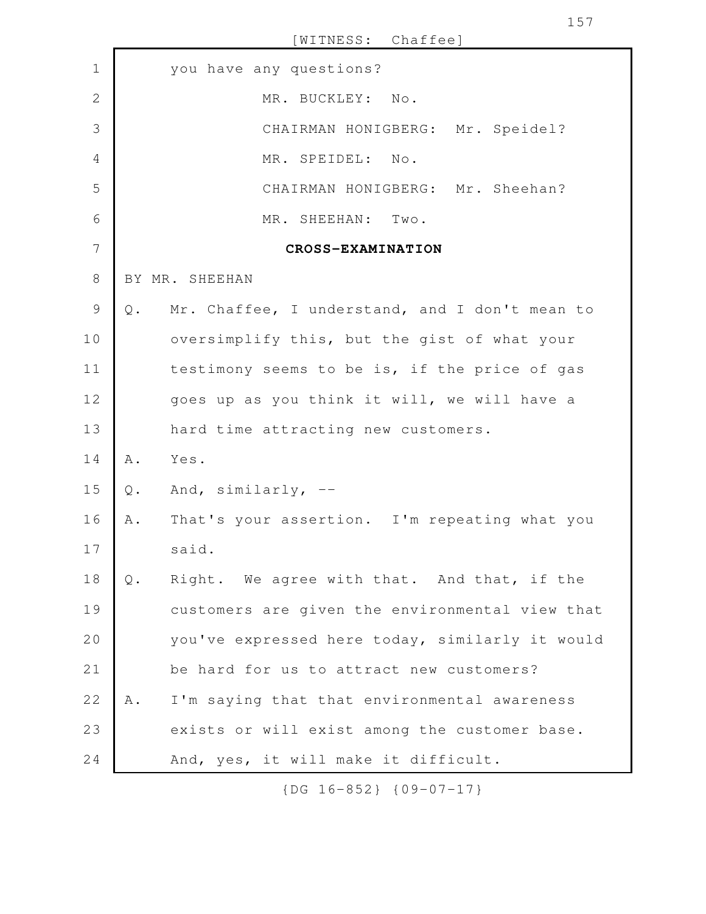you have any questions?

MR. BUCKLEY: No.

CHAIRMAN HONIGBERG: Mr. Speidel?

MR. SPEIDEL: No.

CHAIRMAN HONIGBERG: Mr. Sheehan?

MR. SHEEHAN: Two.

**CROSS-EXAMINATION**

BY MR. SHEEHAN

Q. Mr. Chaffee, I understand, and I don't mean to oversimplify this, but the gist of what your testimony seems to be is, if the price of gas goes up as you think it will, we will have a hard time attracting new customers.

A. Yes.

Q. And, similarly, --

A. That's your assertion. I'm repeating what you said.

Q. Right. We agree with that. And that, if the customers are given the environmental view that you've expressed here today, similarly it would be hard for us to attract new customers?

A. I'm saying that that environmental awareness exists or will exist among the customer base. And, yes, it will make it difficult.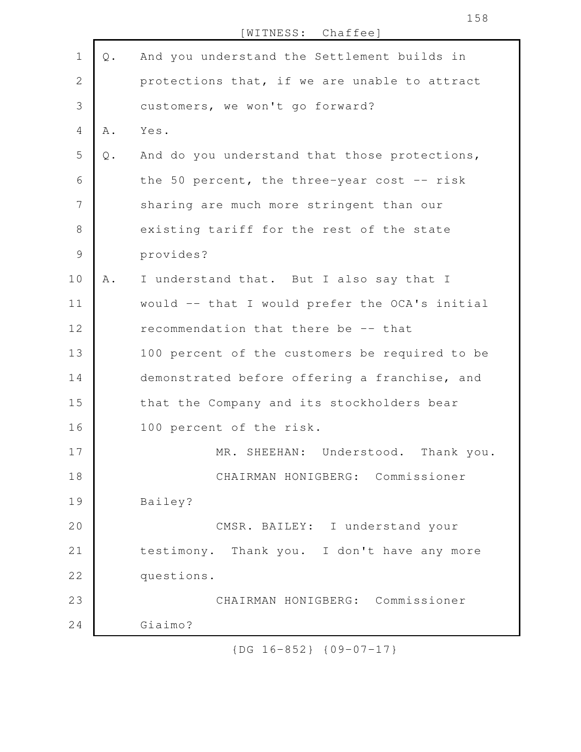Q. And you understand the Settlement builds in protections that, if we are unable to attract customers, we won't go forward?

A. Yes.

Q. And do you understand that those protections, the 50 percent, the three-year cost -- risk sharing are much more stringent than our existing tariff for the rest of the state provides?

A. I understand that. But I also say that I would -- that I would prefer the OCA's initial recommendation that there be -- that 100 percent of the customers be required to be demonstrated before offering a franchise, and that the Company and its stockholders bear 100 percent of the risk.

MR. SHEEHAN: Understood. Thank you.

CHAIRMAN HONIGBERG: Commissioner Bailey?

CMSR. BAILEY: I understand your testimony. Thank you. I don't have any more questions.

CHAIRMAN HONIGBERG: Commissioner Giaimo?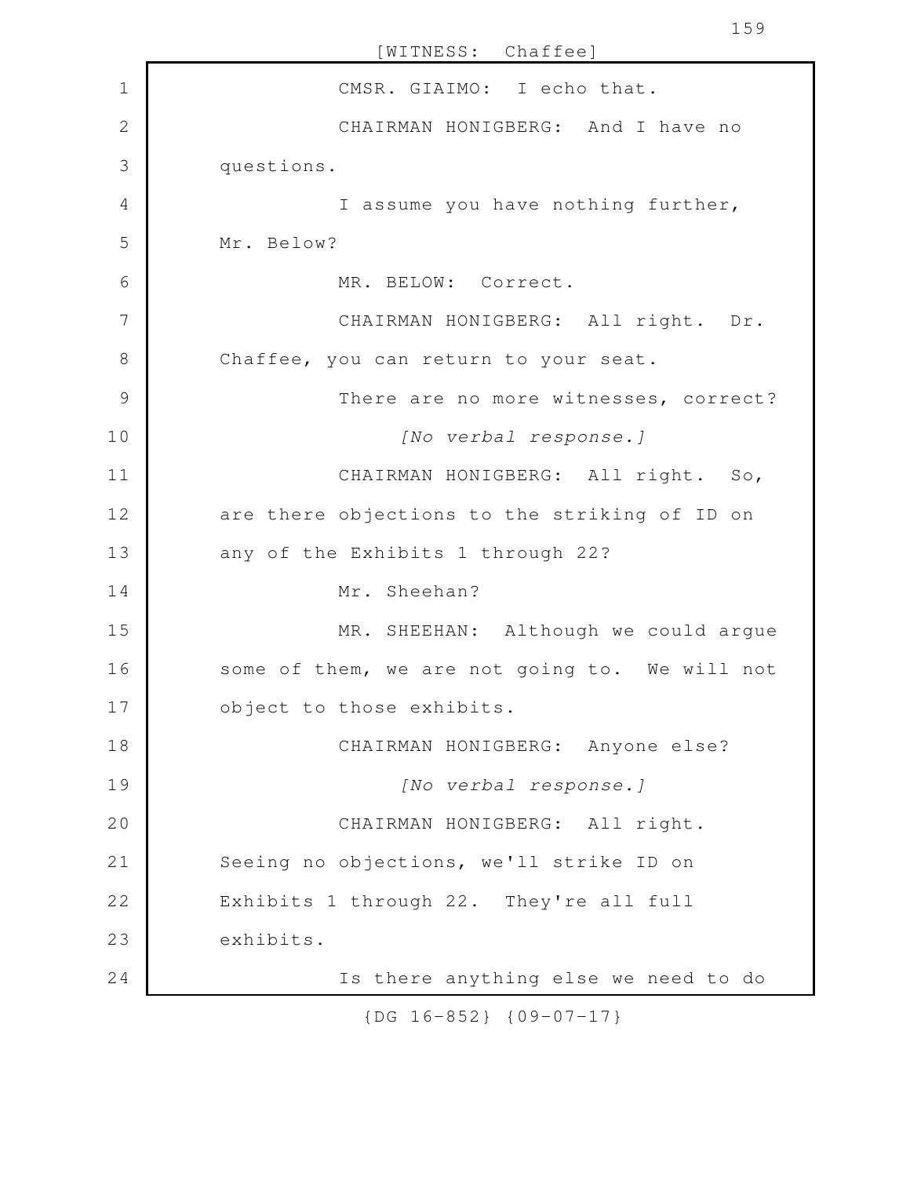CMSR. GIAIMO: I echo that.

CHAIRMAN HONIGBERG: And I have no questions.

I assume you have nothing further, Mr. Below?

MR. BELOW: Correct.

CHAIRMAN HONIGBERG: All right. Dr. Chaffee, you can return to your seat.

There are no more witnesses, correct?

*[No verbal response.]*

CHAIRMAN HONIGBERG: All right. So, are there objections to the striking of ID on any of the Exhibits 1 through 22?

Mr. Sheehan?

MR. SHEEHAN: Although we could argue some of them, we are not going to. We will not object to those exhibits.

CHAIRMAN HONIGBERG: Anyone else?

*[No verbal response.]*

CHAIRMAN HONIGBERG: All right. Seeing no objections, we'll strike ID on Exhibits 1 through 22. They're all full exhibits.

Is there anything else we need to do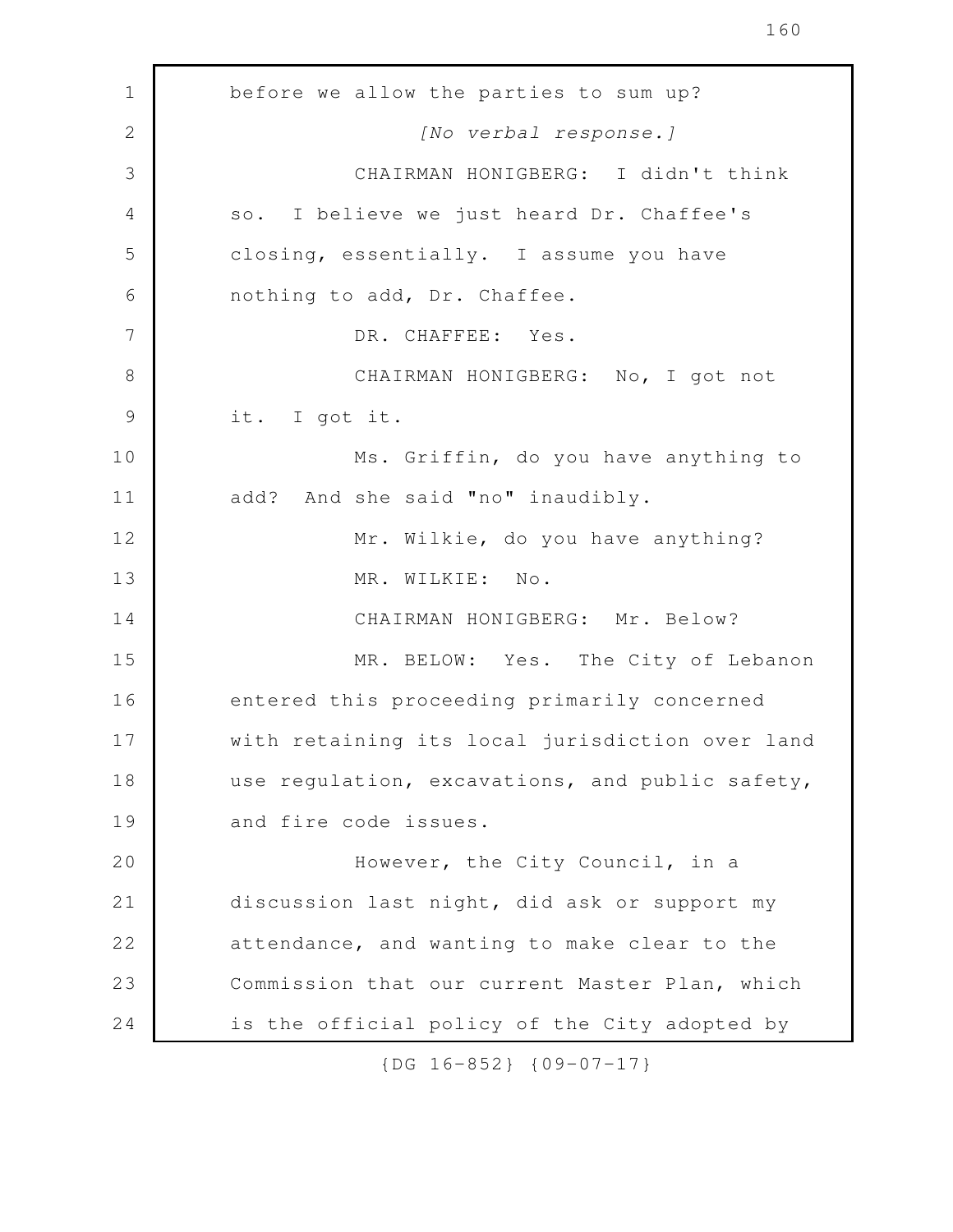before we allow the parties to sum up?

*[No verbal response.]*

CHAIRMAN HONIGBERG: I didn't think so. I believe we just heard Dr. Chaffee's closing, essentially. I assume you have nothing to add, Dr. Chaffee.

DR. CHAFFEE: Yes.

CHAIRMAN HONIGBERG: No, I got not it. I got it.

Ms. Griffin, do you have anything to add? And she said "no" inaudibly.

Mr. Wilkie, do you have anything?

MR. WILKIE: No.

CHAIRMAN HONIGBERG: Mr. Below?

MR. BELOW: Yes. The City of Lebanon entered this proceeding primarily concerned with retaining its local jurisdiction over land use regulation, excavations, and public safety, and fire code issues.

However, the City Council, in a discussion last night, did ask or support my attendance, and wanting to make clear to the Commission that our current Master Plan, which is the official policy of the City adopted by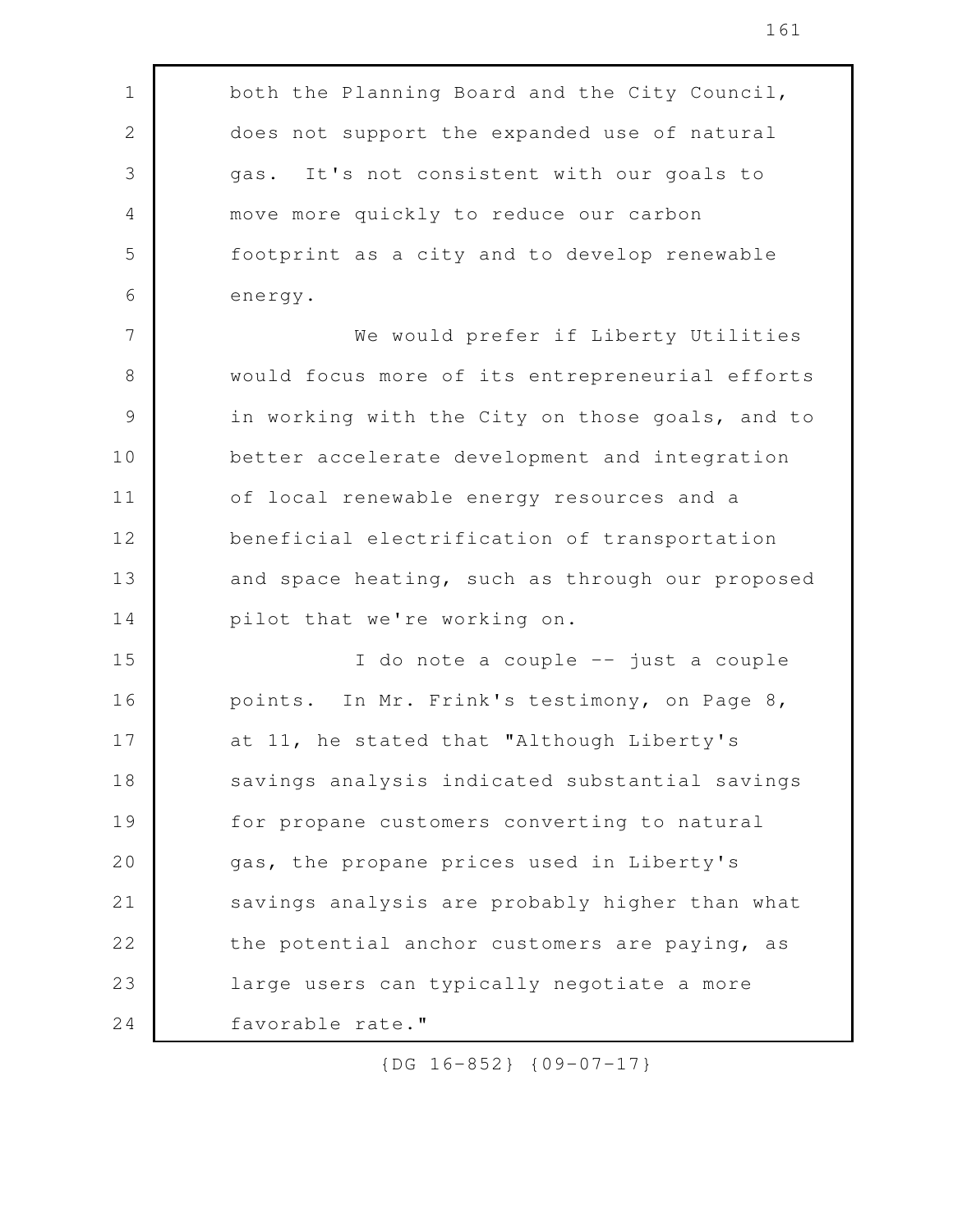both the Planning Board and the City Council, does not support the expanded use of natural gas. It's not consistent with our goals to move more quickly to reduce our carbon footprint as a city and to develop renewable energy.

We would prefer if Liberty Utilities would focus more of its entrepreneurial efforts in working with the City on those goals, and to better accelerate development and integration of local renewable energy resources and a beneficial electrification of transportation and space heating, such as through our proposed pilot that we're working on.

I do note a couple -- just a couple points. In Mr. Frink's testimony, on Page 8, at 11, he stated that "Although Liberty's savings analysis indicated substantial savings for propane customers converting to natural gas, the propane prices used in Liberty's savings analysis are probably higher than what the potential anchor customers are paying, as large users can typically negotiate a more favorable rate."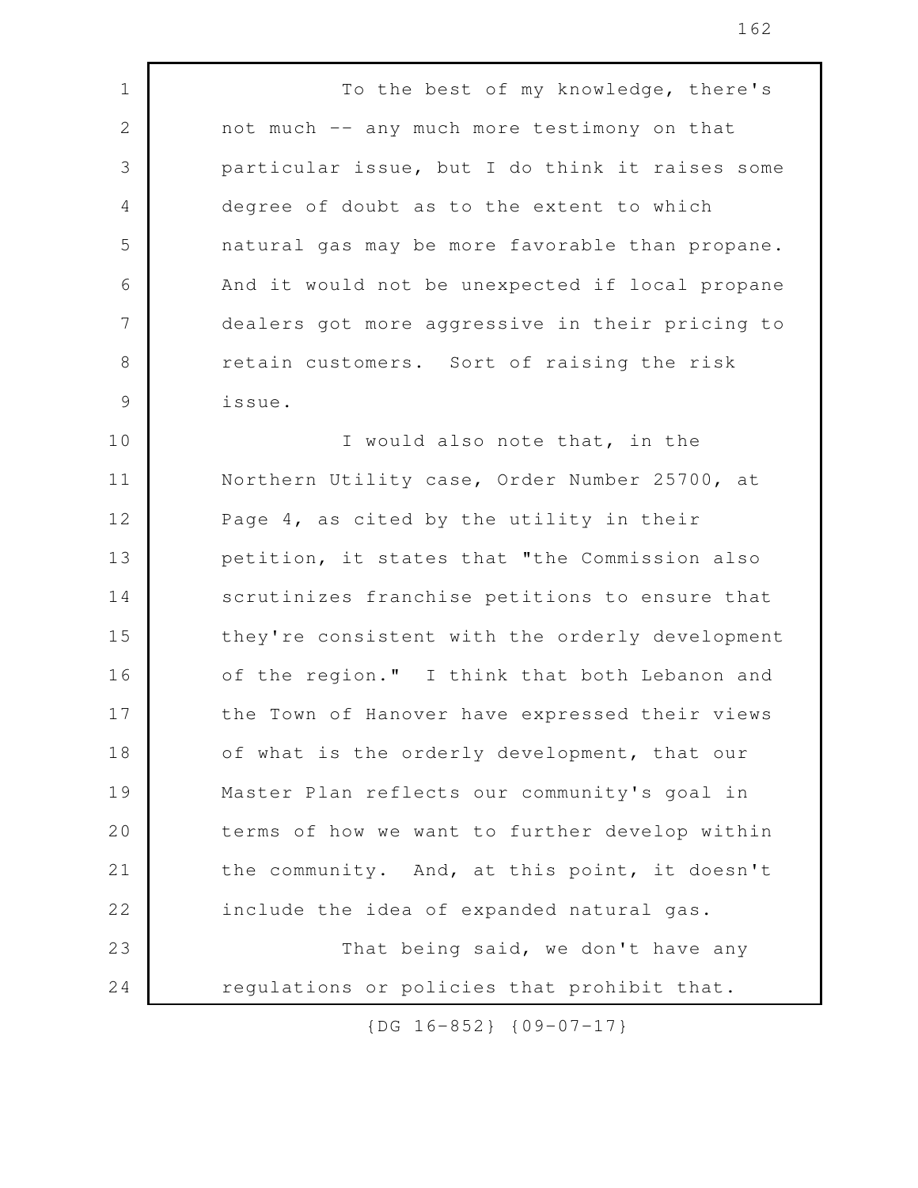To the best of my knowledge, there's not much -- any much more testimony on that particular issue, but I do think it raises some degree of doubt as to the extent to which natural gas may be more favorable than propane. And it would not be unexpected if local propane dealers got more aggressive in their pricing to retain customers. Sort of raising the risk issue.

I would also note that, in the Northern Utility case, Order Number 25700, at Page 4, as cited by the utility in their petition, it states that "the Commission also scrutinizes franchise petitions to ensure that they're consistent with the orderly development of the region." I think that both Lebanon and the Town of Hanover have expressed their views of what is the orderly development, that our Master Plan reflects our community's goal in terms of how we want to further develop within the community. And, at this point, it doesn't include the idea of expanded natural gas.

That being said, we don't have any regulations or policies that prohibit that.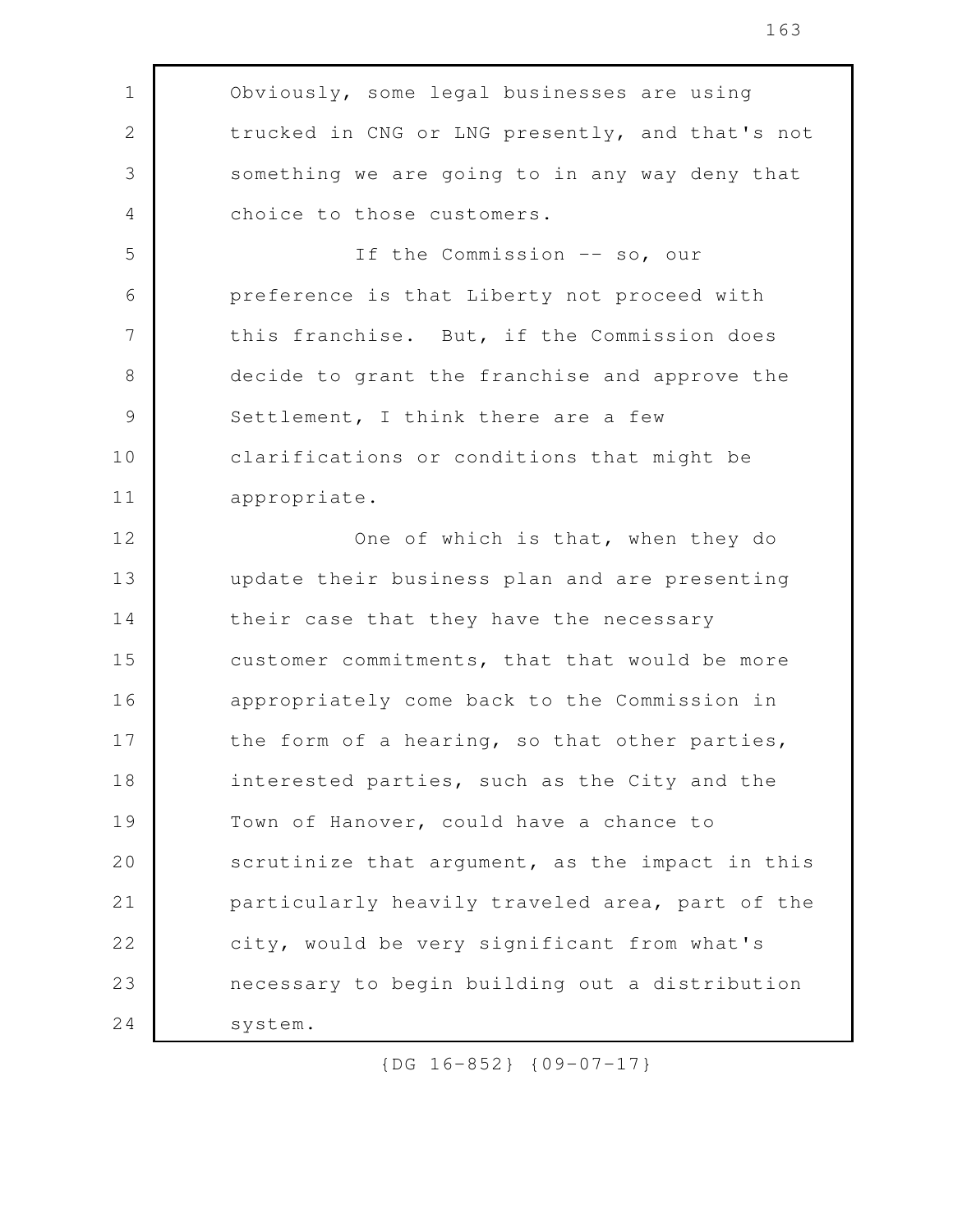Obviously, some legal businesses are using trucked in CNG or LNG presently, and that's not something we are going to in any way deny that choice to those customers.

If the Commission -- so, our preference is that Liberty not proceed with this franchise. But, if the Commission does decide to grant the franchise and approve the Settlement, I think there are a few clarifications or conditions that might be appropriate.

One of which is that, when they do update their business plan and are presenting their case that they have the necessary customer commitments, that that would be more appropriately come back to the Commission in the form of a hearing, so that other parties, interested parties, such as the City and the Town of Hanover, could have a chance to scrutinize that argument, as the impact in this particularly heavily traveled area, part of the city, would be very significant from what's necessary to begin building out a distribution system.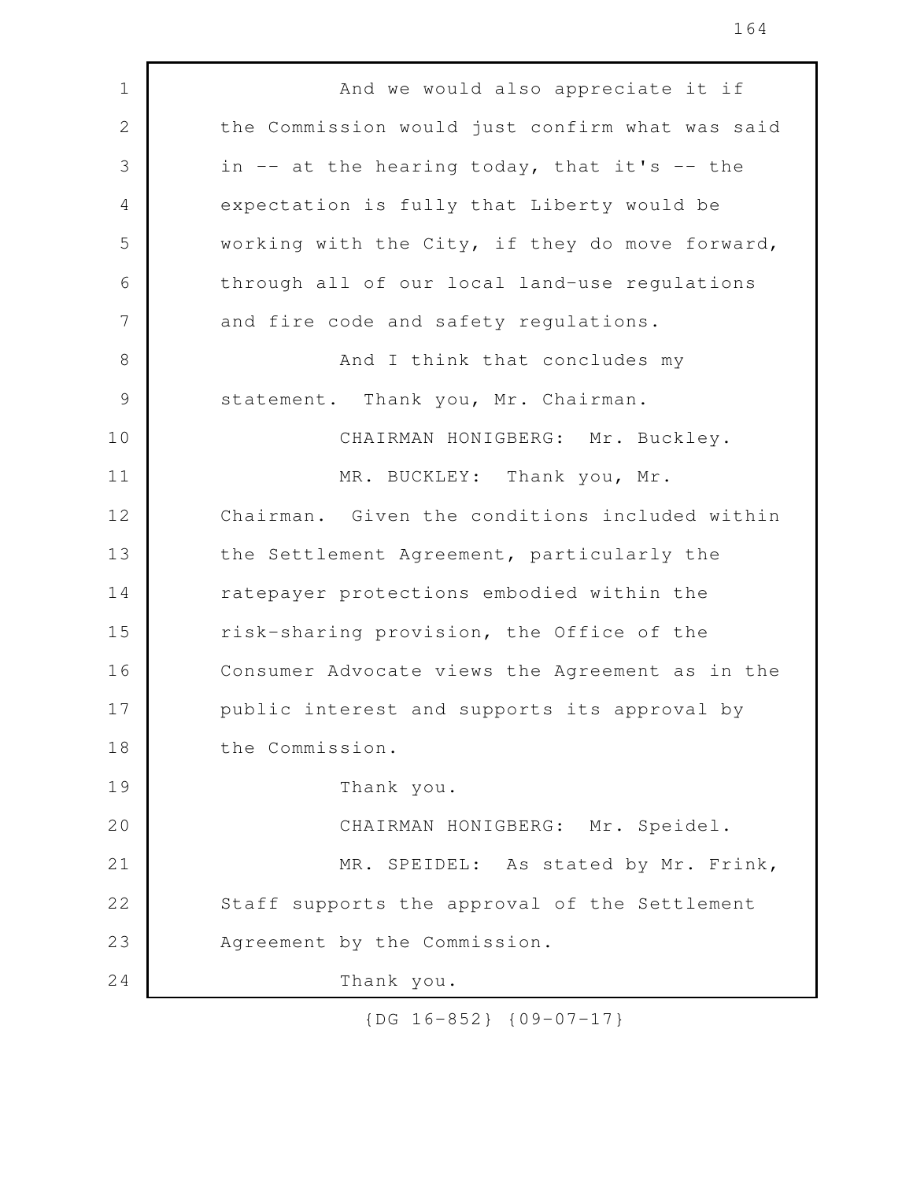And we would also appreciate it if the Commission would just confirm what was said in -- at the hearing today, that it's -- the expectation is fully that Liberty would be working with the City, if they do move forward, through all of our local land-use regulations and fire code and safety regulations.

And I think that concludes my statement. Thank you, Mr. Chairman.

CHAIRMAN HONIGBERG: Mr. Buckley.

MR. BUCKLEY: Thank you, Mr. Chairman. Given the conditions included within the Settlement Agreement, particularly the ratepayer protections embodied within the risk-sharing provision, the Office of the Consumer Advocate views the Agreement as in the public interest and supports its approval by the Commission.

Thank you.

CHAIRMAN HONIGBERG: Mr. Speidel.

MR. SPEIDEL: As stated by Mr. Frink, Staff supports the approval of the Settlement Agreement by the Commission.

Thank you.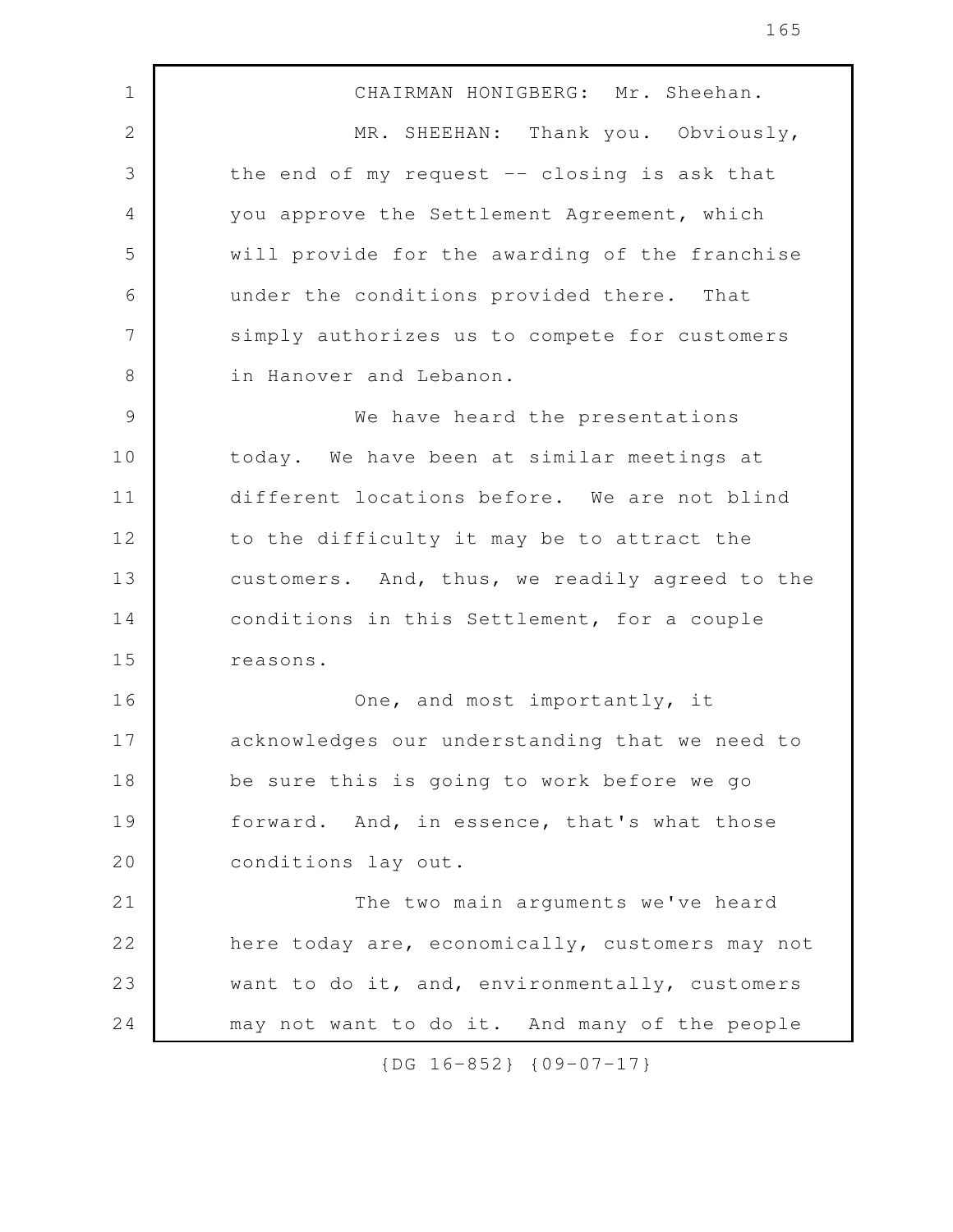CHAIRMAN HONIGBERG: Mr. Sheehan.

MR. SHEEHAN: Thank you. Obviously, the end of my request -- closing is ask that you approve the Settlement Agreement, which will provide for the awarding of the franchise under the conditions provided there. That simply authorizes us to compete for customers in Hanover and Lebanon.

We have heard the presentations today. We have been at similar meetings at different locations before. We are not blind to the difficulty it may be to attract the customers. And, thus, we readily agreed to the conditions in this Settlement, for a couple reasons.

One, and most importantly, it acknowledges our understanding that we need to be sure this is going to work before we go forward. And, in essence, that's what those conditions lay out.

The two main arguments we've heard here today are, economically, customers may not want to do it, and, environmentally, customers may not want to do it. And many of the people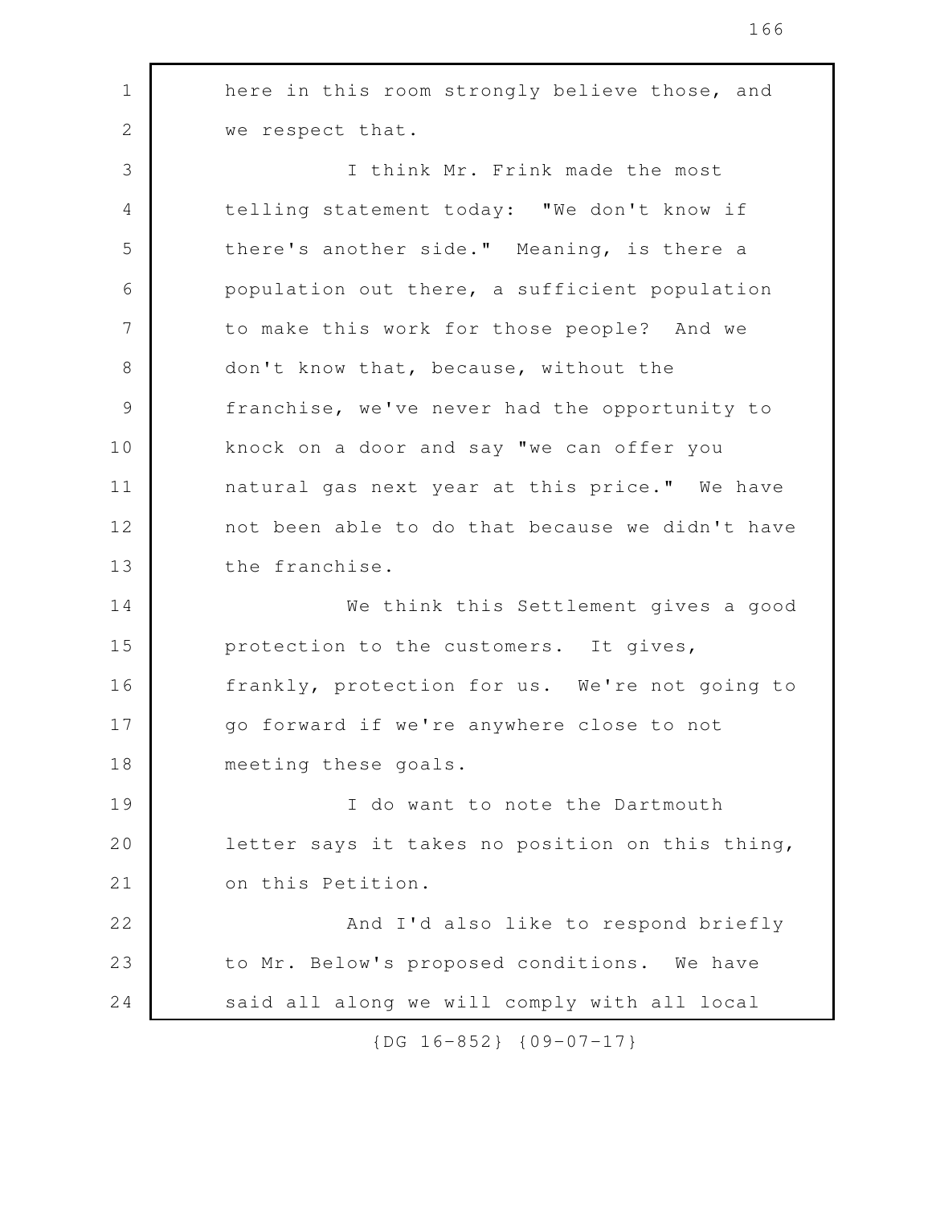here in this room strongly believe those, and we respect that.

I think Mr. Frink made the most telling statement today: "We don't know if there's another side." Meaning, is there a population out there, a sufficient population to make this work for those people? And we don't know that, because, without the franchise, we've never had the opportunity to knock on a door and say "we can offer you natural gas next year at this price." We have not been able to do that because we didn't have the franchise.

We think this Settlement gives a good protection to the customers. It gives, frankly, protection for us. We're not going to go forward if we're anywhere close to not meeting these goals.

I do want to note the Dartmouth letter says it takes no position on this thing, on this Petition.

And I'd also like to respond briefly to Mr. Below's proposed conditions. We have said all along we will comply with all local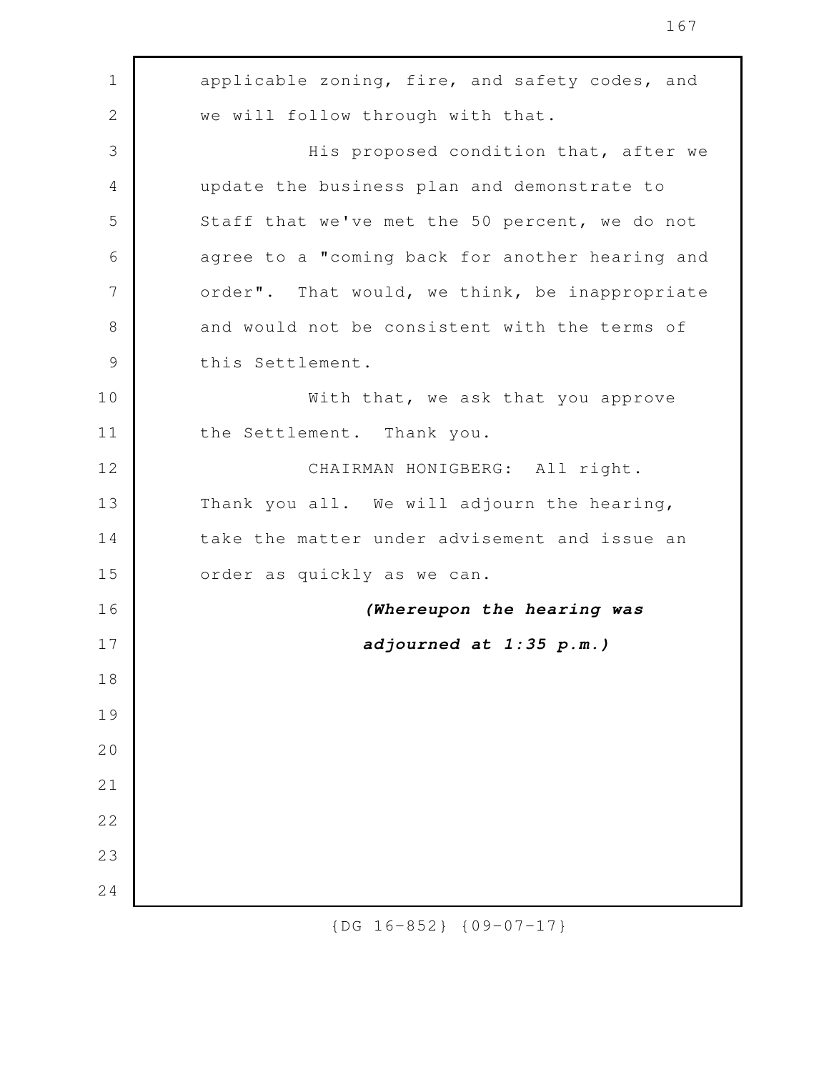applicable zoning, fire, and safety codes, and we will follow through with that.

His proposed condition that, after we update the business plan and demonstrate to Staff that we've met the 50 percent, we do not agree to a "coming back for another hearing and order". That would, we think, be inappropriate and would not be consistent with the terms of this Settlement.

With that, we ask that you approve the Settlement. Thank you.

CHAIRMAN HONIGBERG: All right. Thank you all. We will adjourn the hearing, take the matter under advisement and issue an order as quickly as we can.

***(Whereupon the hearing was adjourned at 1:35 p.m.)***